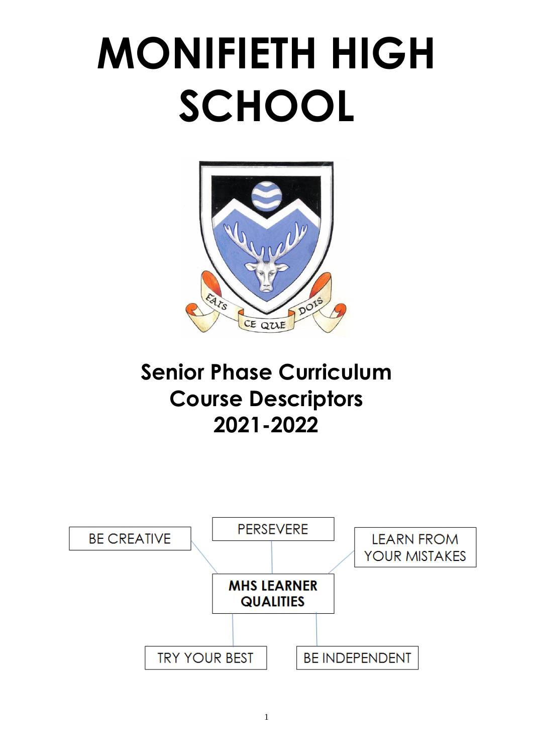# MONIFIETH HIGH SCHOOL

## Senior Phase Curriculum Course Descriptors 2021-2022

**MHS LEARNER QUALITIES**

- BE CREATIVE
- PERSEVERE
- LEARN FROM YOUR MISTAKES
- TRY YOUR BEST
- BE INDEPENDENT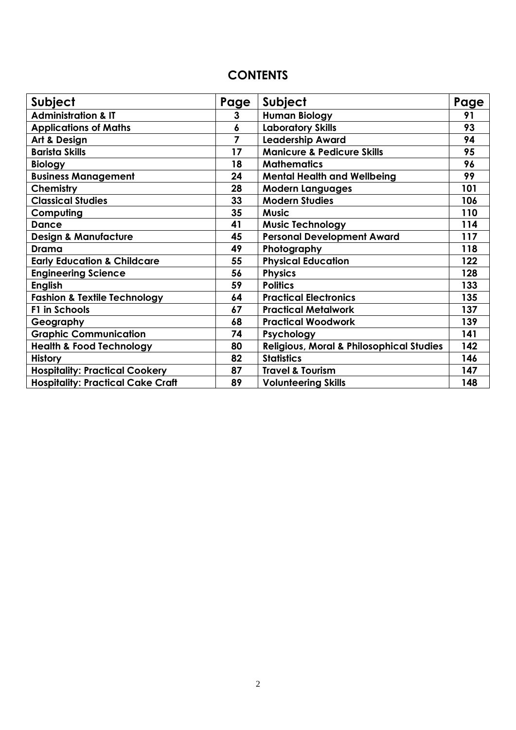# CONTENTS

| Subject | Page | Subject | Page |
|---|---|---|---|
| **Administration & IT** | **3** | **Human Biology** | **91** |
| **Applications of Maths** | **6** | **Laboratory Skills** | **93** |
| **Art & Design** | **7** | **Leadership Award** | **94** |
| **Barista Skills** | **17** | **Manicure & Pedicure Skills** | **95** |
| **Biology** | **18** | **Mathematics** | **96** |
| **Business Management** | **24** | **Mental Health and Wellbeing** | **99** |
| **Chemistry** | **28** | **Modern Languages** | **101** |
| **Classical Studies** | **33** | **Modern Studies** | **106** |
| **Computing** | **35** | **Music** | **110** |
| **Dance** | **41** | **Music Technology** | **114** |
| **Design & Manufacture** | **45** | **Personal Development Award** | **117** |
| **Drama** | **49** | **Photography** | **118** |
| **Early Education & Childcare** | **55** | **Physical Education** | **122** |
| **Engineering Science** | **56** | **Physics** | **128** |
| **English** | **59** | **Politics** | **133** |
| **Fashion & Textile Technology** | **64** | **Practical Electronics** | **135** |
| **F1 in Schools** | **67** | **Practical Metalwork** | **137** |
| **Geography** | **68** | **Practical Woodwork** | **139** |
| **Graphic Communication** | **74** | **Psychology** | **141** |
| **Health & Food Technology** | **80** | **Religious, Moral & Philosophical Studies** | **142** |
| **History** | **82** | **Statistics** | **146** |
| **Hospitality: Practical Cookery** | **87** | **Travel & Tourism** | **147** |
| **Hospitality: Practical Cake Craft** | **89** | **Volunteering Skills** | **148** |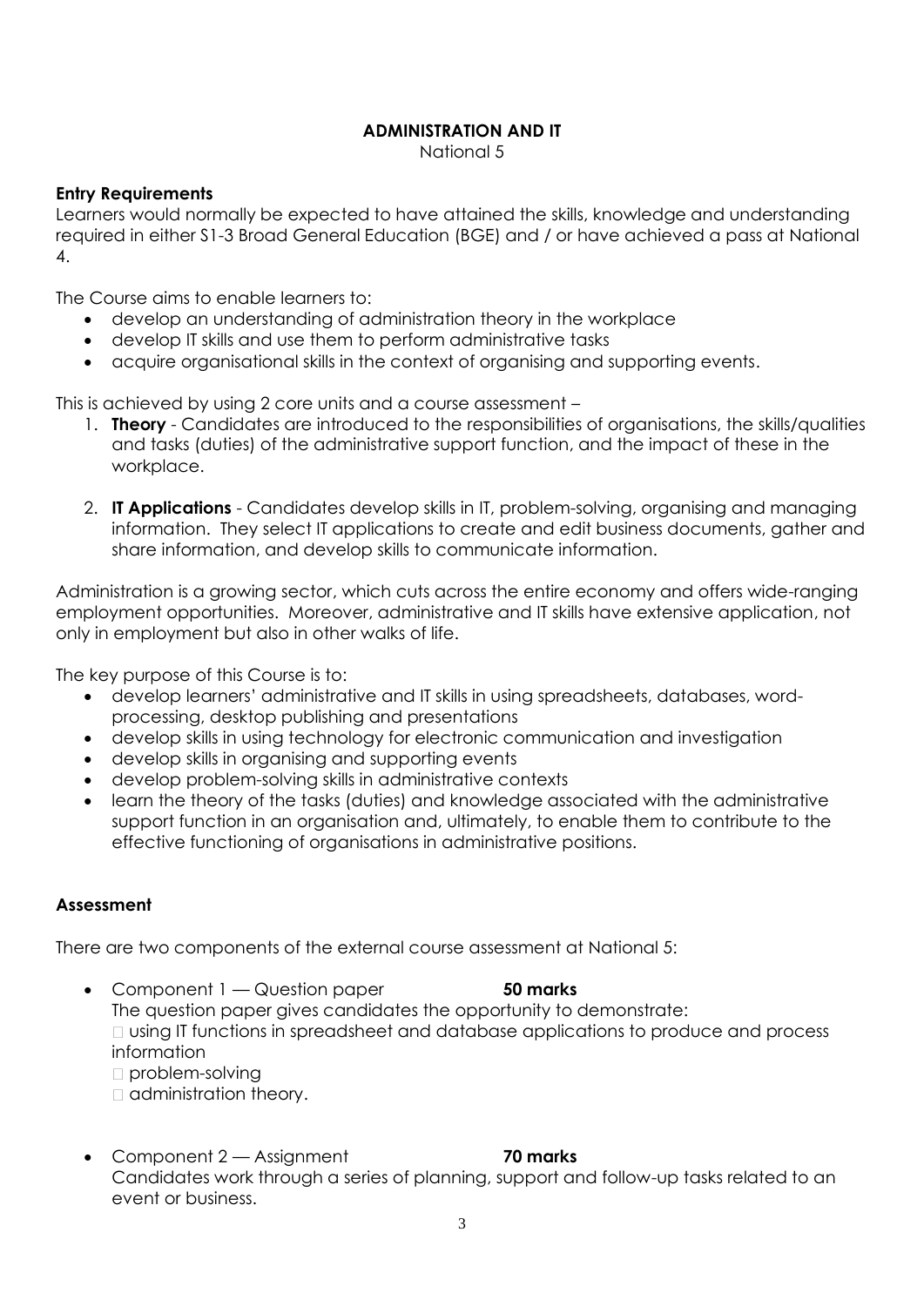# ADMINISTRATION AND IT

National 5

**Entry Requirements**

Learners would normally be expected to have attained the skills, knowledge and understanding required in either S1-3 Broad General Education (BGE) and / or have achieved a pass at National 4.

The Course aims to enable learners to:

- develop an understanding of administration theory in the workplace
- develop IT skills and use them to perform administrative tasks
- acquire organisational skills in the context of organising and supporting events.

This is achieved by using 2 core units and a course assessment –

1. **Theory** - Candidates are introduced to the responsibilities of organisations, the skills/qualities and tasks (duties) of the administrative support function, and the impact of these in the workplace.
2. **IT Applications** - Candidates develop skills in IT, problem-solving, organising and managing information. They select IT applications to create and edit business documents, gather and share information, and develop skills to communicate information.

Administration is a growing sector, which cuts across the entire economy and offers wide-ranging employment opportunities. Moreover, administrative and IT skills have extensive application, not only in employment but also in other walks of life.

The key purpose of this Course is to:

- develop learners' administrative and IT skills in using spreadsheets, databases, word-processing, desktop publishing and presentations
- develop skills in using technology for electronic communication and investigation
- develop skills in organising and supporting events
- develop problem-solving skills in administrative contexts
- learn the theory of the tasks (duties) and knowledge associated with the administrative support function in an organisation and, ultimately, to enable them to contribute to the effective functioning of organisations in administrative positions.

**Assessment**

There are two components of the external course assessment at National 5:

- Component 1 — Question paper **50 marks**

  The question paper gives candidates the opportunity to demonstrate:
  - using IT functions in spreadsheet and database applications to produce and process information
  - problem-solving
  - administration theory.

- Component 2 — Assignment **70 marks**

  Candidates work through a series of planning, support and follow-up tasks related to an event or business.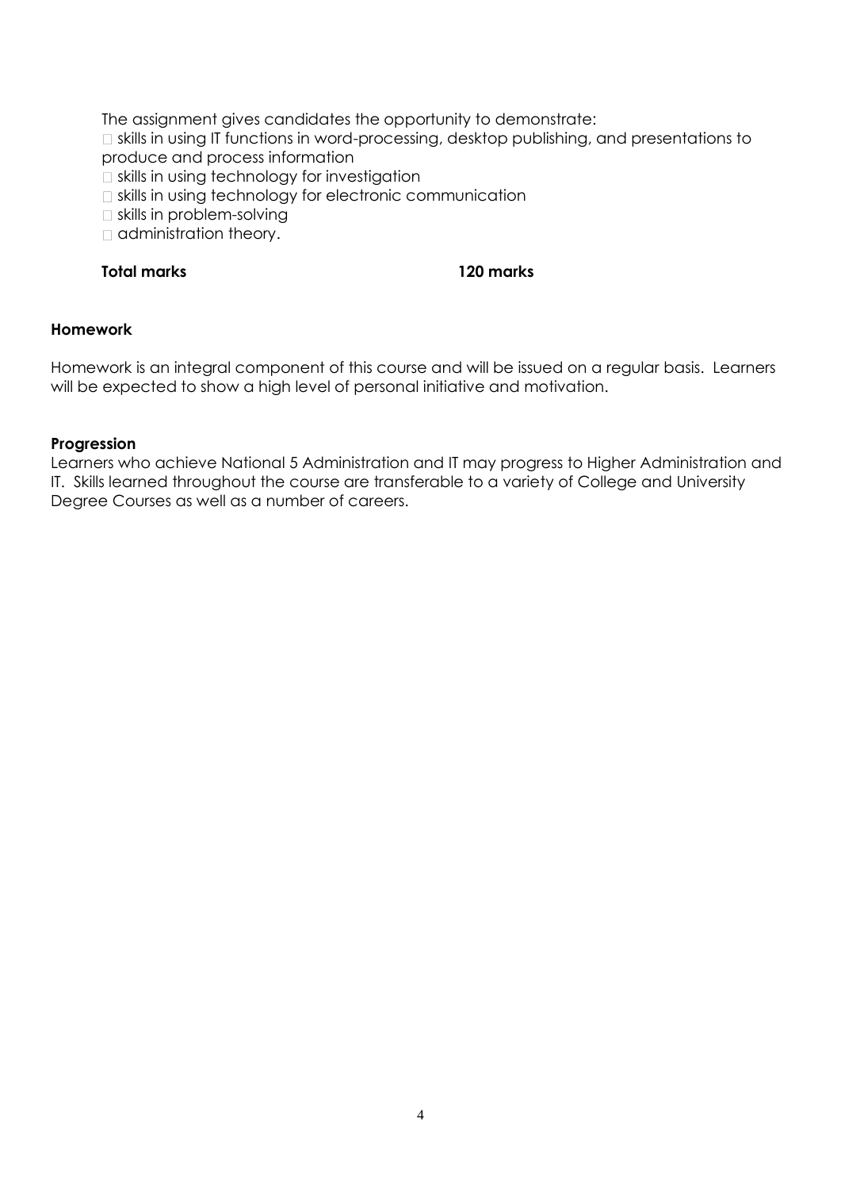The assignment gives candidates the opportunity to demonstrate:

- skills in using IT functions in word-processing, desktop publishing, and presentations to produce and process information
- skills in using technology for investigation
- skills in using technology for electronic communication
- skills in problem-solving
- administration theory.

**Total marks** **120 marks**

**Homework**

Homework is an integral component of this course and will be issued on a regular basis. Learners will be expected to show a high level of personal initiative and motivation.

**Progression**

Learners who achieve National 5 Administration and IT may progress to Higher Administration and IT. Skills learned throughout the course are transferable to a variety of College and University Degree Courses as well as a number of careers.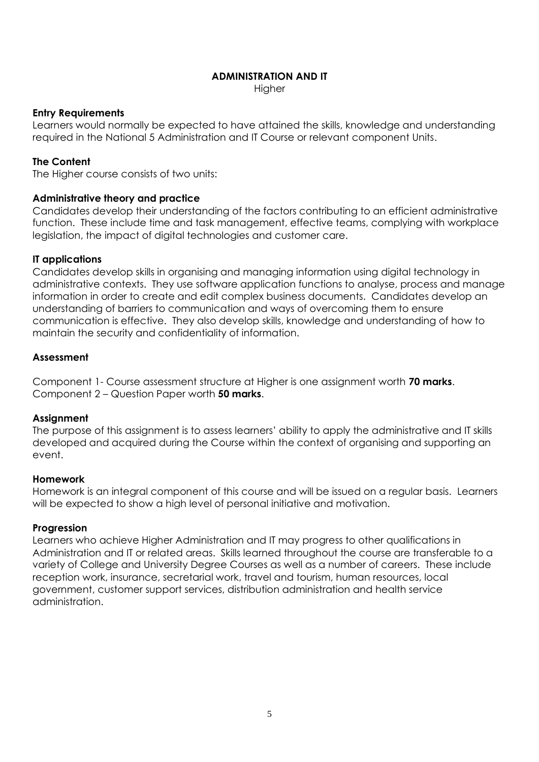# ADMINISTRATION AND IT

Higher

**Entry Requirements**

Learners would normally be expected to have attained the skills, knowledge and understanding required in the National 5 Administration and IT Course or relevant component Units.

**The Content**

The Higher course consists of two units:

**Administrative theory and practice**

Candidates develop their understanding of the factors contributing to an efficient administrative function. These include time and task management, effective teams, complying with workplace legislation, the impact of digital technologies and customer care.

**IT applications**

Candidates develop skills in organising and managing information using digital technology in administrative contexts. They use software application functions to analyse, process and manage information in order to create and edit complex business documents. Candidates develop an understanding of barriers to communication and ways of overcoming them to ensure communication is effective. They also develop skills, knowledge and understanding of how to maintain the security and confidentiality of information.

**Assessment**

Component 1- Course assessment structure at Higher is one assignment worth **70 marks**.
Component 2 – Question Paper worth **50 marks**.

**Assignment**

The purpose of this assignment is to assess learners' ability to apply the administrative and IT skills developed and acquired during the Course within the context of organising and supporting an event.

**Homework**

Homework is an integral component of this course and will be issued on a regular basis. Learners will be expected to show a high level of personal initiative and motivation.

**Progression**

Learners who achieve Higher Administration and IT may progress to other qualifications in Administration and IT or related areas. Skills learned throughout the course are transferable to a variety of College and University Degree Courses as well as a number of careers. These include reception work, insurance, secretarial work, travel and tourism, human resources, local government, customer support services, distribution administration and health service administration.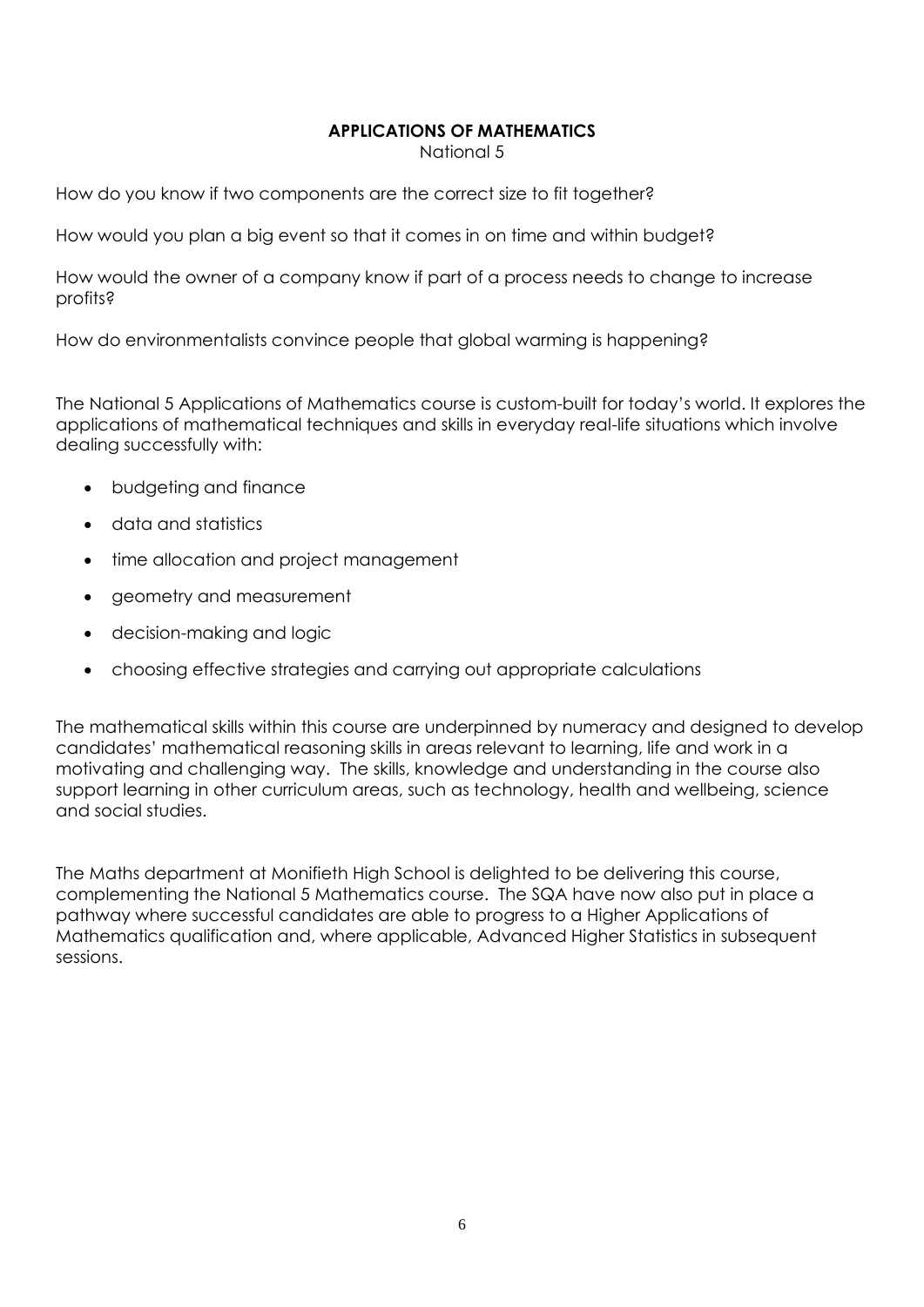# APPLICATIONS OF MATHEMATICS

National 5

How do you know if two components are the correct size to fit together?

How would you plan a big event so that it comes in on time and within budget?

How would the owner of a company know if part of a process needs to change to increase profits?

How do environmentalists convince people that global warming is happening?

The National 5 Applications of Mathematics course is custom-built for today's world. It explores the applications of mathematical techniques and skills in everyday real-life situations which involve dealing successfully with:

- budgeting and finance
- data and statistics
- time allocation and project management
- geometry and measurement
- decision-making and logic
- choosing effective strategies and carrying out appropriate calculations

The mathematical skills within this course are underpinned by numeracy and designed to develop candidates' mathematical reasoning skills in areas relevant to learning, life and work in a motivating and challenging way. The skills, knowledge and understanding in the course also support learning in other curriculum areas, such as technology, health and wellbeing, science and social studies.

The Maths department at Monifieth High School is delighted to be delivering this course, complementing the National 5 Mathematics course. The SQA have now also put in place a pathway where successful candidates are able to progress to a Higher Applications of Mathematics qualification and, where applicable, Advanced Higher Statistics in subsequent sessions.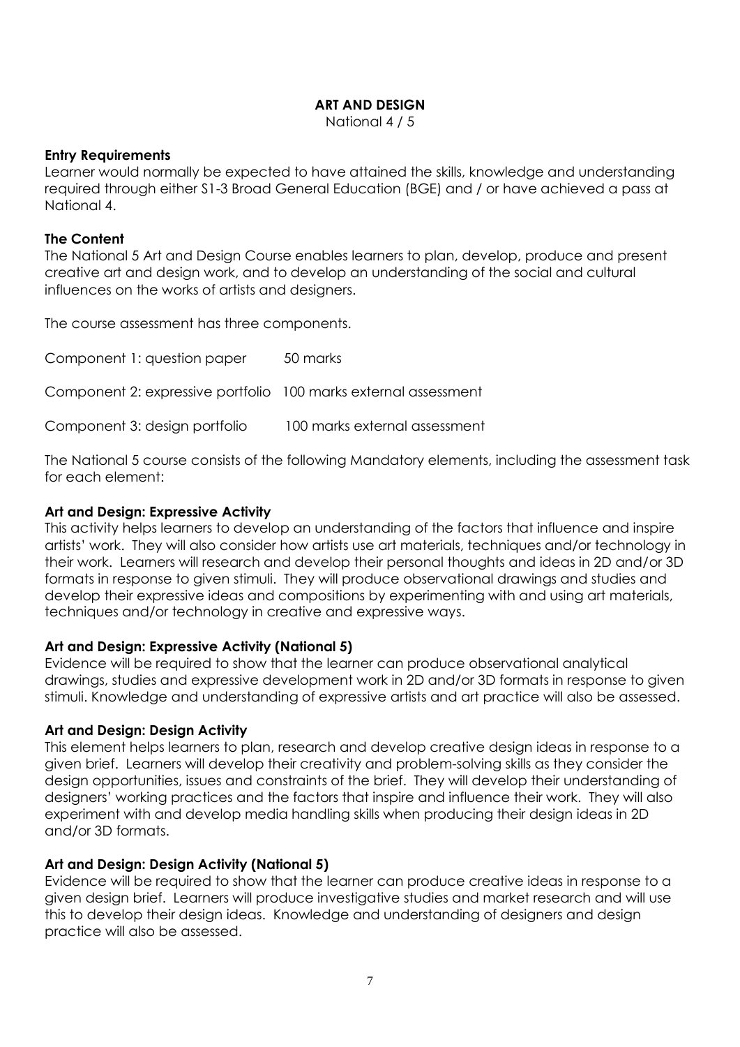# ART AND DESIGN

National 4 / 5

**Entry Requirements**

Learner would normally be expected to have attained the skills, knowledge and understanding required through either S1-3 Broad General Education (BGE) and / or have achieved a pass at National 4.

**The Content**

The National 5 Art and Design Course enables learners to plan, develop, produce and present creative art and design work, and to develop an understanding of the social and cultural influences on the works of artists and designers.

The course assessment has three components.

| | |
|---|---|
| Component 1: question paper | 50 marks |
| Component 2: expressive portfolio | 100 marks external assessment |
| Component 3: design portfolio | 100 marks external assessment |

The National 5 course consists of the following Mandatory elements, including the assessment task for each element:

**Art and Design: Expressive Activity**

This activity helps learners to develop an understanding of the factors that influence and inspire artists' work. They will also consider how artists use art materials, techniques and/or technology in their work. Learners will research and develop their personal thoughts and ideas in 2D and/or 3D formats in response to given stimuli. They will produce observational drawings and studies and develop their expressive ideas and compositions by experimenting with and using art materials, techniques and/or technology in creative and expressive ways.

**Art and Design: Expressive Activity (National 5)**

Evidence will be required to show that the learner can produce observational analytical drawings, studies and expressive development work in 2D and/or 3D formats in response to given stimuli. Knowledge and understanding of expressive artists and art practice will also be assessed.

**Art and Design: Design Activity**

This element helps learners to plan, research and develop creative design ideas in response to a given brief. Learners will develop their creativity and problem-solving skills as they consider the design opportunities, issues and constraints of the brief. They will develop their understanding of designers' working practices and the factors that inspire and influence their work. They will also experiment with and develop media handling skills when producing their design ideas in 2D and/or 3D formats.

**Art and Design: Design Activity (National 5)**

Evidence will be required to show that the learner can produce creative ideas in response to a given design brief. Learners will produce investigative studies and market research and will use this to develop their design ideas. Knowledge and understanding of designers and design practice will also be assessed.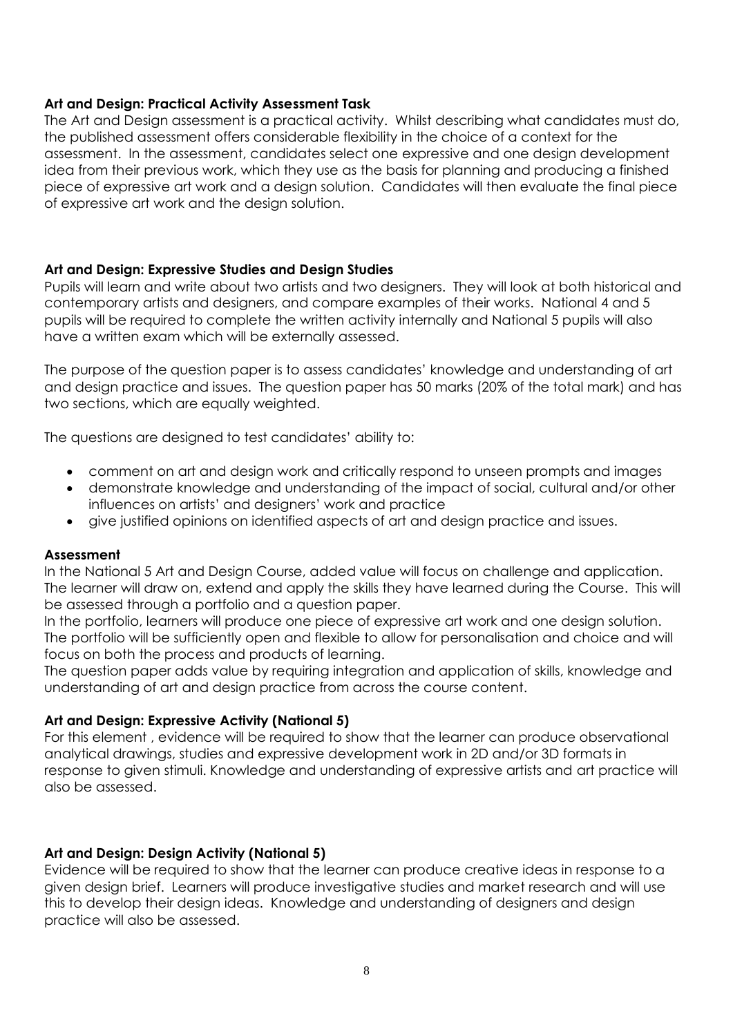**Art and Design: Practical Activity Assessment Task**

The Art and Design assessment is a practical activity. Whilst describing what candidates must do, the published assessment offers considerable flexibility in the choice of a context for the assessment. In the assessment, candidates select one expressive and one design development idea from their previous work, which they use as the basis for planning and producing a finished piece of expressive art work and a design solution. Candidates will then evaluate the final piece of expressive art work and the design solution.

**Art and Design: Expressive Studies and Design Studies**

Pupils will learn and write about two artists and two designers. They will look at both historical and contemporary artists and designers, and compare examples of their works. National 4 and 5 pupils will be required to complete the written activity internally and National 5 pupils will also have a written exam which will be externally assessed.

The purpose of the question paper is to assess candidates' knowledge and understanding of art and design practice and issues. The question paper has 50 marks (20% of the total mark) and has two sections, which are equally weighted.

The questions are designed to test candidates' ability to:

- comment on art and design work and critically respond to unseen prompts and images
- demonstrate knowledge and understanding of the impact of social, cultural and/or other influences on artists' and designers' work and practice
- give justified opinions on identified aspects of art and design practice and issues.

**Assessment**

In the National 5 Art and Design Course, added value will focus on challenge and application. The learner will draw on, extend and apply the skills they have learned during the Course. This will be assessed through a portfolio and a question paper.

In the portfolio, learners will produce one piece of expressive art work and one design solution. The portfolio will be sufficiently open and flexible to allow for personalisation and choice and will focus on both the process and products of learning.

The question paper adds value by requiring integration and application of skills, knowledge and understanding of art and design practice from across the course content.

**Art and Design: Expressive Activity (National 5)**

For this element , evidence will be required to show that the learner can produce observational analytical drawings, studies and expressive development work in 2D and/or 3D formats in response to given stimuli. Knowledge and understanding of expressive artists and art practice will also be assessed.

**Art and Design: Design Activity (National 5)**

Evidence will be required to show that the learner can produce creative ideas in response to a given design brief. Learners will produce investigative studies and market research and will use this to develop their design ideas. Knowledge and understanding of designers and design practice will also be assessed.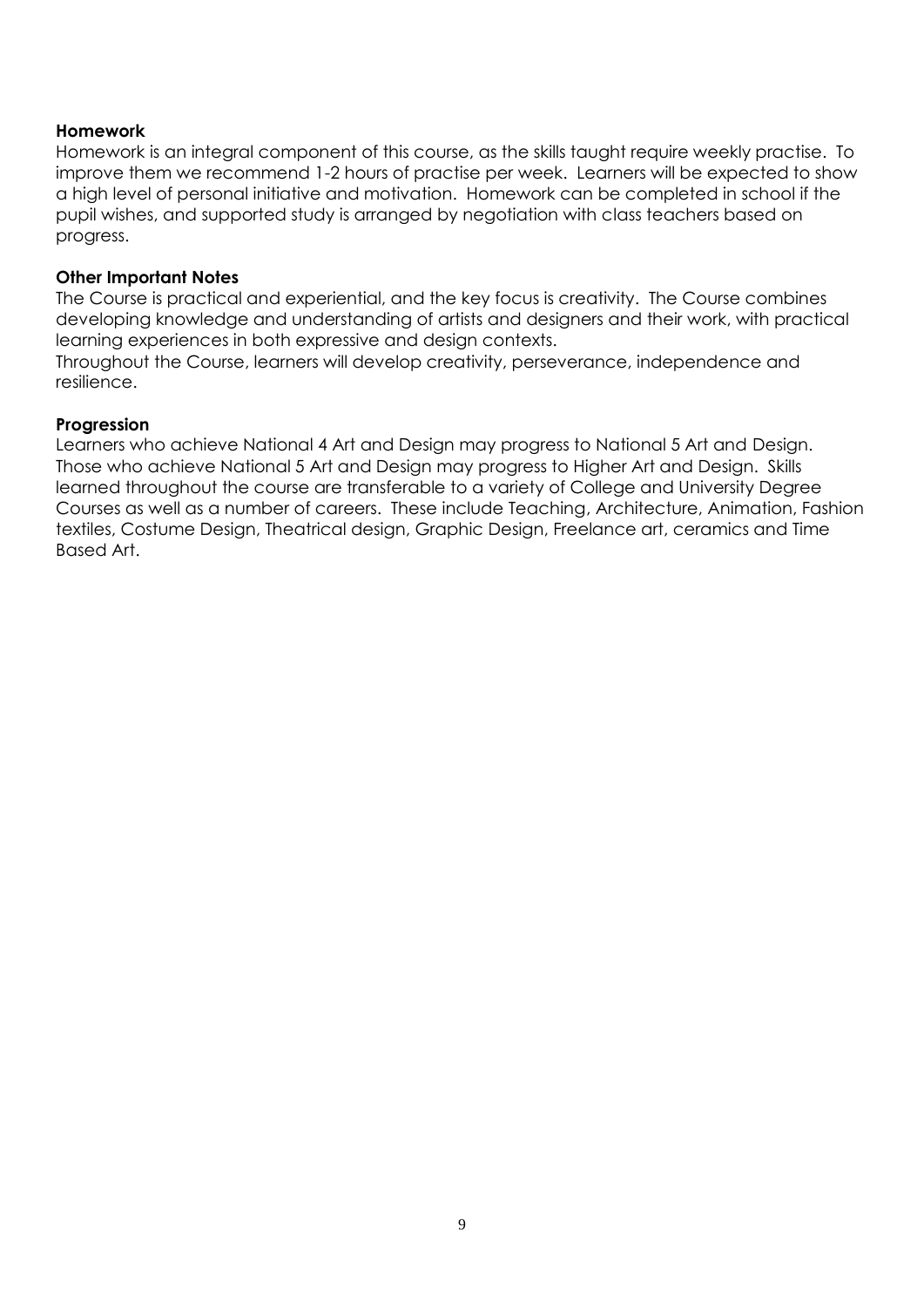**Homework**

Homework is an integral component of this course, as the skills taught require weekly practise. To improve them we recommend 1-2 hours of practise per week. Learners will be expected to show a high level of personal initiative and motivation. Homework can be completed in school if the pupil wishes, and supported study is arranged by negotiation with class teachers based on progress.

**Other Important Notes**

The Course is practical and experiential, and the key focus is creativity. The Course combines developing knowledge and understanding of artists and designers and their work, with practical learning experiences in both expressive and design contexts.
Throughout the Course, learners will develop creativity, perseverance, independence and resilience.

**Progression**

Learners who achieve National 4 Art and Design may progress to National 5 Art and Design. Those who achieve National 5 Art and Design may progress to Higher Art and Design. Skills learned throughout the course are transferable to a variety of College and University Degree Courses as well as a number of careers. These include Teaching, Architecture, Animation, Fashion textiles, Costume Design, Theatrical design, Graphic Design, Freelance art, ceramics and Time Based Art.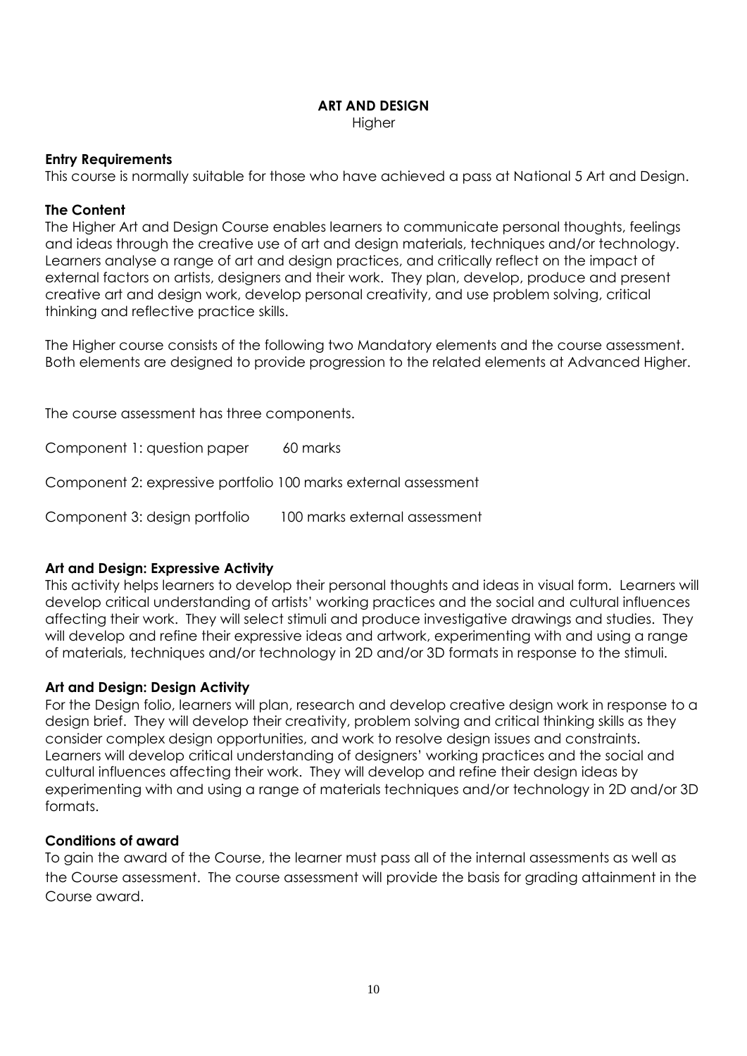# ART AND DESIGN

Higher

**Entry Requirements**

This course is normally suitable for those who have achieved a pass at National 5 Art and Design.

**The Content**

The Higher Art and Design Course enables learners to communicate personal thoughts, feelings and ideas through the creative use of art and design materials, techniques and/or technology. Learners analyse a range of art and design practices, and critically reflect on the impact of external factors on artists, designers and their work. They plan, develop, produce and present creative art and design work, develop personal creativity, and use problem solving, critical thinking and reflective practice skills.

The Higher course consists of the following two Mandatory elements and the course assessment. Both elements are designed to provide progression to the related elements at Advanced Higher.

The course assessment has three components.

Component 1: question paper 60 marks

Component 2: expressive portfolio 100 marks external assessment

Component 3: design portfolio 100 marks external assessment

**Art and Design: Expressive Activity**

This activity helps learners to develop their personal thoughts and ideas in visual form. Learners will develop critical understanding of artists' working practices and the social and cultural influences affecting their work. They will select stimuli and produce investigative drawings and studies. They will develop and refine their expressive ideas and artwork, experimenting with and using a range of materials, techniques and/or technology in 2D and/or 3D formats in response to the stimuli.

**Art and Design: Design Activity**

For the Design folio, learners will plan, research and develop creative design work in response to a design brief. They will develop their creativity, problem solving and critical thinking skills as they consider complex design opportunities, and work to resolve design issues and constraints. Learners will develop critical understanding of designers' working practices and the social and cultural influences affecting their work. They will develop and refine their design ideas by experimenting with and using a range of materials techniques and/or technology in 2D and/or 3D formats.

**Conditions of award**

To gain the award of the Course, the learner must pass all of the internal assessments as well as the Course assessment. The course assessment will provide the basis for grading attainment in the Course award.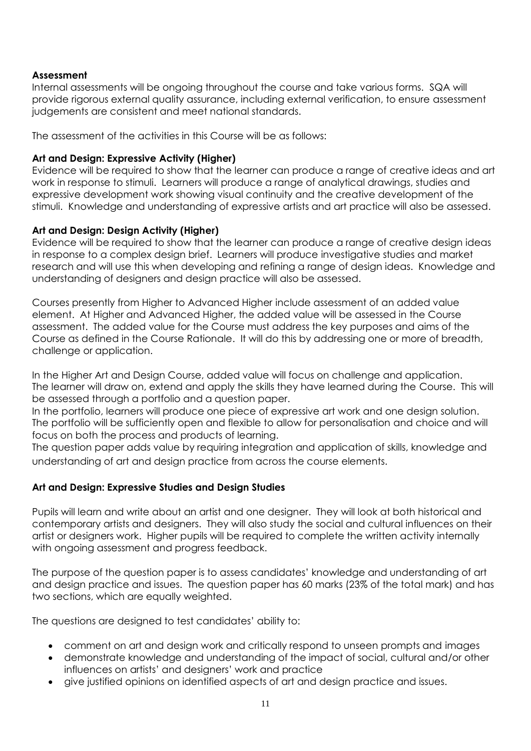**Assessment**

Internal assessments will be ongoing throughout the course and take various forms. SQA will provide rigorous external quality assurance, including external verification, to ensure assessment judgements are consistent and meet national standards.

The assessment of the activities in this Course will be as follows:

**Art and Design: Expressive Activity (Higher)**

Evidence will be required to show that the learner can produce a range of creative ideas and art work in response to stimuli. Learners will produce a range of analytical drawings, studies and expressive development work showing visual continuity and the creative development of the stimuli. Knowledge and understanding of expressive artists and art practice will also be assessed.

**Art and Design: Design Activity (Higher)**

Evidence will be required to show that the learner can produce a range of creative design ideas in response to a complex design brief. Learners will produce investigative studies and market research and will use this when developing and refining a range of design ideas. Knowledge and understanding of designers and design practice will also be assessed.

Courses presently from Higher to Advanced Higher include assessment of an added value element. At Higher and Advanced Higher, the added value will be assessed in the Course assessment. The added value for the Course must address the key purposes and aims of the Course as defined in the Course Rationale. It will do this by addressing one or more of breadth, challenge or application.

In the Higher Art and Design Course, added value will focus on challenge and application. The learner will draw on, extend and apply the skills they have learned during the Course. This will be assessed through a portfolio and a question paper.

In the portfolio, learners will produce one piece of expressive art work and one design solution. The portfolio will be sufficiently open and flexible to allow for personalisation and choice and will focus on both the process and products of learning.

The question paper adds value by requiring integration and application of skills, knowledge and understanding of art and design practice from across the course elements.

**Art and Design: Expressive Studies and Design Studies**

Pupils will learn and write about an artist and one designer. They will look at both historical and contemporary artists and designers. They will also study the social and cultural influences on their artist or designers work. Higher pupils will be required to complete the written activity internally with ongoing assessment and progress feedback.

The purpose of the question paper is to assess candidates' knowledge and understanding of art and design practice and issues. The question paper has 60 marks (23% of the total mark) and has two sections, which are equally weighted.

The questions are designed to test candidates' ability to:

- comment on art and design work and critically respond to unseen prompts and images
- demonstrate knowledge and understanding of the impact of social, cultural and/or other influences on artists' and designers' work and practice
- give justified opinions on identified aspects of art and design practice and issues.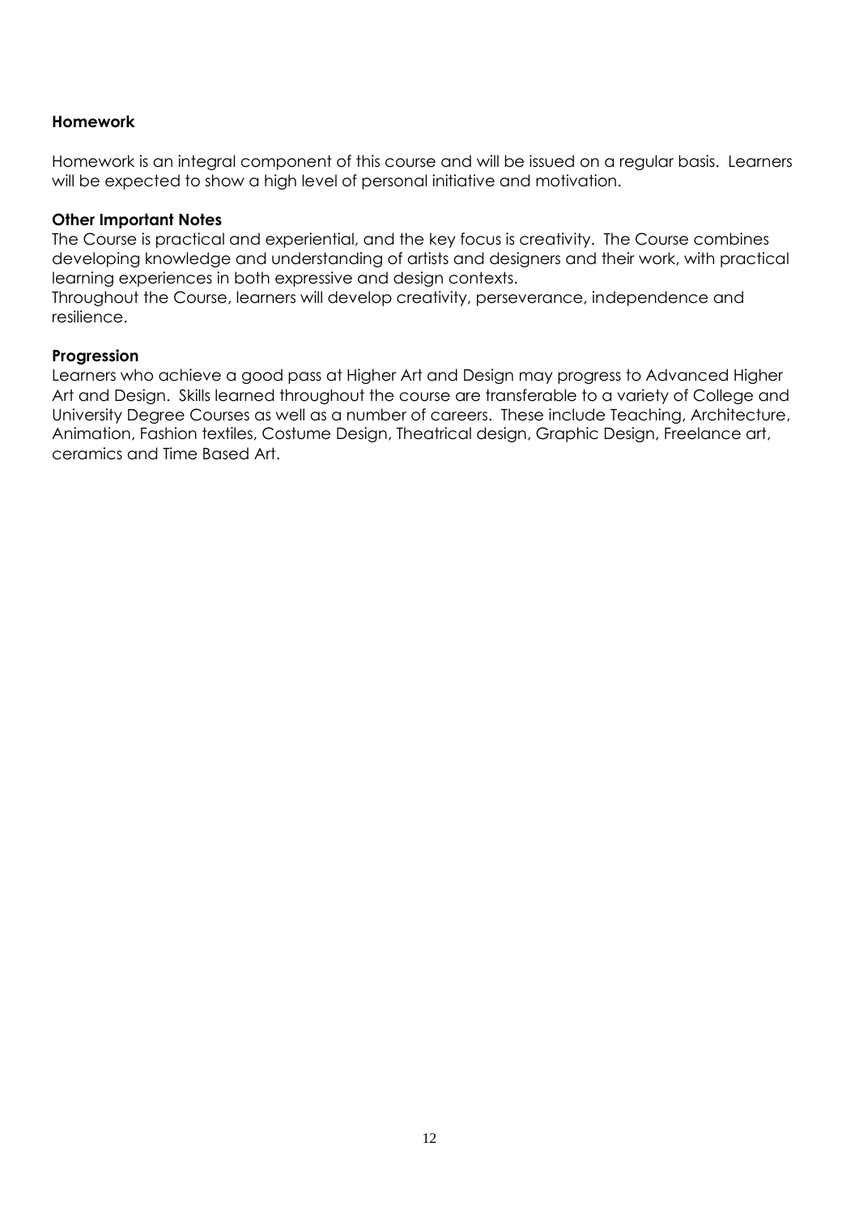**Homework**

Homework is an integral component of this course and will be issued on a regular basis. Learners will be expected to show a high level of personal initiative and motivation.

**Other Important Notes**

The Course is practical and experiential, and the key focus is creativity. The Course combines developing knowledge and understanding of artists and designers and their work, with practical learning experiences in both expressive and design contexts.

Throughout the Course, learners will develop creativity, perseverance, independence and resilience.

**Progression**

Learners who achieve a good pass at Higher Art and Design may progress to Advanced Higher Art and Design. Skills learned throughout the course are transferable to a variety of College and University Degree Courses as well as a number of careers. These include Teaching, Architecture, Animation, Fashion textiles, Costume Design, Theatrical design, Graphic Design, Freelance art, ceramics and Time Based Art.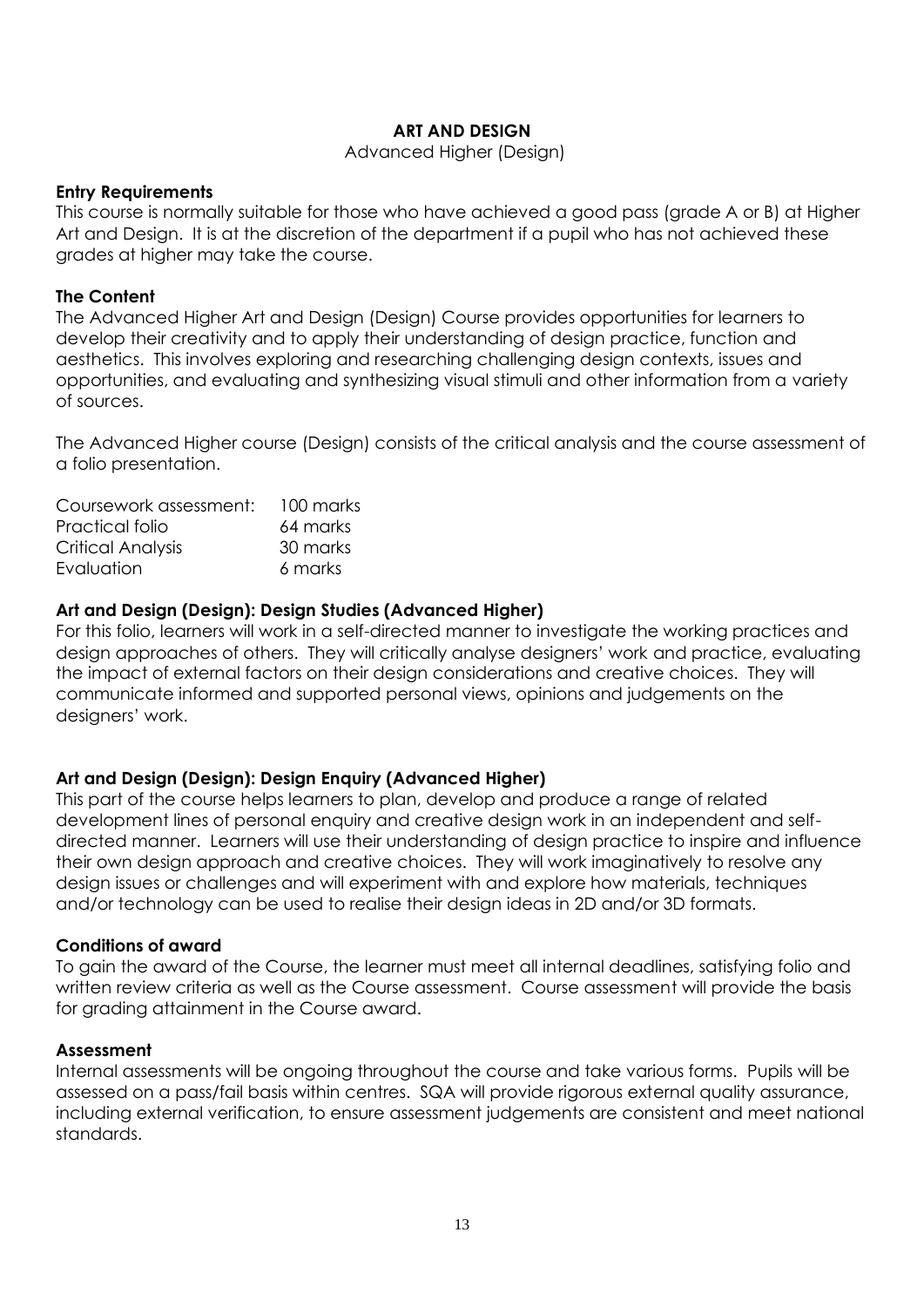# ART AND DESIGN

Advanced Higher (Design)

**Entry Requirements**

This course is normally suitable for those who have achieved a good pass (grade A or B) at Higher Art and Design. It is at the discretion of the department if a pupil who has not achieved these grades at higher may take the course.

**The Content**

The Advanced Higher Art and Design (Design) Course provides opportunities for learners to develop their creativity and to apply their understanding of design practice, function and aesthetics. This involves exploring and researching challenging design contexts, issues and opportunities, and evaluating and synthesizing visual stimuli and other information from a variety of sources.

The Advanced Higher course (Design) consists of the critical analysis and the course assessment of a folio presentation.

| | |
|---|---|
| Coursework assessment: | 100 marks |
| Practical folio | 64 marks |
| Critical Analysis | 30 marks |
| Evaluation | 6 marks |

**Art and Design (Design): Design Studies (Advanced Higher)**

For this folio, learners will work in a self-directed manner to investigate the working practices and design approaches of others. They will critically analyse designers' work and practice, evaluating the impact of external factors on their design considerations and creative choices. They will communicate informed and supported personal views, opinions and judgements on the designers' work.

**Art and Design (Design): Design Enquiry (Advanced Higher)**

This part of the course helps learners to plan, develop and produce a range of related development lines of personal enquiry and creative design work in an independent and self-directed manner. Learners will use their understanding of design practice to inspire and influence their own design approach and creative choices. They will work imaginatively to resolve any design issues or challenges and will experiment with and explore how materials, techniques and/or technology can be used to realise their design ideas in 2D and/or 3D formats.

**Conditions of award**

To gain the award of the Course, the learner must meet all internal deadlines, satisfying folio and written review criteria as well as the Course assessment. Course assessment will provide the basis for grading attainment in the Course award.

**Assessment**

Internal assessments will be ongoing throughout the course and take various forms. Pupils will be assessed on a pass/fail basis within centres. SQA will provide rigorous external quality assurance, including external verification, to ensure assessment judgements are consistent and meet national standards.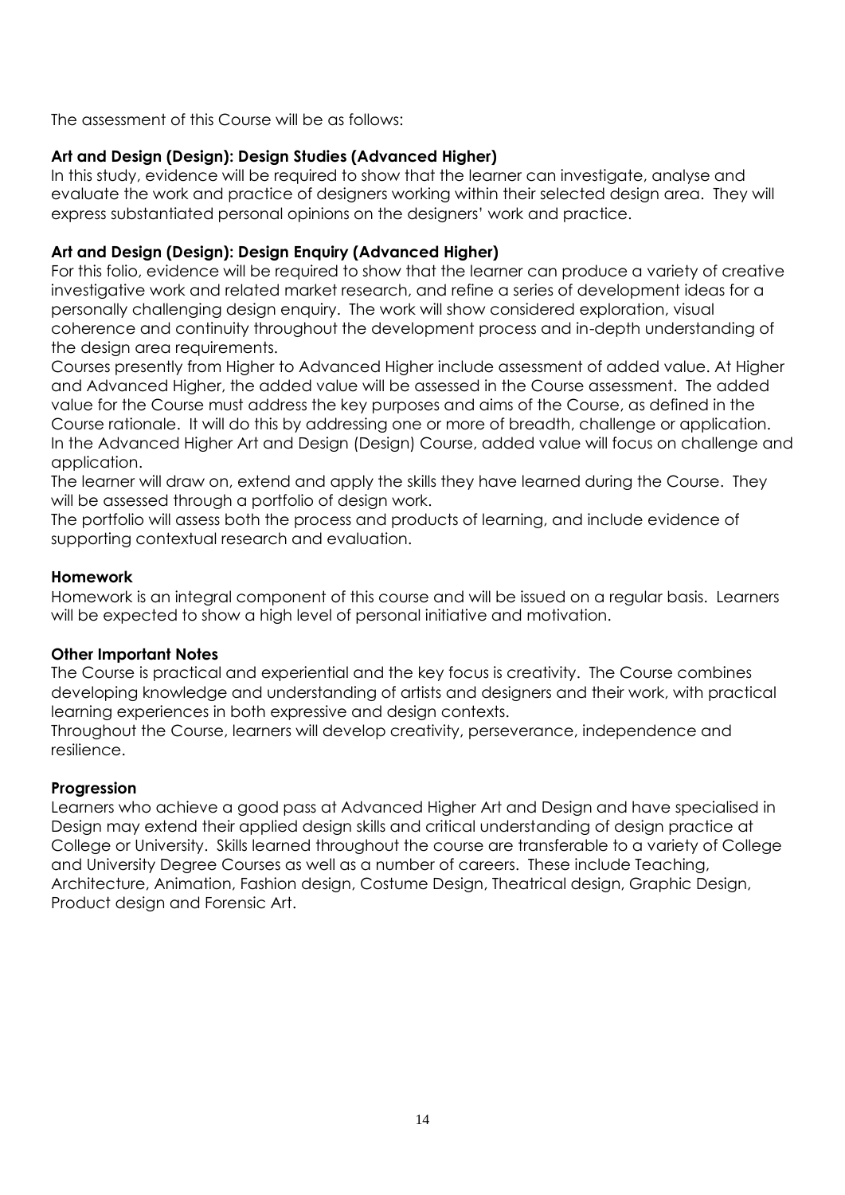The assessment of this Course will be as follows:

**Art and Design (Design): Design Studies (Advanced Higher)**
In this study, evidence will be required to show that the learner can investigate, analyse and evaluate the work and practice of designers working within their selected design area. They will express substantiated personal opinions on the designers' work and practice.

**Art and Design (Design): Design Enquiry (Advanced Higher)**
For this folio, evidence will be required to show that the learner can produce a variety of creative investigative work and related market research, and refine a series of development ideas for a personally challenging design enquiry. The work will show considered exploration, visual coherence and continuity throughout the development process and in-depth understanding of the design area requirements.
Courses presently from Higher to Advanced Higher include assessment of added value. At Higher and Advanced Higher, the added value will be assessed in the Course assessment. The added value for the Course must address the key purposes and aims of the Course, as defined in the Course rationale. It will do this by addressing one or more of breadth, challenge or application. In the Advanced Higher Art and Design (Design) Course, added value will focus on challenge and application.
The learner will draw on, extend and apply the skills they have learned during the Course. They will be assessed through a portfolio of design work.
The portfolio will assess both the process and products of learning, and include evidence of supporting contextual research and evaluation.

**Homework**
Homework is an integral component of this course and will be issued on a regular basis. Learners will be expected to show a high level of personal initiative and motivation.

**Other Important Notes**
The Course is practical and experiential and the key focus is creativity. The Course combines developing knowledge and understanding of artists and designers and their work, with practical learning experiences in both expressive and design contexts.
Throughout the Course, learners will develop creativity, perseverance, independence and resilience.

**Progression**
Learners who achieve a good pass at Advanced Higher Art and Design and have specialised in Design may extend their applied design skills and critical understanding of design practice at College or University. Skills learned throughout the course are transferable to a variety of College and University Degree Courses as well as a number of careers. These include Teaching, Architecture, Animation, Fashion design, Costume Design, Theatrical design, Graphic Design, Product design and Forensic Art.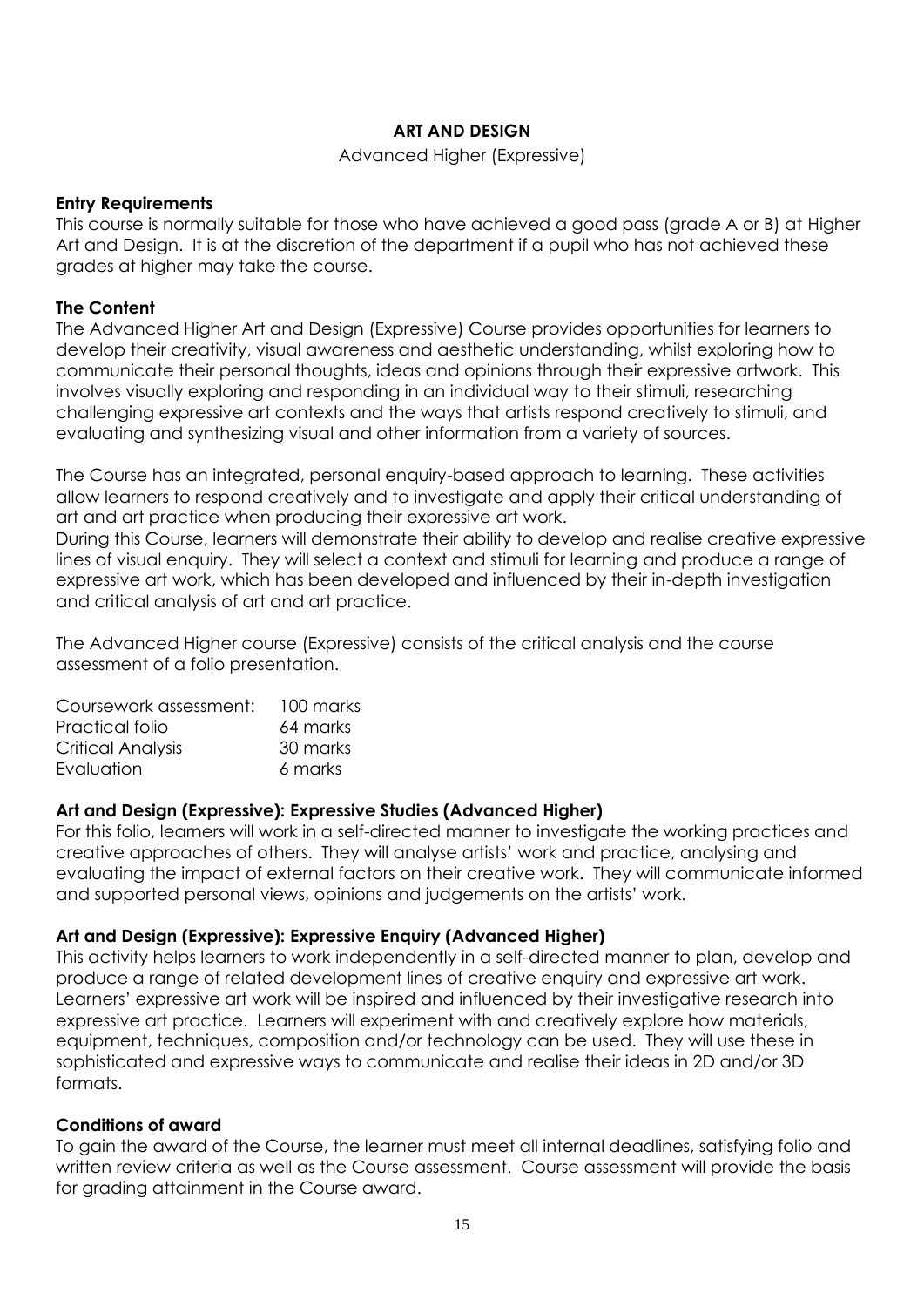## ART AND DESIGN

Advanced Higher (Expressive)

**Entry Requirements**
This course is normally suitable for those who have achieved a good pass (grade A or B) at Higher Art and Design. It is at the discretion of the department if a pupil who has not achieved these grades at higher may take the course.

**The Content**
The Advanced Higher Art and Design (Expressive) Course provides opportunities for learners to develop their creativity, visual awareness and aesthetic understanding, whilst exploring how to communicate their personal thoughts, ideas and opinions through their expressive artwork. This involves visually exploring and responding in an individual way to their stimuli, researching challenging expressive art contexts and the ways that artists respond creatively to stimuli, and evaluating and synthesizing visual and other information from a variety of sources.

The Course has an integrated, personal enquiry-based approach to learning. These activities allow learners to respond creatively and to investigate and apply their critical understanding of art and art practice when producing their expressive art work.
During this Course, learners will demonstrate their ability to develop and realise creative expressive lines of visual enquiry. They will select a context and stimuli for learning and produce a range of expressive art work, which has been developed and influenced by their in-depth investigation and critical analysis of art and art practice.

The Advanced Higher course (Expressive) consists of the critical analysis and the course assessment of a folio presentation.

| Coursework assessment: | 100 marks |
|---|---|
| Practical folio | 64 marks |
| Critical Analysis | 30 marks |
| Evaluation | 6 marks |

**Art and Design (Expressive): Expressive Studies (Advanced Higher)**
For this folio, learners will work in a self-directed manner to investigate the working practices and creative approaches of others. They will analyse artists' work and practice, analysing and evaluating the impact of external factors on their creative work. They will communicate informed and supported personal views, opinions and judgements on the artists' work.

**Art and Design (Expressive): Expressive Enquiry (Advanced Higher)**
This activity helps learners to work independently in a self-directed manner to plan, develop and produce a range of related development lines of creative enquiry and expressive art work. Learners' expressive art work will be inspired and influenced by their investigative research into expressive art practice. Learners will experiment with and creatively explore how materials, equipment, techniques, composition and/or technology can be used. They will use these in sophisticated and expressive ways to communicate and realise their ideas in 2D and/or 3D formats.

**Conditions of award**
To gain the award of the Course, the learner must meet all internal deadlines, satisfying folio and written review criteria as well as the Course assessment. Course assessment will provide the basis for grading attainment in the Course award.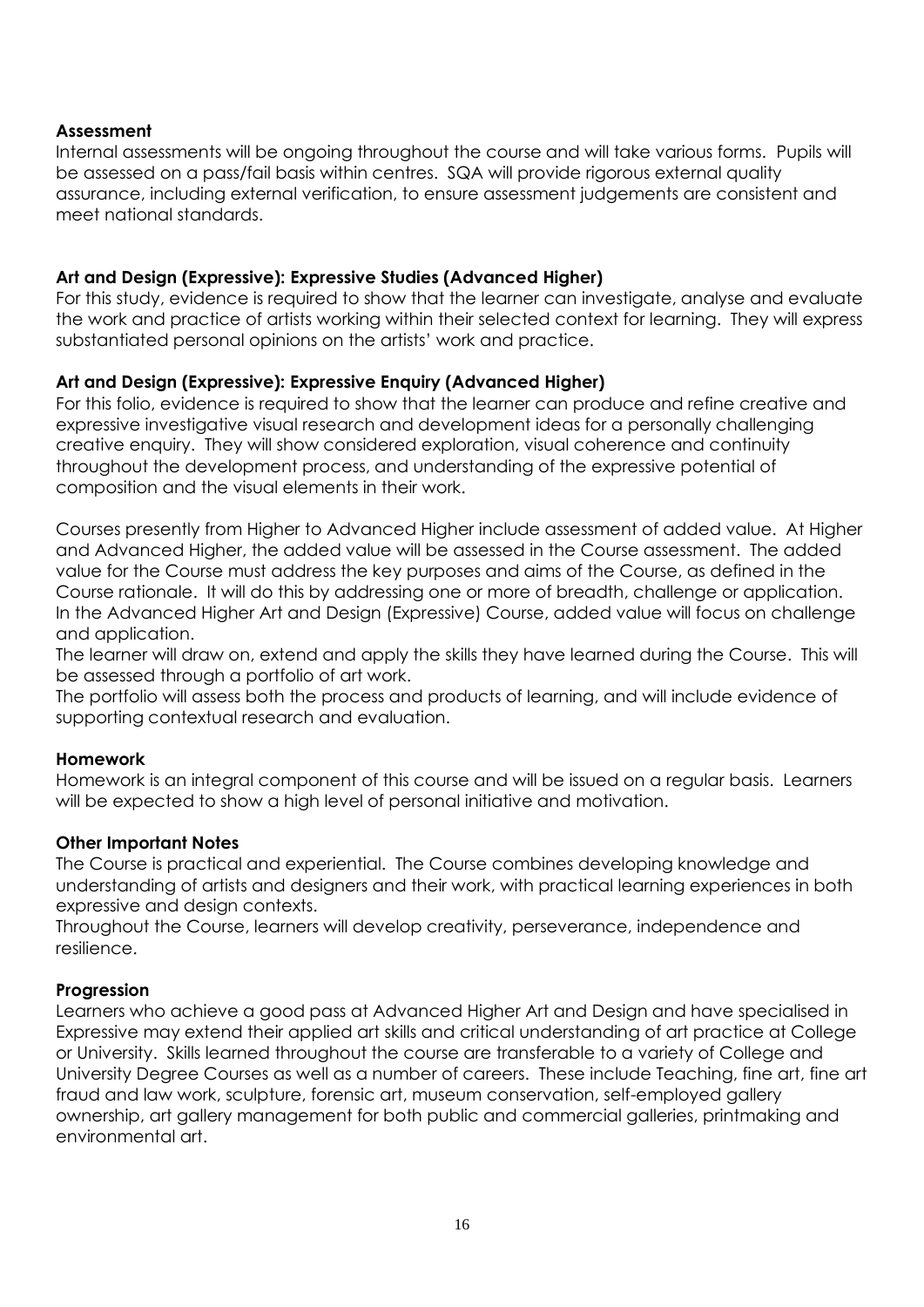**Assessment**

Internal assessments will be ongoing throughout the course and will take various forms. Pupils will be assessed on a pass/fail basis within centres. SQA will provide rigorous external quality assurance, including external verification, to ensure assessment judgements are consistent and meet national standards.

**Art and Design (Expressive): Expressive Studies (Advanced Higher)**

For this study, evidence is required to show that the learner can investigate, analyse and evaluate the work and practice of artists working within their selected context for learning. They will express substantiated personal opinions on the artists' work and practice.

**Art and Design (Expressive): Expressive Enquiry (Advanced Higher)**

For this folio, evidence is required to show that the learner can produce and refine creative and expressive investigative visual research and development ideas for a personally challenging creative enquiry. They will show considered exploration, visual coherence and continuity throughout the development process, and understanding of the expressive potential of composition and the visual elements in their work.

Courses presently from Higher to Advanced Higher include assessment of added value. At Higher and Advanced Higher, the added value will be assessed in the Course assessment. The added value for the Course must address the key purposes and aims of the Course, as defined in the Course rationale. It will do this by addressing one or more of breadth, challenge or application. In the Advanced Higher Art and Design (Expressive) Course, added value will focus on challenge and application.

The learner will draw on, extend and apply the skills they have learned during the Course. This will be assessed through a portfolio of art work.

The portfolio will assess both the process and products of learning, and will include evidence of supporting contextual research and evaluation.

**Homework**

Homework is an integral component of this course and will be issued on a regular basis. Learners will be expected to show a high level of personal initiative and motivation.

**Other Important Notes**

The Course is practical and experiential. The Course combines developing knowledge and understanding of artists and designers and their work, with practical learning experiences in both expressive and design contexts.

Throughout the Course, learners will develop creativity, perseverance, independence and resilience.

**Progression**

Learners who achieve a good pass at Advanced Higher Art and Design and have specialised in Expressive may extend their applied art skills and critical understanding of art practice at College or University. Skills learned throughout the course are transferable to a variety of College and University Degree Courses as well as a number of careers. These include Teaching, fine art, fine art fraud and law work, sculpture, forensic art, museum conservation, self-employed gallery ownership, art gallery management for both public and commercial galleries, printmaking and environmental art.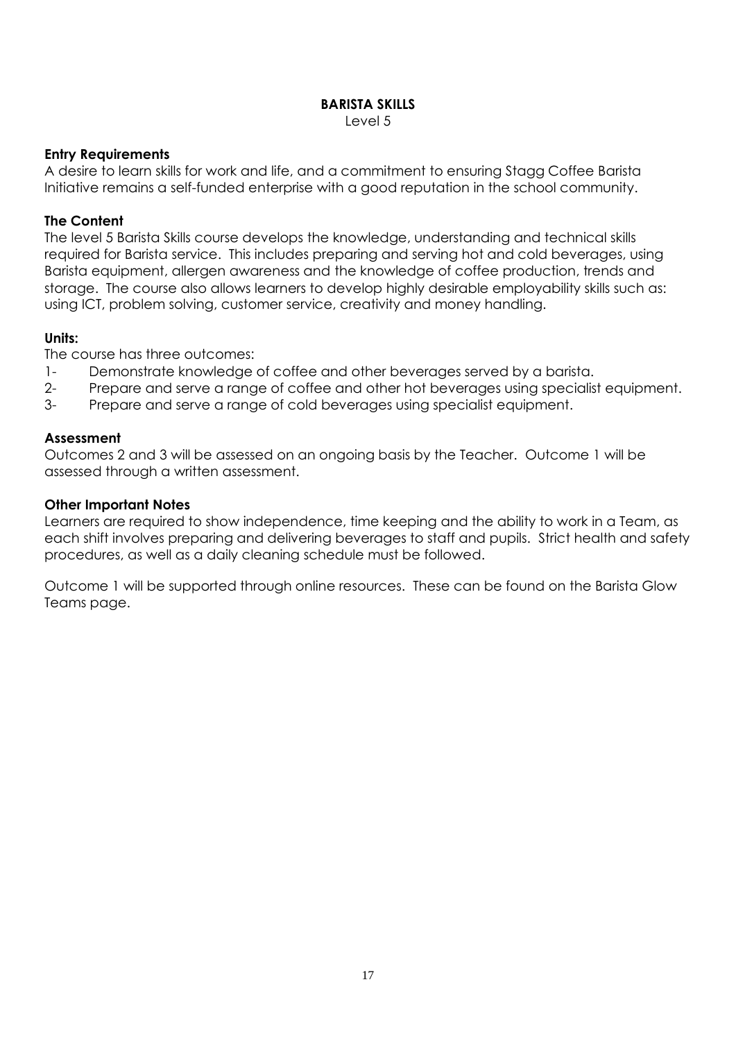# BARISTA SKILLS

Level 5

### Entry Requirements

A desire to learn skills for work and life, and a commitment to ensuring Stagg Coffee Barista Initiative remains a self-funded enterprise with a good reputation in the school community.

### The Content

The level 5 Barista Skills course develops the knowledge, understanding and technical skills required for Barista service. This includes preparing and serving hot and cold beverages, using Barista equipment, allergen awareness and the knowledge of coffee production, trends and storage. The course also allows learners to develop highly desirable employability skills such as: using ICT, problem solving, customer service, creativity and money handling.

### Units:

The course has three outcomes:

1- Demonstrate knowledge of coffee and other beverages served by a barista.
2- Prepare and serve a range of coffee and other hot beverages using specialist equipment.
3- Prepare and serve a range of cold beverages using specialist equipment.

### Assessment

Outcomes 2 and 3 will be assessed on an ongoing basis by the Teacher. Outcome 1 will be assessed through a written assessment.

### Other Important Notes

Learners are required to show independence, time keeping and the ability to work in a Team, as each shift involves preparing and delivering beverages to staff and pupils. Strict health and safety procedures, as well as a daily cleaning schedule must be followed.

Outcome 1 will be supported through online resources. These can be found on the Barista Glow Teams page.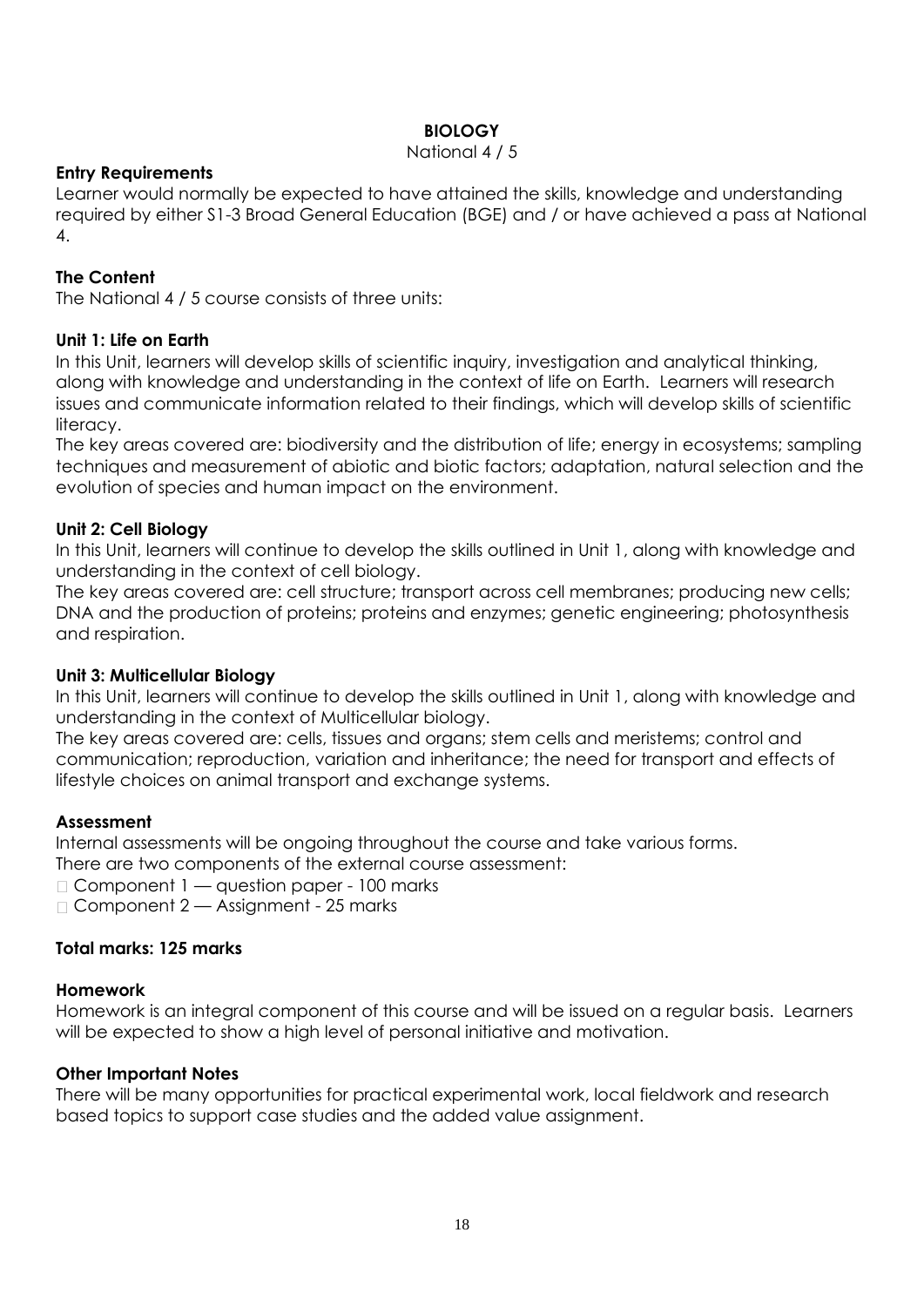# BIOLOGY

National 4 / 5

### Entry Requirements

Learner would normally be expected to have attained the skills, knowledge and understanding required by either S1-3 Broad General Education (BGE) and / or have achieved a pass at National 4.

### The Content

The National 4 / 5 course consists of three units:

### Unit 1: Life on Earth

In this Unit, learners will develop skills of scientific inquiry, investigation and analytical thinking, along with knowledge and understanding in the context of life on Earth. Learners will research issues and communicate information related to their findings, which will develop skills of scientific literacy.

The key areas covered are: biodiversity and the distribution of life; energy in ecosystems; sampling techniques and measurement of abiotic and biotic factors; adaptation, natural selection and the evolution of species and human impact on the environment.

### Unit 2: Cell Biology

In this Unit, learners will continue to develop the skills outlined in Unit 1, along with knowledge and understanding in the context of cell biology.

The key areas covered are: cell structure; transport across cell membranes; producing new cells; DNA and the production of proteins; proteins and enzymes; genetic engineering; photosynthesis and respiration.

### Unit 3: Multicellular Biology

In this Unit, learners will continue to develop the skills outlined in Unit 1, along with knowledge and understanding in the context of Multicellular biology.

The key areas covered are: cells, tissues and organs; stem cells and meristems; control and communication; reproduction, variation and inheritance; the need for transport and effects of lifestyle choices on animal transport and exchange systems.

### Assessment

Internal assessments will be ongoing throughout the course and take various forms.

There are two components of the external course assessment:

- Component 1 — question paper - 100 marks
- Component 2 — Assignment - 25 marks

**Total marks: 125 marks**

### Homework

Homework is an integral component of this course and will be issued on a regular basis. Learners will be expected to show a high level of personal initiative and motivation.

### Other Important Notes

There will be many opportunities for practical experimental work, local fieldwork and research based topics to support case studies and the added value assignment.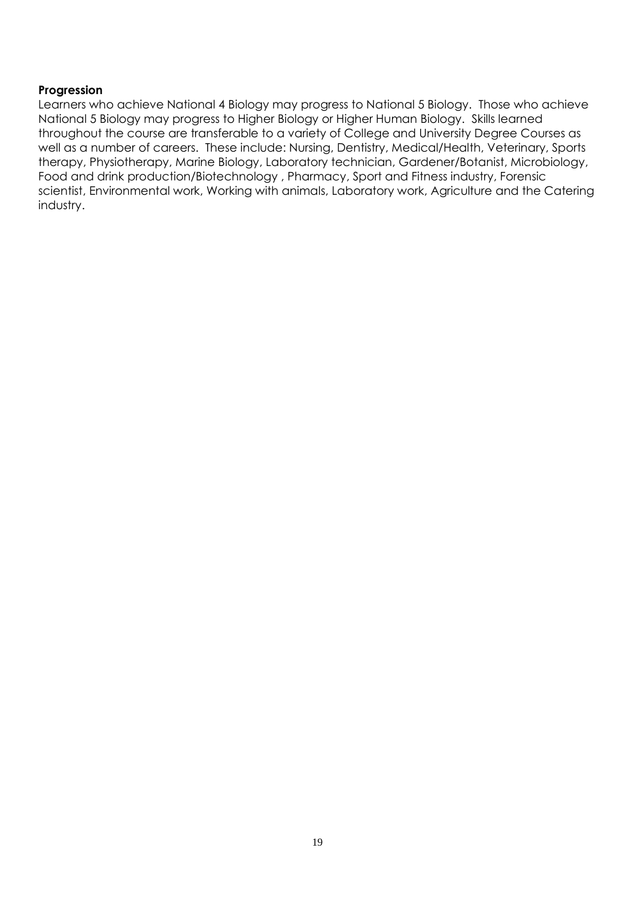**Progression**

Learners who achieve National 4 Biology may progress to National 5 Biology. Those who achieve National 5 Biology may progress to Higher Biology or Higher Human Biology. Skills learned throughout the course are transferable to a variety of College and University Degree Courses as well as a number of careers. These include: Nursing, Dentistry, Medical/Health, Veterinary, Sports therapy, Physiotherapy, Marine Biology, Laboratory technician, Gardener/Botanist, Microbiology, Food and drink production/Biotechnology , Pharmacy, Sport and Fitness industry, Forensic scientist, Environmental work, Working with animals, Laboratory work, Agriculture and the Catering industry.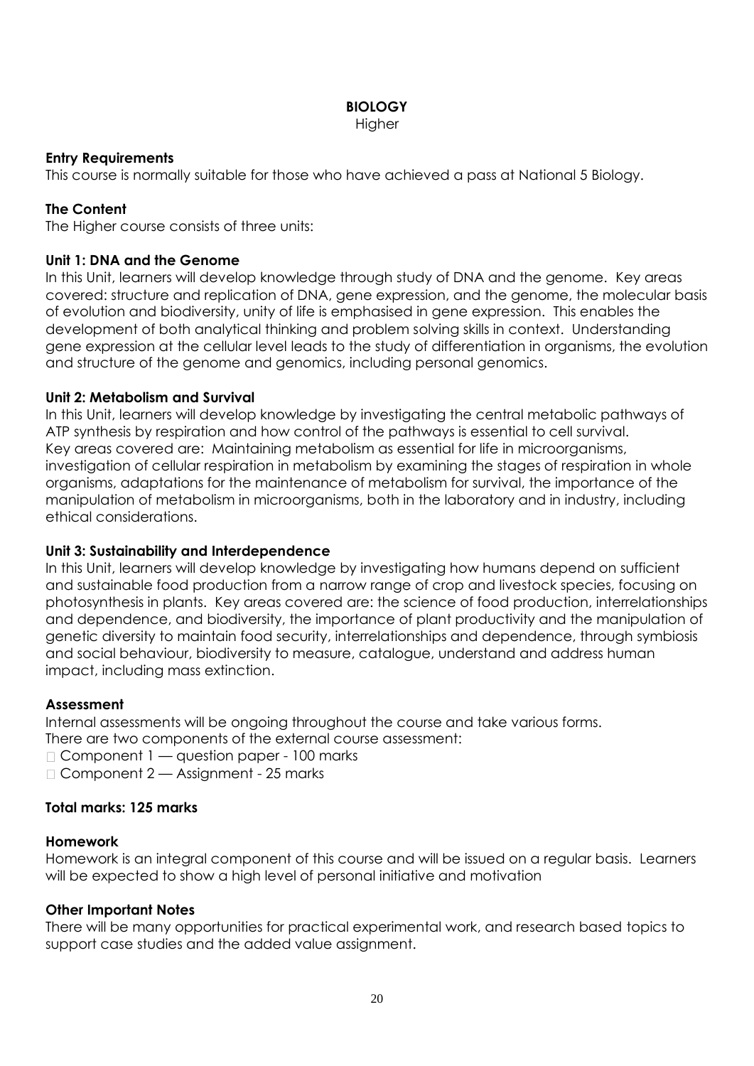# BIOLOGY

Higher

**Entry Requirements**

This course is normally suitable for those who have achieved a pass at National 5 Biology.

**The Content**

The Higher course consists of three units:

**Unit 1: DNA and the Genome**

In this Unit, learners will develop knowledge through study of DNA and the genome. Key areas covered: structure and replication of DNA, gene expression, and the genome, the molecular basis of evolution and biodiversity, unity of life is emphasised in gene expression. This enables the development of both analytical thinking and problem solving skills in context. Understanding gene expression at the cellular level leads to the study of differentiation in organisms, the evolution and structure of the genome and genomics, including personal genomics.

**Unit 2: Metabolism and Survival**

In this Unit, learners will develop knowledge by investigating the central metabolic pathways of ATP synthesis by respiration and how control of the pathways is essential to cell survival. Key areas covered are: Maintaining metabolism as essential for life in microorganisms, investigation of cellular respiration in metabolism by examining the stages of respiration in whole organisms, adaptations for the maintenance of metabolism for survival, the importance of the manipulation of metabolism in microorganisms, both in the laboratory and in industry, including ethical considerations.

**Unit 3: Sustainability and Interdependence**

In this Unit, learners will develop knowledge by investigating how humans depend on sufficient and sustainable food production from a narrow range of crop and livestock species, focusing on photosynthesis in plants. Key areas covered are: the science of food production, interrelationships and dependence, and biodiversity, the importance of plant productivity and the manipulation of genetic diversity to maintain food security, interrelationships and dependence, through symbiosis and social behaviour, biodiversity to measure, catalogue, understand and address human impact, including mass extinction.

**Assessment**

Internal assessments will be ongoing throughout the course and take various forms.
There are two components of the external course assessment:

- Component 1 — question paper - 100 marks
- Component 2 — Assignment - 25 marks

**Total marks: 125 marks**

**Homework**

Homework is an integral component of this course and will be issued on a regular basis. Learners will be expected to show a high level of personal initiative and motivation

**Other Important Notes**

There will be many opportunities for practical experimental work, and research based topics to support case studies and the added value assignment.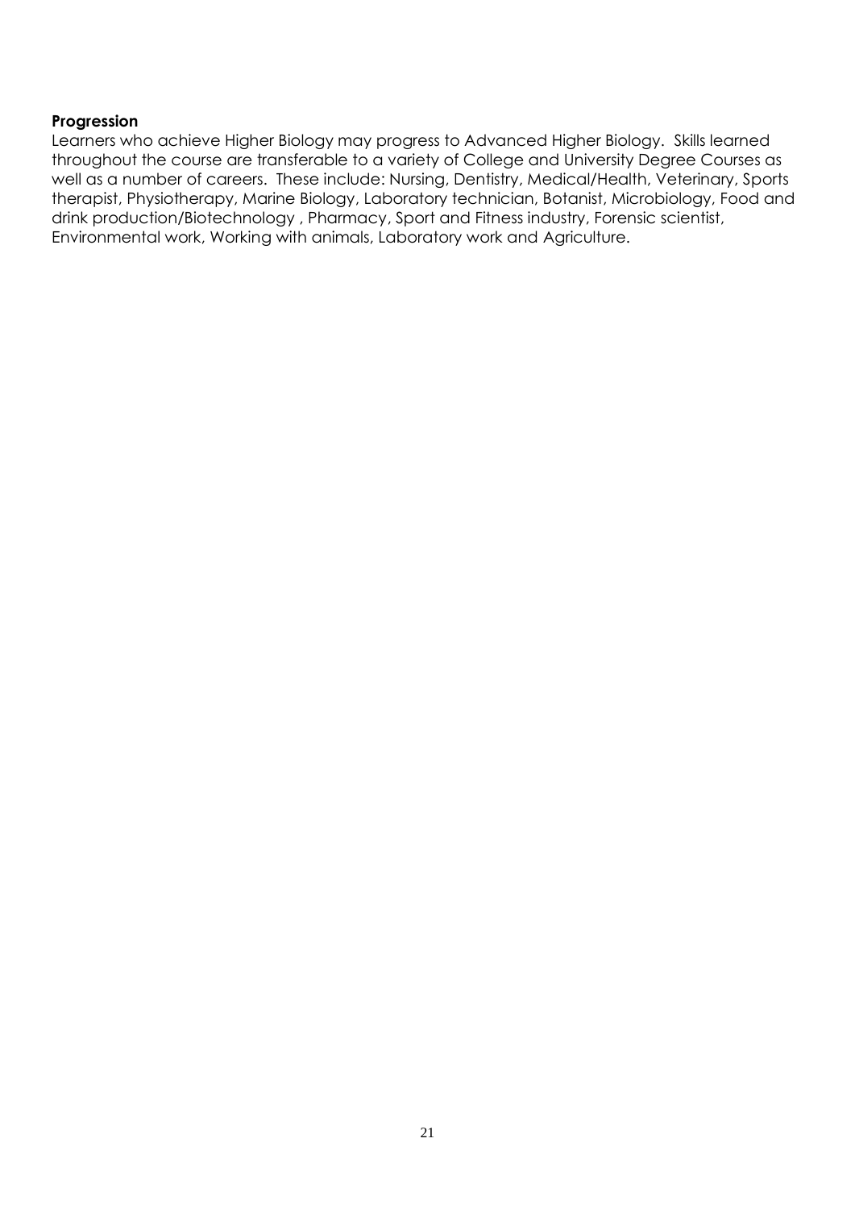**Progression**

Learners who achieve Higher Biology may progress to Advanced Higher Biology. Skills learned throughout the course are transferable to a variety of College and University Degree Courses as well as a number of careers. These include: Nursing, Dentistry, Medical/Health, Veterinary, Sports therapist, Physiotherapy, Marine Biology, Laboratory technician, Botanist, Microbiology, Food and drink production/Biotechnology , Pharmacy, Sport and Fitness industry, Forensic scientist, Environmental work, Working with animals, Laboratory work and Agriculture.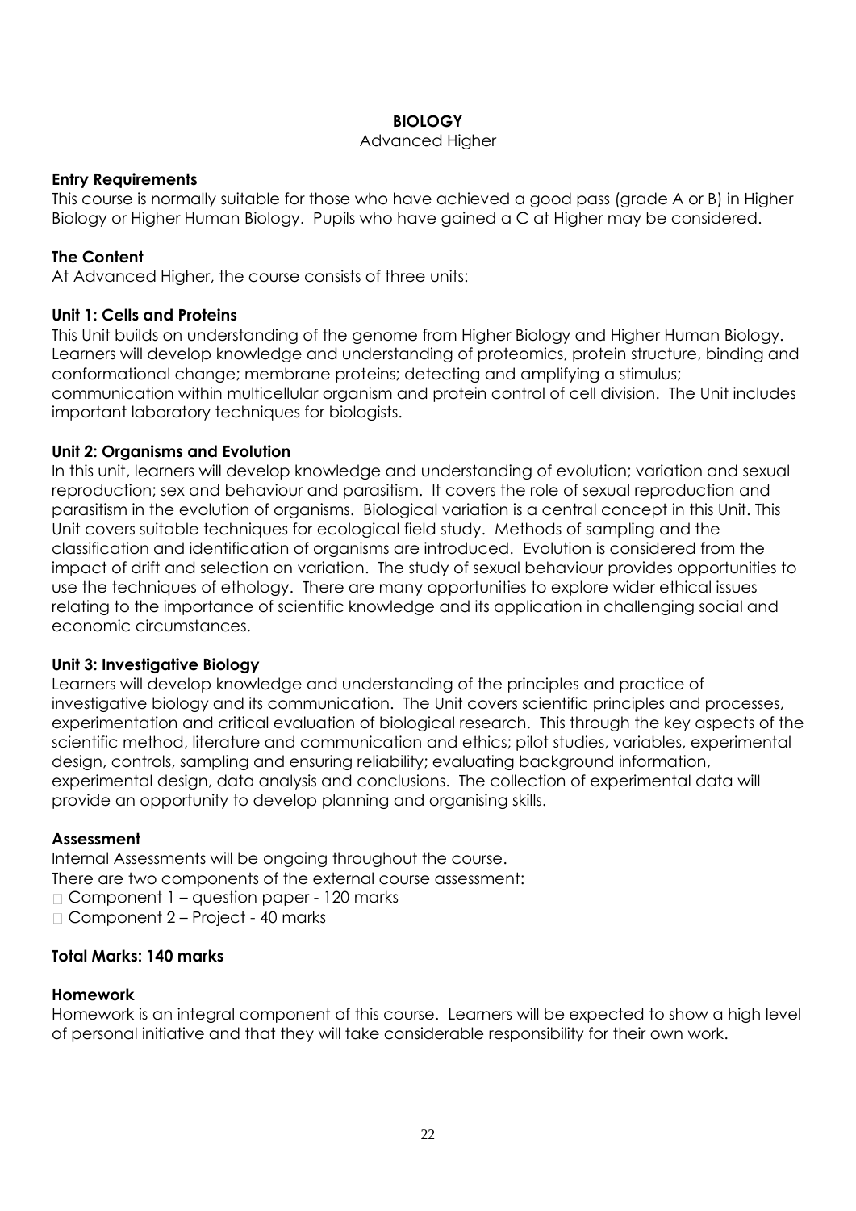# BIOLOGY

Advanced Higher

### Entry Requirements

This course is normally suitable for those who have achieved a good pass (grade A or B) in Higher Biology or Higher Human Biology. Pupils who have gained a C at Higher may be considered.

### The Content

At Advanced Higher, the course consists of three units:

### Unit 1: Cells and Proteins

This Unit builds on understanding of the genome from Higher Biology and Higher Human Biology. Learners will develop knowledge and understanding of proteomics, protein structure, binding and conformational change; membrane proteins; detecting and amplifying a stimulus; communication within multicellular organism and protein control of cell division. The Unit includes important laboratory techniques for biologists.

### Unit 2: Organisms and Evolution

In this unit, learners will develop knowledge and understanding of evolution; variation and sexual reproduction; sex and behaviour and parasitism. It covers the role of sexual reproduction and parasitism in the evolution of organisms. Biological variation is a central concept in this Unit. This Unit covers suitable techniques for ecological field study. Methods of sampling and the classification and identification of organisms are introduced. Evolution is considered from the impact of drift and selection on variation. The study of sexual behaviour provides opportunities to use the techniques of ethology. There are many opportunities to explore wider ethical issues relating to the importance of scientific knowledge and its application in challenging social and economic circumstances.

### Unit 3: Investigative Biology

Learners will develop knowledge and understanding of the principles and practice of investigative biology and its communication. The Unit covers scientific principles and processes, experimentation and critical evaluation of biological research. This through the key aspects of the scientific method, literature and communication and ethics; pilot studies, variables, experimental design, controls, sampling and ensuring reliability; evaluating background information, experimental design, data analysis and conclusions. The collection of experimental data will provide an opportunity to develop planning and organising skills.

### Assessment

Internal Assessments will be ongoing throughout the course.
There are two components of the external course assessment:

- Component 1 – question paper - 120 marks
- Component 2 – Project - 40 marks

### Total Marks: 140 marks

### Homework

Homework is an integral component of this course. Learners will be expected to show a high level of personal initiative and that they will take considerable responsibility for their own work.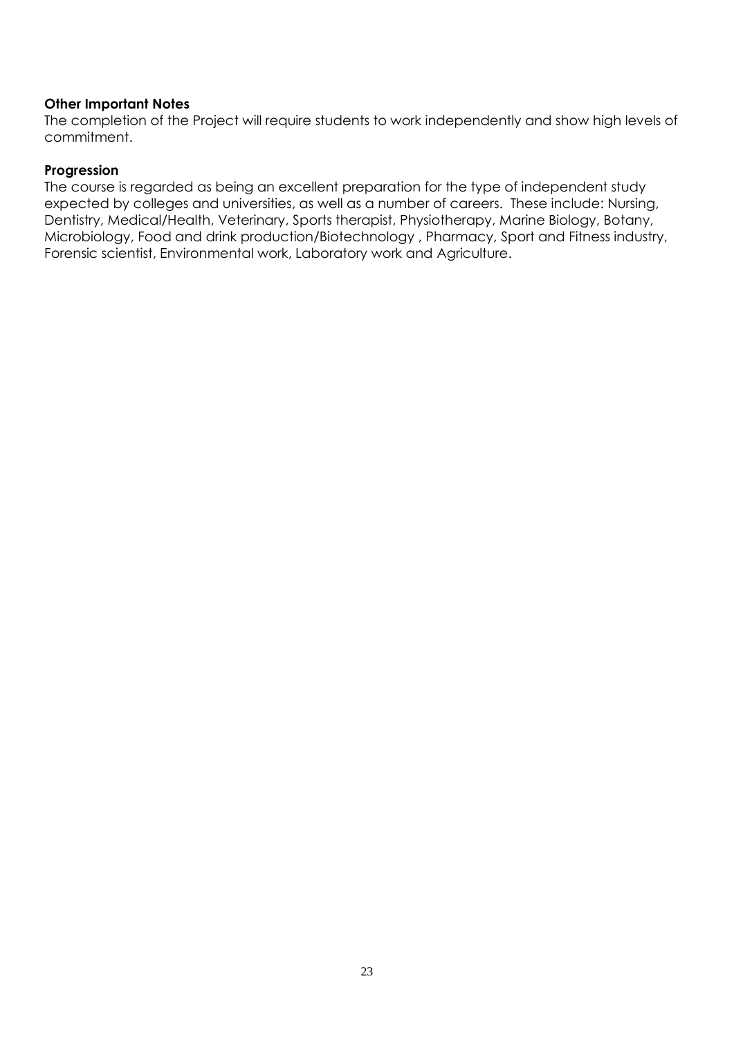**Other Important Notes**

The completion of the Project will require students to work independently and show high levels of commitment.

**Progression**

The course is regarded as being an excellent preparation for the type of independent study expected by colleges and universities, as well as a number of careers. These include: Nursing, Dentistry, Medical/Health, Veterinary, Sports therapist, Physiotherapy, Marine Biology, Botany, Microbiology, Food and drink production/Biotechnology , Pharmacy, Sport and Fitness industry, Forensic scientist, Environmental work, Laboratory work and Agriculture.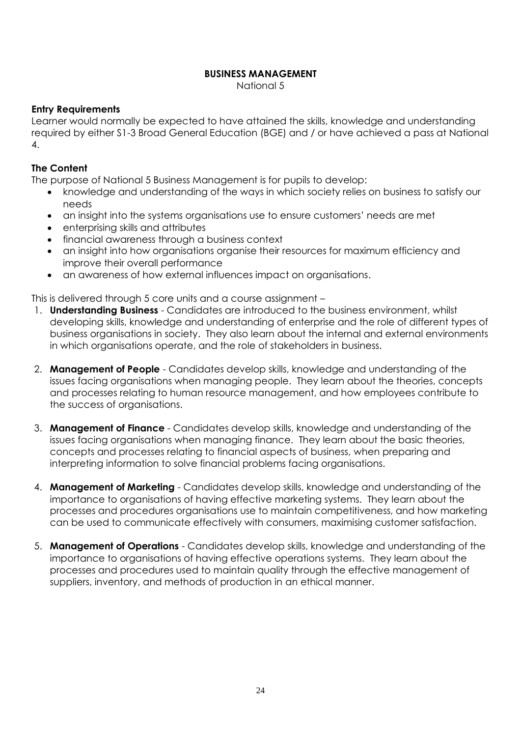# BUSINESS MANAGEMENT

National 5

**Entry Requirements**

Learner would normally be expected to have attained the skills, knowledge and understanding required by either S1-3 Broad General Education (BGE) and / or have achieved a pass at National 4.

**The Content**

The purpose of National 5 Business Management is for pupils to develop:

- knowledge and understanding of the ways in which society relies on business to satisfy our needs
- an insight into the systems organisations use to ensure customers' needs are met
- enterprising skills and attributes
- financial awareness through a business context
- an insight into how organisations organise their resources for maximum efficiency and improve their overall performance
- an awareness of how external influences impact on organisations.

This is delivered through 5 core units and a course assignment –

1. **Understanding Business** - Candidates are introduced to the business environment, whilst developing skills, knowledge and understanding of enterprise and the role of different types of business organisations in society. They also learn about the internal and external environments in which organisations operate, and the role of stakeholders in business.

2. **Management of People** - Candidates develop skills, knowledge and understanding of the issues facing organisations when managing people. They learn about the theories, concepts and processes relating to human resource management, and how employees contribute to the success of organisations.

3. **Management of Finance** - Candidates develop skills, knowledge and understanding of the issues facing organisations when managing finance. They learn about the basic theories, concepts and processes relating to financial aspects of business, when preparing and interpreting information to solve financial problems facing organisations.

4. **Management of Marketing** - Candidates develop skills, knowledge and understanding of the importance to organisations of having effective marketing systems. They learn about the processes and procedures organisations use to maintain competitiveness, and how marketing can be used to communicate effectively with consumers, maximising customer satisfaction.

5. **Management of Operations** - Candidates develop skills, knowledge and understanding of the importance to organisations of having effective operations systems. They learn about the processes and procedures used to maintain quality through the effective management of suppliers, inventory, and methods of production in an ethical manner.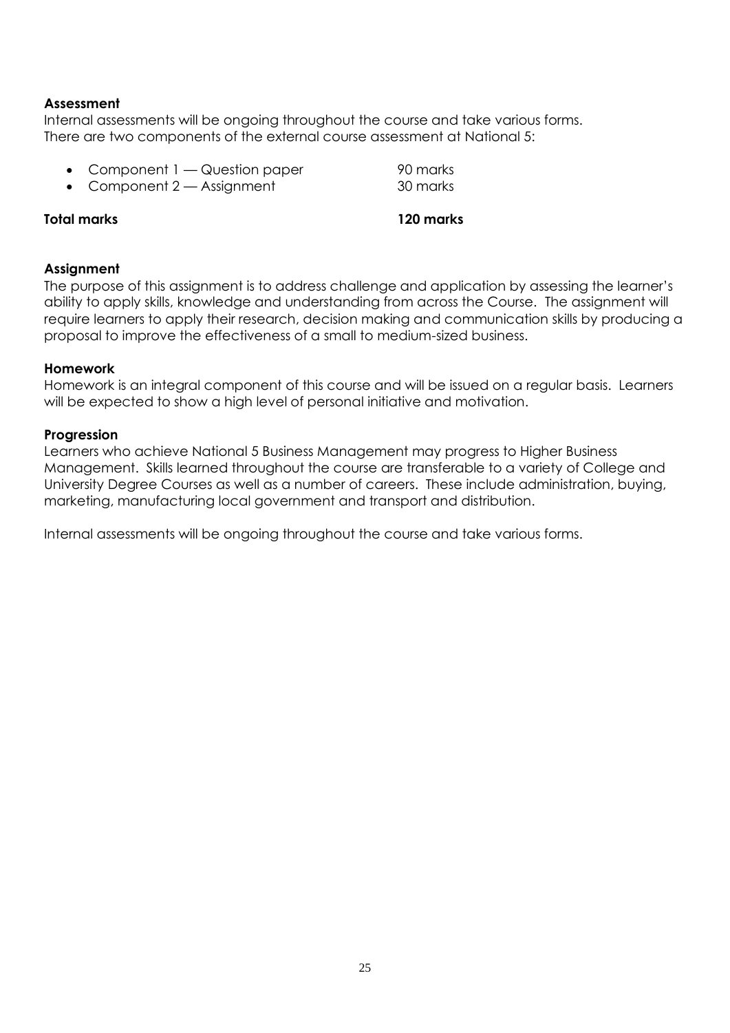**Assessment**

Internal assessments will be ongoing throughout the course and take various forms.
There are two components of the external course assessment at National 5:

- Component 1 — Question paper 90 marks
- Component 2 — Assignment 30 marks

**Total marks** **120 marks**

**Assignment**

The purpose of this assignment is to address challenge and application by assessing the learner's ability to apply skills, knowledge and understanding from across the Course. The assignment will require learners to apply their research, decision making and communication skills by producing a proposal to improve the effectiveness of a small to medium-sized business.

**Homework**

Homework is an integral component of this course and will be issued on a regular basis. Learners will be expected to show a high level of personal initiative and motivation.

**Progression**

Learners who achieve National 5 Business Management may progress to Higher Business Management. Skills learned throughout the course are transferable to a variety of College and University Degree Courses as well as a number of careers. These include administration, buying, marketing, manufacturing local government and transport and distribution.

Internal assessments will be ongoing throughout the course and take various forms.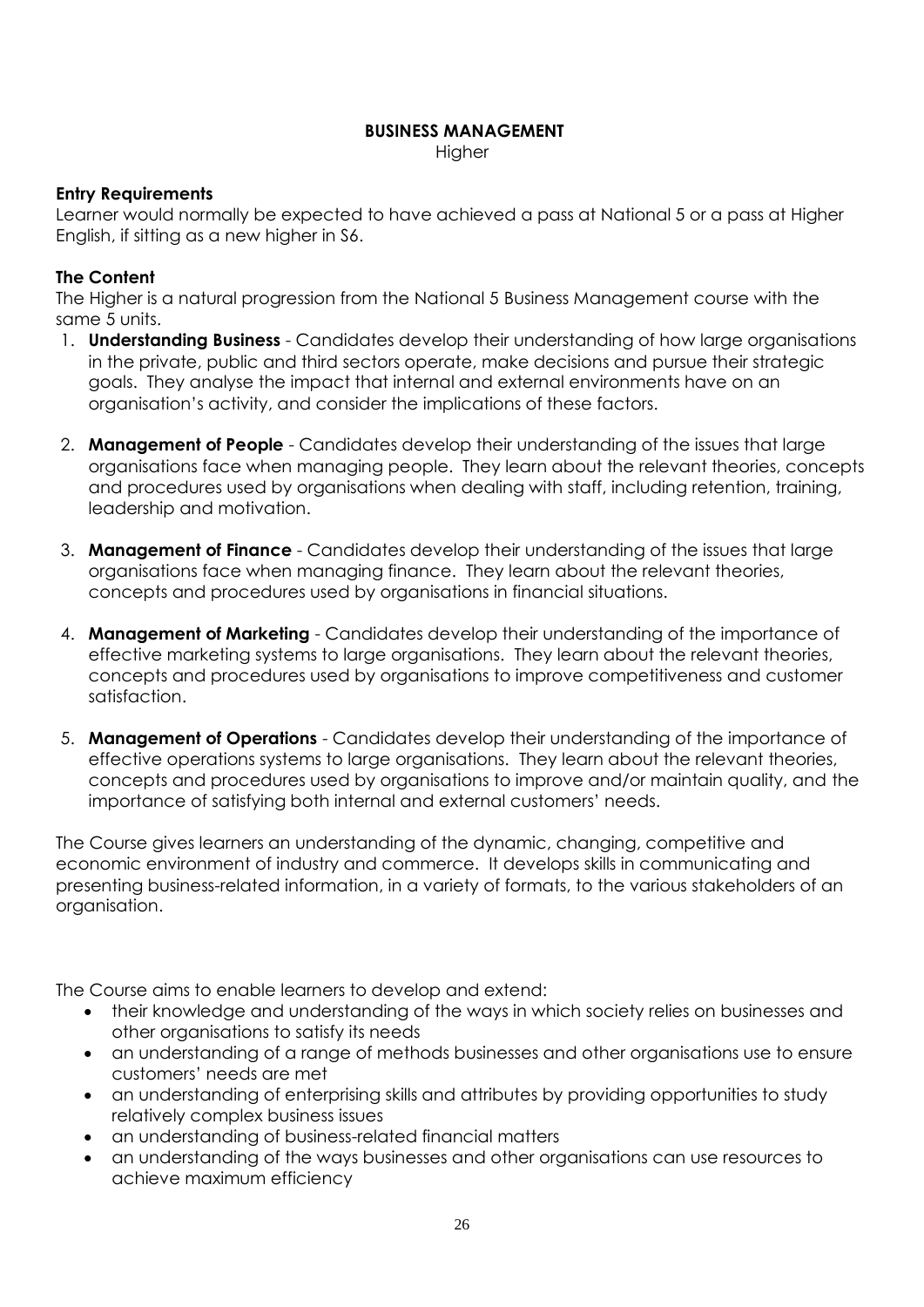# BUSINESS MANAGEMENT

Higher

**Entry Requirements**

Learner would normally be expected to have achieved a pass at National 5 or a pass at Higher English, if sitting as a new higher in S6.

**The Content**

The Higher is a natural progression from the National 5 Business Management course with the same 5 units.

1. **Understanding Business** - Candidates develop their understanding of how large organisations in the private, public and third sectors operate, make decisions and pursue their strategic goals. They analyse the impact that internal and external environments have on an organisation's activity, and consider the implications of these factors.

2. **Management of People** - Candidates develop their understanding of the issues that large organisations face when managing people. They learn about the relevant theories, concepts and procedures used by organisations when dealing with staff, including retention, training, leadership and motivation.

3. **Management of Finance** - Candidates develop their understanding of the issues that large organisations face when managing finance. They learn about the relevant theories, concepts and procedures used by organisations in financial situations.

4. **Management of Marketing** - Candidates develop their understanding of the importance of effective marketing systems to large organisations. They learn about the relevant theories, concepts and procedures used by organisations to improve competitiveness and customer satisfaction.

5. **Management of Operations** - Candidates develop their understanding of the importance of effective operations systems to large organisations. They learn about the relevant theories, concepts and procedures used by organisations to improve and/or maintain quality, and the importance of satisfying both internal and external customers' needs.

The Course gives learners an understanding of the dynamic, changing, competitive and economic environment of industry and commerce. It develops skills in communicating and presenting business-related information, in a variety of formats, to the various stakeholders of an organisation.

The Course aims to enable learners to develop and extend:

- their knowledge and understanding of the ways in which society relies on businesses and other organisations to satisfy its needs
- an understanding of a range of methods businesses and other organisations use to ensure customers' needs are met
- an understanding of enterprising skills and attributes by providing opportunities to study relatively complex business issues
- an understanding of business-related financial matters
- an understanding of the ways businesses and other organisations can use resources to achieve maximum efficiency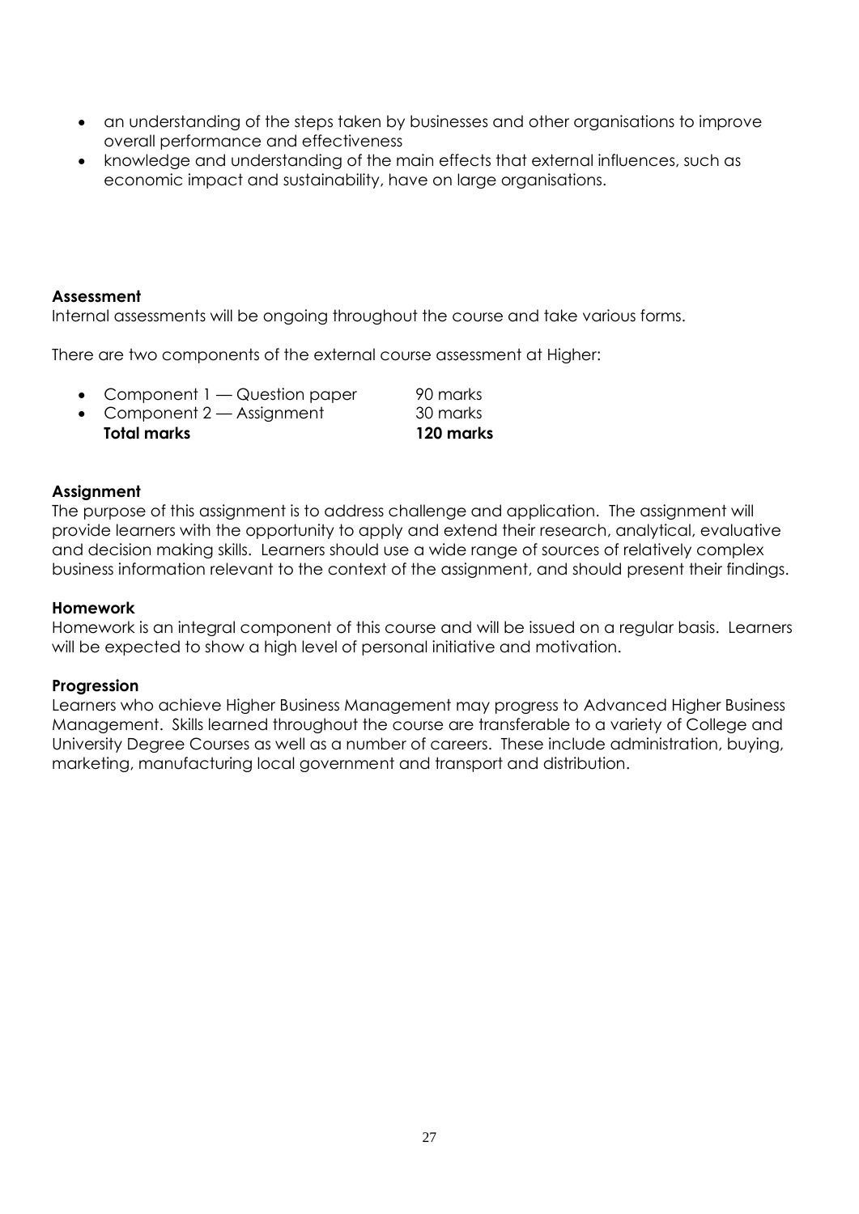- an understanding of the steps taken by businesses and other organisations to improve overall performance and effectiveness
- knowledge and understanding of the main effects that external influences, such as economic impact and sustainability, have on large organisations.

**Assessment**
Internal assessments will be ongoing throughout the course and take various forms.

There are two components of the external course assessment at Higher:

- Component 1 — Question paper 90 marks
- Component 2 — Assignment 30 marks

**Total marks 120 marks**

**Assignment**
The purpose of this assignment is to address challenge and application. The assignment will provide learners with the opportunity to apply and extend their research, analytical, evaluative and decision making skills. Learners should use a wide range of sources of relatively complex business information relevant to the context of the assignment, and should present their findings.

**Homework**
Homework is an integral component of this course and will be issued on a regular basis. Learners will be expected to show a high level of personal initiative and motivation.

**Progression**
Learners who achieve Higher Business Management may progress to Advanced Higher Business Management. Skills learned throughout the course are transferable to a variety of College and University Degree Courses as well as a number of careers. These include administration, buying, marketing, manufacturing local government and transport and distribution.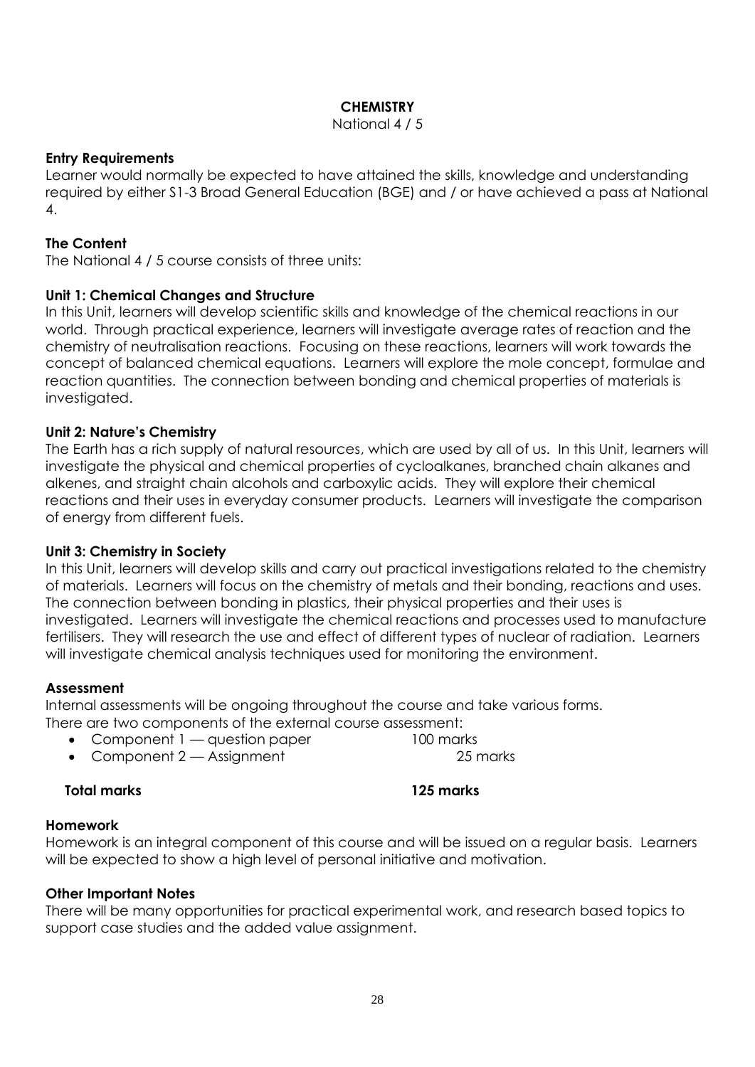# CHEMISTRY

National 4 / 5

### Entry Requirements

Learner would normally be expected to have attained the skills, knowledge and understanding required by either S1-3 Broad General Education (BGE) and / or have achieved a pass at National 4.

### The Content

The National 4 / 5 course consists of three units:

### Unit 1: Chemical Changes and Structure

In this Unit, learners will develop scientific skills and knowledge of the chemical reactions in our world. Through practical experience, learners will investigate average rates of reaction and the chemistry of neutralisation reactions. Focusing on these reactions, learners will work towards the concept of balanced chemical equations. Learners will explore the mole concept, formulae and reaction quantities. The connection between bonding and chemical properties of materials is investigated.

### Unit 2: Nature's Chemistry

The Earth has a rich supply of natural resources, which are used by all of us. In this Unit, learners will investigate the physical and chemical properties of cycloalkanes, branched chain alkanes and alkenes, and straight chain alcohols and carboxylic acids. They will explore their chemical reactions and their uses in everyday consumer products. Learners will investigate the comparison of energy from different fuels.

### Unit 3: Chemistry in Society

In this Unit, learners will develop skills and carry out practical investigations related to the chemistry of materials. Learners will focus on the chemistry of metals and their bonding, reactions and uses. The connection between bonding in plastics, their physical properties and their uses is investigated. Learners will investigate the chemical reactions and processes used to manufacture fertilisers. They will research the use and effect of different types of nuclear of radiation. Learners will investigate chemical analysis techniques used for monitoring the environment.

### Assessment

Internal assessments will be ongoing throughout the course and take various forms.
There are two components of the external course assessment:

- Component 1 — question paper 100 marks
- Component 2 — Assignment 25 marks

**Total marks 125 marks**

### Homework

Homework is an integral component of this course and will be issued on a regular basis. Learners will be expected to show a high level of personal initiative and motivation.

### Other Important Notes

There will be many opportunities for practical experimental work, and research based topics to support case studies and the added value assignment.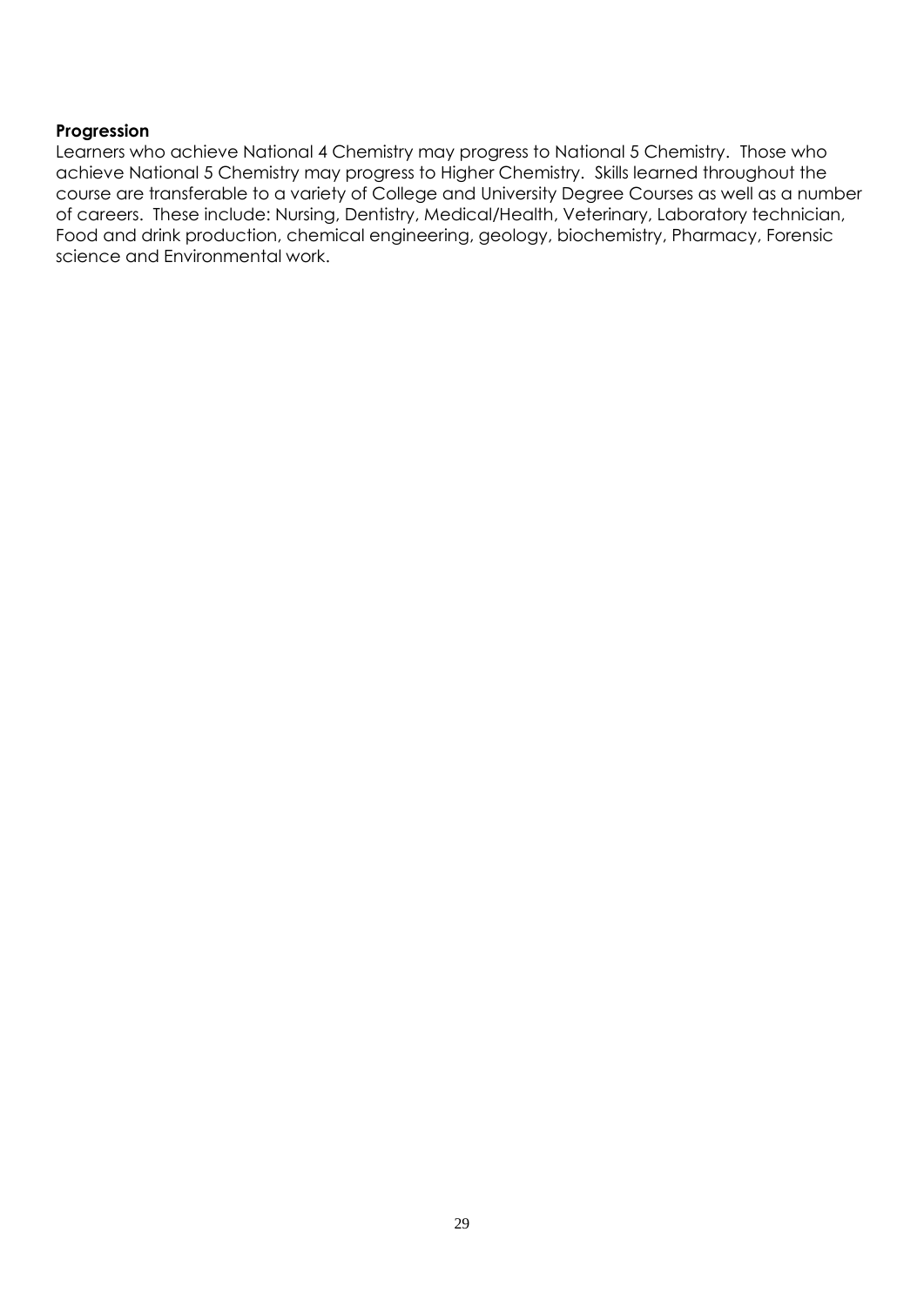**Progression**

Learners who achieve National 4 Chemistry may progress to National 5 Chemistry. Those who achieve National 5 Chemistry may progress to Higher Chemistry. Skills learned throughout the course are transferable to a variety of College and University Degree Courses as well as a number of careers. These include: Nursing, Dentistry, Medical/Health, Veterinary, Laboratory technician, Food and drink production, chemical engineering, geology, biochemistry, Pharmacy, Forensic science and Environmental work.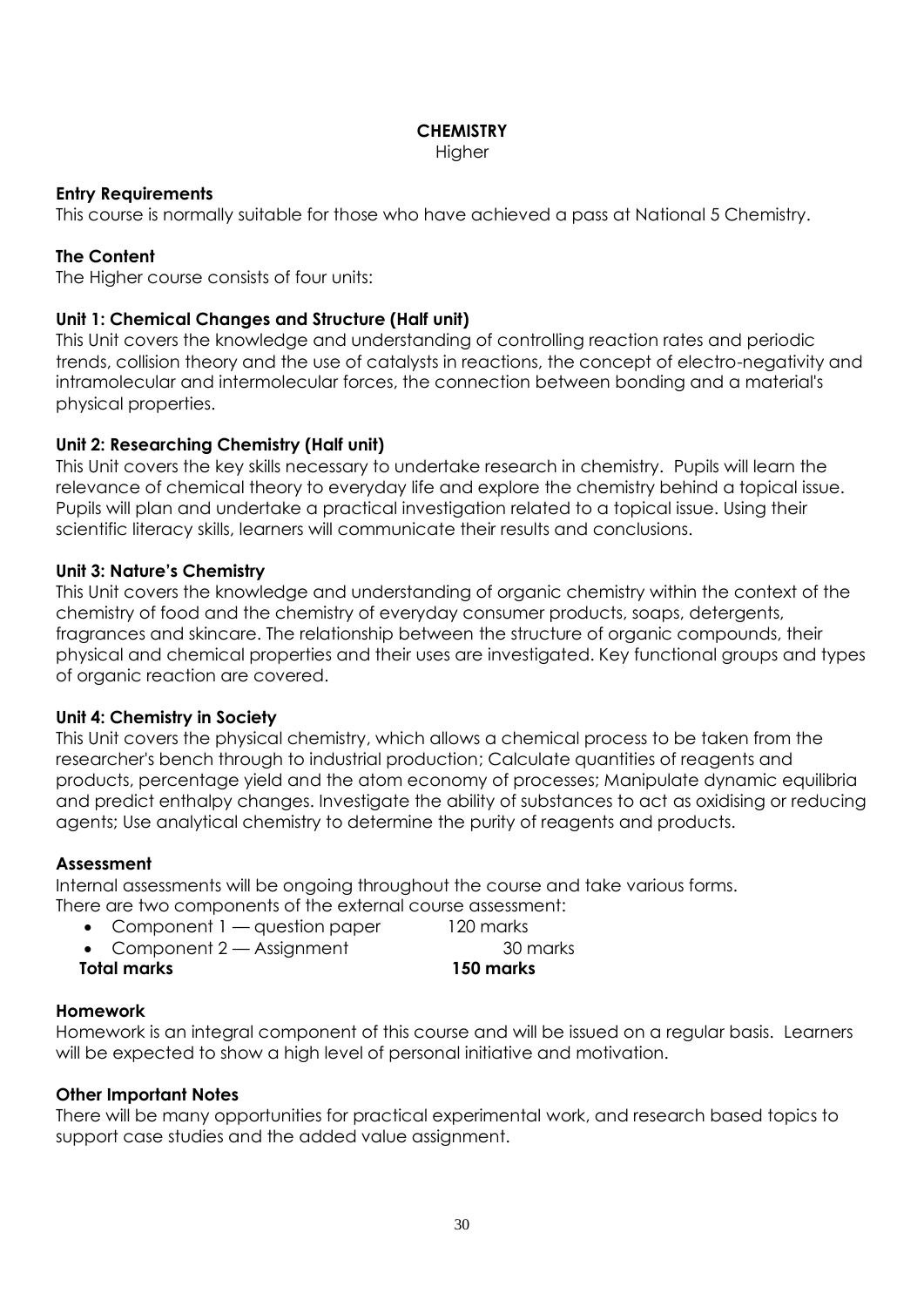# CHEMISTRY

Higher

**Entry Requirements**

This course is normally suitable for those who have achieved a pass at National 5 Chemistry.

**The Content**

The Higher course consists of four units:

**Unit 1: Chemical Changes and Structure (Half unit)**

This Unit covers the knowledge and understanding of controlling reaction rates and periodic trends, collision theory and the use of catalysts in reactions, the concept of electro-negativity and intramolecular and intermolecular forces, the connection between bonding and a material's physical properties.

**Unit 2: Researching Chemistry (Half unit)**

This Unit covers the key skills necessary to undertake research in chemistry. Pupils will learn the relevance of chemical theory to everyday life and explore the chemistry behind a topical issue. Pupils will plan and undertake a practical investigation related to a topical issue. Using their scientific literacy skills, learners will communicate their results and conclusions.

**Unit 3: Nature's Chemistry**

This Unit covers the knowledge and understanding of organic chemistry within the context of the chemistry of food and the chemistry of everyday consumer products, soaps, detergents, fragrances and skincare. The relationship between the structure of organic compounds, their physical and chemical properties and their uses are investigated. Key functional groups and types of organic reaction are covered.

**Unit 4: Chemistry in Society**

This Unit covers the physical chemistry, which allows a chemical process to be taken from the researcher's bench through to industrial production; Calculate quantities of reagents and products, percentage yield and the atom economy of processes; Manipulate dynamic equilibria and predict enthalpy changes. Investigate the ability of substances to act as oxidising or reducing agents; Use analytical chemistry to determine the purity of reagents and products.

**Assessment**

Internal assessments will be ongoing throughout the course and take various forms.
There are two components of the external course assessment:

- Component 1 — question paper 120 marks
- Component 2 — Assignment 30 marks

**Total marks 150 marks**

**Homework**

Homework is an integral component of this course and will be issued on a regular basis. Learners will be expected to show a high level of personal initiative and motivation.

**Other Important Notes**

There will be many opportunities for practical experimental work, and research based topics to support case studies and the added value assignment.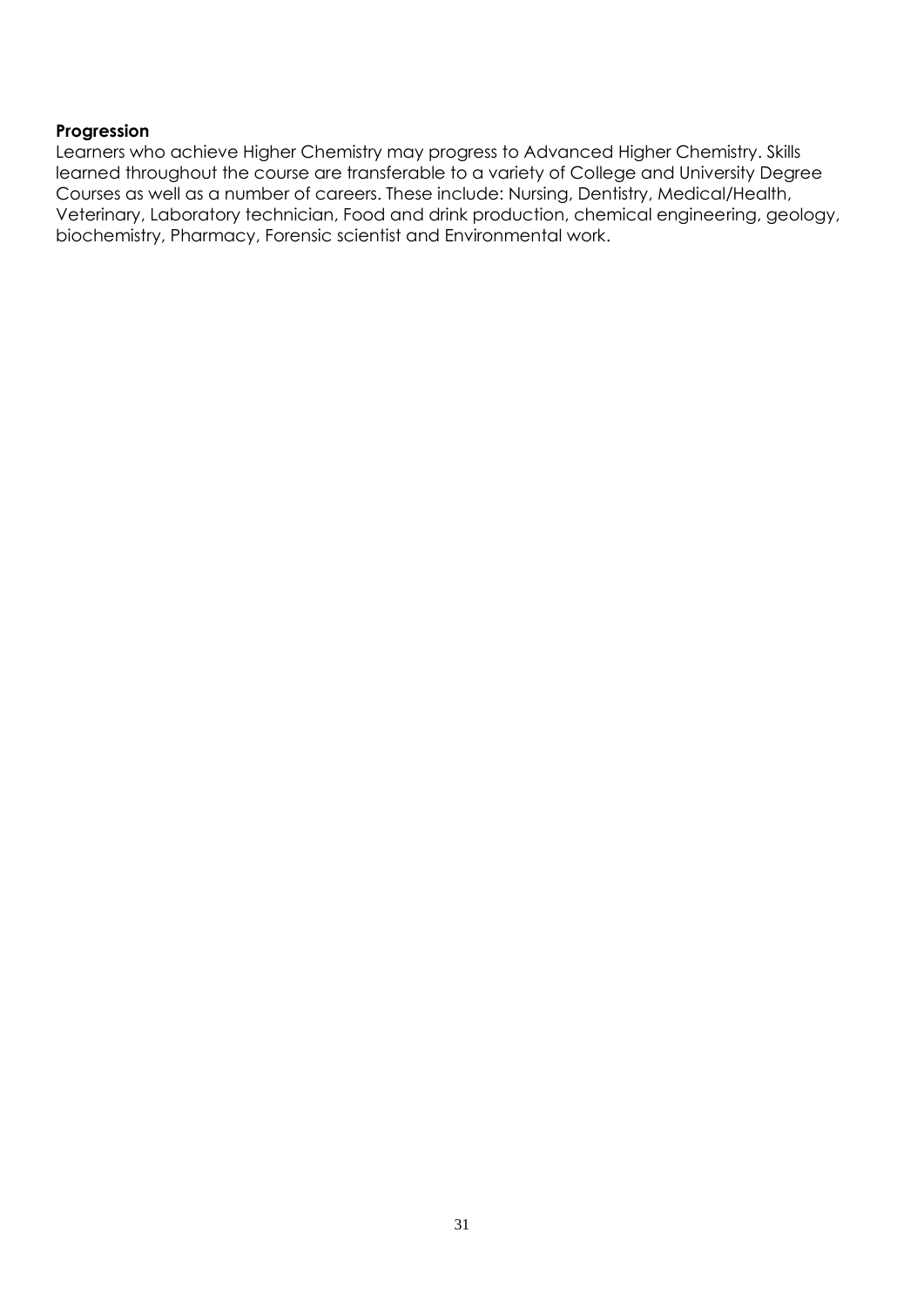**Progression**

Learners who achieve Higher Chemistry may progress to Advanced Higher Chemistry. Skills learned throughout the course are transferable to a variety of College and University Degree Courses as well as a number of careers. These include: Nursing, Dentistry, Medical/Health, Veterinary, Laboratory technician, Food and drink production, chemical engineering, geology, biochemistry, Pharmacy, Forensic scientist and Environmental work.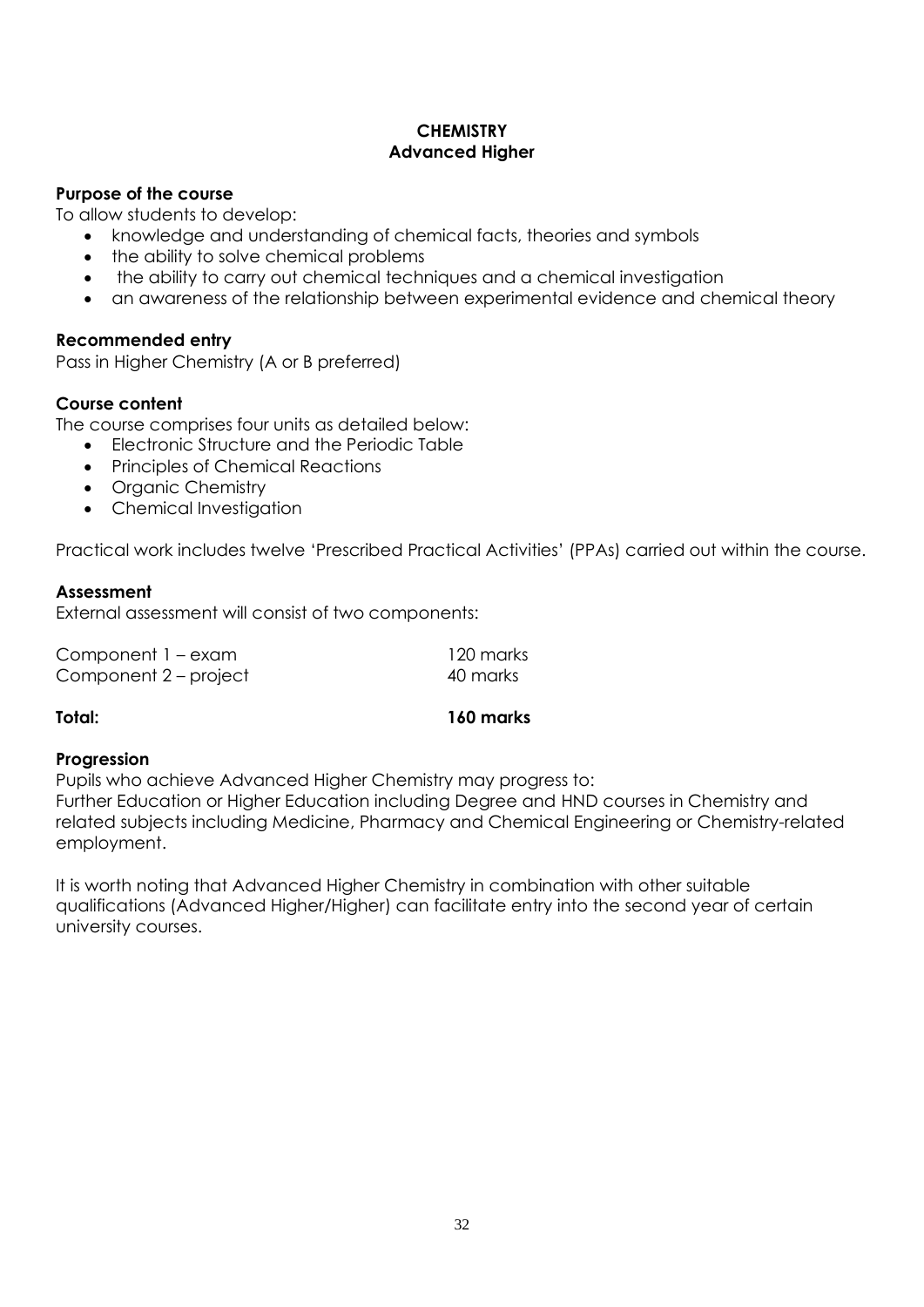# CHEMISTRY
## Advanced Higher

**Purpose of the course**

To allow students to develop:

- knowledge and understanding of chemical facts, theories and symbols
- the ability to solve chemical problems
- the ability to carry out chemical techniques and a chemical investigation
- an awareness of the relationship between experimental evidence and chemical theory

**Recommended entry**

Pass in Higher Chemistry (A or B preferred)

**Course content**

The course comprises four units as detailed below:

- Electronic Structure and the Periodic Table
- Principles of Chemical Reactions
- Organic Chemistry
- Chemical Investigation

Practical work includes twelve 'Prescribed Practical Activities' (PPAs) carried out within the course.

**Assessment**

External assessment will consist of two components:

| | |
|---|---|
| Component 1 – exam | 120 marks |
| Component 2 – project | 40 marks |
| **Total:** | **160 marks** |

**Progression**

Pupils who achieve Advanced Higher Chemistry may progress to:
Further Education or Higher Education including Degree and HND courses in Chemistry and related subjects including Medicine, Pharmacy and Chemical Engineering or Chemistry-related employment.

It is worth noting that Advanced Higher Chemistry in combination with other suitable qualifications (Advanced Higher/Higher) can facilitate entry into the second year of certain university courses.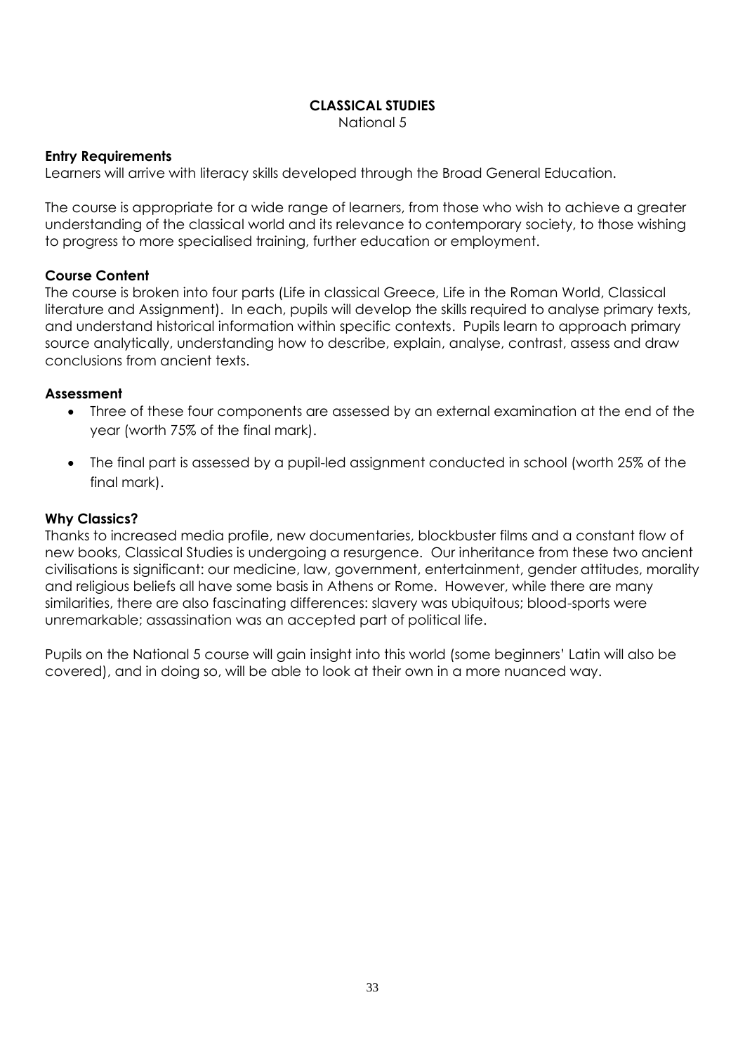# CLASSICAL STUDIES

National 5

### Entry Requirements

Learners will arrive with literacy skills developed through the Broad General Education.

The course is appropriate for a wide range of learners, from those who wish to achieve a greater understanding of the classical world and its relevance to contemporary society, to those wishing to progress to more specialised training, further education or employment.

### Course Content

The course is broken into four parts (Life in classical Greece, Life in the Roman World, Classical literature and Assignment). In each, pupils will develop the skills required to analyse primary texts, and understand historical information within specific contexts. Pupils learn to approach primary source analytically, understanding how to describe, explain, analyse, contrast, assess and draw conclusions from ancient texts.

### Assessment

- Three of these four components are assessed by an external examination at the end of the year (worth 75% of the final mark).
- The final part is assessed by a pupil-led assignment conducted in school (worth 25% of the final mark).

### Why Classics?

Thanks to increased media profile, new documentaries, blockbuster films and a constant flow of new books, Classical Studies is undergoing a resurgence. Our inheritance from these two ancient civilisations is significant: our medicine, law, government, entertainment, gender attitudes, morality and religious beliefs all have some basis in Athens or Rome. However, while there are many similarities, there are also fascinating differences: slavery was ubiquitous; blood-sports were unremarkable; assassination was an accepted part of political life.

Pupils on the National 5 course will gain insight into this world (some beginners' Latin will also be covered), and in doing so, will be able to look at their own in a more nuanced way.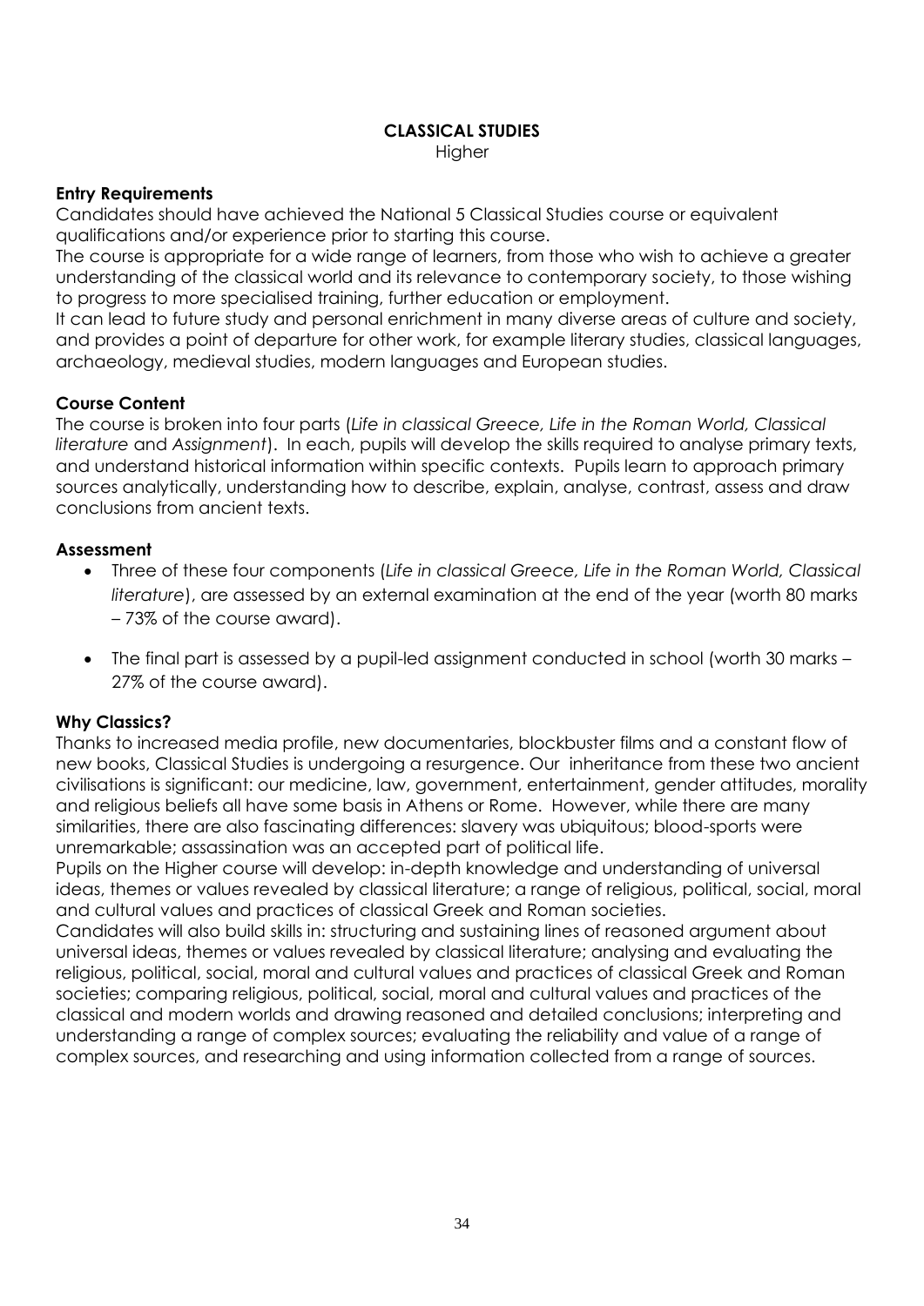# CLASSICAL STUDIES

Higher

### Entry Requirements

Candidates should have achieved the National 5 Classical Studies course or equivalent qualifications and/or experience prior to starting this course.

The course is appropriate for a wide range of learners, from those who wish to achieve a greater understanding of the classical world and its relevance to contemporary society, to those wishing to progress to more specialised training, further education or employment.

It can lead to future study and personal enrichment in many diverse areas of culture and society, and provides a point of departure for other work, for example literary studies, classical languages, archaeology, medieval studies, modern languages and European studies.

### Course Content

The course is broken into four parts (*Life in classical Greece, Life in the Roman World, Classical literature* and *Assignment*). In each, pupils will develop the skills required to analyse primary texts, and understand historical information within specific contexts. Pupils learn to approach primary sources analytically, understanding how to describe, explain, analyse, contrast, assess and draw conclusions from ancient texts.

### Assessment

- Three of these four components (*Life in classical Greece, Life in the Roman World, Classical literature*), are assessed by an external examination at the end of the year (worth 80 marks – 73% of the course award).
- The final part is assessed by a pupil-led assignment conducted in school (worth 30 marks – 27% of the course award).

### Why Classics?

Thanks to increased media profile, new documentaries, blockbuster films and a constant flow of new books, Classical Studies is undergoing a resurgence. Our inheritance from these two ancient civilisations is significant: our medicine, law, government, entertainment, gender attitudes, morality and religious beliefs all have some basis in Athens or Rome. However, while there are many similarities, there are also fascinating differences: slavery was ubiquitous; blood-sports were unremarkable; assassination was an accepted part of political life.

Pupils on the Higher course will develop: in-depth knowledge and understanding of universal ideas, themes or values revealed by classical literature; a range of religious, political, social, moral and cultural values and practices of classical Greek and Roman societies.

Candidates will also build skills in: structuring and sustaining lines of reasoned argument about universal ideas, themes or values revealed by classical literature; analysing and evaluating the religious, political, social, moral and cultural values and practices of classical Greek and Roman societies; comparing religious, political, social, moral and cultural values and practices of the classical and modern worlds and drawing reasoned and detailed conclusions; interpreting and understanding a range of complex sources; evaluating the reliability and value of a range of complex sources, and researching and using information collected from a range of sources.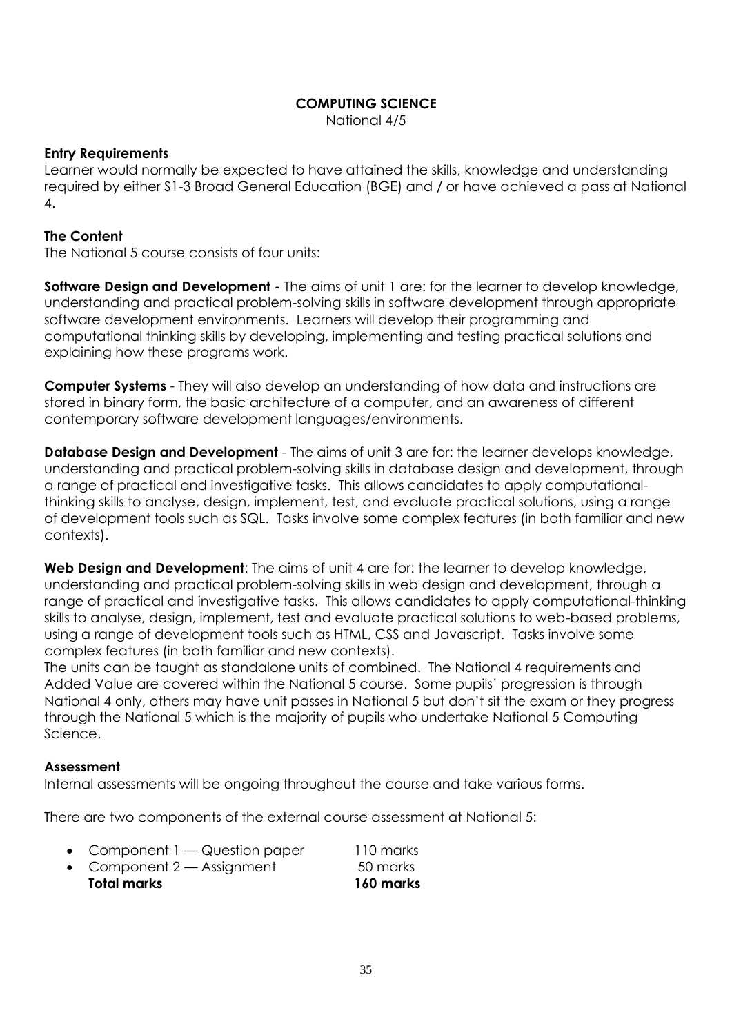**COMPUTING SCIENCE**

National 4/5

**Entry Requirements**

Learner would normally be expected to have attained the skills, knowledge and understanding required by either S1-3 Broad General Education (BGE) and / or have achieved a pass at National 4.

**The Content**

The National 5 course consists of four units:

**Software Design and Development -** The aims of unit 1 are: for the learner to develop knowledge, understanding and practical problem-solving skills in software development through appropriate software development environments. Learners will develop their programming and computational thinking skills by developing, implementing and testing practical solutions and explaining how these programs work.

**Computer Systems** - They will also develop an understanding of how data and instructions are stored in binary form, the basic architecture of a computer, and an awareness of different contemporary software development languages/environments.

**Database Design and Development** - The aims of unit 3 are for: the learner develops knowledge, understanding and practical problem-solving skills in database design and development, through a range of practical and investigative tasks. This allows candidates to apply computational-thinking skills to analyse, design, implement, test, and evaluate practical solutions, using a range of development tools such as SQL. Tasks involve some complex features (in both familiar and new contexts).

**Web Design and Development**: The aims of unit 4 are for: the learner to develop knowledge, understanding and practical problem-solving skills in web design and development, through a range of practical and investigative tasks. This allows candidates to apply computational-thinking skills to analyse, design, implement, test and evaluate practical solutions to web-based problems, using a range of development tools such as HTML, CSS and Javascript. Tasks involve some complex features (in both familiar and new contexts).

The units can be taught as standalone units of combined. The National 4 requirements and Added Value are covered within the National 5 course. Some pupils' progression is through National 4 only, others may have unit passes in National 5 but don't sit the exam or they progress through the National 5 which is the majority of pupils who undertake National 5 Computing Science.

**Assessment**

Internal assessments will be ongoing throughout the course and take various forms.

There are two components of the external course assessment at National 5:

- Component 1 — Question paper 110 marks
- Component 2 — Assignment 50 marks

**Total marks 160 marks**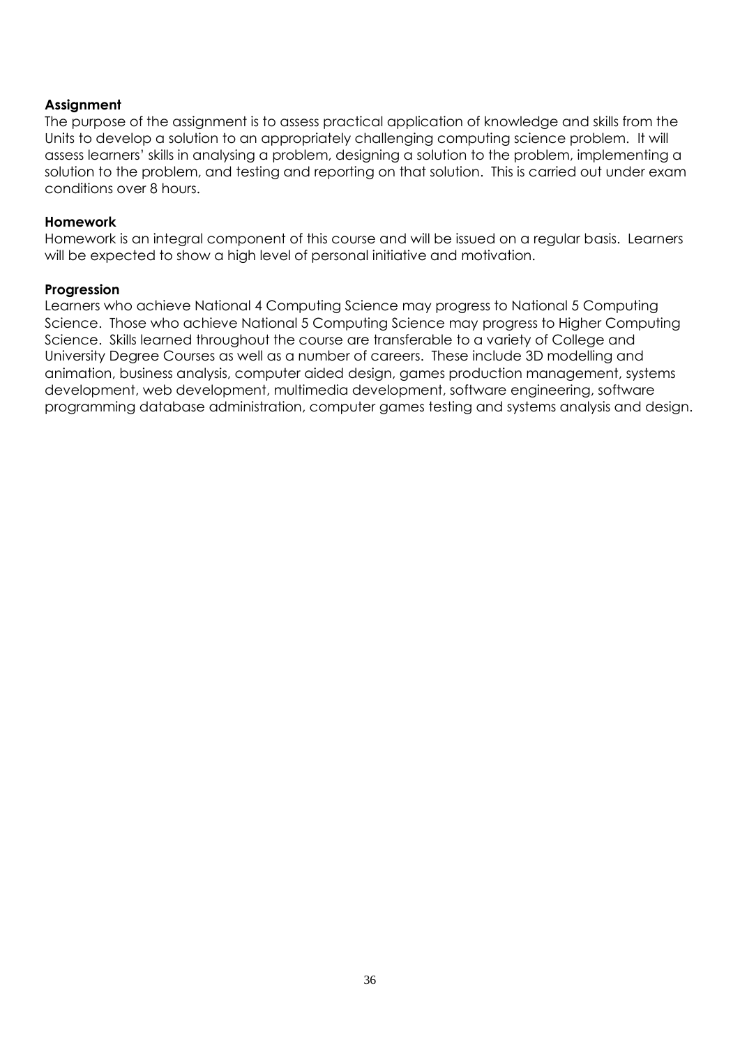**Assignment**

The purpose of the assignment is to assess practical application of knowledge and skills from the Units to develop a solution to an appropriately challenging computing science problem. It will assess learners' skills in analysing a problem, designing a solution to the problem, implementing a solution to the problem, and testing and reporting on that solution. This is carried out under exam conditions over 8 hours.

**Homework**

Homework is an integral component of this course and will be issued on a regular basis. Learners will be expected to show a high level of personal initiative and motivation.

**Progression**

Learners who achieve National 4 Computing Science may progress to National 5 Computing Science. Those who achieve National 5 Computing Science may progress to Higher Computing Science. Skills learned throughout the course are transferable to a variety of College and University Degree Courses as well as a number of careers. These include 3D modelling and animation, business analysis, computer aided design, games production management, systems development, web development, multimedia development, software engineering, software programming database administration, computer games testing and systems analysis and design.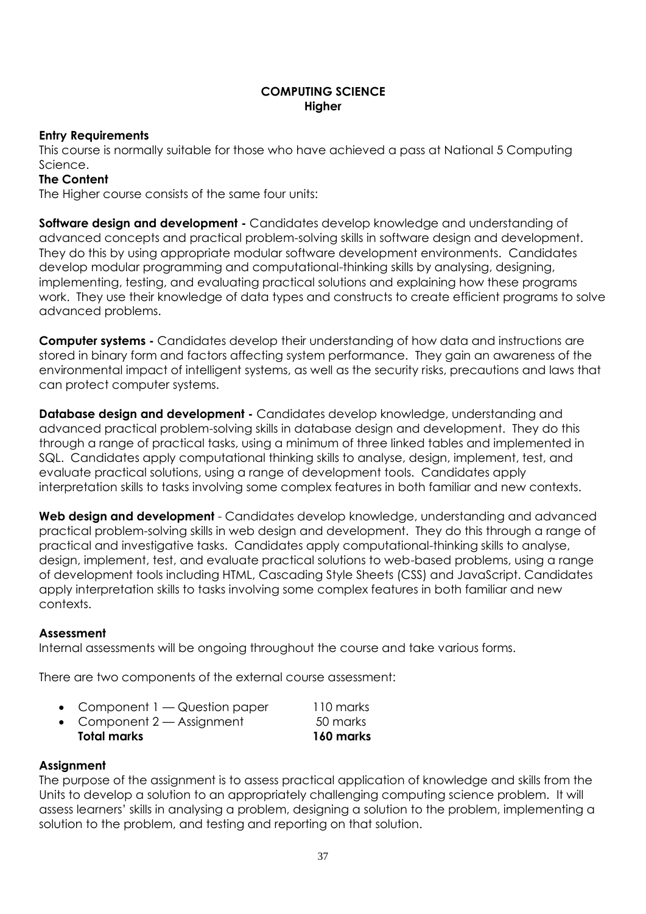# COMPUTING SCIENCE
## Higher

**Entry Requirements**
This course is normally suitable for those who have achieved a pass at National 5 Computing Science.

**The Content**
The Higher course consists of the same four units:

**Software design and development -** Candidates develop knowledge and understanding of advanced concepts and practical problem-solving skills in software design and development. They do this by using appropriate modular software development environments. Candidates develop modular programming and computational-thinking skills by analysing, designing, implementing, testing, and evaluating practical solutions and explaining how these programs work. They use their knowledge of data types and constructs to create efficient programs to solve advanced problems.

**Computer systems -** Candidates develop their understanding of how data and instructions are stored in binary form and factors affecting system performance. They gain an awareness of the environmental impact of intelligent systems, as well as the security risks, precautions and laws that can protect computer systems.

**Database design and development -** Candidates develop knowledge, understanding and advanced practical problem-solving skills in database design and development. They do this through a range of practical tasks, using a minimum of three linked tables and implemented in SQL. Candidates apply computational thinking skills to analyse, design, implement, test, and evaluate practical solutions, using a range of development tools. Candidates apply interpretation skills to tasks involving some complex features in both familiar and new contexts.

**Web design and development** - Candidates develop knowledge, understanding and advanced practical problem-solving skills in web design and development. They do this through a range of practical and investigative tasks. Candidates apply computational-thinking skills to analyse, design, implement, test, and evaluate practical solutions to web-based problems, using a range of development tools including HTML, Cascading Style Sheets (CSS) and JavaScript. Candidates apply interpretation skills to tasks involving some complex features in both familiar and new contexts.

**Assessment**
Internal assessments will be ongoing throughout the course and take various forms.

There are two components of the external course assessment:

| | |
|---|---|
| • Component 1 — Question paper | 110 marks |
| • Component 2 — Assignment | 50 marks |
| **Total marks** | **160 marks** |

**Assignment**
The purpose of the assignment is to assess practical application of knowledge and skills from the Units to develop a solution to an appropriately challenging computing science problem. It will assess learners' skills in analysing a problem, designing a solution to the problem, implementing a solution to the problem, and testing and reporting on that solution.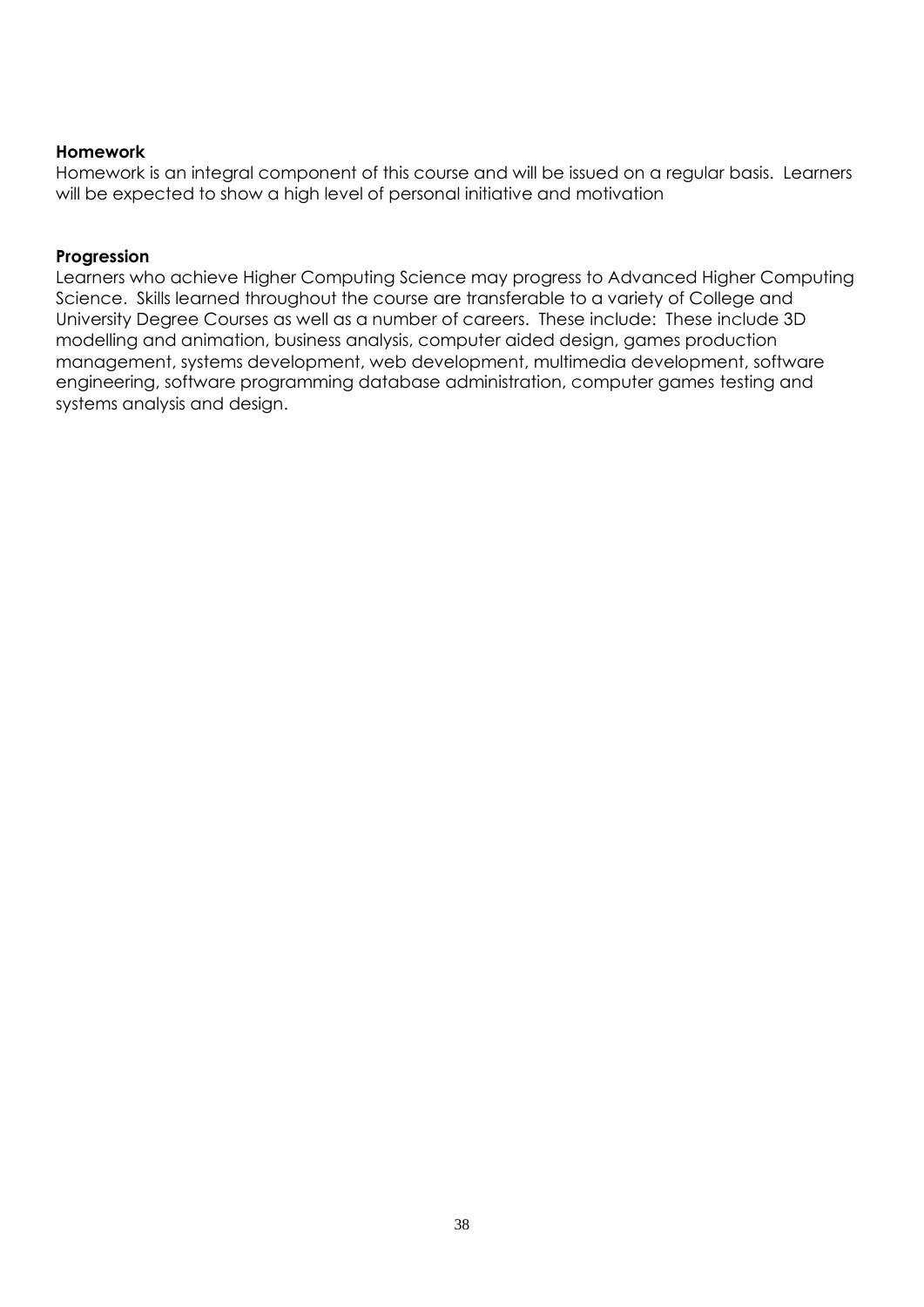**Homework**

Homework is an integral component of this course and will be issued on a regular basis. Learners will be expected to show a high level of personal initiative and motivation

**Progression**

Learners who achieve Higher Computing Science may progress to Advanced Higher Computing Science. Skills learned throughout the course are transferable to a variety of College and University Degree Courses as well as a number of careers. These include: These include 3D modelling and animation, business analysis, computer aided design, games production management, systems development, web development, multimedia development, software engineering, software programming database administration, computer games testing and systems analysis and design.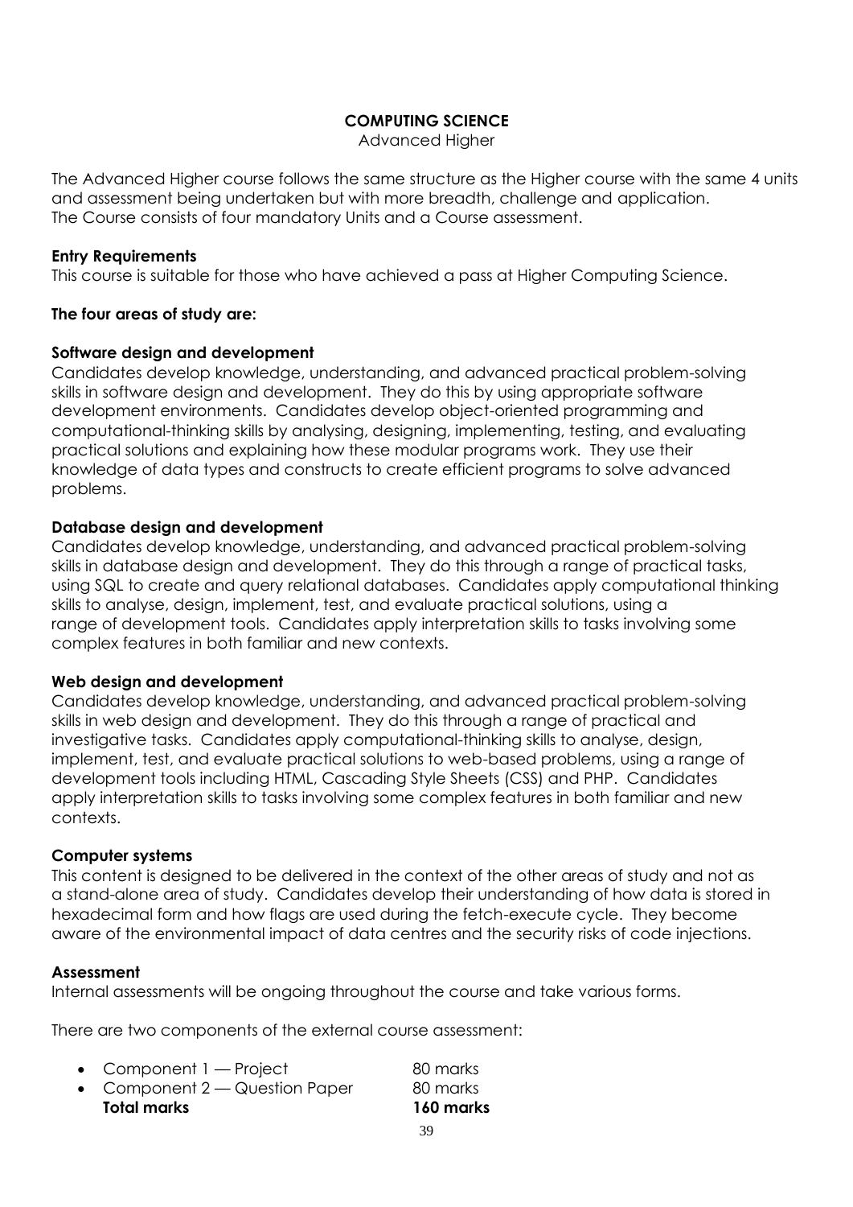# COMPUTING SCIENCE

Advanced Higher

The Advanced Higher course follows the same structure as the Higher course with the same 4 units and assessment being undertaken but with more breadth, challenge and application.
The Course consists of four mandatory Units and a Course assessment.

**Entry Requirements**

This course is suitable for those who have achieved a pass at Higher Computing Science.

**The four areas of study are:**

**Software design and development**

Candidates develop knowledge, understanding, and advanced practical problem-solving skills in software design and development. They do this by using appropriate software development environments. Candidates develop object-oriented programming and computational-thinking skills by analysing, designing, implementing, testing, and evaluating practical solutions and explaining how these modular programs work. They use their knowledge of data types and constructs to create efficient programs to solve advanced problems.

**Database design and development**

Candidates develop knowledge, understanding, and advanced practical problem-solving skills in database design and development. They do this through a range of practical tasks, using SQL to create and query relational databases. Candidates apply computational thinking skills to analyse, design, implement, test, and evaluate practical solutions, using a range of development tools. Candidates apply interpretation skills to tasks involving some complex features in both familiar and new contexts.

**Web design and development**

Candidates develop knowledge, understanding, and advanced practical problem-solving skills in web design and development. They do this through a range of practical and investigative tasks. Candidates apply computational-thinking skills to analyse, design, implement, test, and evaluate practical solutions to web-based problems, using a range of development tools including HTML, Cascading Style Sheets (CSS) and PHP. Candidates apply interpretation skills to tasks involving some complex features in both familiar and new contexts.

**Computer systems**

This content is designed to be delivered in the context of the other areas of study and not as a stand-alone area of study. Candidates develop their understanding of how data is stored in hexadecimal form and how flags are used during the fetch-execute cycle. They become aware of the environmental impact of data centres and the security risks of code injections.

**Assessment**

Internal assessments will be ongoing throughout the course and take various forms.

There are two components of the external course assessment:

- Component 1 — Project 80 marks
- Component 2 — Question Paper 80 marks

**Total marks 160 marks**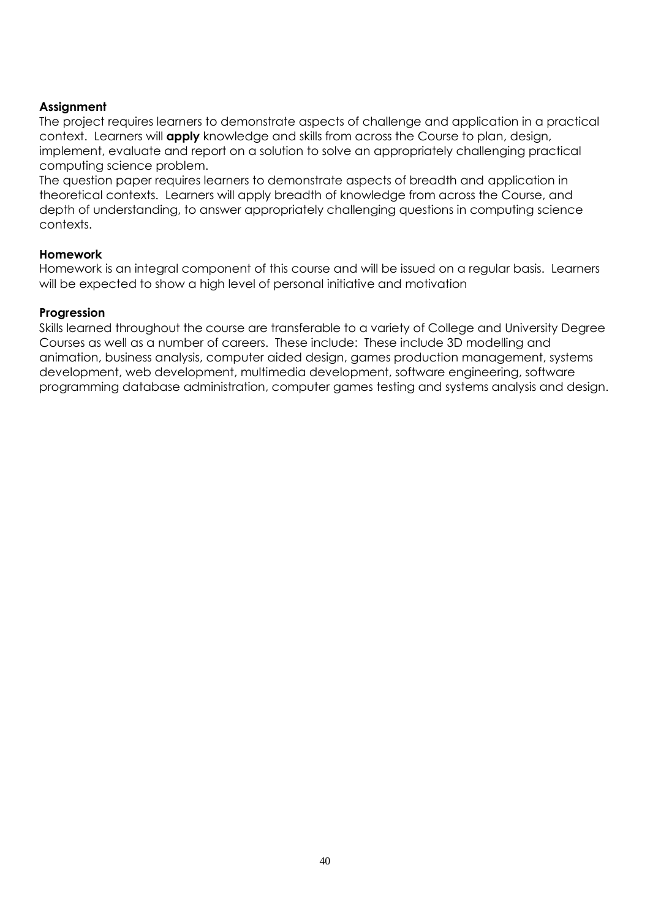**Assignment**

The project requires learners to demonstrate aspects of challenge and application in a practical context. Learners will **apply** knowledge and skills from across the Course to plan, design, implement, evaluate and report on a solution to solve an appropriately challenging practical computing science problem.

The question paper requires learners to demonstrate aspects of breadth and application in theoretical contexts. Learners will apply breadth of knowledge from across the Course, and depth of understanding, to answer appropriately challenging questions in computing science contexts.

**Homework**

Homework is an integral component of this course and will be issued on a regular basis. Learners will be expected to show a high level of personal initiative and motivation

**Progression**

Skills learned throughout the course are transferable to a variety of College and University Degree Courses as well as a number of careers. These include: These include 3D modelling and animation, business analysis, computer aided design, games production management, systems development, web development, multimedia development, software engineering, software programming database administration, computer games testing and systems analysis and design.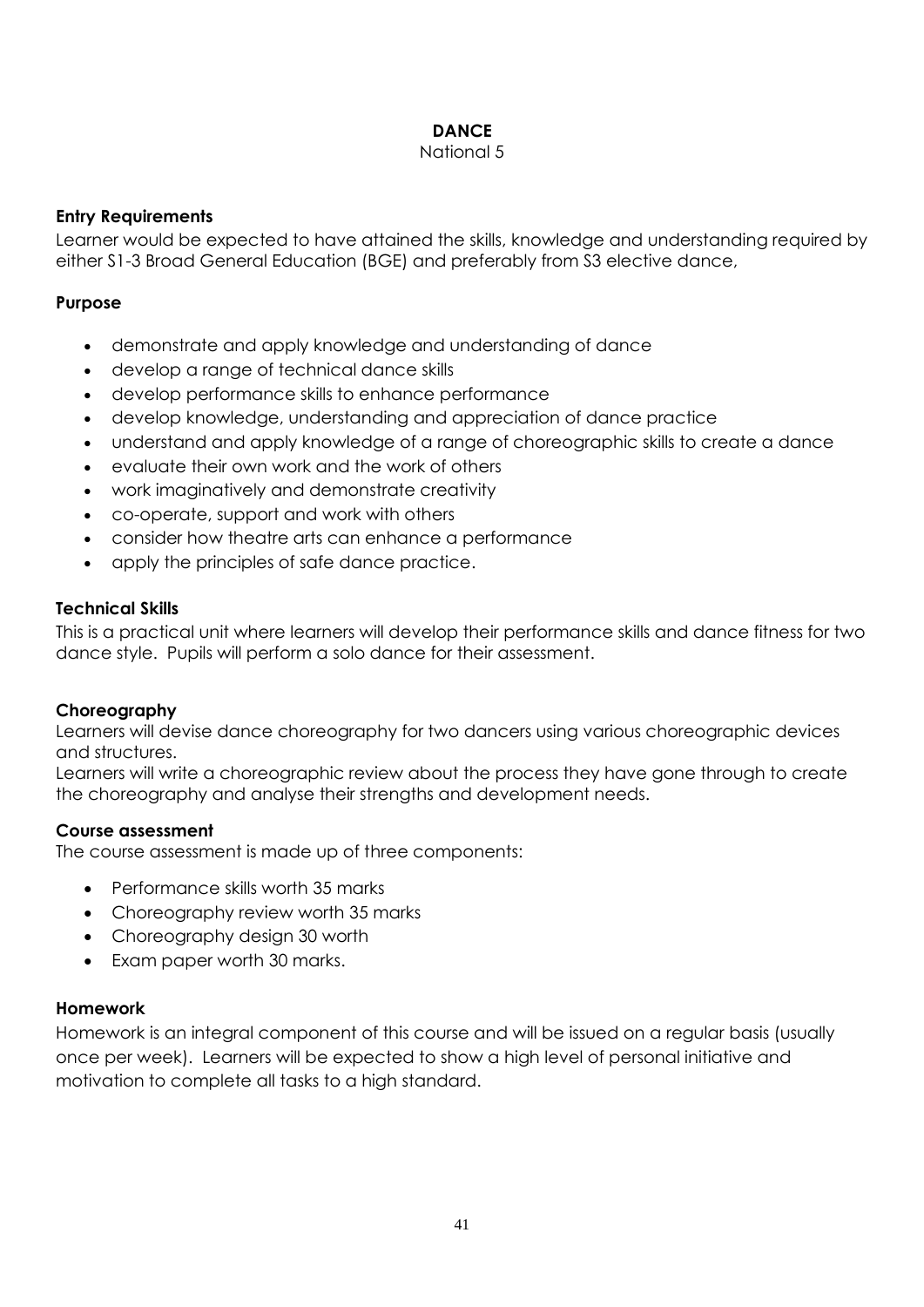# DANCE

National 5

### Entry Requirements

Learner would be expected to have attained the skills, knowledge and understanding required by either S1-3 Broad General Education (BGE) and preferably from S3 elective dance,

### Purpose

- demonstrate and apply knowledge and understanding of dance
- develop a range of technical dance skills
- develop performance skills to enhance performance
- develop knowledge, understanding and appreciation of dance practice
- understand and apply knowledge of a range of choreographic skills to create a dance
- evaluate their own work and the work of others
- work imaginatively and demonstrate creativity
- co-operate, support and work with others
- consider how theatre arts can enhance a performance
- apply the principles of safe dance practice.

### Technical Skills

This is a practical unit where learners will develop their performance skills and dance fitness for two dance style. Pupils will perform a solo dance for their assessment.

### Choreography

Learners will devise dance choreography for two dancers using various choreographic devices and structures.

Learners will write a choreographic review about the process they have gone through to create the choreography and analyse their strengths and development needs.

### Course assessment

The course assessment is made up of three components:

- Performance skills worth 35 marks
- Choreography review worth 35 marks
- Choreography design 30 worth
- Exam paper worth 30 marks.

### Homework

Homework is an integral component of this course and will be issued on a regular basis (usually once per week). Learners will be expected to show a high level of personal initiative and motivation to complete all tasks to a high standard.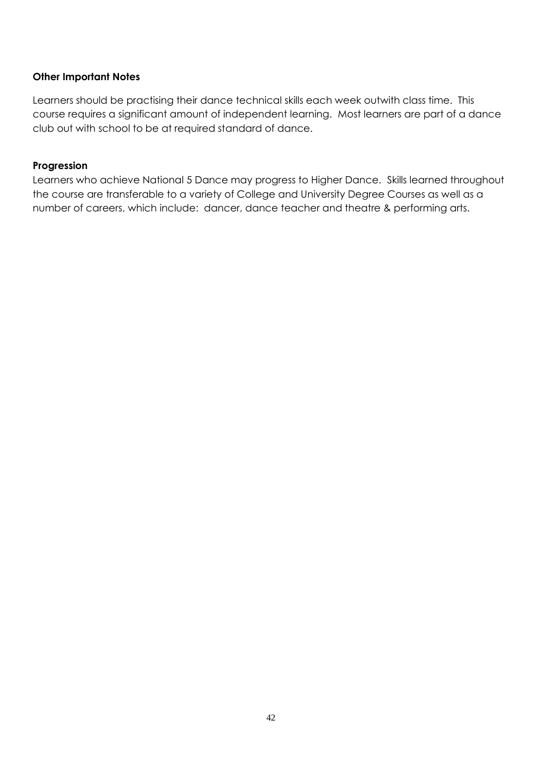**Other Important Notes**

Learners should be practising their dance technical skills each week outwith class time. This course requires a significant amount of independent learning. Most learners are part of a dance club out with school to be at required standard of dance.

**Progression**

Learners who achieve National 5 Dance may progress to Higher Dance. Skills learned throughout the course are transferable to a variety of College and University Degree Courses as well as a number of careers, which include: dancer, dance teacher and theatre & performing arts.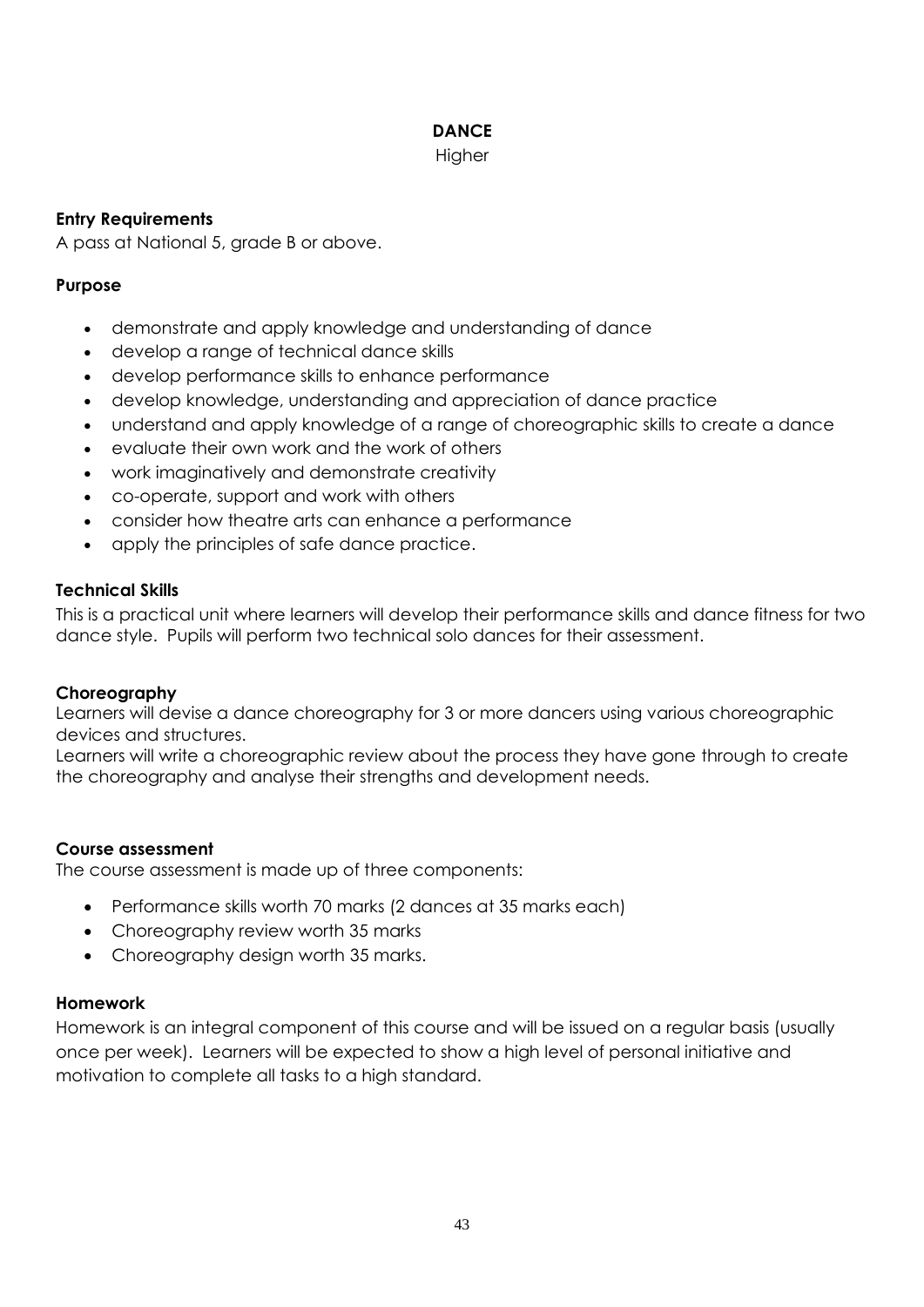# DANCE

Higher

### Entry Requirements

A pass at National 5, grade B or above.

### Purpose

- demonstrate and apply knowledge and understanding of dance
- develop a range of technical dance skills
- develop performance skills to enhance performance
- develop knowledge, understanding and appreciation of dance practice
- understand and apply knowledge of a range of choreographic skills to create a dance
- evaluate their own work and the work of others
- work imaginatively and demonstrate creativity
- co-operate, support and work with others
- consider how theatre arts can enhance a performance
- apply the principles of safe dance practice.

### Technical Skills

This is a practical unit where learners will develop their performance skills and dance fitness for two dance style. Pupils will perform two technical solo dances for their assessment.

### Choreography

Learners will devise a dance choreography for 3 or more dancers using various choreographic devices and structures.

Learners will write a choreographic review about the process they have gone through to create the choreography and analyse their strengths and development needs.

### Course assessment

The course assessment is made up of three components:

- Performance skills worth 70 marks (2 dances at 35 marks each)
- Choreography review worth 35 marks
- Choreography design worth 35 marks.

### Homework

Homework is an integral component of this course and will be issued on a regular basis (usually once per week). Learners will be expected to show a high level of personal initiative and motivation to complete all tasks to a high standard.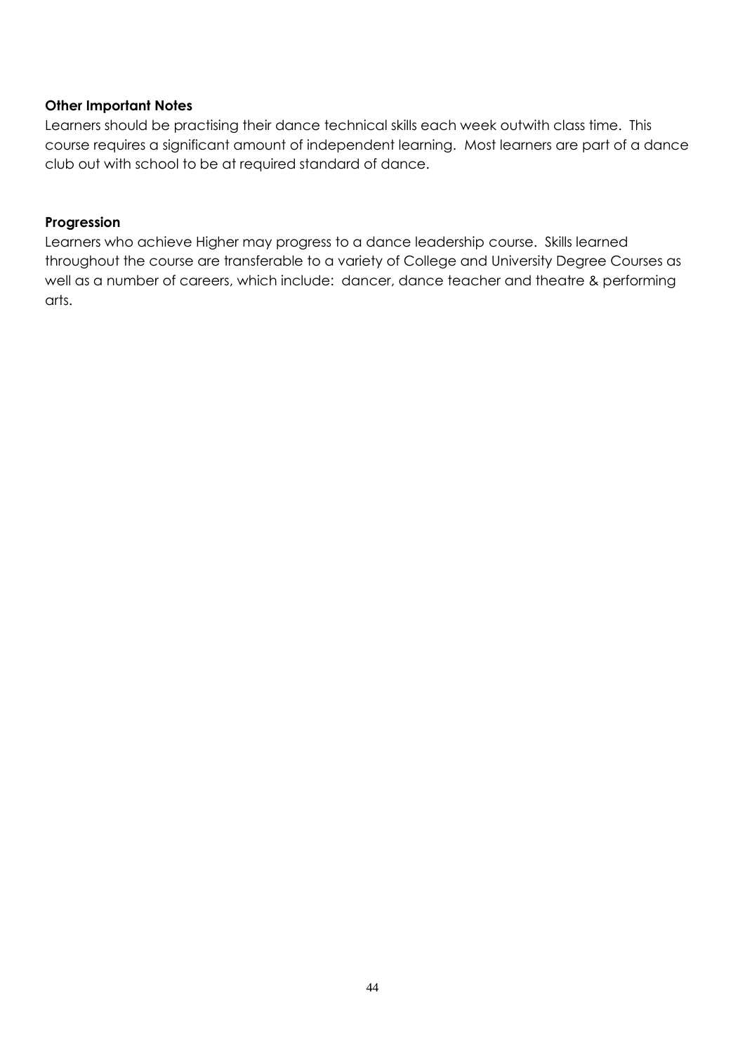**Other Important Notes**

Learners should be practising their dance technical skills each week outwith class time. This course requires a significant amount of independent learning. Most learners are part of a dance club out with school to be at required standard of dance.

**Progression**

Learners who achieve Higher may progress to a dance leadership course. Skills learned throughout the course are transferable to a variety of College and University Degree Courses as well as a number of careers, which include: dancer, dance teacher and theatre & performing arts.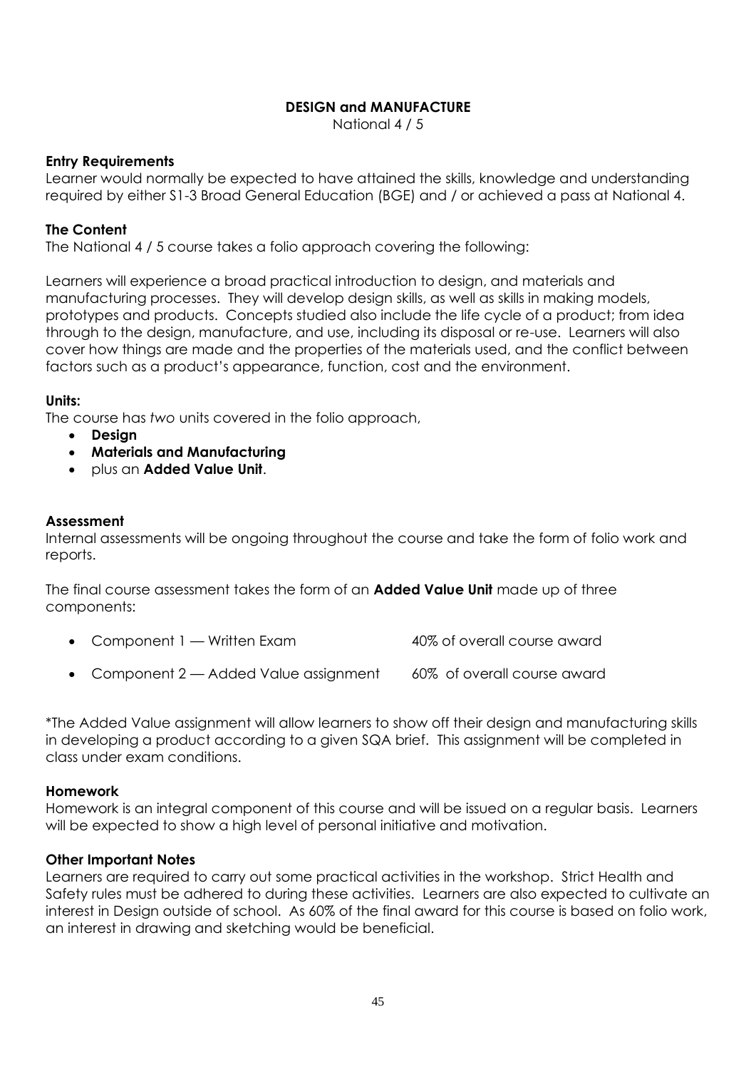# DESIGN and MANUFACTURE

National 4 / 5

**Entry Requirements**

Learner would normally be expected to have attained the skills, knowledge and understanding required by either S1-3 Broad General Education (BGE) and / or achieved a pass at National 4.

**The Content**

The National 4 / 5 course takes a folio approach covering the following:

Learners will experience a broad practical introduction to design, and materials and manufacturing processes. They will develop design skills, as well as skills in making models, prototypes and products. Concepts studied also include the life cycle of a product; from idea through to the design, manufacture, and use, including its disposal or re-use. Learners will also cover how things are made and the properties of the materials used, and the conflict between factors such as a product's appearance, function, cost and the environment.

**Units:**

The course has *two* units covered in the folio approach,

- **Design**
- **Materials and Manufacturing**
- plus an **Added Value Unit**.

**Assessment**

Internal assessments will be ongoing throughout the course and take the form of folio work and reports.

The final course assessment takes the form of an **Added Value Unit** made up of three components:

- Component 1 — Written Exam — 40% of overall course award
- Component 2 — Added Value assignment — 60% of overall course award

*The Added Value assignment will allow learners to show off their design and manufacturing skills in developing a product according to a given SQA brief. This assignment will be completed in class under exam conditions.

**Homework**

Homework is an integral component of this course and will be issued on a regular basis. Learners will be expected to show a high level of personal initiative and motivation.

**Other Important Notes**

Learners are required to carry out some practical activities in the workshop. Strict Health and Safety rules must be adhered to during these activities. Learners are also expected to cultivate an interest in Design outside of school. As 60% of the final award for this course is based on folio work, an interest in drawing and sketching would be beneficial.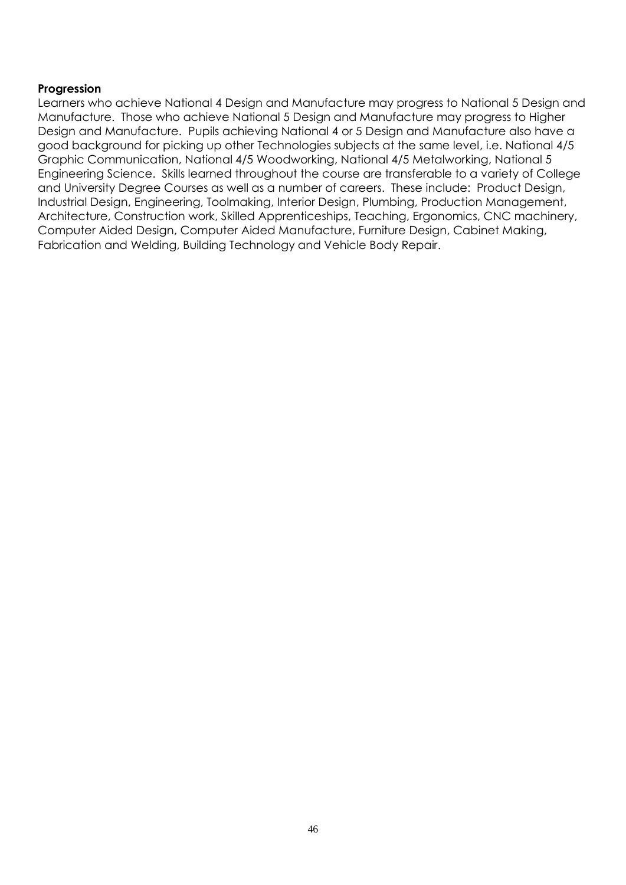**Progression**

Learners who achieve National 4 Design and Manufacture may progress to National 5 Design and Manufacture. Those who achieve National 5 Design and Manufacture may progress to Higher Design and Manufacture. Pupils achieving National 4 or 5 Design and Manufacture also have a good background for picking up other Technologies subjects at the same level, i.e. National 4/5 Graphic Communication, National 4/5 Woodworking, National 4/5 Metalworking, National 5 Engineering Science. Skills learned throughout the course are transferable to a variety of College and University Degree Courses as well as a number of careers. These include: Product Design, Industrial Design, Engineering, Toolmaking, Interior Design, Plumbing, Production Management, Architecture, Construction work, Skilled Apprenticeships, Teaching, Ergonomics, CNC machinery, Computer Aided Design, Computer Aided Manufacture, Furniture Design, Cabinet Making, Fabrication and Welding, Building Technology and Vehicle Body Repair.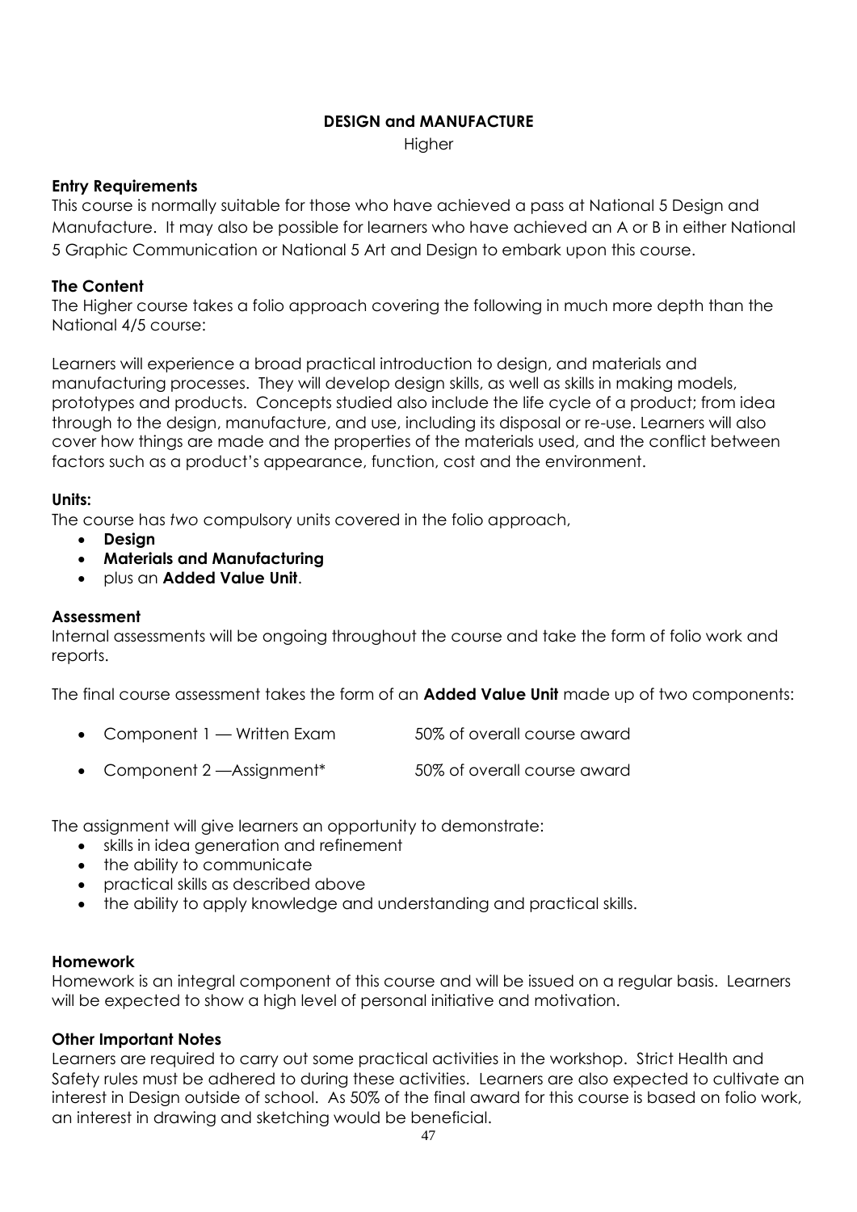# DESIGN and MANUFACTURE

Higher

## Entry Requirements

This course is normally suitable for those who have achieved a pass at National 5 Design and Manufacture. It may also be possible for learners who have achieved an A or B in either National 5 Graphic Communication or National 5 Art and Design to embark upon this course.

## The Content

The Higher course takes a folio approach covering the following in much more depth than the National 4/5 course:

Learners will experience a broad practical introduction to design, and materials and manufacturing processes. They will develop design skills, as well as skills in making models, prototypes and products. Concepts studied also include the life cycle of a product; from idea through to the design, manufacture, and use, including its disposal or re-use. Learners will also cover how things are made and the properties of the materials used, and the conflict between factors such as a product's appearance, function, cost and the environment.

## Units:

The course has *two* compulsory units covered in the folio approach,

- **Design**
- **Materials and Manufacturing**
- plus an **Added Value Unit**.

## Assessment

Internal assessments will be ongoing throughout the course and take the form of folio work and reports.

The final course assessment takes the form of an **Added Value Unit** made up of two components:

- Component 1 — Written Exam 50% of overall course award
- Component 2 —Assignment* 50% of overall course award

The assignment will give learners an opportunity to demonstrate:

- skills in idea generation and refinement
- the ability to communicate
- practical skills as described above
- the ability to apply knowledge and understanding and practical skills.

## Homework

Homework is an integral component of this course and will be issued on a regular basis. Learners will be expected to show a high level of personal initiative and motivation.

## Other Important Notes

Learners are required to carry out some practical activities in the workshop. Strict Health and Safety rules must be adhered to during these activities. Learners are also expected to cultivate an interest in Design outside of school. As 50% of the final award for this course is based on folio work, an interest in drawing and sketching would be beneficial.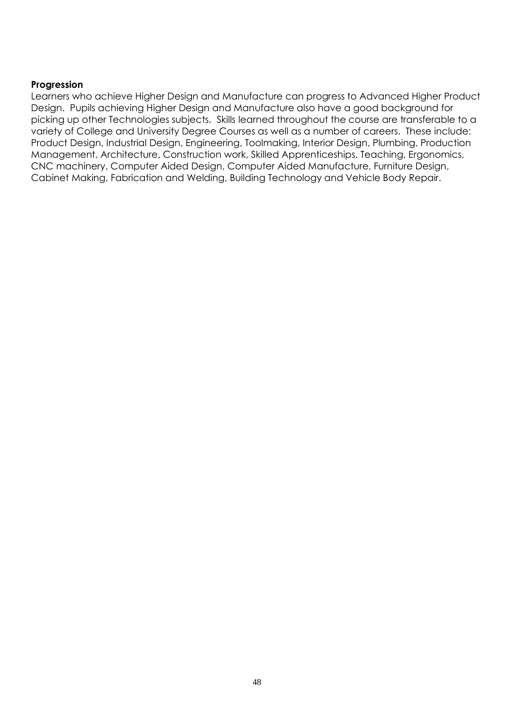**Progression**

Learners who achieve Higher Design and Manufacture can progress to Advanced Higher Product Design. Pupils achieving Higher Design and Manufacture also have a good background for picking up other Technologies subjects. Skills learned throughout the course are transferable to a variety of College and University Degree Courses as well as a number of careers. These include: Product Design, Industrial Design, Engineering, Toolmaking, Interior Design, Plumbing, Production Management, Architecture, Construction work, Skilled Apprenticeships, Teaching, Ergonomics, CNC machinery, Computer Aided Design, Computer Aided Manufacture, Furniture Design, Cabinet Making, Fabrication and Welding, Building Technology and Vehicle Body Repair.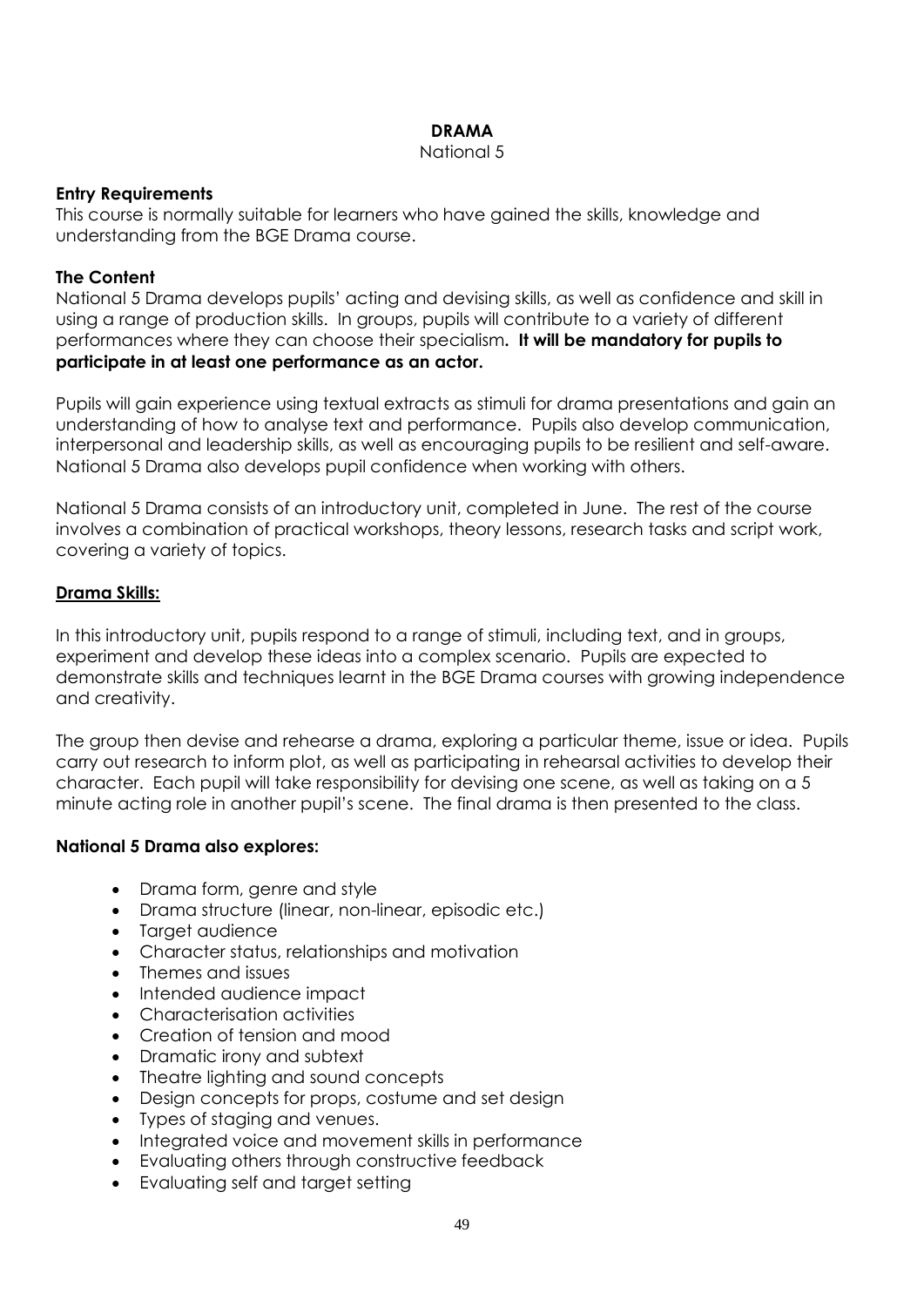# DRAMA

National 5

**Entry Requirements**

This course is normally suitable for learners who have gained the skills, knowledge and understanding from the BGE Drama course.

**The Content**

National 5 Drama develops pupils' acting and devising skills, as well as confidence and skill in using a range of production skills. In groups, pupils will contribute to a variety of different performances where they can choose their specialism**. It will be mandatory for pupils to participate in at least one performance as an actor.**

Pupils will gain experience using textual extracts as stimuli for drama presentations and gain an understanding of how to analyse text and performance. Pupils also develop communication, interpersonal and leadership skills, as well as encouraging pupils to be resilient and self-aware. National 5 Drama also develops pupil confidence when working with others.

National 5 Drama consists of an introductory unit, completed in June. The rest of the course involves a combination of practical workshops, theory lessons, research tasks and script work, covering a variety of topics.

**Drama Skills:**

In this introductory unit, pupils respond to a range of stimuli, including text, and in groups, experiment and develop these ideas into a complex scenario. Pupils are expected to demonstrate skills and techniques learnt in the BGE Drama courses with growing independence and creativity.

The group then devise and rehearse a drama, exploring a particular theme, issue or idea. Pupils carry out research to inform plot, as well as participating in rehearsal activities to develop their character. Each pupil will take responsibility for devising one scene, as well as taking on a 5 minute acting role in another pupil's scene. The final drama is then presented to the class.

**National 5 Drama also explores:**

- Drama form, genre and style
- Drama structure (linear, non-linear, episodic etc.)
- Target audience
- Character status, relationships and motivation
- Themes and issues
- Intended audience impact
- Characterisation activities
- Creation of tension and mood
- Dramatic irony and subtext
- Theatre lighting and sound concepts
- Design concepts for props, costume and set design
- Types of staging and venues.
- Integrated voice and movement skills in performance
- Evaluating others through constructive feedback
- Evaluating self and target setting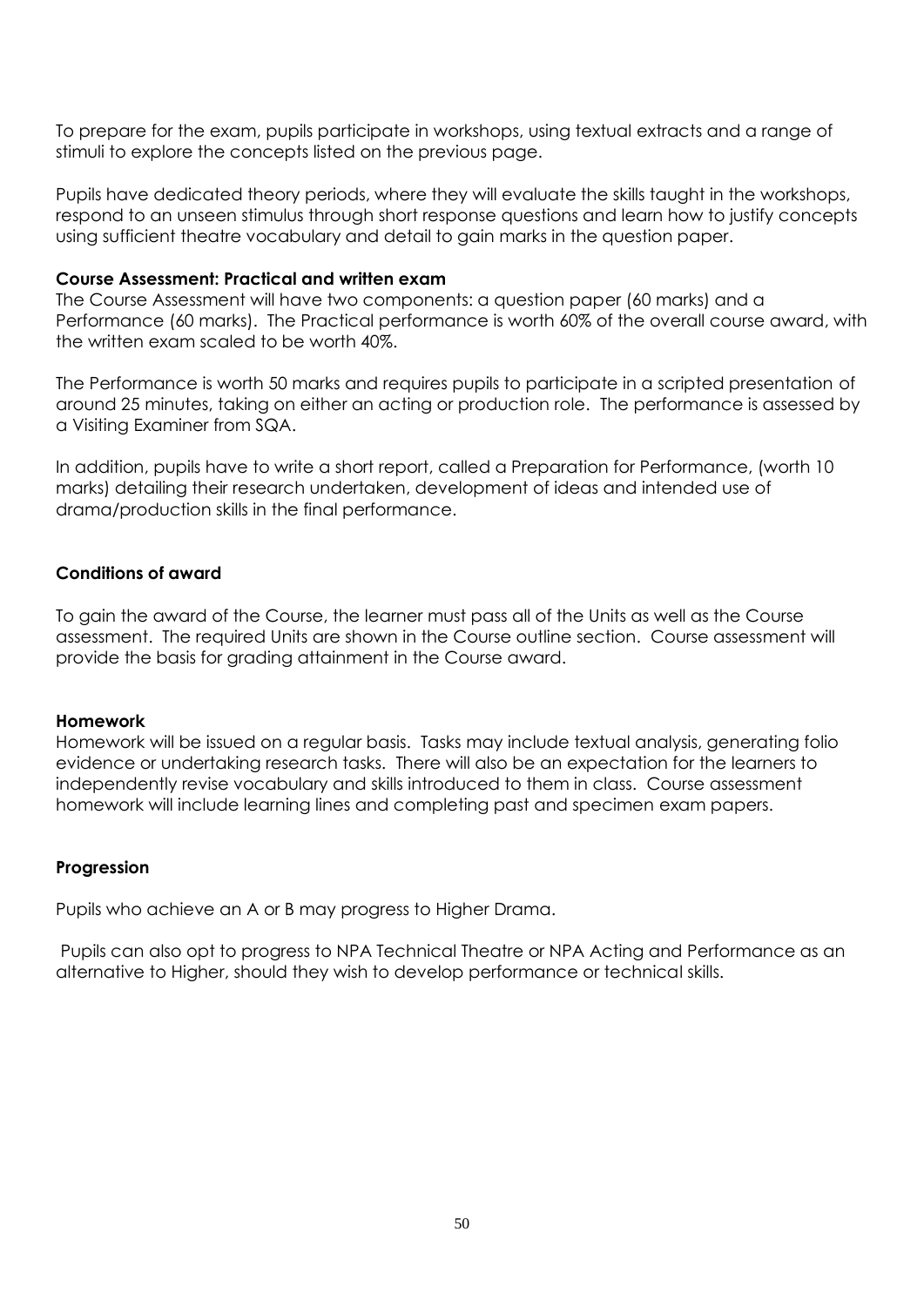To prepare for the exam, pupils participate in workshops, using textual extracts and a range of stimuli to explore the concepts listed on the previous page.

Pupils have dedicated theory periods, where they will evaluate the skills taught in the workshops, respond to an unseen stimulus through short response questions and learn how to justify concepts using sufficient theatre vocabulary and detail to gain marks in the question paper.

**Course Assessment: Practical and written exam**

The Course Assessment will have two components: a question paper (60 marks) and a Performance (60 marks). The Practical performance is worth 60% of the overall course award, with the written exam scaled to be worth 40%.

The Performance is worth 50 marks and requires pupils to participate in a scripted presentation of around 25 minutes, taking on either an acting or production role. The performance is assessed by a Visiting Examiner from SQA.

In addition, pupils have to write a short report, called a Preparation for Performance, (worth 10 marks) detailing their research undertaken, development of ideas and intended use of drama/production skills in the final performance.

**Conditions of award**

To gain the award of the Course, the learner must pass all of the Units as well as the Course assessment. The required Units are shown in the Course outline section. Course assessment will provide the basis for grading attainment in the Course award.

**Homework**

Homework will be issued on a regular basis. Tasks may include textual analysis, generating folio evidence or undertaking research tasks. There will also be an expectation for the learners to independently revise vocabulary and skills introduced to them in class. Course assessment homework will include learning lines and completing past and specimen exam papers.

**Progression**

Pupils who achieve an A or B may progress to Higher Drama.

Pupils can also opt to progress to NPA Technical Theatre or NPA Acting and Performance as an alternative to Higher, should they wish to develop performance or technical skills.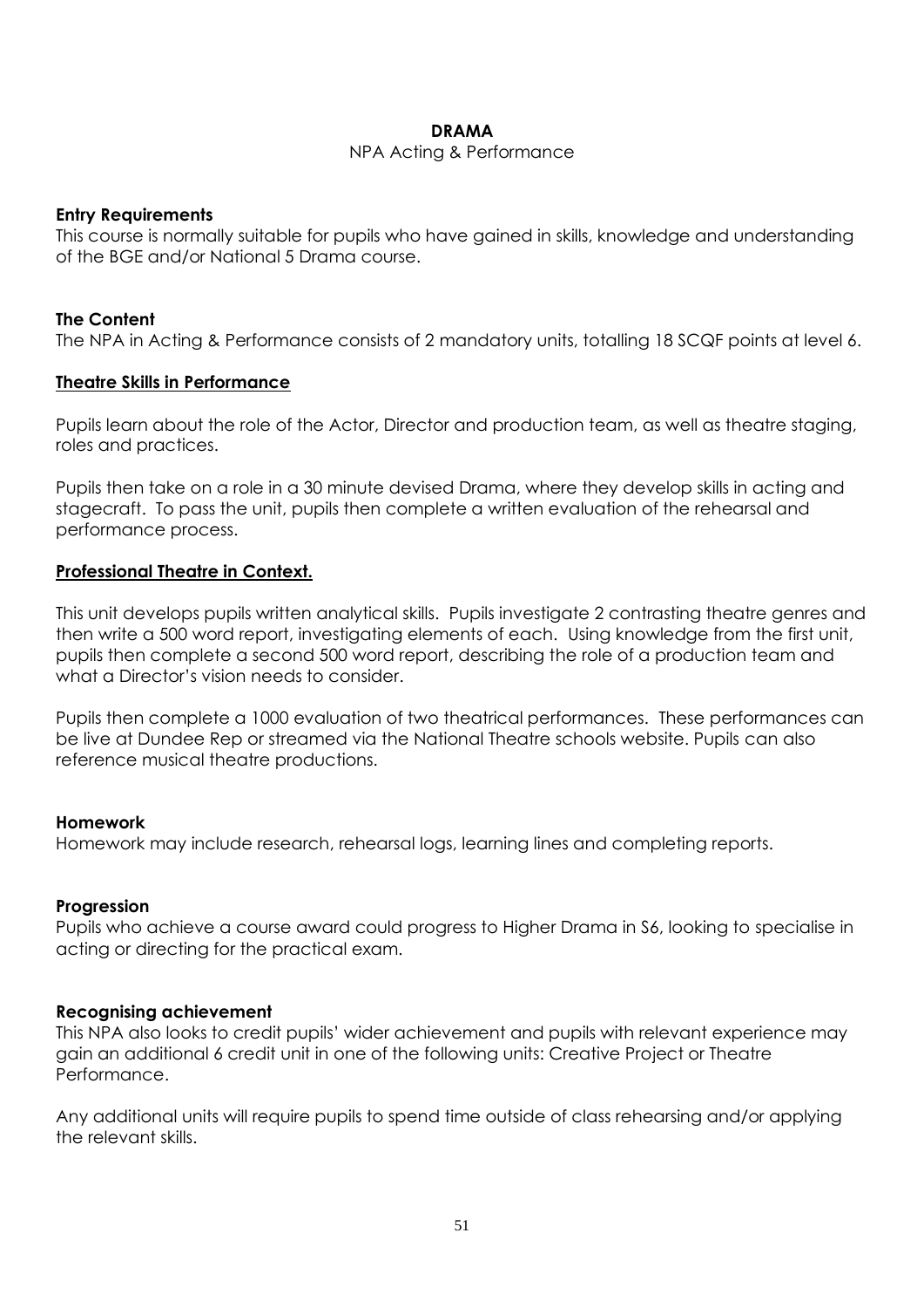# DRAMA

NPA Acting & Performance

**Entry Requirements**
This course is normally suitable for pupils who have gained in skills, knowledge and understanding of the BGE and/or National 5 Drama course.

**The Content**
The NPA in Acting & Performance consists of 2 mandatory units, totalling 18 SCQF points at level 6.

**Theatre Skills in Performance**

Pupils learn about the role of the Actor, Director and production team, as well as theatre staging, roles and practices.

Pupils then take on a role in a 30 minute devised Drama, where they develop skills in acting and stagecraft. To pass the unit, pupils then complete a written evaluation of the rehearsal and performance process.

**Professional Theatre in Context.**

This unit develops pupils written analytical skills. Pupils investigate 2 contrasting theatre genres and then write a 500 word report, investigating elements of each. Using knowledge from the first unit, pupils then complete a second 500 word report, describing the role of a production team and what a Director's vision needs to consider.

Pupils then complete a 1000 evaluation of two theatrical performances. These performances can be live at Dundee Rep or streamed via the National Theatre schools website. Pupils can also reference musical theatre productions.

**Homework**
Homework may include research, rehearsal logs, learning lines and completing reports.

**Progression**
Pupils who achieve a course award could progress to Higher Drama in S6, looking to specialise in acting or directing for the practical exam.

**Recognising achievement**
This NPA also looks to credit pupils' wider achievement and pupils with relevant experience may gain an additional 6 credit unit in one of the following units: Creative Project or Theatre Performance.

Any additional units will require pupils to spend time outside of class rehearsing and/or applying the relevant skills.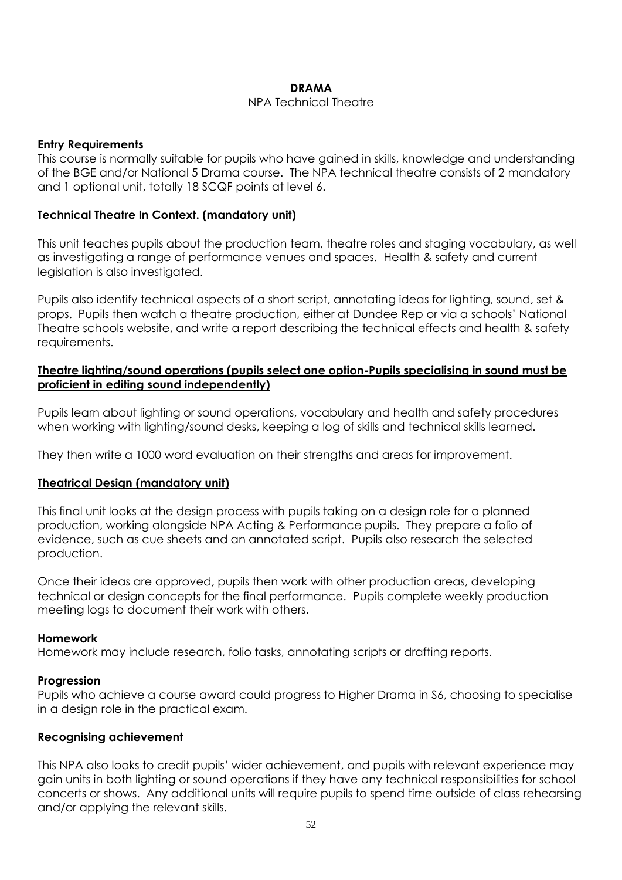# DRAMA

NPA Technical Theatre

**Entry Requirements**

This course is normally suitable for pupils who have gained in skills, knowledge and understanding of the BGE and/or National 5 Drama course. The NPA technical theatre consists of 2 mandatory and 1 optional unit, totally 18 SCQF points at level 6.

**Technical Theatre In Context. (mandatory unit)**

This unit teaches pupils about the production team, theatre roles and staging vocabulary, as well as investigating a range of performance venues and spaces. Health & safety and current legislation is also investigated.

Pupils also identify technical aspects of a short script, annotating ideas for lighting, sound, set & props. Pupils then watch a theatre production, either at Dundee Rep or via a schools' National Theatre schools website, and write a report describing the technical effects and health & safety requirements.

**Theatre lighting/sound operations (pupils select one option-Pupils specialising in sound must be proficient in editing sound independently)**

Pupils learn about lighting or sound operations, vocabulary and health and safety procedures when working with lighting/sound desks, keeping a log of skills and technical skills learned.

They then write a 1000 word evaluation on their strengths and areas for improvement.

**Theatrical Design (mandatory unit)**

This final unit looks at the design process with pupils taking on a design role for a planned production, working alongside NPA Acting & Performance pupils. They prepare a folio of evidence, such as cue sheets and an annotated script. Pupils also research the selected production.

Once their ideas are approved, pupils then work with other production areas, developing technical or design concepts for the final performance. Pupils complete weekly production meeting logs to document their work with others.

**Homework**

Homework may include research, folio tasks, annotating scripts or drafting reports.

**Progression**

Pupils who achieve a course award could progress to Higher Drama in S6, choosing to specialise in a design role in the practical exam.

**Recognising achievement**

This NPA also looks to credit pupils' wider achievement, and pupils with relevant experience may gain units in both lighting or sound operations if they have any technical responsibilities for school concerts or shows. Any additional units will require pupils to spend time outside of class rehearsing and/or applying the relevant skills.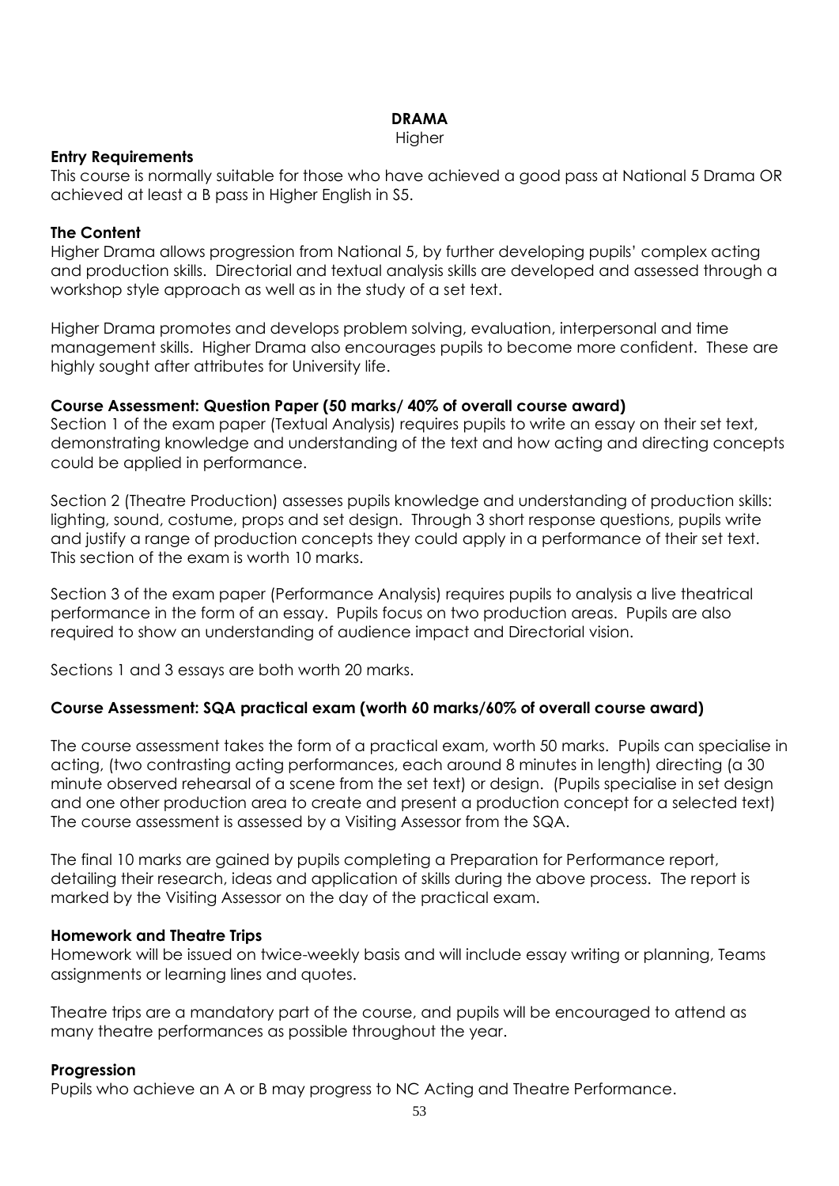# DRAMA

Higher

## Entry Requirements

This course is normally suitable for those who have achieved a good pass at National 5 Drama OR achieved at least a B pass in Higher English in S5.

## The Content

Higher Drama allows progression from National 5, by further developing pupils' complex acting and production skills. Directorial and textual analysis skills are developed and assessed through a workshop style approach as well as in the study of a set text.

Higher Drama promotes and develops problem solving, evaluation, interpersonal and time management skills. Higher Drama also encourages pupils to become more confident. These are highly sought after attributes for University life.

## Course Assessment: Question Paper (50 marks/ 40% of overall course award)

Section 1 of the exam paper (Textual Analysis) requires pupils to write an essay on their set text, demonstrating knowledge and understanding of the text and how acting and directing concepts could be applied in performance.

Section 2 (Theatre Production) assesses pupils knowledge and understanding of production skills: lighting, sound, costume, props and set design. Through 3 short response questions, pupils write and justify a range of production concepts they could apply in a performance of their set text. This section of the exam is worth 10 marks.

Section 3 of the exam paper (Performance Analysis) requires pupils to analysis a live theatrical performance in the form of an essay. Pupils focus on two production areas. Pupils are also required to show an understanding of audience impact and Directorial vision.

Sections 1 and 3 essays are both worth 20 marks.

## Course Assessment: SQA practical exam (worth 60 marks/60% of overall course award)

The course assessment takes the form of a practical exam, worth 50 marks. Pupils can specialise in acting, (two contrasting acting performances, each around 8 minutes in length) directing (a 30 minute observed rehearsal of a scene from the set text) or design. (Pupils specialise in set design and one other production area to create and present a production concept for a selected text) The course assessment is assessed by a Visiting Assessor from the SQA.

The final 10 marks are gained by pupils completing a Preparation for Performance report, detailing their research, ideas and application of skills during the above process. The report is marked by the Visiting Assessor on the day of the practical exam.

## Homework and Theatre Trips

Homework will be issued on twice-weekly basis and will include essay writing or planning, Teams assignments or learning lines and quotes.

Theatre trips are a mandatory part of the course, and pupils will be encouraged to attend as many theatre performances as possible throughout the year.

## Progression

Pupils who achieve an A or B may progress to NC Acting and Theatre Performance.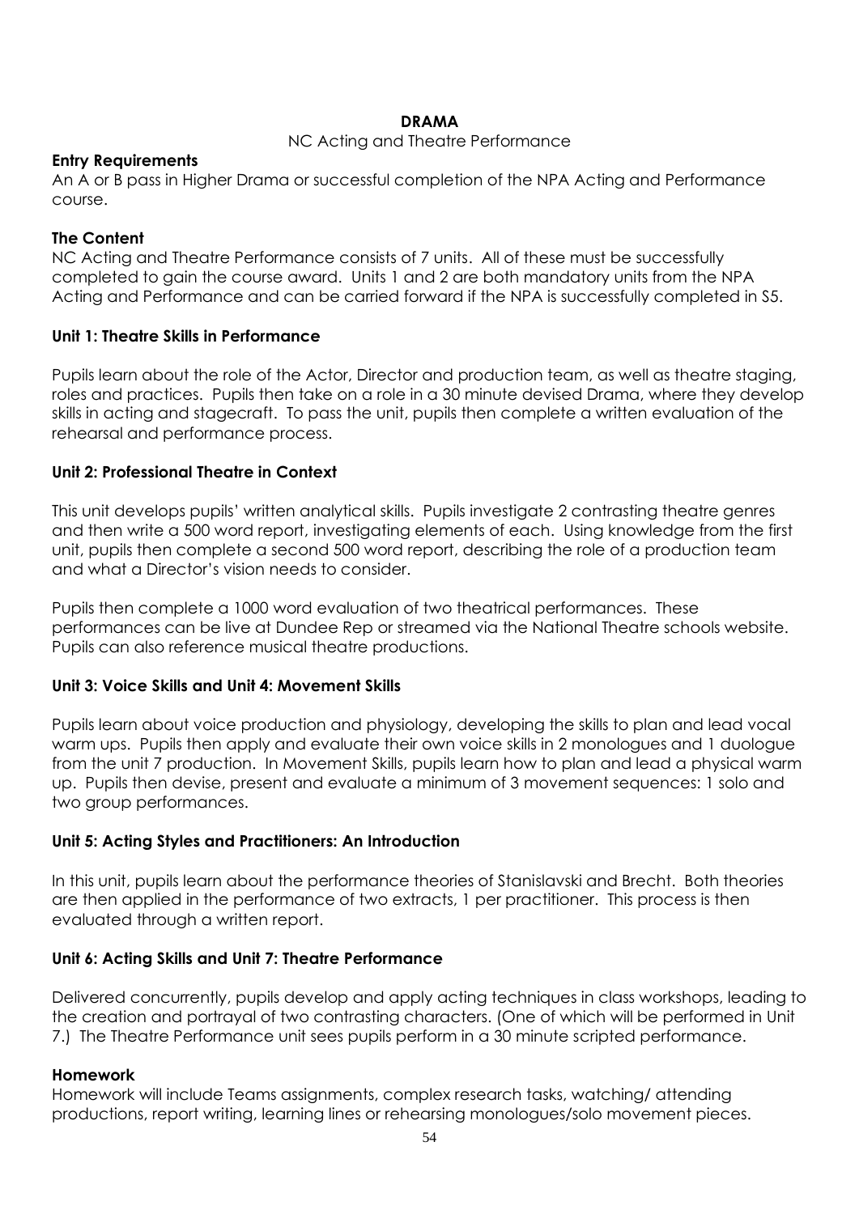# DRAMA

NC Acting and Theatre Performance

**Entry Requirements**

An A or B pass in Higher Drama or successful completion of the NPA Acting and Performance course.

**The Content**

NC Acting and Theatre Performance consists of 7 units. All of these must be successfully completed to gain the course award. Units 1 and 2 are both mandatory units from the NPA Acting and Performance and can be carried forward if the NPA is successfully completed in S5.

**Unit 1: Theatre Skills in Performance**

Pupils learn about the role of the Actor, Director and production team, as well as theatre staging, roles and practices. Pupils then take on a role in a 30 minute devised Drama, where they develop skills in acting and stagecraft. To pass the unit, pupils then complete a written evaluation of the rehearsal and performance process.

**Unit 2: Professional Theatre in Context**

This unit develops pupils' written analytical skills. Pupils investigate 2 contrasting theatre genres and then write a 500 word report, investigating elements of each. Using knowledge from the first unit, pupils then complete a second 500 word report, describing the role of a production team and what a Director's vision needs to consider.

Pupils then complete a 1000 word evaluation of two theatrical performances. These performances can be live at Dundee Rep or streamed via the National Theatre schools website. Pupils can also reference musical theatre productions.

**Unit 3: Voice Skills and Unit 4: Movement Skills**

Pupils learn about voice production and physiology, developing the skills to plan and lead vocal warm ups. Pupils then apply and evaluate their own voice skills in 2 monologues and 1 duologue from the unit 7 production. In Movement Skills, pupils learn how to plan and lead a physical warm up. Pupils then devise, present and evaluate a minimum of 3 movement sequences: 1 solo and two group performances.

**Unit 5: Acting Styles and Practitioners: An Introduction**

In this unit, pupils learn about the performance theories of Stanislavski and Brecht. Both theories are then applied in the performance of two extracts, 1 per practitioner. This process is then evaluated through a written report.

**Unit 6: Acting Skills and Unit 7: Theatre Performance**

Delivered concurrently, pupils develop and apply acting techniques in class workshops, leading to the creation and portrayal of two contrasting characters. (One of which will be performed in Unit 7.) The Theatre Performance unit sees pupils perform in a 30 minute scripted performance.

**Homework**

Homework will include Teams assignments, complex research tasks, watching/ attending productions, report writing, learning lines or rehearsing monologues/solo movement pieces.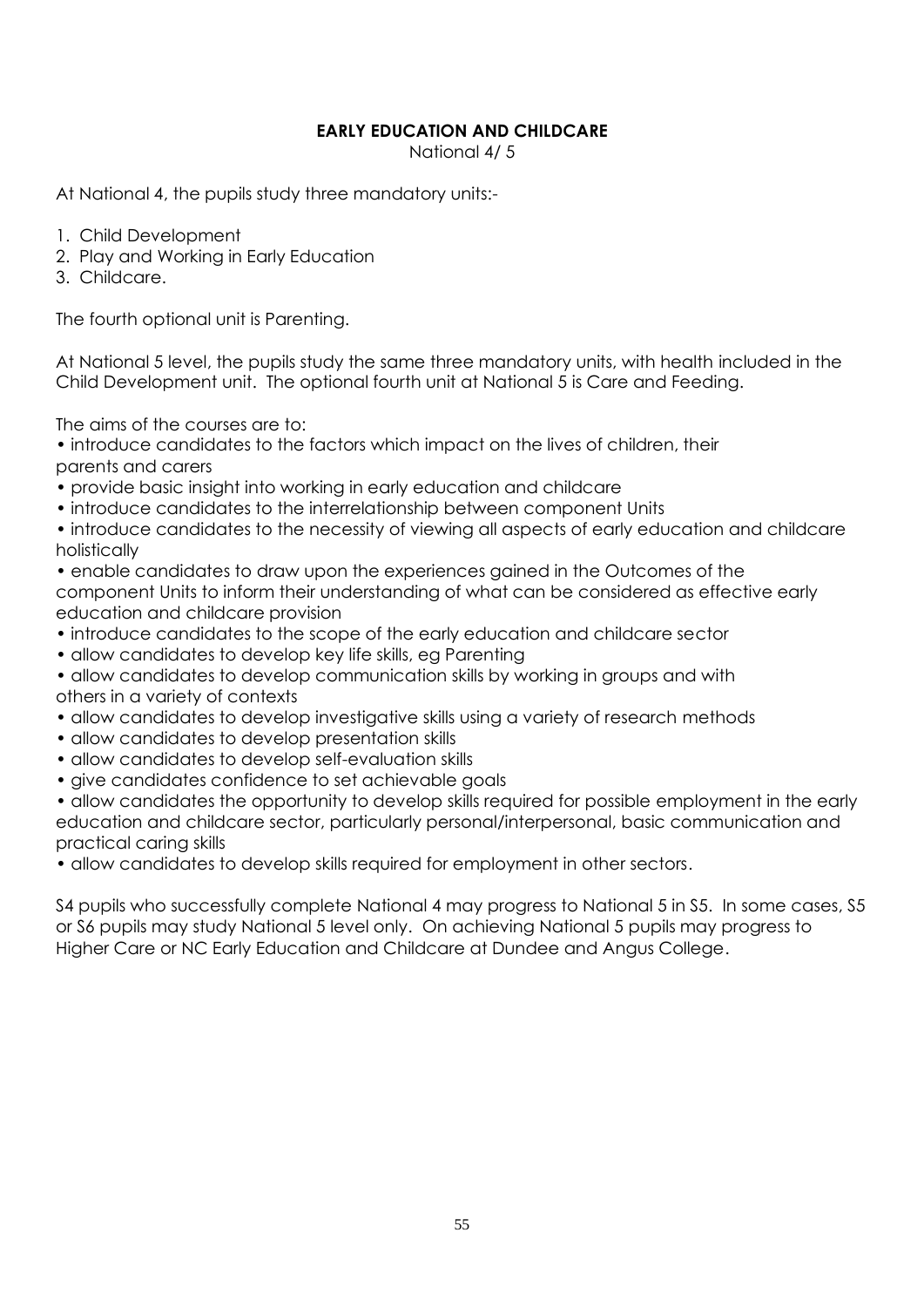# EARLY EDUCATION AND CHILDCARE

National 4/ 5

At National 4, the pupils study three mandatory units:-

1. Child Development
2. Play and Working in Early Education
3. Childcare.

The fourth optional unit is Parenting.

At National 5 level, the pupils study the same three mandatory units, with health included in the Child Development unit. The optional fourth unit at National 5 is Care and Feeding.

The aims of the courses are to:

- introduce candidates to the factors which impact on the lives of children, their parents and carers
- provide basic insight into working in early education and childcare
- introduce candidates to the interrelationship between component Units
- introduce candidates to the necessity of viewing all aspects of early education and childcare holistically
- enable candidates to draw upon the experiences gained in the Outcomes of the component Units to inform their understanding of what can be considered as effective early education and childcare provision
- introduce candidates to the scope of the early education and childcare sector
- allow candidates to develop key life skills, eg Parenting
- allow candidates to develop communication skills by working in groups and with others in a variety of contexts
- allow candidates to develop investigative skills using a variety of research methods
- allow candidates to develop presentation skills
- allow candidates to develop self-evaluation skills
- give candidates confidence to set achievable goals
- allow candidates the opportunity to develop skills required for possible employment in the early education and childcare sector, particularly personal/interpersonal, basic communication and practical caring skills
- allow candidates to develop skills required for employment in other sectors.

S4 pupils who successfully complete National 4 may progress to National 5 in S5. In some cases, S5 or S6 pupils may study National 5 level only. On achieving National 5 pupils may progress to Higher Care or NC Early Education and Childcare at Dundee and Angus College.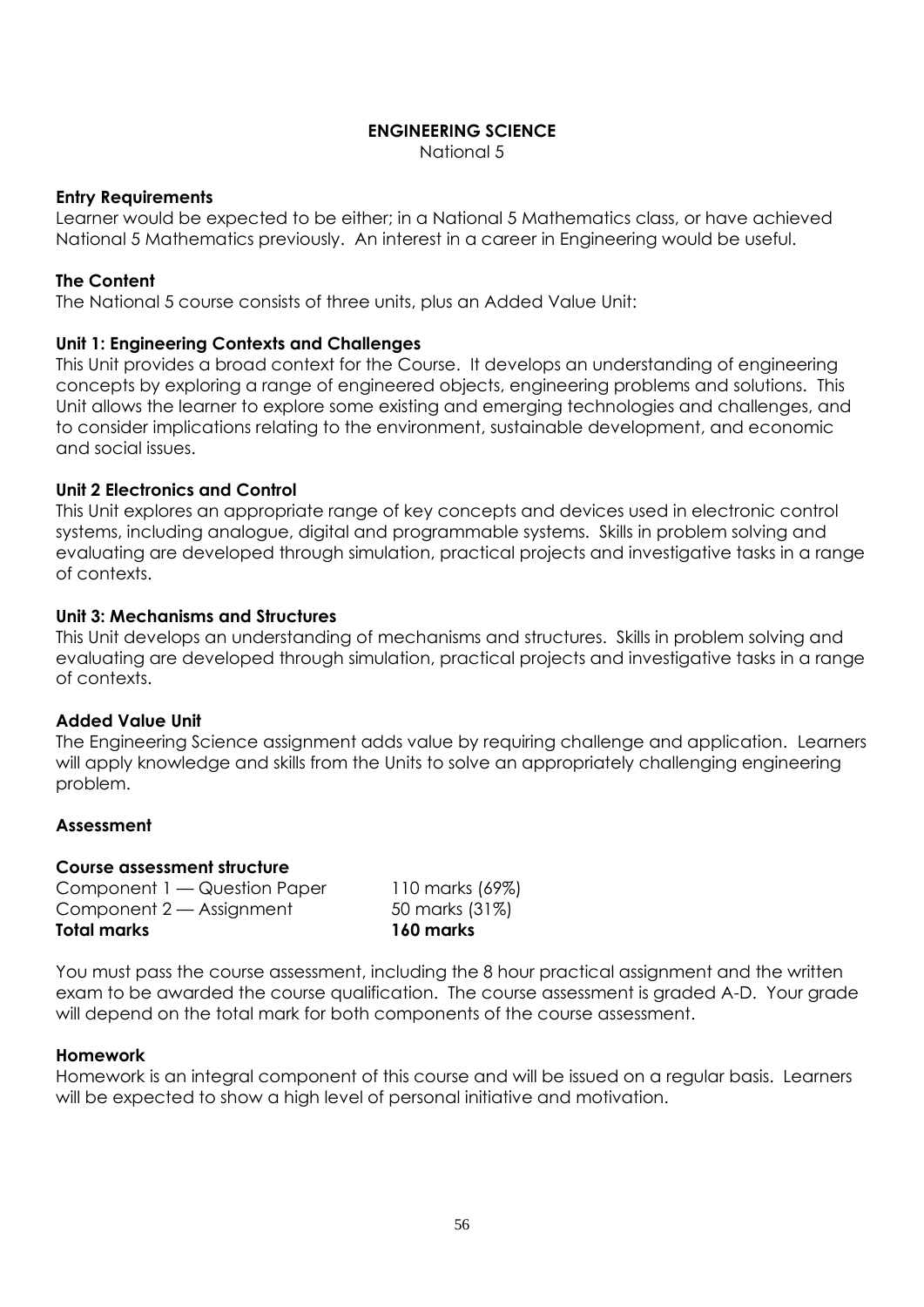# ENGINEERING SCIENCE

National 5

### Entry Requirements

Learner would be expected to be either; in a National 5 Mathematics class, or have achieved National 5 Mathematics previously. An interest in a career in Engineering would be useful.

### The Content

The National 5 course consists of three units, plus an Added Value Unit:

### Unit 1: Engineering Contexts and Challenges

This Unit provides a broad context for the Course. It develops an understanding of engineering concepts by exploring a range of engineered objects, engineering problems and solutions. This Unit allows the learner to explore some existing and emerging technologies and challenges, and to consider implications relating to the environment, sustainable development, and economic and social issues.

### Unit 2 Electronics and Control

This Unit explores an appropriate range of key concepts and devices used in electronic control systems, including analogue, digital and programmable systems. Skills in problem solving and evaluating are developed through simulation, practical projects and investigative tasks in a range of contexts.

### Unit 3: Mechanisms and Structures

This Unit develops an understanding of mechanisms and structures. Skills in problem solving and evaluating are developed through simulation, practical projects and investigative tasks in a range of contexts.

### Added Value Unit

The Engineering Science assignment adds value by requiring challenge and application. Learners will apply knowledge and skills from the Units to solve an appropriately challenging engineering problem.

### Assessment

**Course assessment structure**

| | |
|---|---|
| Component 1 — Question Paper | 110 marks (69%) |
| Component 2 — Assignment | 50 marks (31%) |
| **Total marks** | **160 marks** |

You must pass the course assessment, including the 8 hour practical assignment and the written exam to be awarded the course qualification. The course assessment is graded A-D. Your grade will depend on the total mark for both components of the course assessment.

### Homework

Homework is an integral component of this course and will be issued on a regular basis. Learners will be expected to show a high level of personal initiative and motivation.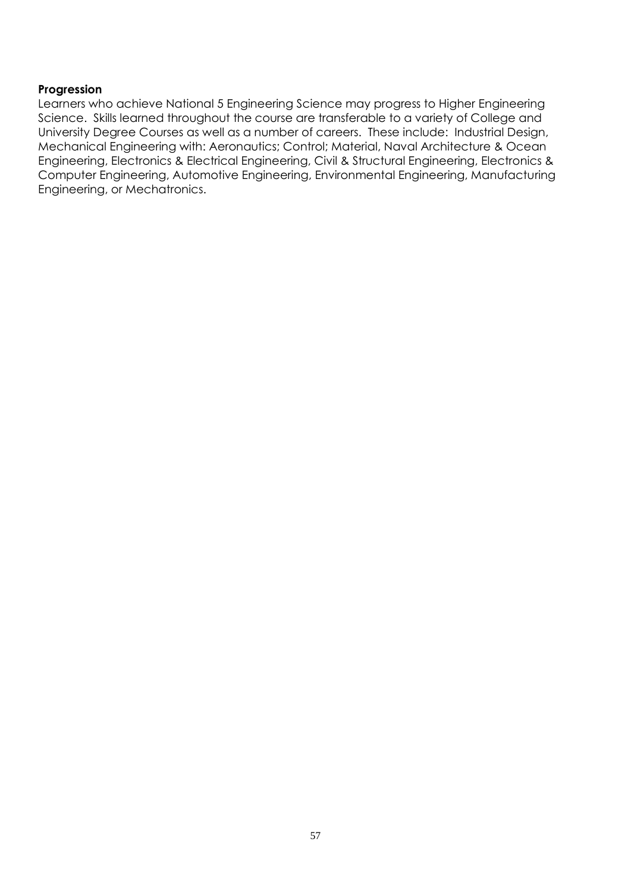**Progression**

Learners who achieve National 5 Engineering Science may progress to Higher Engineering Science. Skills learned throughout the course are transferable to a variety of College and University Degree Courses as well as a number of careers. These include: Industrial Design, Mechanical Engineering with: Aeronautics; Control; Material, Naval Architecture & Ocean Engineering, Electronics & Electrical Engineering, Civil & Structural Engineering, Electronics & Computer Engineering, Automotive Engineering, Environmental Engineering, Manufacturing Engineering, or Mechatronics.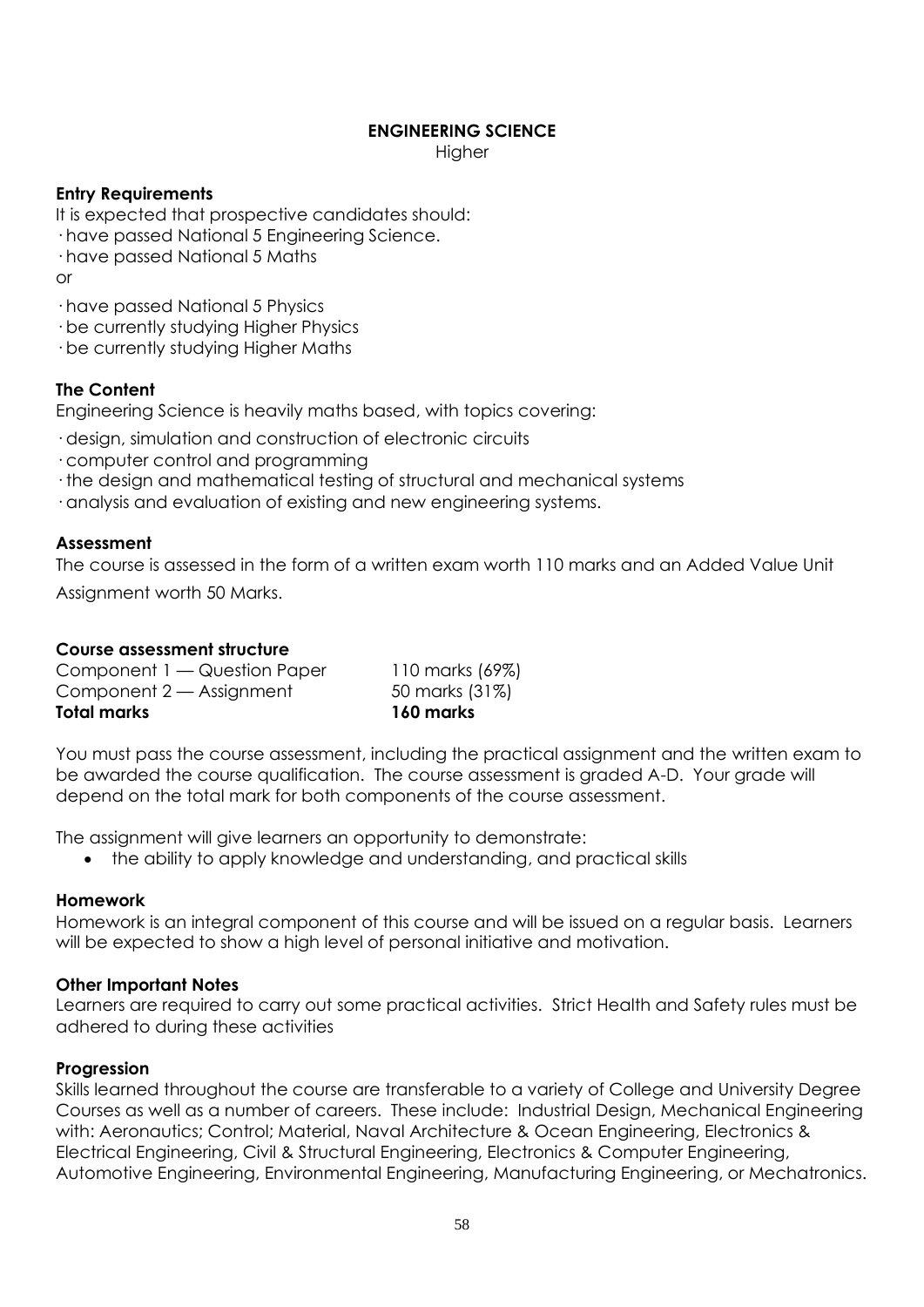# ENGINEERING SCIENCE

Higher

### Entry Requirements

It is expected that prospective candidates should:

- have passed National 5 Engineering Science.
- have passed National 5 Maths

or

- have passed National 5 Physics
- be currently studying Higher Physics
- be currently studying Higher Maths

### The Content

Engineering Science is heavily maths based, with topics covering:

- design, simulation and construction of electronic circuits
- computer control and programming
- the design and mathematical testing of structural and mechanical systems
- analysis and evaluation of existing and new engineering systems.

### Assessment

The course is assessed in the form of a written exam worth 110 marks and an Added Value Unit Assignment worth 50 Marks.

### Course assessment structure

| | |
|---|---|
| Component 1 — Question Paper | 110 marks (69%) |
| Component 2 — Assignment | 50 marks (31%) |
| **Total marks** | **160 marks** |

You must pass the course assessment, including the practical assignment and the written exam to be awarded the course qualification. The course assessment is graded A-D. Your grade will depend on the total mark for both components of the course assessment.

The assignment will give learners an opportunity to demonstrate:

- the ability to apply knowledge and understanding, and practical skills

### Homework

Homework is an integral component of this course and will be issued on a regular basis. Learners will be expected to show a high level of personal initiative and motivation.

### Other Important Notes

Learners are required to carry out some practical activities. Strict Health and Safety rules must be adhered to during these activities

### Progression

Skills learned throughout the course are transferable to a variety of College and University Degree Courses as well as a number of careers. These include: Industrial Design, Mechanical Engineering with: Aeronautics; Control; Material, Naval Architecture & Ocean Engineering, Electronics & Electrical Engineering, Civil & Structural Engineering, Electronics & Computer Engineering, Automotive Engineering, Environmental Engineering, Manufacturing Engineering, or Mechatronics.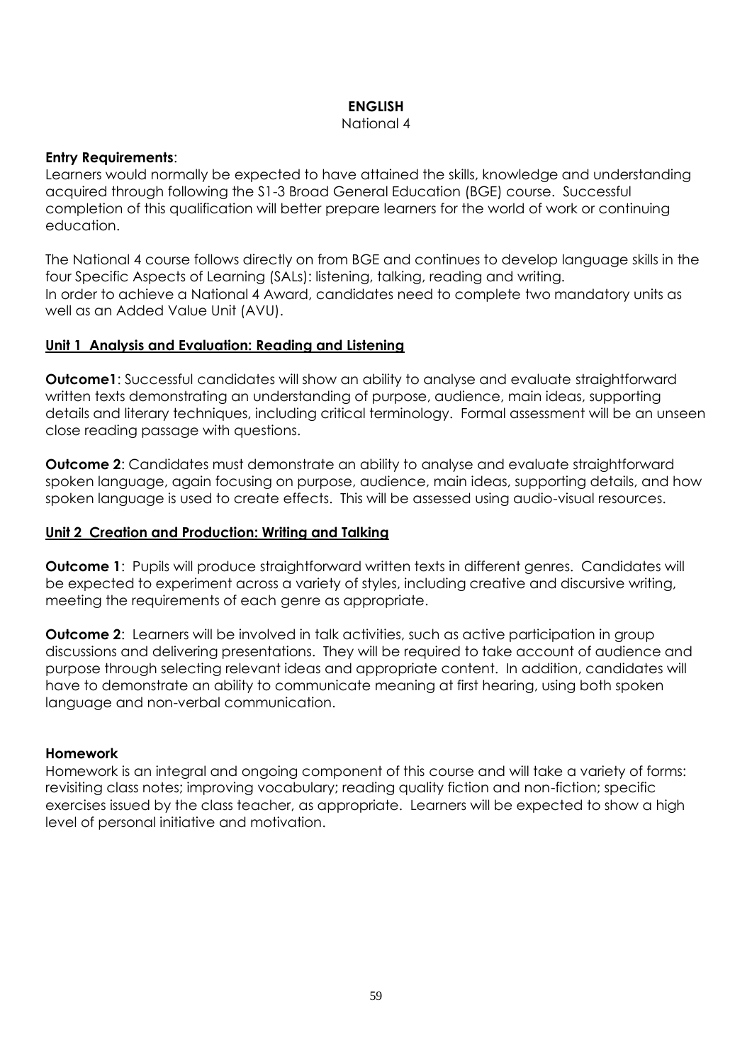# ENGLISH

National 4

**Entry Requirements**:

Learners would normally be expected to have attained the skills, knowledge and understanding acquired through following the S1-3 Broad General Education (BGE) course. Successful completion of this qualification will better prepare learners for the world of work or continuing education.

The National 4 course follows directly on from BGE and continues to develop language skills in the four Specific Aspects of Learning (SALs): listening, talking, reading and writing.
In order to achieve a National 4 Award, candidates need to complete two mandatory units as well as an Added Value Unit (AVU).

## Unit 1 Analysis and Evaluation: Reading and Listening

**Outcome1**: Successful candidates will show an ability to analyse and evaluate straightforward written texts demonstrating an understanding of purpose, audience, main ideas, supporting details and literary techniques, including critical terminology. Formal assessment will be an unseen close reading passage with questions.

**Outcome 2**: Candidates must demonstrate an ability to analyse and evaluate straightforward spoken language, again focusing on purpose, audience, main ideas, supporting details, and how spoken language is used to create effects. This will be assessed using audio-visual resources.

## Unit 2 Creation and Production: Writing and Talking

**Outcome 1**: Pupils will produce straightforward written texts in different genres. Candidates will be expected to experiment across a variety of styles, including creative and discursive writing, meeting the requirements of each genre as appropriate.

**Outcome 2**: Learners will be involved in talk activities, such as active participation in group discussions and delivering presentations. They will be required to take account of audience and purpose through selecting relevant ideas and appropriate content. In addition, candidates will have to demonstrate an ability to communicate meaning at first hearing, using both spoken language and non-verbal communication.

**Homework**

Homework is an integral and ongoing component of this course and will take a variety of forms: revisiting class notes; improving vocabulary; reading quality fiction and non-fiction; specific exercises issued by the class teacher, as appropriate. Learners will be expected to show a high level of personal initiative and motivation.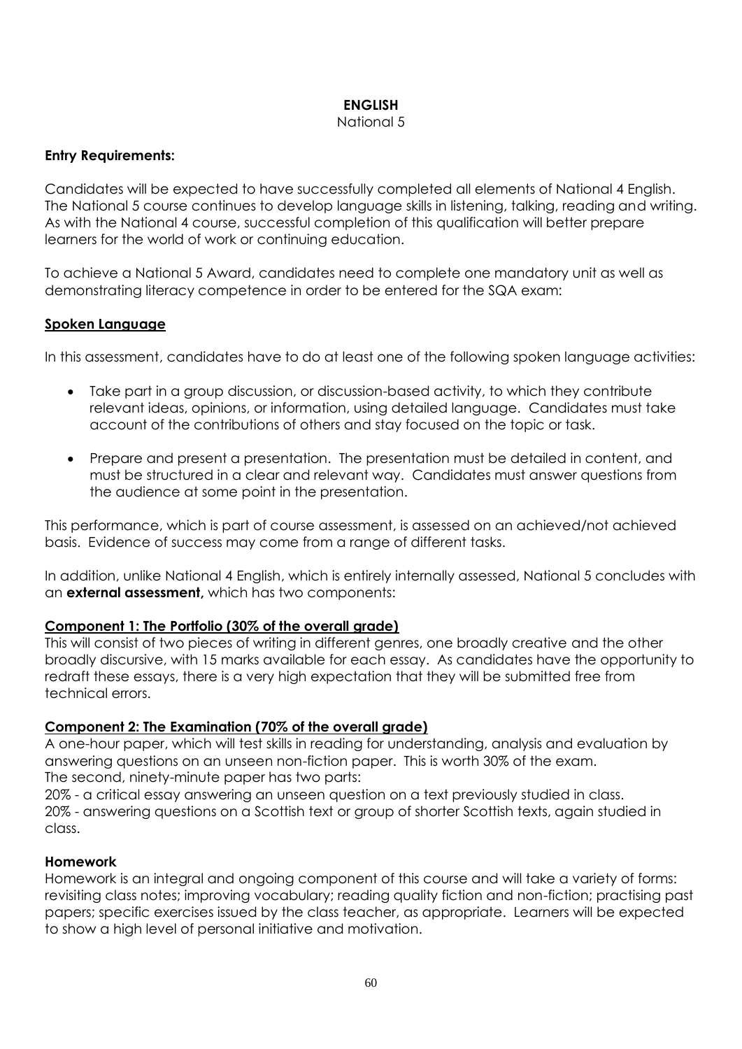# ENGLISH

National 5

**Entry Requirements:**

Candidates will be expected to have successfully completed all elements of National 4 English. The National 5 course continues to develop language skills in listening, talking, reading and writing. As with the National 4 course, successful completion of this qualification will better prepare learners for the world of work or continuing education.

To achieve a National 5 Award, candidates need to complete one mandatory unit as well as demonstrating literacy competence in order to be entered for the SQA exam:

**Spoken Language**

In this assessment, candidates have to do at least one of the following spoken language activities:

- Take part in a group discussion, or discussion-based activity, to which they contribute relevant ideas, opinions, or information, using detailed language. Candidates must take account of the contributions of others and stay focused on the topic or task.
- Prepare and present a presentation. The presentation must be detailed in content, and must be structured in a clear and relevant way. Candidates must answer questions from the audience at some point in the presentation.

This performance, which is part of course assessment, is assessed on an achieved/not achieved basis. Evidence of success may come from a range of different tasks.

In addition, unlike National 4 English, which is entirely internally assessed, National 5 concludes with an **external assessment,** which has two components:

**Component 1: The Portfolio (30% of the overall grade)**

This will consist of two pieces of writing in different genres, one broadly creative and the other broadly discursive, with 15 marks available for each essay. As candidates have the opportunity to redraft these essays, there is a very high expectation that they will be submitted free from technical errors.

**Component 2: The Examination (70% of the overall grade)**

A one-hour paper, which will test skills in reading for understanding, analysis and evaluation by answering questions on an unseen non-fiction paper. This is worth 30% of the exam.
The second, ninety-minute paper has two parts:
20% - a critical essay answering an unseen question on a text previously studied in class.
20% - answering questions on a Scottish text or group of shorter Scottish texts, again studied in class.

**Homework**

Homework is an integral and ongoing component of this course and will take a variety of forms: revisiting class notes; improving vocabulary; reading quality fiction and non-fiction; practising past papers; specific exercises issued by the class teacher, as appropriate. Learners will be expected to show a high level of personal initiative and motivation.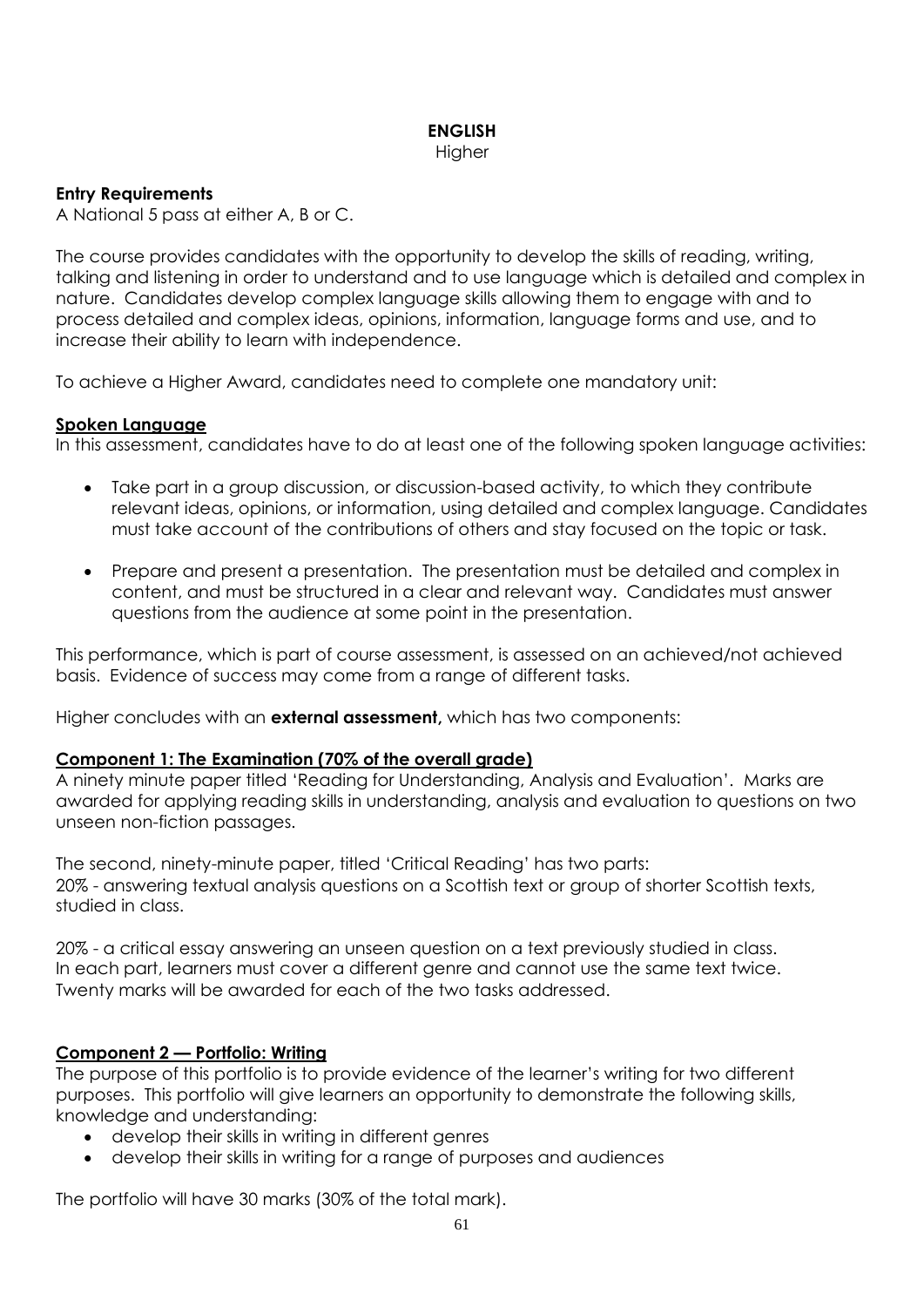# ENGLISH

Higher

**Entry Requirements**
A National 5 pass at either A, B or C.

The course provides candidates with the opportunity to develop the skills of reading, writing, talking and listening in order to understand and to use language which is detailed and complex in nature. Candidates develop complex language skills allowing them to engage with and to process detailed and complex ideas, opinions, information, language forms and use, and to increase their ability to learn with independence.

To achieve a Higher Award, candidates need to complete one mandatory unit:

**Spoken Language**
In this assessment, candidates have to do at least one of the following spoken language activities:

- Take part in a group discussion, or discussion-based activity, to which they contribute relevant ideas, opinions, or information, using detailed and complex language. Candidates must take account of the contributions of others and stay focused on the topic or task.
- Prepare and present a presentation. The presentation must be detailed and complex in content, and must be structured in a clear and relevant way. Candidates must answer questions from the audience at some point in the presentation.

This performance, which is part of course assessment, is assessed on an achieved/not achieved basis. Evidence of success may come from a range of different tasks.

Higher concludes with an **external assessment,** which has two components:

**Component 1: The Examination (70% of the overall grade)**
A ninety minute paper titled 'Reading for Understanding, Analysis and Evaluation'. Marks are awarded for applying reading skills in understanding, analysis and evaluation to questions on two unseen non-fiction passages.

The second, ninety-minute paper, titled 'Critical Reading' has two parts:
20% - answering textual analysis questions on a Scottish text or group of shorter Scottish texts, studied in class.

20% - a critical essay answering an unseen question on a text previously studied in class.
In each part, learners must cover a different genre and cannot use the same text twice.
Twenty marks will be awarded for each of the two tasks addressed.

**Component 2 — Portfolio: Writing**
The purpose of this portfolio is to provide evidence of the learner's writing for two different purposes. This portfolio will give learners an opportunity to demonstrate the following skills, knowledge and understanding:

- develop their skills in writing in different genres
- develop their skills in writing for a range of purposes and audiences

The portfolio will have 30 marks (30% of the total mark).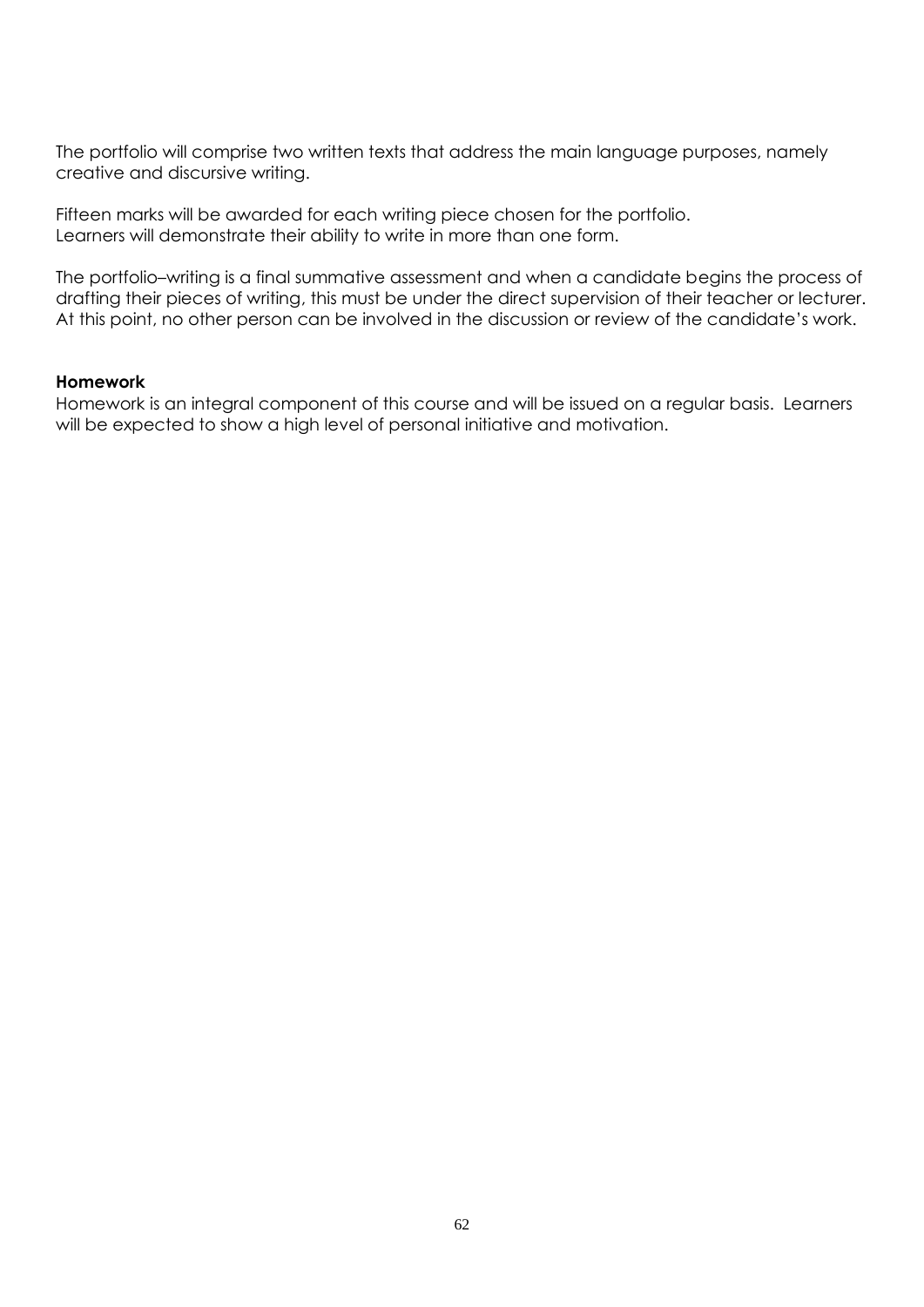The portfolio will comprise two written texts that address the main language purposes, namely creative and discursive writing.

Fifteen marks will be awarded for each writing piece chosen for the portfolio.
Learners will demonstrate their ability to write in more than one form.

The portfolio–writing is a final summative assessment and when a candidate begins the process of drafting their pieces of writing, this must be under the direct supervision of their teacher or lecturer. At this point, no other person can be involved in the discussion or review of the candidate's work.

**Homework**
Homework is an integral component of this course and will be issued on a regular basis. Learners will be expected to show a high level of personal initiative and motivation.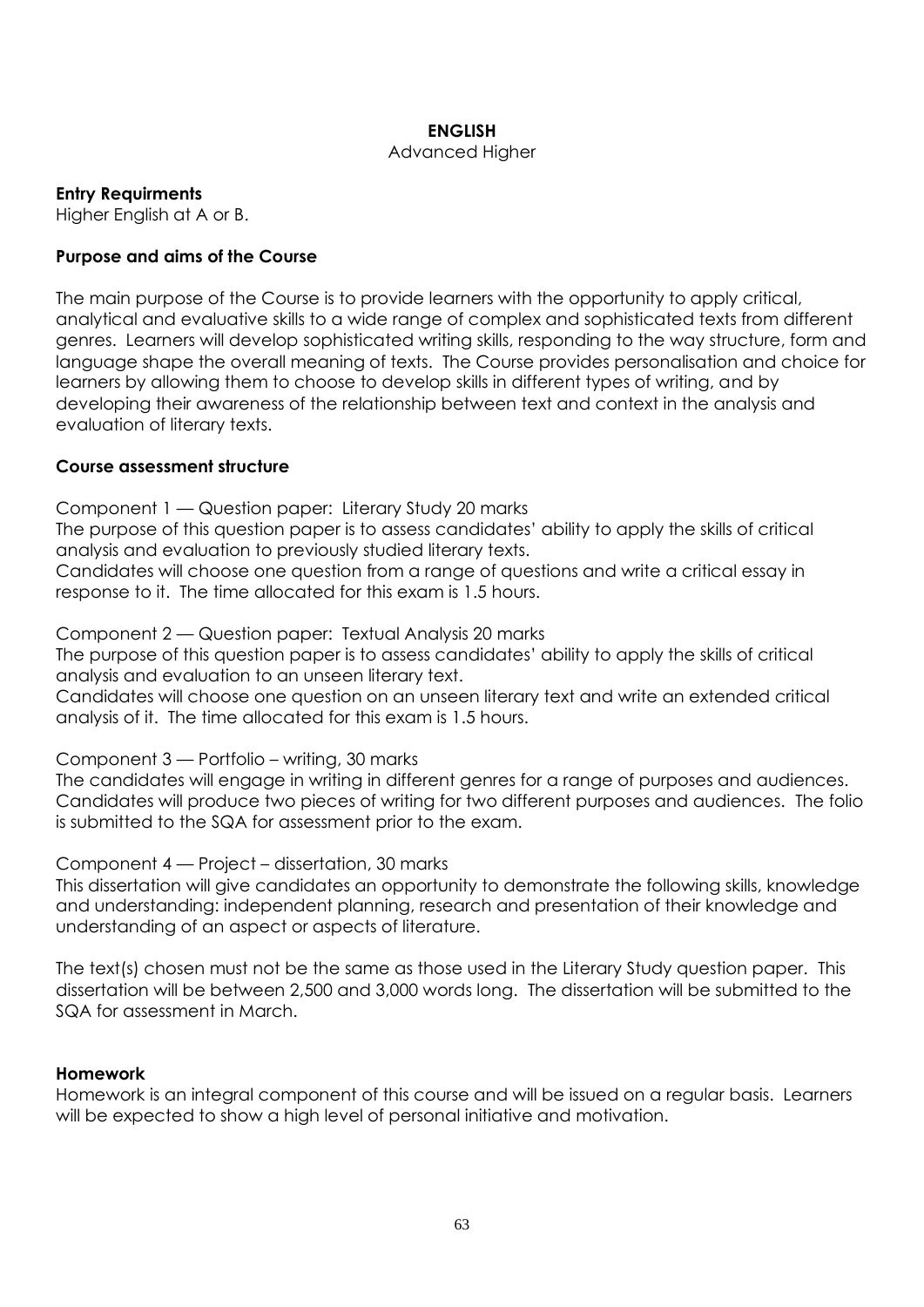# ENGLISH

Advanced Higher

**Entry Requirments**

Higher English at A or B.

**Purpose and aims of the Course**

The main purpose of the Course is to provide learners with the opportunity to apply critical, analytical and evaluative skills to a wide range of complex and sophisticated texts from different genres. Learners will develop sophisticated writing skills, responding to the way structure, form and language shape the overall meaning of texts. The Course provides personalisation and choice for learners by allowing them to choose to develop skills in different types of writing, and by developing their awareness of the relationship between text and context in the analysis and evaluation of literary texts.

**Course assessment structure**

Component 1 — Question paper: Literary Study 20 marks

The purpose of this question paper is to assess candidates' ability to apply the skills of critical analysis and evaluation to previously studied literary texts.

Candidates will choose one question from a range of questions and write a critical essay in response to it. The time allocated for this exam is 1.5 hours.

Component 2 — Question paper: Textual Analysis 20 marks

The purpose of this question paper is to assess candidates' ability to apply the skills of critical analysis and evaluation to an unseen literary text.

Candidates will choose one question on an unseen literary text and write an extended critical analysis of it. The time allocated for this exam is 1.5 hours.

Component 3 — Portfolio – writing, 30 marks

The candidates will engage in writing in different genres for a range of purposes and audiences. Candidates will produce two pieces of writing for two different purposes and audiences. The folio is submitted to the SQA for assessment prior to the exam.

Component 4 — Project – dissertation, 30 marks

This dissertation will give candidates an opportunity to demonstrate the following skills, knowledge and understanding: independent planning, research and presentation of their knowledge and understanding of an aspect or aspects of literature.

The text(s) chosen must not be the same as those used in the Literary Study question paper. This dissertation will be between 2,500 and 3,000 words long. The dissertation will be submitted to the SQA for assessment in March.

**Homework**

Homework is an integral component of this course and will be issued on a regular basis. Learners will be expected to show a high level of personal initiative and motivation.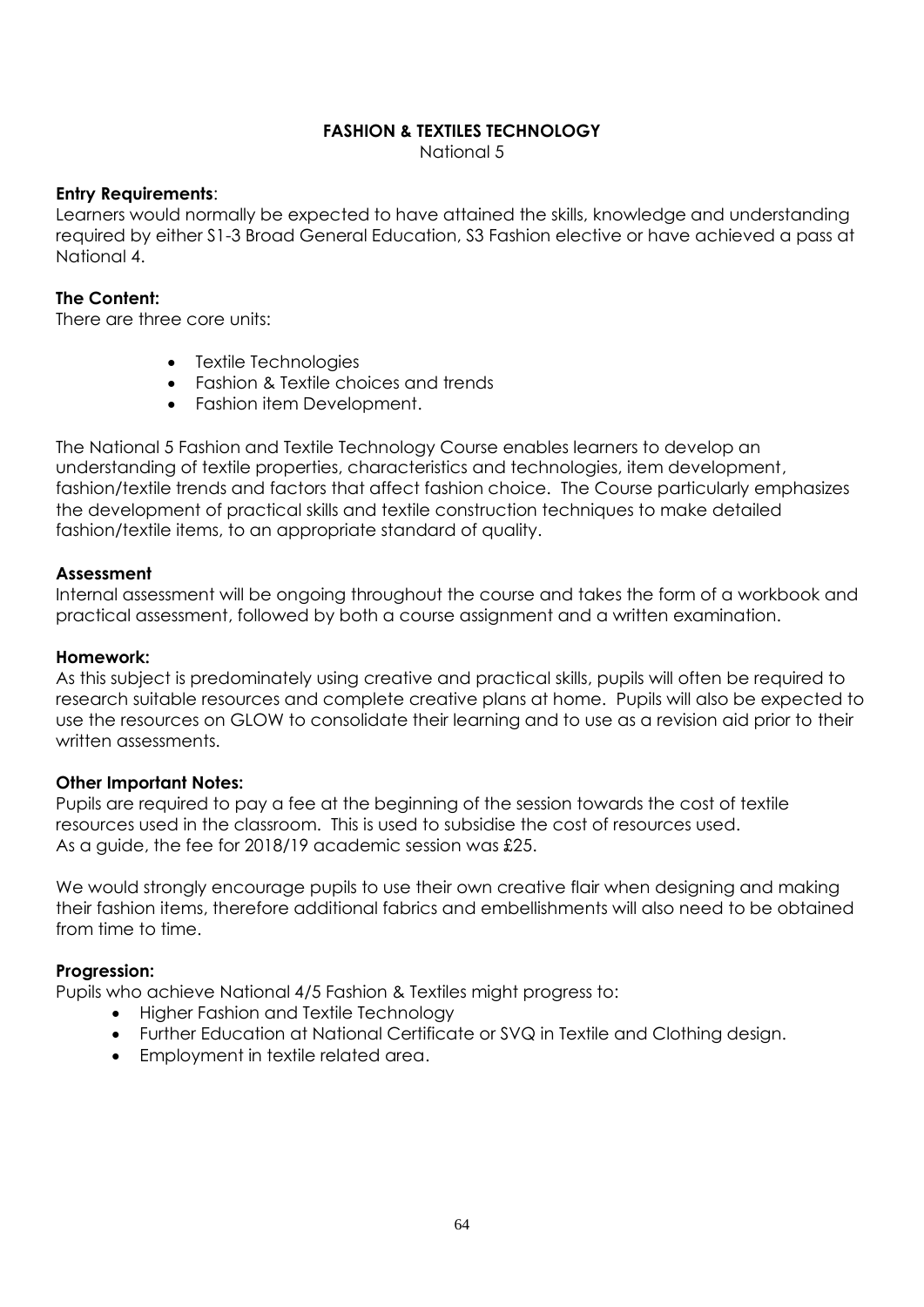# FASHION & TEXTILES TECHNOLOGY

National 5

**Entry Requirements**:
Learners would normally be expected to have attained the skills, knowledge and understanding required by either S1-3 Broad General Education, S3 Fashion elective or have achieved a pass at National 4.

**The Content:**
There are three core units:

- Textile Technologies
- Fashion & Textile choices and trends
- Fashion item Development.

The National 5 Fashion and Textile Technology Course enables learners to develop an understanding of textile properties, characteristics and technologies, item development, fashion/textile trends and factors that affect fashion choice. The Course particularly emphasizes the development of practical skills and textile construction techniques to make detailed fashion/textile items, to an appropriate standard of quality.

**Assessment**
Internal assessment will be ongoing throughout the course and takes the form of a workbook and practical assessment, followed by both a course assignment and a written examination.

**Homework:**
As this subject is predominately using creative and practical skills, pupils will often be required to research suitable resources and complete creative plans at home. Pupils will also be expected to use the resources on GLOW to consolidate their learning and to use as a revision aid prior to their written assessments.

**Other Important Notes:**
Pupils are required to pay a fee at the beginning of the session towards the cost of textile resources used in the classroom. This is used to subsidise the cost of resources used.
As a guide, the fee for 2018/19 academic session was £25.

We would strongly encourage pupils to use their own creative flair when designing and making their fashion items, therefore additional fabrics and embellishments will also need to be obtained from time to time.

**Progression:**
Pupils who achieve National 4/5 Fashion & Textiles might progress to:

- Higher Fashion and Textile Technology
- Further Education at National Certificate or SVQ in Textile and Clothing design.
- Employment in textile related area.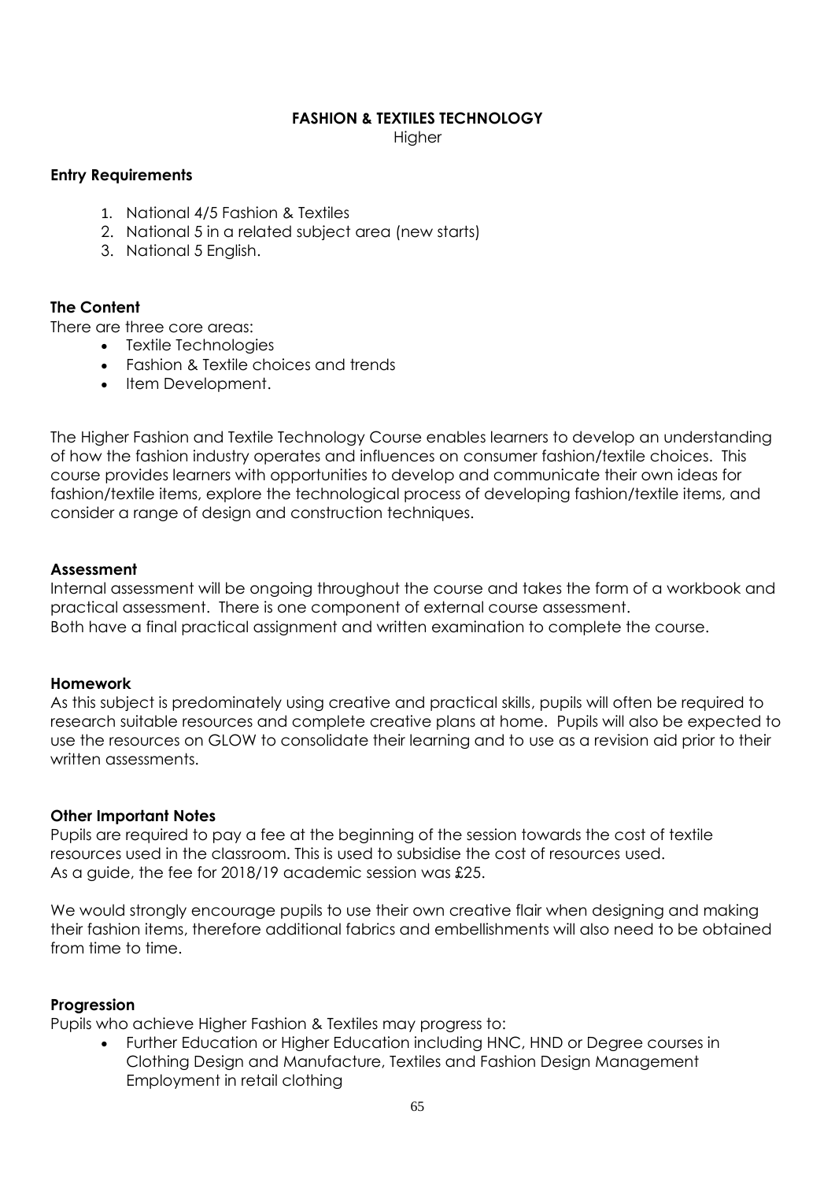# FASHION & TEXTILES TECHNOLOGY

Higher

### Entry Requirements

1. National 4/5 Fashion & Textiles
2. National 5 in a related subject area (new starts)
3. National 5 English.

### The Content

There are three core areas:

- Textile Technologies
- Fashion & Textile choices and trends
- Item Development.

The Higher Fashion and Textile Technology Course enables learners to develop an understanding of how the fashion industry operates and influences on consumer fashion/textile choices. This course provides learners with opportunities to develop and communicate their own ideas for fashion/textile items, explore the technological process of developing fashion/textile items, and consider a range of design and construction techniques.

### Assessment

Internal assessment will be ongoing throughout the course and takes the form of a workbook and practical assessment. There is one component of external course assessment.
Both have a final practical assignment and written examination to complete the course.

### Homework

As this subject is predominately using creative and practical skills, pupils will often be required to research suitable resources and complete creative plans at home. Pupils will also be expected to use the resources on GLOW to consolidate their learning and to use as a revision aid prior to their written assessments.

### Other Important Notes

Pupils are required to pay a fee at the beginning of the session towards the cost of textile resources used in the classroom. This is used to subsidise the cost of resources used.
As a guide, the fee for 2018/19 academic session was £25.

We would strongly encourage pupils to use their own creative flair when designing and making their fashion items, therefore additional fabrics and embellishments will also need to be obtained from time to time.

### Progression

Pupils who achieve Higher Fashion & Textiles may progress to:

- Further Education or Higher Education including HNC, HND or Degree courses in Clothing Design and Manufacture, Textiles and Fashion Design Management Employment in retail clothing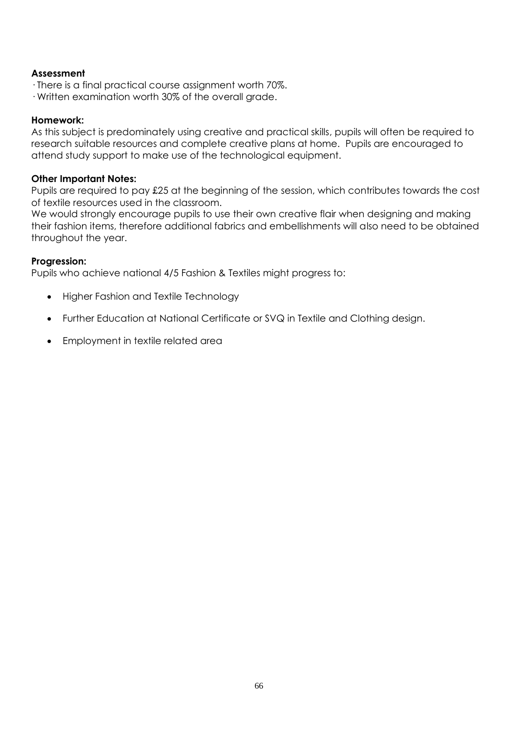**Assessment**

· There is a final practical course assignment worth 70%.
· Written examination worth 30% of the overall grade.

**Homework:**

As this subject is predominately using creative and practical skills, pupils will often be required to research suitable resources and complete creative plans at home. Pupils are encouraged to attend study support to make use of the technological equipment.

**Other Important Notes:**

Pupils are required to pay £25 at the beginning of the session, which contributes towards the cost of textile resources used in the classroom.

We would strongly encourage pupils to use their own creative flair when designing and making their fashion items, therefore additional fabrics and embellishments will also need to be obtained throughout the year.

**Progression:**

Pupils who achieve national 4/5 Fashion & Textiles might progress to:

- Higher Fashion and Textile Technology
- Further Education at National Certificate or SVQ in Textile and Clothing design.
- Employment in textile related area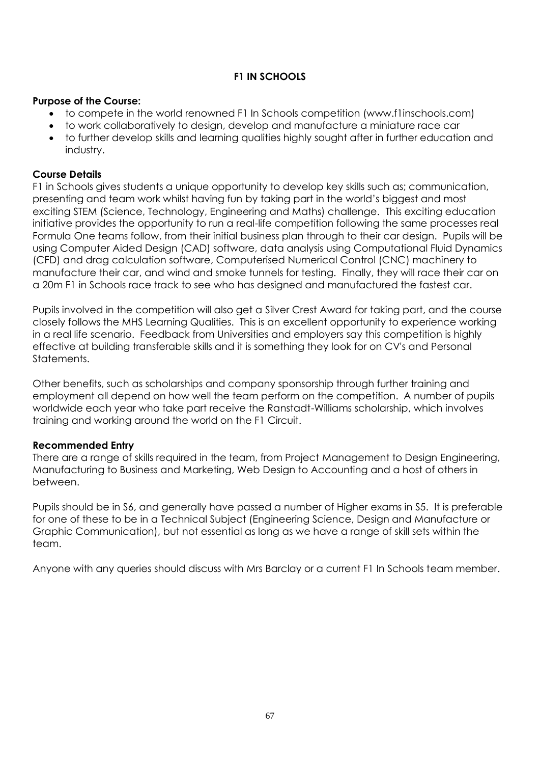# F1 IN SCHOOLS

**Purpose of the Course:**

- to compete in the world renowned F1 In Schools competition (www.f1inschools.com)
- to work collaboratively to design, develop and manufacture a miniature race car
- to further develop skills and learning qualities highly sought after in further education and industry.

**Course Details**

F1 in Schools gives students a unique opportunity to develop key skills such as; communication, presenting and team work whilst having fun by taking part in the world's biggest and most exciting STEM (Science, Technology, Engineering and Maths) challenge. This exciting education initiative provides the opportunity to run a real-life competition following the same processes real Formula One teams follow, from their initial business plan through to their car design. Pupils will be using Computer Aided Design (CAD) software, data analysis using Computational Fluid Dynamics (CFD) and drag calculation software, Computerised Numerical Control (CNC) machinery to manufacture their car, and wind and smoke tunnels for testing. Finally, they will race their car on a 20m F1 in Schools race track to see who has designed and manufactured the fastest car.

Pupils involved in the competition will also get a Silver Crest Award for taking part, and the course closely follows the MHS Learning Qualities. This is an excellent opportunity to experience working in a real life scenario. Feedback from Universities and employers say this competition is highly effective at building transferable skills and it is something they look for on CV's and Personal Statements.

Other benefits, such as scholarships and company sponsorship through further training and employment all depend on how well the team perform on the competition. A number of pupils worldwide each year who take part receive the Ranstadt-Williams scholarship, which involves training and working around the world on the F1 Circuit.

**Recommended Entry**

There are a range of skills required in the team, from Project Management to Design Engineering, Manufacturing to Business and Marketing, Web Design to Accounting and a host of others in between.

Pupils should be in S6, and generally have passed a number of Higher exams in S5. It is preferable for one of these to be in a Technical Subject (Engineering Science, Design and Manufacture or Graphic Communication), but not essential as long as we have a range of skill sets within the team.

Anyone with any queries should discuss with Mrs Barclay or a current F1 In Schools team member.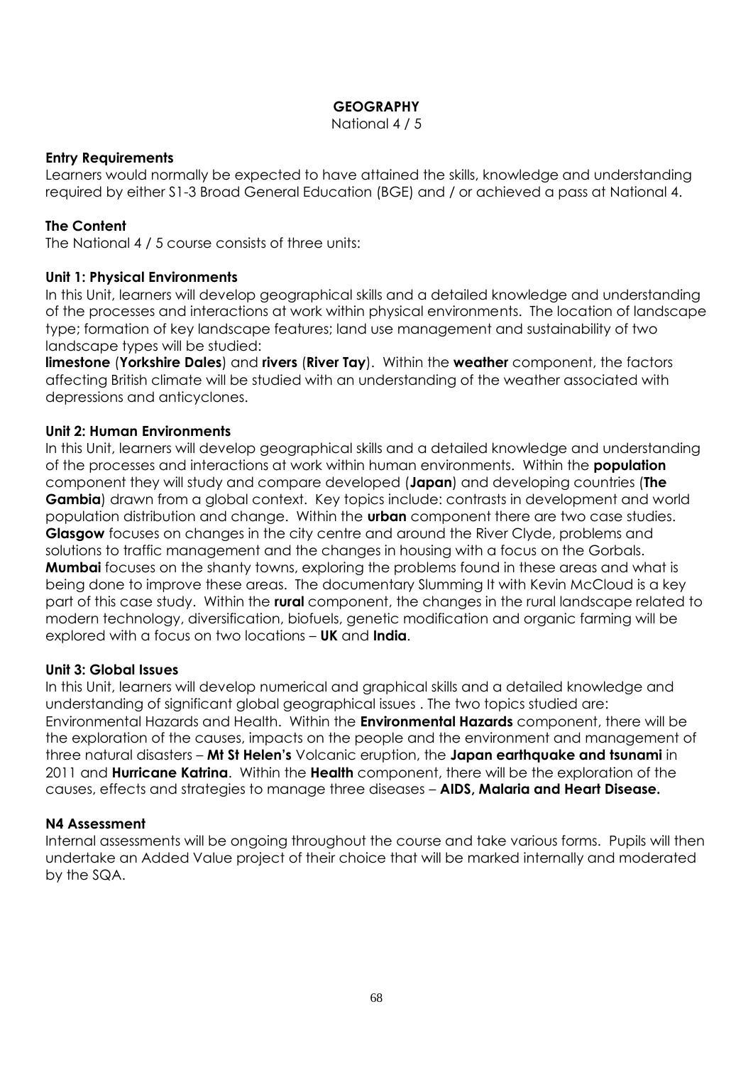# GEOGRAPHY

National 4 / 5

## Entry Requirements

Learners would normally be expected to have attained the skills, knowledge and understanding required by either S1-3 Broad General Education (BGE) and / or achieved a pass at National 4.

## The Content

The National 4 / 5 course consists of three units:

### Unit 1: Physical Environments

In this Unit, learners will develop geographical skills and a detailed knowledge and understanding of the processes and interactions at work within physical environments. The location of landscape type; formation of key landscape features; land use management and sustainability of two landscape types will be studied:
**limestone** (**Yorkshire Dales**) and **rivers** (**River Tay**). Within the **weather** component, the factors affecting British climate will be studied with an understanding of the weather associated with depressions and anticyclones.

### Unit 2: Human Environments

In this Unit, learners will develop geographical skills and a detailed knowledge and understanding of the processes and interactions at work within human environments. Within the **population** component they will study and compare developed (**Japan**) and developing countries (**The Gambia**) drawn from a global context. Key topics include: contrasts in development and world population distribution and change. Within the **urban** component there are two case studies. **Glasgow** focuses on changes in the city centre and around the River Clyde, problems and solutions to traffic management and the changes in housing with a focus on the Gorbals. **Mumbai** focuses on the shanty towns, exploring the problems found in these areas and what is being done to improve these areas. The documentary Slumming It with Kevin McCloud is a key part of this case study. Within the **rural** component, the changes in the rural landscape related to modern technology, diversification, biofuels, genetic modification and organic farming will be explored with a focus on two locations – **UK** and **India**.

### Unit 3: Global Issues

In this Unit, learners will develop numerical and graphical skills and a detailed knowledge and understanding of significant global geographical issues . The two topics studied are: Environmental Hazards and Health. Within the **Environmental Hazards** component, there will be the exploration of the causes, impacts on the people and the environment and management of three natural disasters – **Mt St Helen's** Volcanic eruption, the **Japan earthquake and tsunami** in 2011 and **Hurricane Katrina**. Within the **Health** component, there will be the exploration of the causes, effects and strategies to manage three diseases – **AIDS, Malaria and Heart Disease.**

## N4 Assessment

Internal assessments will be ongoing throughout the course and take various forms. Pupils will then undertake an Added Value project of their choice that will be marked internally and moderated by the SQA.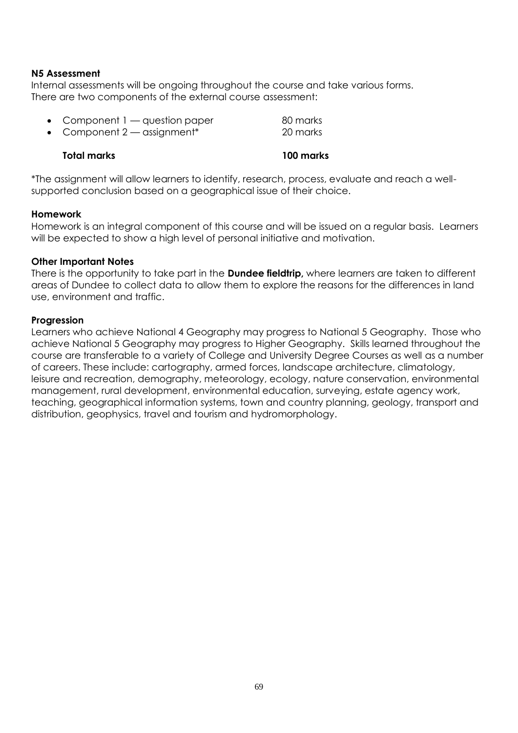**N5 Assessment**

Internal assessments will be ongoing throughout the course and take various forms.
There are two components of the external course assessment:

- Component 1 — question paper 80 marks
- Component 2 — assignment* 20 marks

**Total marks 100 marks**

*The assignment will allow learners to identify, research, process, evaluate and reach a well-supported conclusion based on a geographical issue of their choice.

**Homework**

Homework is an integral component of this course and will be issued on a regular basis. Learners will be expected to show a high level of personal initiative and motivation.

**Other Important Notes**

There is the opportunity to take part in the **Dundee fieldtrip,** where learners are taken to different areas of Dundee to collect data to allow them to explore the reasons for the differences in land use, environment and traffic.

**Progression**

Learners who achieve National 4 Geography may progress to National 5 Geography. Those who achieve National 5 Geography may progress to Higher Geography. Skills learned throughout the course are transferable to a variety of College and University Degree Courses as well as a number of careers. These include: cartography, armed forces, landscape architecture, climatology, leisure and recreation, demography, meteorology, ecology, nature conservation, environmental management, rural development, environmental education, surveying, estate agency work, teaching, geographical information systems, town and country planning, geology, transport and distribution, geophysics, travel and tourism and hydromorphology.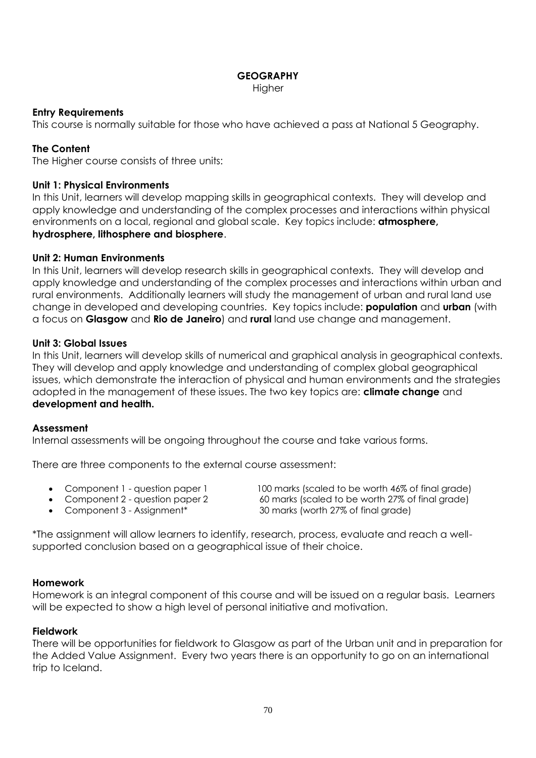# GEOGRAPHY

Higher

**Entry Requirements**

This course is normally suitable for those who have achieved a pass at National 5 Geography.

**The Content**

The Higher course consists of three units:

**Unit 1: Physical Environments**

In this Unit, learners will develop mapping skills in geographical contexts. They will develop and apply knowledge and understanding of the complex processes and interactions within physical environments on a local, regional and global scale. Key topics include: **atmosphere, hydrosphere, lithosphere and biosphere**.

**Unit 2: Human Environments**

In this Unit, learners will develop research skills in geographical contexts. They will develop and apply knowledge and understanding of the complex processes and interactions within urban and rural environments. Additionally learners will study the management of urban and rural land use change in developed and developing countries. Key topics include: **population** and **urban** (with a focus on **Glasgow** and **Rio de Janeiro**) and **rural** land use change and management.

**Unit 3: Global Issues**

In this Unit, learners will develop skills of numerical and graphical analysis in geographical contexts. They will develop and apply knowledge and understanding of complex global geographical issues, which demonstrate the interaction of physical and human environments and the strategies adopted in the management of these issues. The two key topics are: **climate change** and **development and health.**

**Assessment**

Internal assessments will be ongoing throughout the course and take various forms.

There are three components to the external course assessment:

- Component 1 - question paper 1 — 100 marks (scaled to be worth 46% of final grade)
- Component 2 - question paper 2 — 60 marks (scaled to be worth 27% of final grade)
- Component 3 - Assignment* — 30 marks (worth 27% of final grade)

*The assignment will allow learners to identify, research, process, evaluate and reach a well-supported conclusion based on a geographical issue of their choice.

**Homework**

Homework is an integral component of this course and will be issued on a regular basis. Learners will be expected to show a high level of personal initiative and motivation.

**Fieldwork**

There will be opportunities for fieldwork to Glasgow as part of the Urban unit and in preparation for the Added Value Assignment. Every two years there is an opportunity to go on an international trip to Iceland.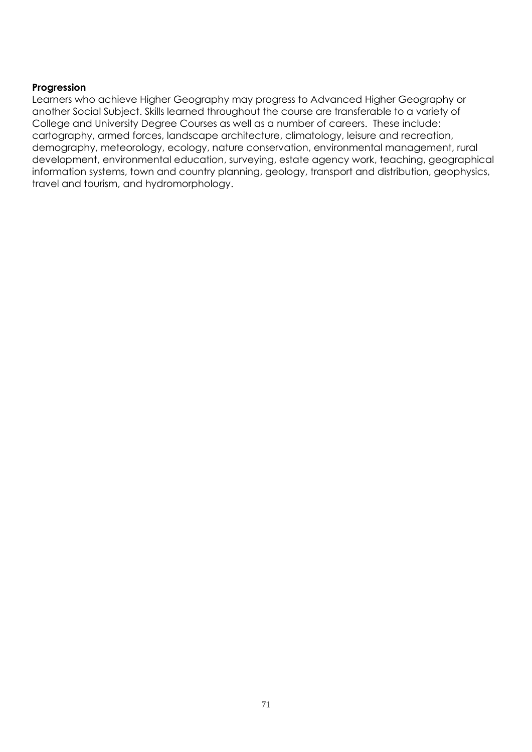**Progression**

Learners who achieve Higher Geography may progress to Advanced Higher Geography or another Social Subject. Skills learned throughout the course are transferable to a variety of College and University Degree Courses as well as a number of careers. These include: cartography, armed forces, landscape architecture, climatology, leisure and recreation, demography, meteorology, ecology, nature conservation, environmental management, rural development, environmental education, surveying, estate agency work, teaching, geographical information systems, town and country planning, geology, transport and distribution, geophysics, travel and tourism, and hydromorphology.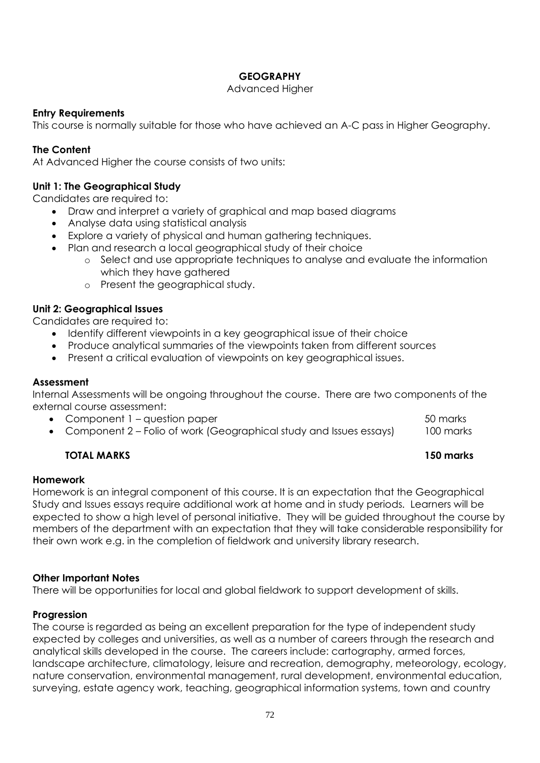# GEOGRAPHY

Advanced Higher

**Entry Requirements**

This course is normally suitable for those who have achieved an A-C pass in Higher Geography.

**The Content**

At Advanced Higher the course consists of two units:

**Unit 1: The Geographical Study**

Candidates are required to:

- Draw and interpret a variety of graphical and map based diagrams
- Analyse data using statistical analysis
- Explore a variety of physical and human gathering techniques.
- Plan and research a local geographical study of their choice
  - Select and use appropriate techniques to analyse and evaluate the information which they have gathered
  - Present the geographical study.

**Unit 2: Geographical Issues**

Candidates are required to:

- Identify different viewpoints in a key geographical issue of their choice
- Produce analytical summaries of the viewpoints taken from different sources
- Present a critical evaluation of viewpoints on key geographical issues.

**Assessment**

Internal Assessments will be ongoing throughout the course. There are two components of the external course assessment:

| | |
|---|---|
| • Component 1 – question paper | 50 marks |
| • Component 2 – Folio of work (Geographical study and Issues essays) | 100 marks |
| **TOTAL MARKS** | **150 marks** |

**Homework**

Homework is an integral component of this course. It is an expectation that the Geographical Study and Issues essays require additional work at home and in study periods. Learners will be expected to show a high level of personal initiative. They will be guided throughout the course by members of the department with an expectation that they will take considerable responsibility for their own work e.g. in the completion of fieldwork and university library research.

**Other Important Notes**

There will be opportunities for local and global fieldwork to support development of skills.

**Progression**

The course is regarded as being an excellent preparation for the type of independent study expected by colleges and universities, as well as a number of careers through the research and analytical skills developed in the course. The careers include: cartography, armed forces, landscape architecture, climatology, leisure and recreation, demography, meteorology, ecology, nature conservation, environmental management, rural development, environmental education, surveying, estate agency work, teaching, geographical information systems, town and country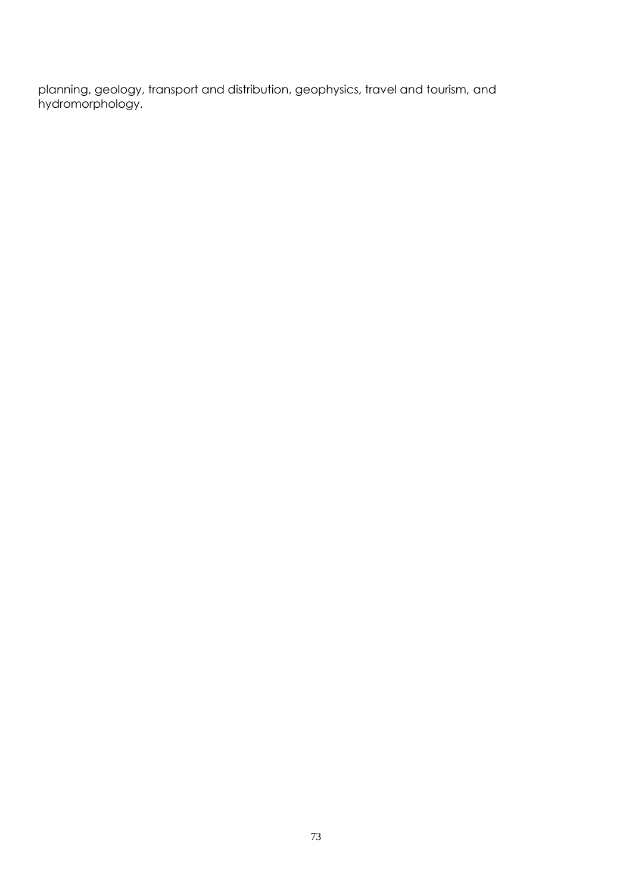planning, geology, transport and distribution, geophysics, travel and tourism, and hydromorphology.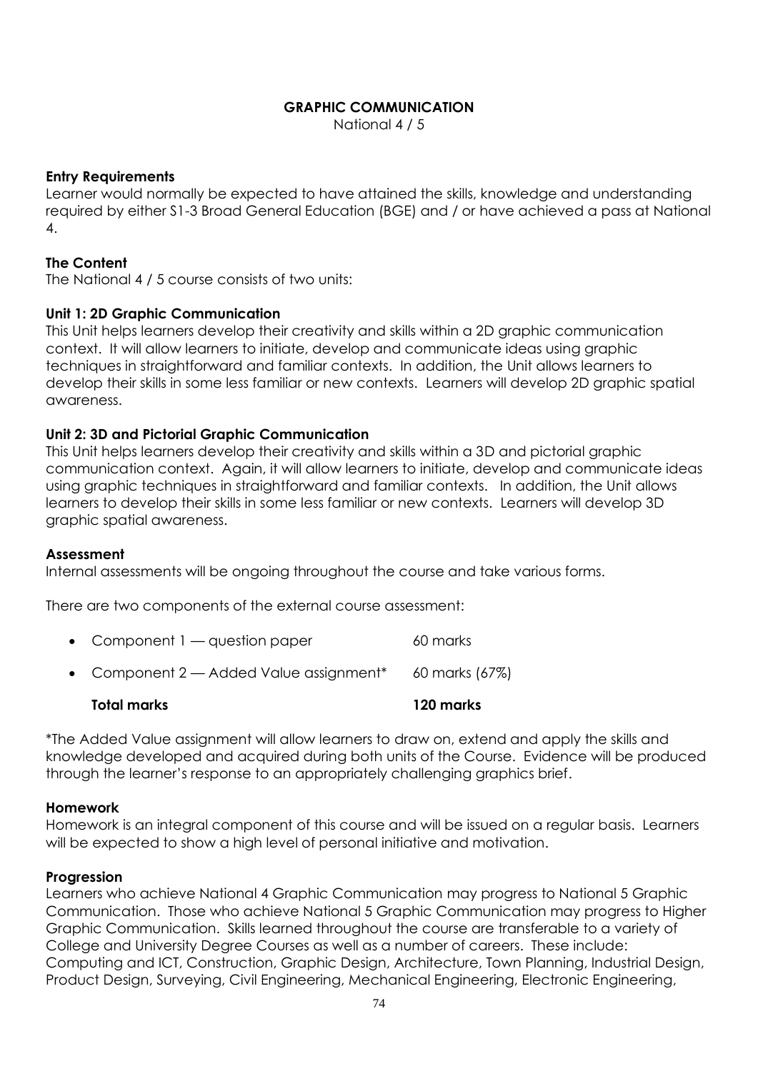# GRAPHIC COMMUNICATION

National 4 / 5

**Entry Requirements**

Learner would normally be expected to have attained the skills, knowledge and understanding required by either S1-3 Broad General Education (BGE) and / or have achieved a pass at National 4.

**The Content**

The National 4 / 5 course consists of two units:

**Unit 1: 2D Graphic Communication**

This Unit helps learners develop their creativity and skills within a 2D graphic communication context. It will allow learners to initiate, develop and communicate ideas using graphic techniques in straightforward and familiar contexts. In addition, the Unit allows learners to develop their skills in some less familiar or new contexts. Learners will develop 2D graphic spatial awareness.

**Unit 2: 3D and Pictorial Graphic Communication**

This Unit helps learners develop their creativity and skills within a 3D and pictorial graphic communication context. Again, it will allow learners to initiate, develop and communicate ideas using graphic techniques in straightforward and familiar contexts. In addition, the Unit allows learners to develop their skills in some less familiar or new contexts. Learners will develop 3D graphic spatial awareness.

**Assessment**

Internal assessments will be ongoing throughout the course and take various forms.

There are two components of the external course assessment:

- Component 1 — question paper 60 marks
- Component 2 — Added Value assignment* 60 marks (67%)

**Total marks 120 marks**

*The Added Value assignment will allow learners to draw on, extend and apply the skills and knowledge developed and acquired during both units of the Course. Evidence will be produced through the learner's response to an appropriately challenging graphics brief.

**Homework**

Homework is an integral component of this course and will be issued on a regular basis. Learners will be expected to show a high level of personal initiative and motivation.

**Progression**

Learners who achieve National 4 Graphic Communication may progress to National 5 Graphic Communication. Those who achieve National 5 Graphic Communication may progress to Higher Graphic Communication. Skills learned throughout the course are transferable to a variety of College and University Degree Courses as well as a number of careers. These include: Computing and ICT, Construction, Graphic Design, Architecture, Town Planning, Industrial Design, Product Design, Surveying, Civil Engineering, Mechanical Engineering, Electronic Engineering,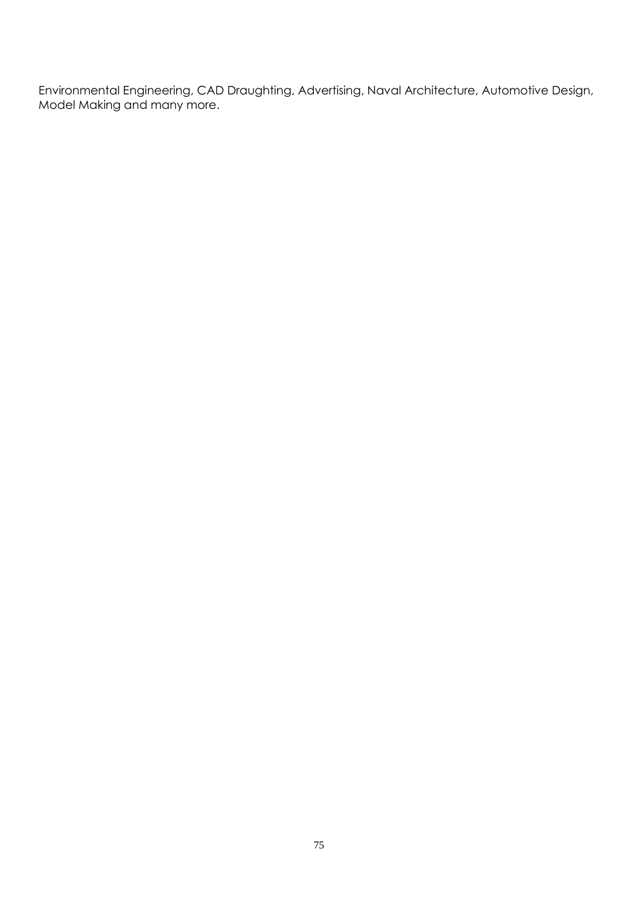Environmental Engineering, CAD Draughting, Advertising, Naval Architecture, Automotive Design, Model Making and many more.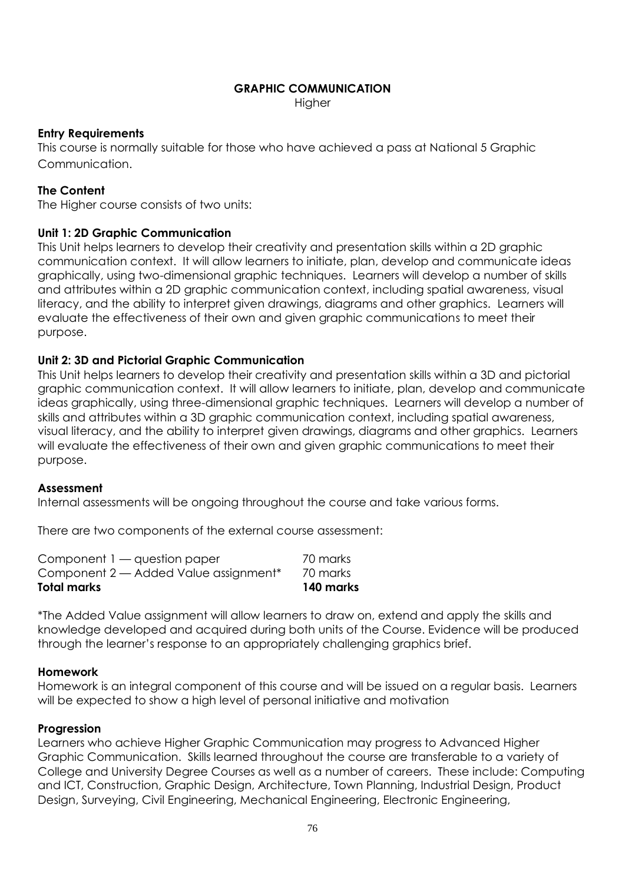# GRAPHIC COMMUNICATION

Higher

**Entry Requirements**

This course is normally suitable for those who have achieved a pass at National 5 Graphic Communication.

**The Content**

The Higher course consists of two units:

**Unit 1: 2D Graphic Communication**

This Unit helps learners to develop their creativity and presentation skills within a 2D graphic communication context. It will allow learners to initiate, plan, develop and communicate ideas graphically, using two-dimensional graphic techniques. Learners will develop a number of skills and attributes within a 2D graphic communication context, including spatial awareness, visual literacy, and the ability to interpret given drawings, diagrams and other graphics. Learners will evaluate the effectiveness of their own and given graphic communications to meet their purpose.

**Unit 2: 3D and Pictorial Graphic Communication**

This Unit helps learners to develop their creativity and presentation skills within a 3D and pictorial graphic communication context. It will allow learners to initiate, plan, develop and communicate ideas graphically, using three-dimensional graphic techniques. Learners will develop a number of skills and attributes within a 3D graphic communication context, including spatial awareness, visual literacy, and the ability to interpret given drawings, diagrams and other graphics. Learners will evaluate the effectiveness of their own and given graphic communications to meet their purpose.

**Assessment**

Internal assessments will be ongoing throughout the course and take various forms.

There are two components of the external course assessment:

| | |
|---|---|
| Component 1 — question paper | 70 marks |
| Component 2 — Added Value assignment* | 70 marks |
| **Total marks** | **140 marks** |

*The Added Value assignment will allow learners to draw on, extend and apply the skills and knowledge developed and acquired during both units of the Course. Evidence will be produced through the learner's response to an appropriately challenging graphics brief.

**Homework**

Homework is an integral component of this course and will be issued on a regular basis. Learners will be expected to show a high level of personal initiative and motivation

**Progression**

Learners who achieve Higher Graphic Communication may progress to Advanced Higher Graphic Communication. Skills learned throughout the course are transferable to a variety of College and University Degree Courses as well as a number of careers. These include: Computing and ICT, Construction, Graphic Design, Architecture, Town Planning, Industrial Design, Product Design, Surveying, Civil Engineering, Mechanical Engineering, Electronic Engineering,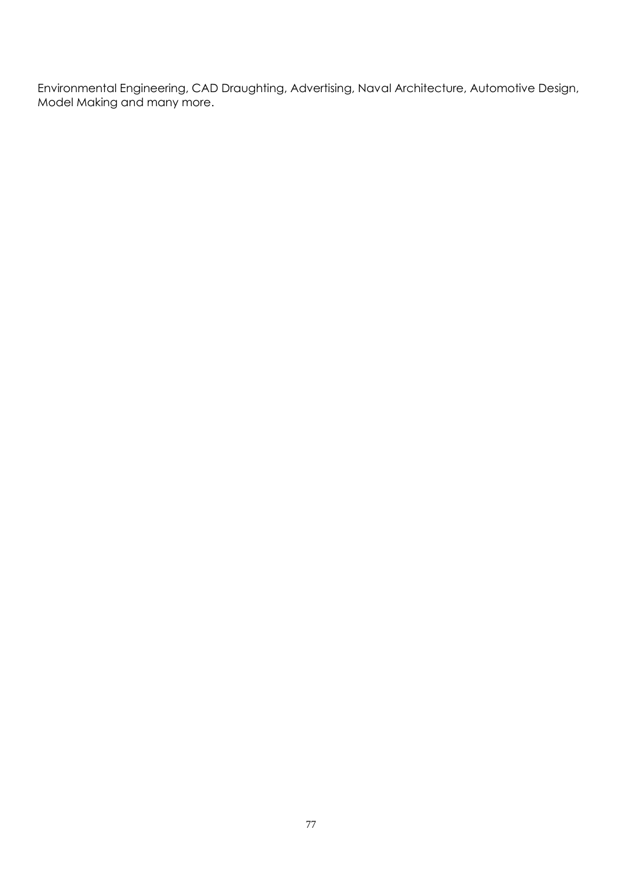Environmental Engineering, CAD Draughting, Advertising, Naval Architecture, Automotive Design, Model Making and many more.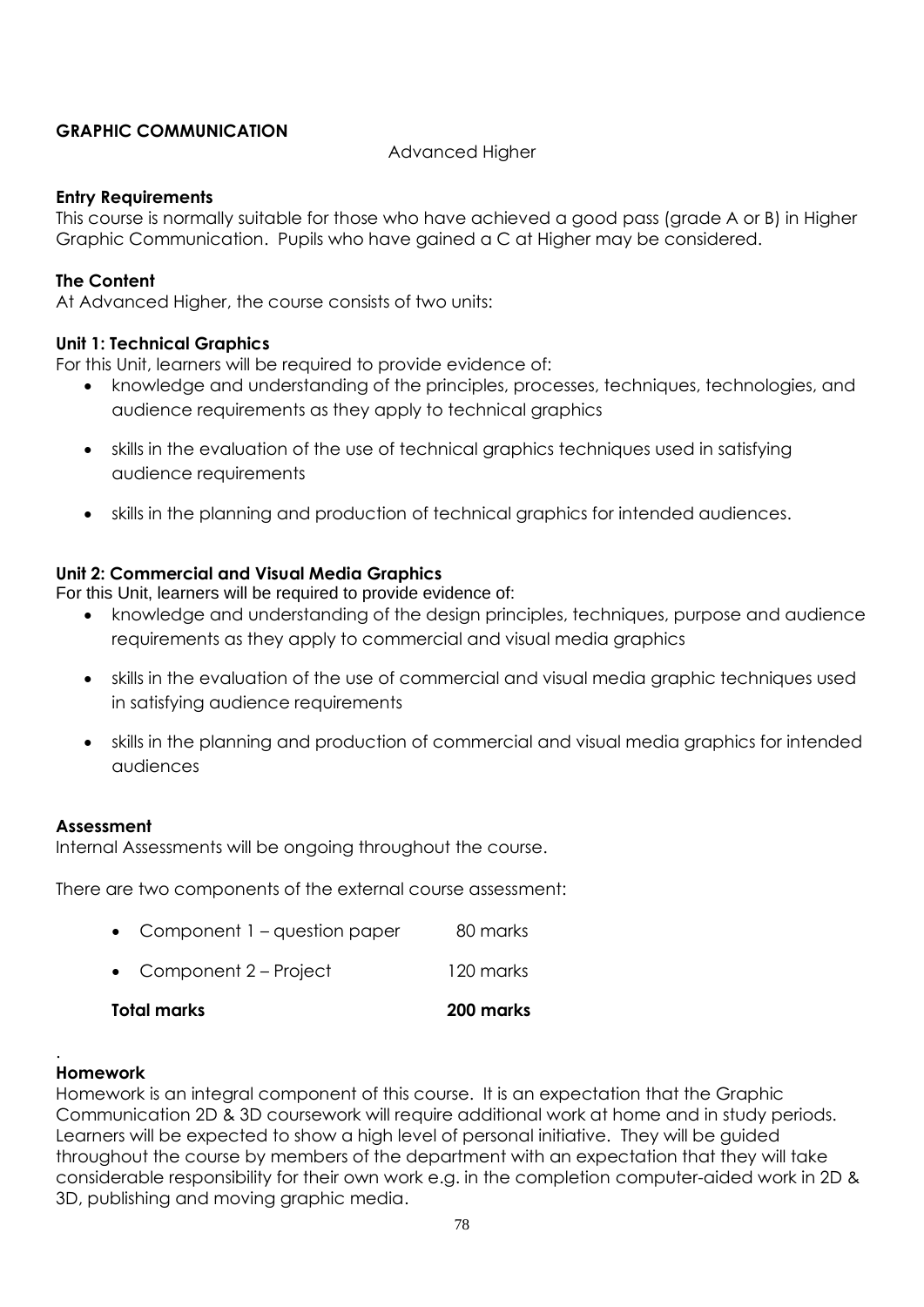## GRAPHIC COMMUNICATION

Advanced Higher

### Entry Requirements

This course is normally suitable for those who have achieved a good pass (grade A or B) in Higher Graphic Communication. Pupils who have gained a C at Higher may be considered.

### The Content

At Advanced Higher, the course consists of two units:

### Unit 1: Technical Graphics

For this Unit, learners will be required to provide evidence of:

- knowledge and understanding of the principles, processes, techniques, technologies, and audience requirements as they apply to technical graphics
- skills in the evaluation of the use of technical graphics techniques used in satisfying audience requirements
- skills in the planning and production of technical graphics for intended audiences.

### Unit 2: Commercial and Visual Media Graphics

For this Unit, learners will be required to provide evidence of:

- knowledge and understanding of the design principles, techniques, purpose and audience requirements as they apply to commercial and visual media graphics
- skills in the evaluation of the use of commercial and visual media graphic techniques used in satisfying audience requirements
- skills in the planning and production of commercial and visual media graphics for intended audiences

### Assessment

Internal Assessments will be ongoing throughout the course.

There are two components of the external course assessment:

- Component 1 – question paper 80 marks
- Component 2 – Project 120 marks

**Total marks 200 marks**

.

### Homework

Homework is an integral component of this course. It is an expectation that the Graphic Communication 2D & 3D coursework will require additional work at home and in study periods. Learners will be expected to show a high level of personal initiative. They will be guided throughout the course by members of the department with an expectation that they will take considerable responsibility for their own work e.g. in the completion computer-aided work in 2D & 3D, publishing and moving graphic media.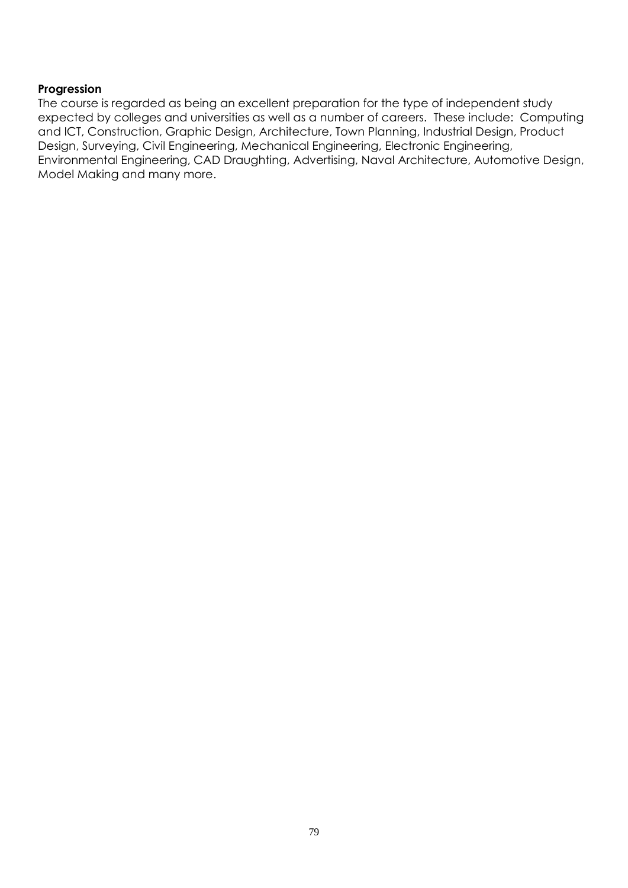**Progression**

The course is regarded as being an excellent preparation for the type of independent study expected by colleges and universities as well as a number of careers. These include: Computing and ICT, Construction, Graphic Design, Architecture, Town Planning, Industrial Design, Product Design, Surveying, Civil Engineering, Mechanical Engineering, Electronic Engineering, Environmental Engineering, CAD Draughting, Advertising, Naval Architecture, Automotive Design, Model Making and many more.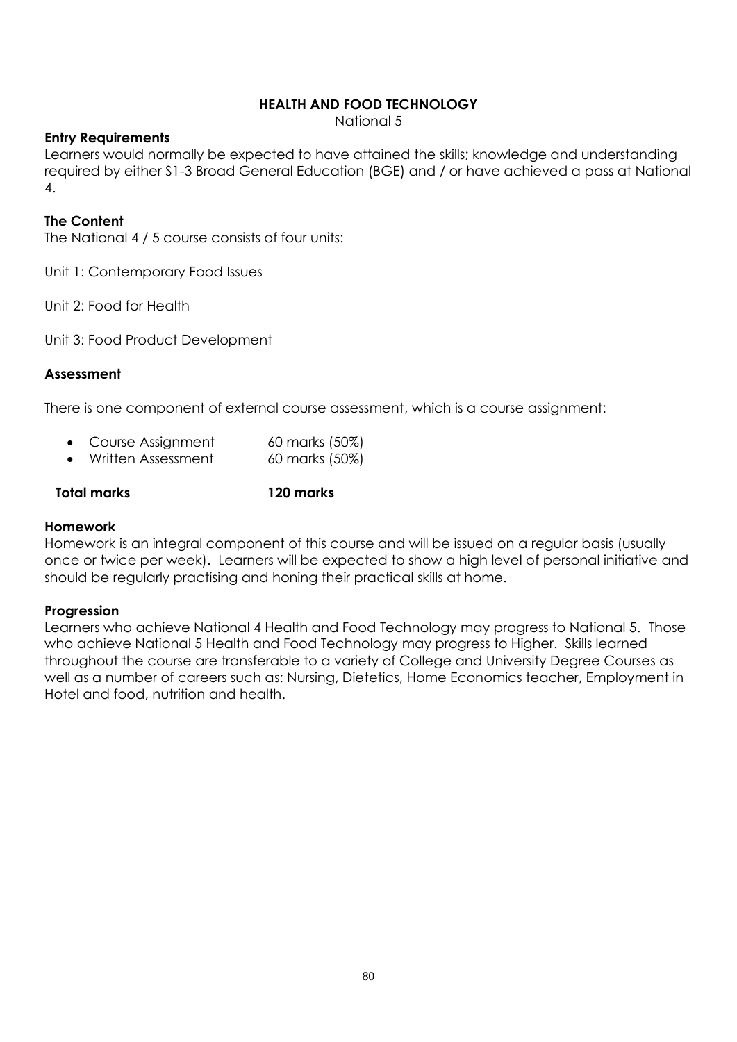# HEALTH AND FOOD TECHNOLOGY

National 5

**Entry Requirements**

Learners would normally be expected to have attained the skills; knowledge and understanding required by either S1-3 Broad General Education (BGE) and / or have achieved a pass at National 4.

**The Content**

The National 4 / 5 course consists of four units:

Unit 1: Contemporary Food Issues

Unit 2: Food for Health

Unit 3: Food Product Development

**Assessment**

There is one component of external course assessment, which is a course assignment:

- Course Assignment 60 marks (50%)
- Written Assessment 60 marks (50%)

**Total marks** **120 marks**

**Homework**

Homework is an integral component of this course and will be issued on a regular basis (usually once or twice per week). Learners will be expected to show a high level of personal initiative and should be regularly practising and honing their practical skills at home.

**Progression**

Learners who achieve National 4 Health and Food Technology may progress to National 5. Those who achieve National 5 Health and Food Technology may progress to Higher. Skills learned throughout the course are transferable to a variety of College and University Degree Courses as well as a number of careers such as: Nursing, Dietetics, Home Economics teacher, Employment in Hotel and food, nutrition and health.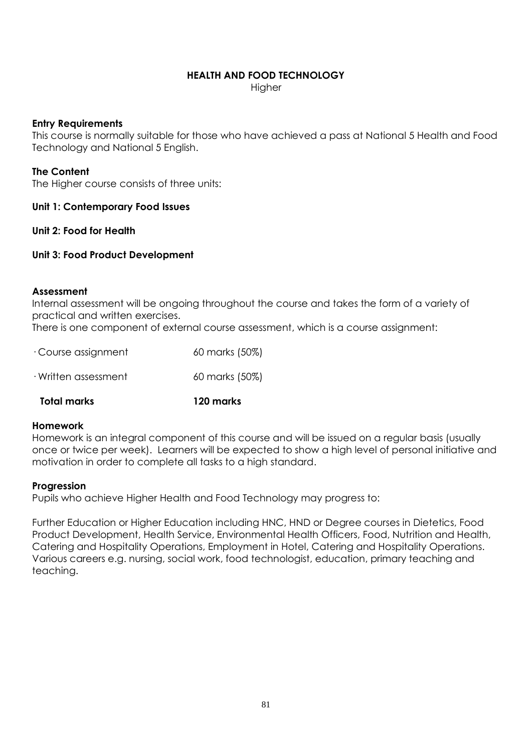# HEALTH AND FOOD TECHNOLOGY

Higher

**Entry Requirements**

This course is normally suitable for those who have achieved a pass at National 5 Health and Food Technology and National 5 English.

**The Content**

The Higher course consists of three units:

**Unit 1: Contemporary Food Issues**

**Unit 2: Food for Health**

**Unit 3: Food Product Development**

**Assessment**

Internal assessment will be ongoing throughout the course and takes the form of a variety of practical and written exercises.

There is one component of external course assessment, which is a course assignment:

| | |
|---|---|
| · Course assignment | 60 marks (50%) |
| · Written assessment | 60 marks (50%) |
| **Total marks** | **120 marks** |

**Homework**

Homework is an integral component of this course and will be issued on a regular basis (usually once or twice per week). Learners will be expected to show a high level of personal initiative and motivation in order to complete all tasks to a high standard.

**Progression**

Pupils who achieve Higher Health and Food Technology may progress to:

Further Education or Higher Education including HNC, HND or Degree courses in Dietetics, Food Product Development, Health Service, Environmental Health Officers, Food, Nutrition and Health, Catering and Hospitality Operations, Employment in Hotel, Catering and Hospitality Operations. Various careers e.g. nursing, social work, food technologist, education, primary teaching and teaching.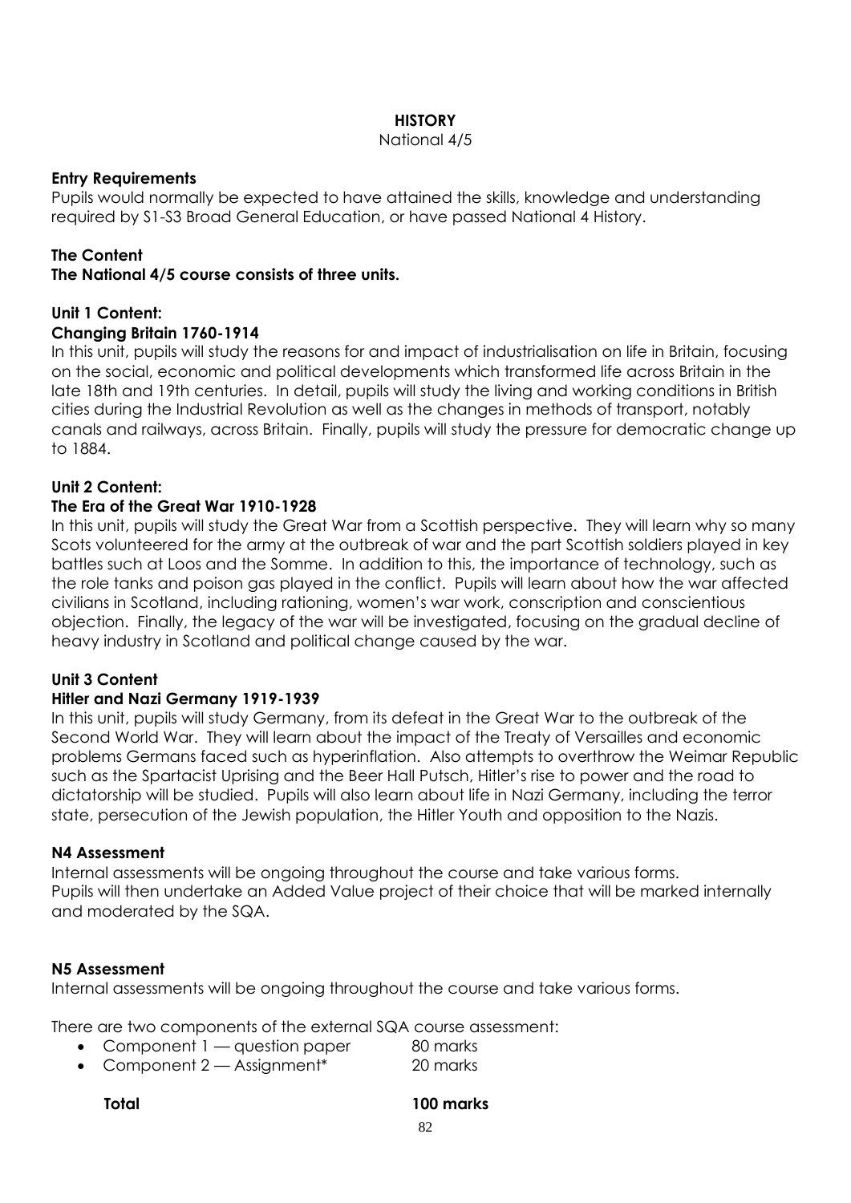# HISTORY

National 4/5

## Entry Requirements

Pupils would normally be expected to have attained the skills, knowledge and understanding required by S1-S3 Broad General Education, or have passed National 4 History.

## The Content

**The National 4/5 course consists of three units.**

### Unit 1 Content:

**Changing Britain 1760-1914**

In this unit, pupils will study the reasons for and impact of industrialisation on life in Britain, focusing on the social, economic and political developments which transformed life across Britain in the late 18th and 19th centuries. In detail, pupils will study the living and working conditions in British cities during the Industrial Revolution as well as the changes in methods of transport, notably canals and railways, across Britain. Finally, pupils will study the pressure for democratic change up to 1884.

### Unit 2 Content:

**The Era of the Great War 1910-1928**

In this unit, pupils will study the Great War from a Scottish perspective. They will learn why so many Scots volunteered for the army at the outbreak of war and the part Scottish soldiers played in key battles such at Loos and the Somme. In addition to this, the importance of technology, such as the role tanks and poison gas played in the conflict. Pupils will learn about how the war affected civilians in Scotland, including rationing, women's war work, conscription and conscientious objection. Finally, the legacy of the war will be investigated, focusing on the gradual decline of heavy industry in Scotland and political change caused by the war.

### Unit 3 Content

**Hitler and Nazi Germany 1919-1939**

In this unit, pupils will study Germany, from its defeat in the Great War to the outbreak of the Second World War. They will learn about the impact of the Treaty of Versailles and economic problems Germans faced such as hyperinflation. Also attempts to overthrow the Weimar Republic such as the Spartacist Uprising and the Beer Hall Putsch, Hitler's rise to power and the road to dictatorship will be studied. Pupils will also learn about life in Nazi Germany, including the terror state, persecution of the Jewish population, the Hitler Youth and opposition to the Nazis.

## N4 Assessment

Internal assessments will be ongoing throughout the course and take various forms.
Pupils will then undertake an Added Value project of their choice that will be marked internally and moderated by the SQA.

## N5 Assessment

Internal assessments will be ongoing throughout the course and take various forms.

There are two components of the external SQA course assessment:

| | |
|---|---|
| Component 1 — question paper | 80 marks |
| Component 2 — Assignment* | 20 marks |
| **Total** | **100 marks** |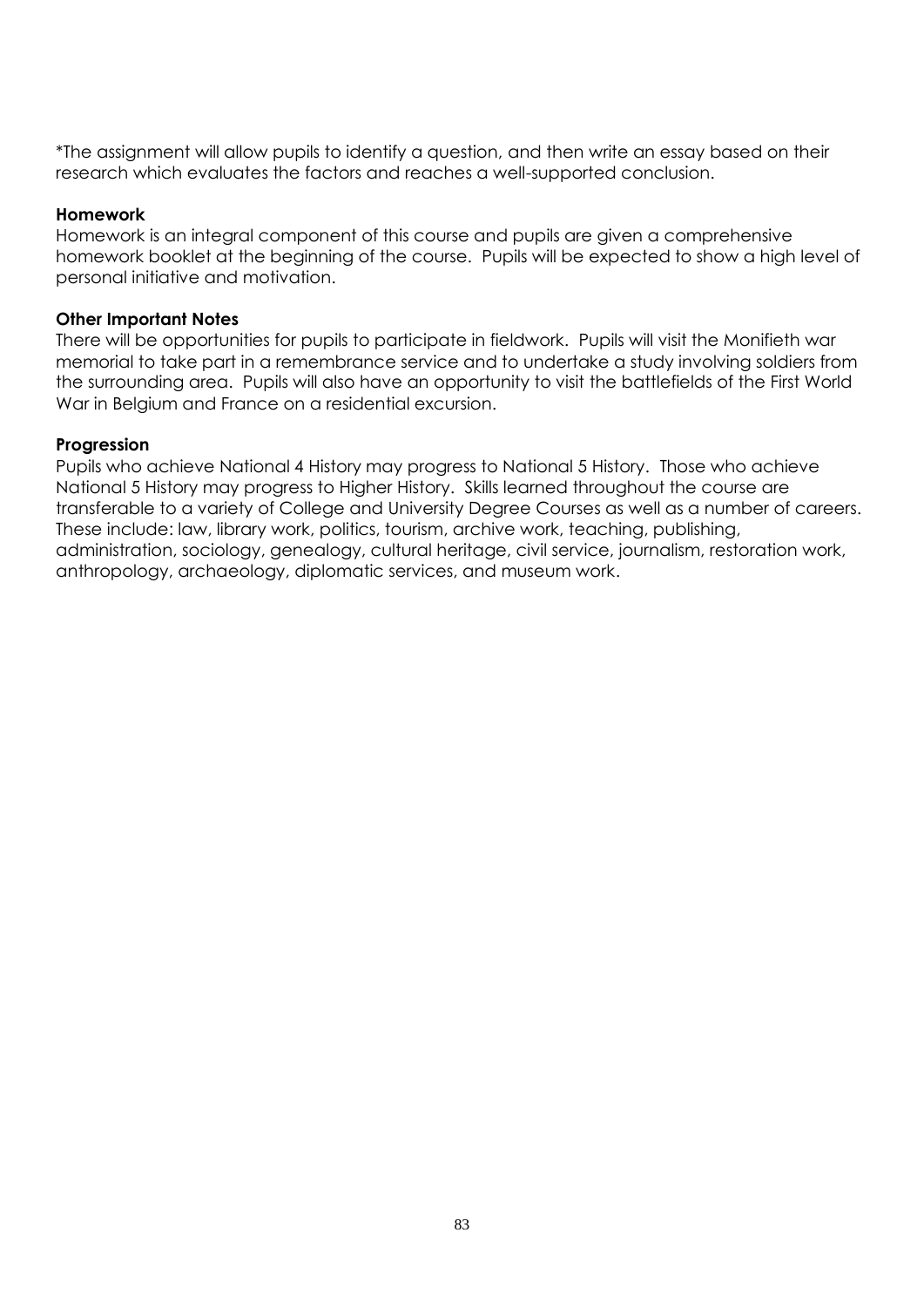*The assignment will allow pupils to identify a question, and then write an essay based on their research which evaluates the factors and reaches a well-supported conclusion.

**Homework**

Homework is an integral component of this course and pupils are given a comprehensive homework booklet at the beginning of the course. Pupils will be expected to show a high level of personal initiative and motivation.

**Other Important Notes**

There will be opportunities for pupils to participate in fieldwork. Pupils will visit the Monifieth war memorial to take part in a remembrance service and to undertake a study involving soldiers from the surrounding area. Pupils will also have an opportunity to visit the battlefields of the First World War in Belgium and France on a residential excursion.

**Progression**

Pupils who achieve National 4 History may progress to National 5 History. Those who achieve National 5 History may progress to Higher History. Skills learned throughout the course are transferable to a variety of College and University Degree Courses as well as a number of careers. These include: law, library work, politics, tourism, archive work, teaching, publishing, administration, sociology, genealogy, cultural heritage, civil service, journalism, restoration work, anthropology, archaeology, diplomatic services, and museum work.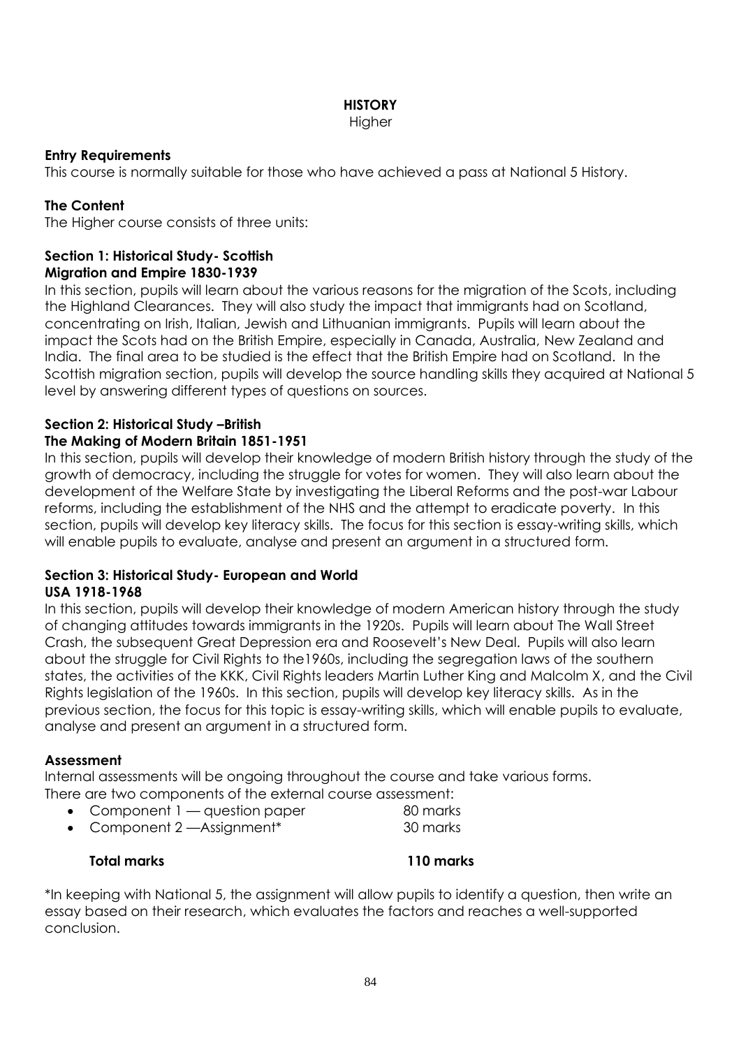# HISTORY

Higher

**Entry Requirements**

This course is normally suitable for those who have achieved a pass at National 5 History.

**The Content**

The Higher course consists of three units:

**Section 1: Historical Study- Scottish**
**Migration and Empire 1830-1939**

In this section, pupils will learn about the various reasons for the migration of the Scots, including the Highland Clearances. They will also study the impact that immigrants had on Scotland, concentrating on Irish, Italian, Jewish and Lithuanian immigrants. Pupils will learn about the impact the Scots had on the British Empire, especially in Canada, Australia, New Zealand and India. The final area to be studied is the effect that the British Empire had on Scotland. In the Scottish migration section, pupils will develop the source handling skills they acquired at National 5 level by answering different types of questions on sources.

**Section 2: Historical Study –British**
**The Making of Modern Britain 1851-1951**

In this section, pupils will develop their knowledge of modern British history through the study of the growth of democracy, including the struggle for votes for women. They will also learn about the development of the Welfare State by investigating the Liberal Reforms and the post-war Labour reforms, including the establishment of the NHS and the attempt to eradicate poverty. In this section, pupils will develop key literacy skills. The focus for this section is essay-writing skills, which will enable pupils to evaluate, analyse and present an argument in a structured form.

**Section 3: Historical Study- European and World**
**USA 1918-1968**

In this section, pupils will develop their knowledge of modern American history through the study of changing attitudes towards immigrants in the 1920s. Pupils will learn about The Wall Street Crash, the subsequent Great Depression era and Roosevelt's New Deal. Pupils will also learn about the struggle for Civil Rights to the1960s, including the segregation laws of the southern states, the activities of the KKK, Civil Rights leaders Martin Luther King and Malcolm X, and the Civil Rights legislation of the 1960s. In this section, pupils will develop key literacy skills. As in the previous section, the focus for this topic is essay-writing skills, which will enable pupils to evaluate, analyse and present an argument in a structured form.

**Assessment**

Internal assessments will be ongoing throughout the course and take various forms.
There are two components of the external course assessment:

- Component 1 — question paper 80 marks
- Component 2 —Assignment* 30 marks

**Total marks 110 marks**

*In keeping with National 5, the assignment will allow pupils to identify a question, then write an essay based on their research, which evaluates the factors and reaches a well-supported conclusion.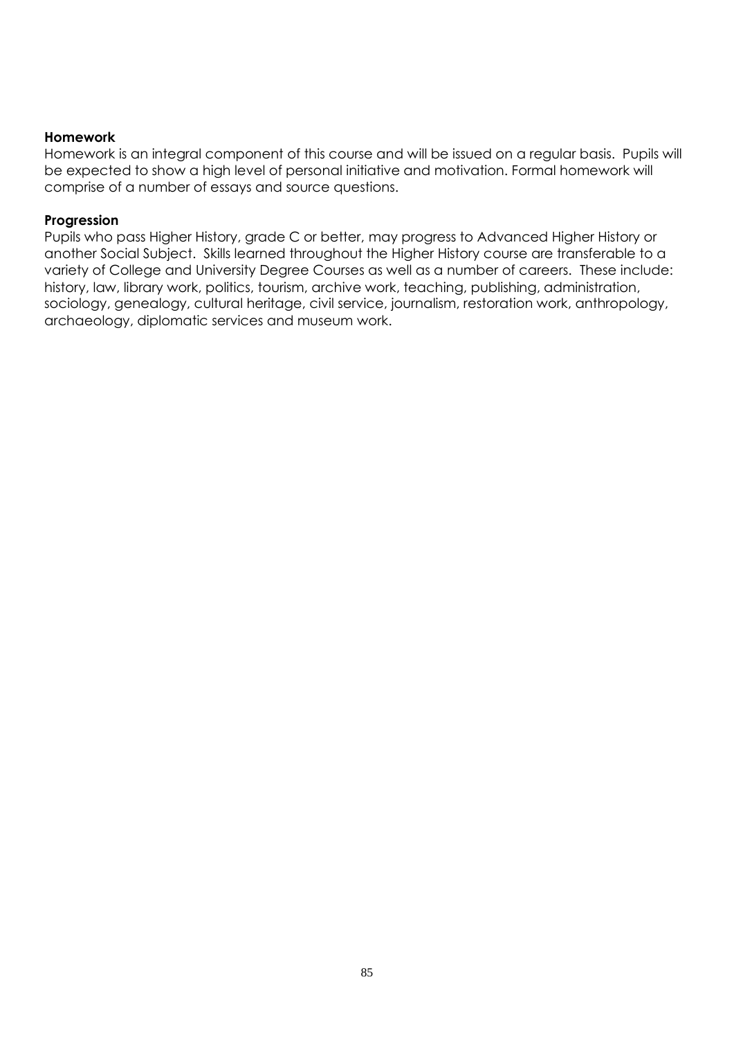**Homework**

Homework is an integral component of this course and will be issued on a regular basis. Pupils will be expected to show a high level of personal initiative and motivation. Formal homework will comprise of a number of essays and source questions.

**Progression**

Pupils who pass Higher History, grade C or better, may progress to Advanced Higher History or another Social Subject. Skills learned throughout the Higher History course are transferable to a variety of College and University Degree Courses as well as a number of careers. These include: history, law, library work, politics, tourism, archive work, teaching, publishing, administration, sociology, genealogy, cultural heritage, civil service, journalism, restoration work, anthropology, archaeology, diplomatic services and museum work.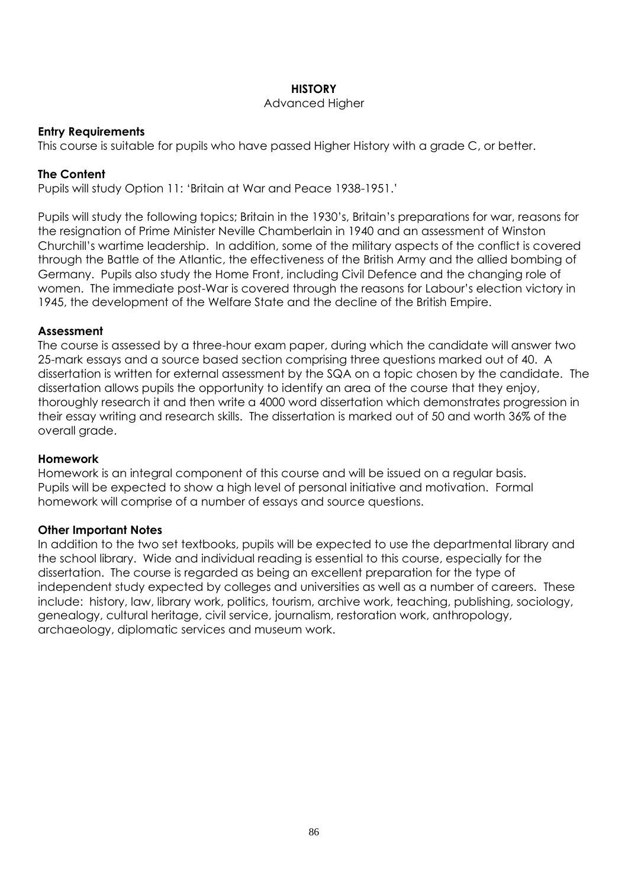# HISTORY

Advanced Higher

### Entry Requirements

This course is suitable for pupils who have passed Higher History with a grade C, or better.

### The Content

Pupils will study Option 11: 'Britain at War and Peace 1938-1951.'

Pupils will study the following topics; Britain in the 1930's, Britain's preparations for war, reasons for the resignation of Prime Minister Neville Chamberlain in 1940 and an assessment of Winston Churchill's wartime leadership. In addition, some of the military aspects of the conflict is covered through the Battle of the Atlantic, the effectiveness of the British Army and the allied bombing of Germany. Pupils also study the Home Front, including Civil Defence and the changing role of women. The immediate post-War is covered through the reasons for Labour's election victory in 1945, the development of the Welfare State and the decline of the British Empire.

### Assessment

The course is assessed by a three-hour exam paper, during which the candidate will answer two 25-mark essays and a source based section comprising three questions marked out of 40. A dissertation is written for external assessment by the SQA on a topic chosen by the candidate. The dissertation allows pupils the opportunity to identify an area of the course that they enjoy, thoroughly research it and then write a 4000 word dissertation which demonstrates progression in their essay writing and research skills. The dissertation is marked out of 50 and worth 36% of the overall grade.

### Homework

Homework is an integral component of this course and will be issued on a regular basis. Pupils will be expected to show a high level of personal initiative and motivation. Formal homework will comprise of a number of essays and source questions.

### Other Important Notes

In addition to the two set textbooks, pupils will be expected to use the departmental library and the school library. Wide and individual reading is essential to this course, especially for the dissertation. The course is regarded as being an excellent preparation for the type of independent study expected by colleges and universities as well as a number of careers. These include: history, law, library work, politics, tourism, archive work, teaching, publishing, sociology, genealogy, cultural heritage, civil service, journalism, restoration work, anthropology, archaeology, diplomatic services and museum work.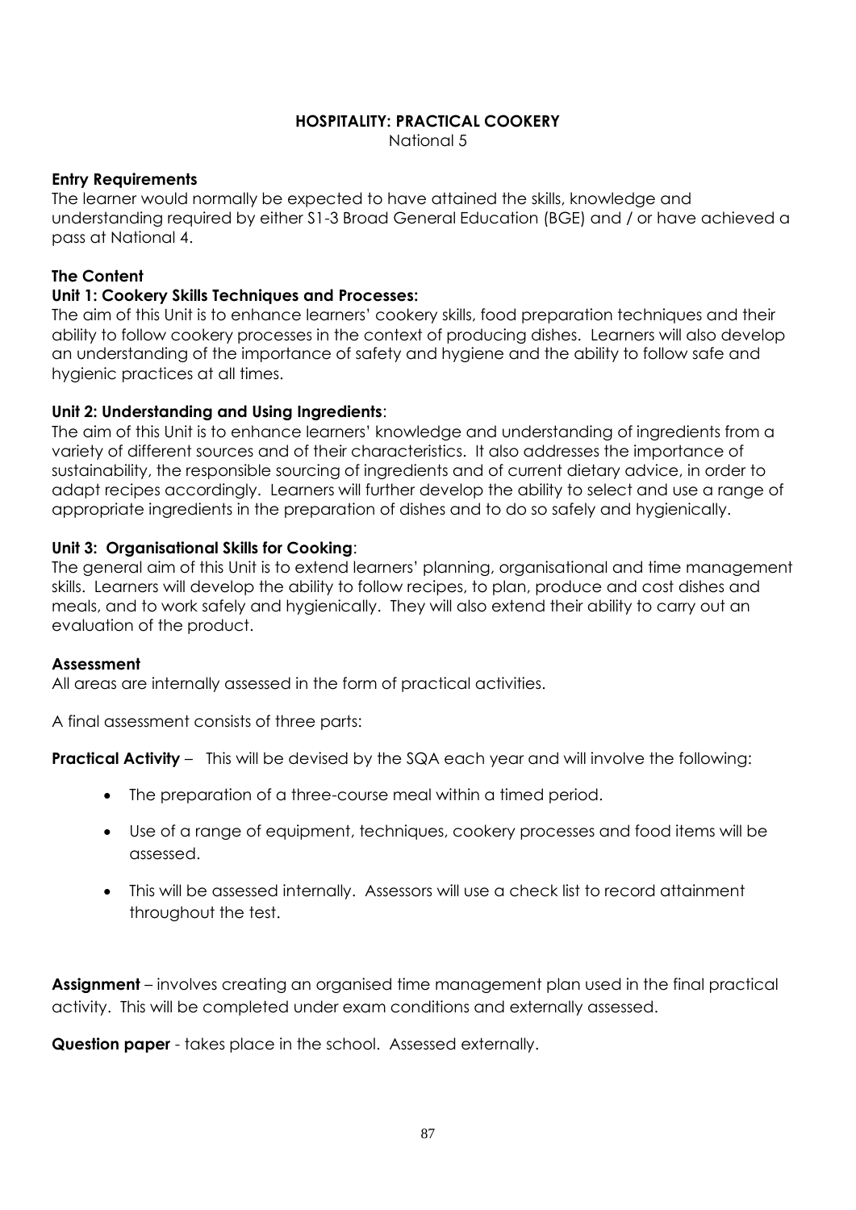# HOSPITALITY: PRACTICAL COOKERY

National 5

**Entry Requirements**

The learner would normally be expected to have attained the skills, knowledge and understanding required by either S1-3 Broad General Education (BGE) and / or have achieved a pass at National 4.

**The Content**

**Unit 1: Cookery Skills Techniques and Processes:**

The aim of this Unit is to enhance learners' cookery skills, food preparation techniques and their ability to follow cookery processes in the context of producing dishes. Learners will also develop an understanding of the importance of safety and hygiene and the ability to follow safe and hygienic practices at all times.

**Unit 2: Understanding and Using Ingredients**:

The aim of this Unit is to enhance learners' knowledge and understanding of ingredients from a variety of different sources and of their characteristics. It also addresses the importance of sustainability, the responsible sourcing of ingredients and of current dietary advice, in order to adapt recipes accordingly. Learners will further develop the ability to select and use a range of appropriate ingredients in the preparation of dishes and to do so safely and hygienically.

**Unit 3: Organisational Skills for Cooking**:

The general aim of this Unit is to extend learners' planning, organisational and time management skills. Learners will develop the ability to follow recipes, to plan, produce and cost dishes and meals, and to work safely and hygienically. They will also extend their ability to carry out an evaluation of the product.

**Assessment**

All areas are internally assessed in the form of practical activities.

A final assessment consists of three parts:

**Practical Activity** – This will be devised by the SQA each year and will involve the following:

- The preparation of a three-course meal within a timed period.
- Use of a range of equipment, techniques, cookery processes and food items will be assessed.
- This will be assessed internally. Assessors will use a check list to record attainment throughout the test.

**Assignment** – involves creating an organised time management plan used in the final practical activity. This will be completed under exam conditions and externally assessed.

**Question paper** - takes place in the school. Assessed externally.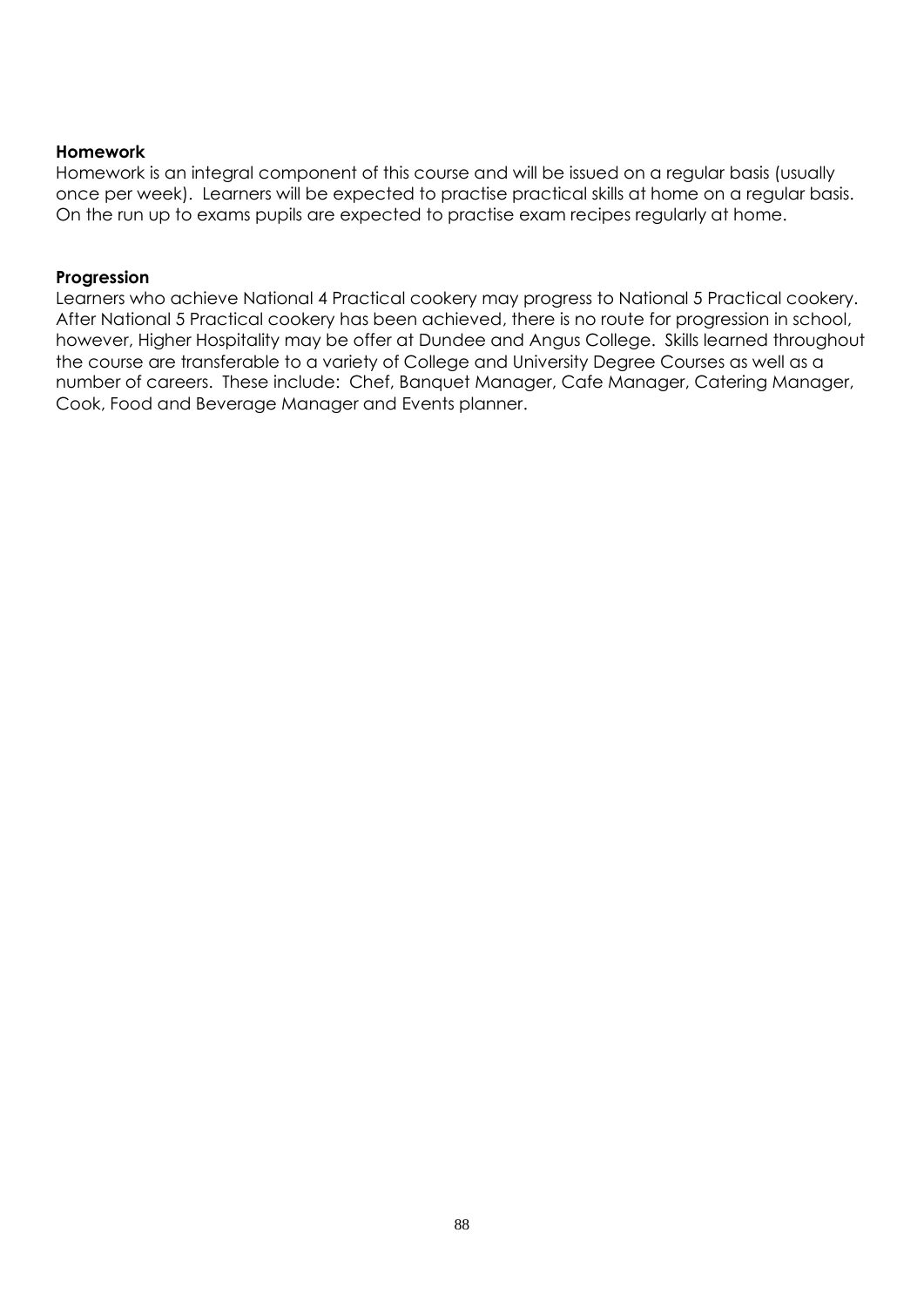**Homework**

Homework is an integral component of this course and will be issued on a regular basis (usually once per week). Learners will be expected to practise practical skills at home on a regular basis. On the run up to exams pupils are expected to practise exam recipes regularly at home.

**Progression**

Learners who achieve National 4 Practical cookery may progress to National 5 Practical cookery. After National 5 Practical cookery has been achieved, there is no route for progression in school, however, Higher Hospitality may be offer at Dundee and Angus College. Skills learned throughout the course are transferable to a variety of College and University Degree Courses as well as a number of careers. These include: Chef, Banquet Manager, Cafe Manager, Catering Manager, Cook, Food and Beverage Manager and Events planner.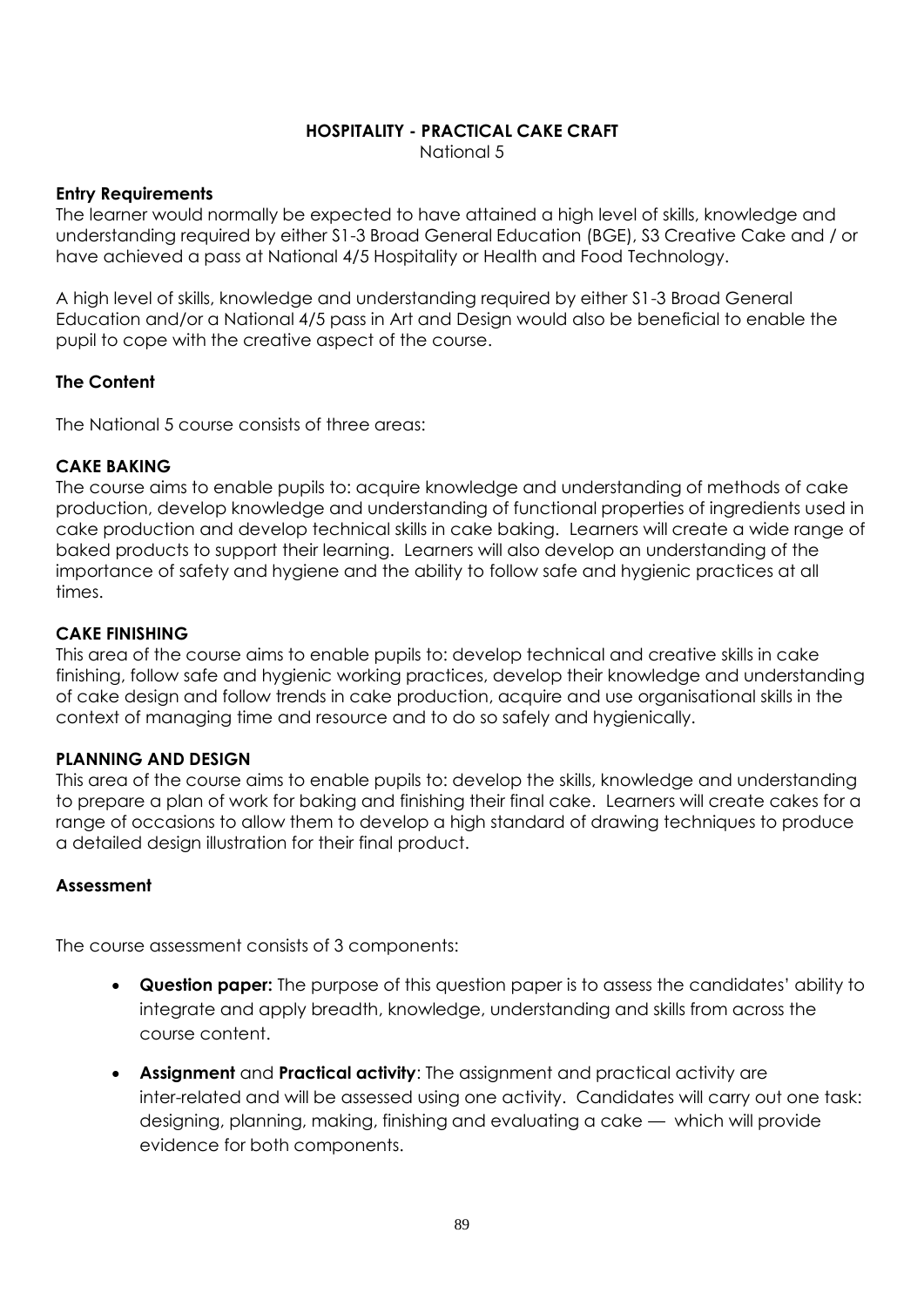# HOSPITALITY - PRACTICAL CAKE CRAFT

National 5

**Entry Requirements**

The learner would normally be expected to have attained a high level of skills, knowledge and understanding required by either S1-3 Broad General Education (BGE), S3 Creative Cake and / or have achieved a pass at National 4/5 Hospitality or Health and Food Technology.

A high level of skills, knowledge and understanding required by either S1-3 Broad General Education and/or a National 4/5 pass in Art and Design would also be beneficial to enable the pupil to cope with the creative aspect of the course.

**The Content**

The National 5 course consists of three areas:

**CAKE BAKING**

The course aims to enable pupils to: acquire knowledge and understanding of methods of cake production, develop knowledge and understanding of functional properties of ingredients used in cake production and develop technical skills in cake baking. Learners will create a wide range of baked products to support their learning. Learners will also develop an understanding of the importance of safety and hygiene and the ability to follow safe and hygienic practices at all times.

**CAKE FINISHING**

This area of the course aims to enable pupils to: develop technical and creative skills in cake finishing, follow safe and hygienic working practices, develop their knowledge and understanding of cake design and follow trends in cake production, acquire and use organisational skills in the context of managing time and resource and to do so safely and hygienically.

**PLANNING AND DESIGN**

This area of the course aims to enable pupils to: develop the skills, knowledge and understanding to prepare a plan of work for baking and finishing their final cake. Learners will create cakes for a range of occasions to allow them to develop a high standard of drawing techniques to produce a detailed design illustration for their final product.

**Assessment**

The course assessment consists of 3 components:

- **Question paper:** The purpose of this question paper is to assess the candidates' ability to integrate and apply breadth, knowledge, understanding and skills from across the course content.
- **Assignment** and **Practical activity**: The assignment and practical activity are inter-related and will be assessed using one activity. Candidates will carry out one task: designing, planning, making, finishing and evaluating a cake — which will provide evidence for both components.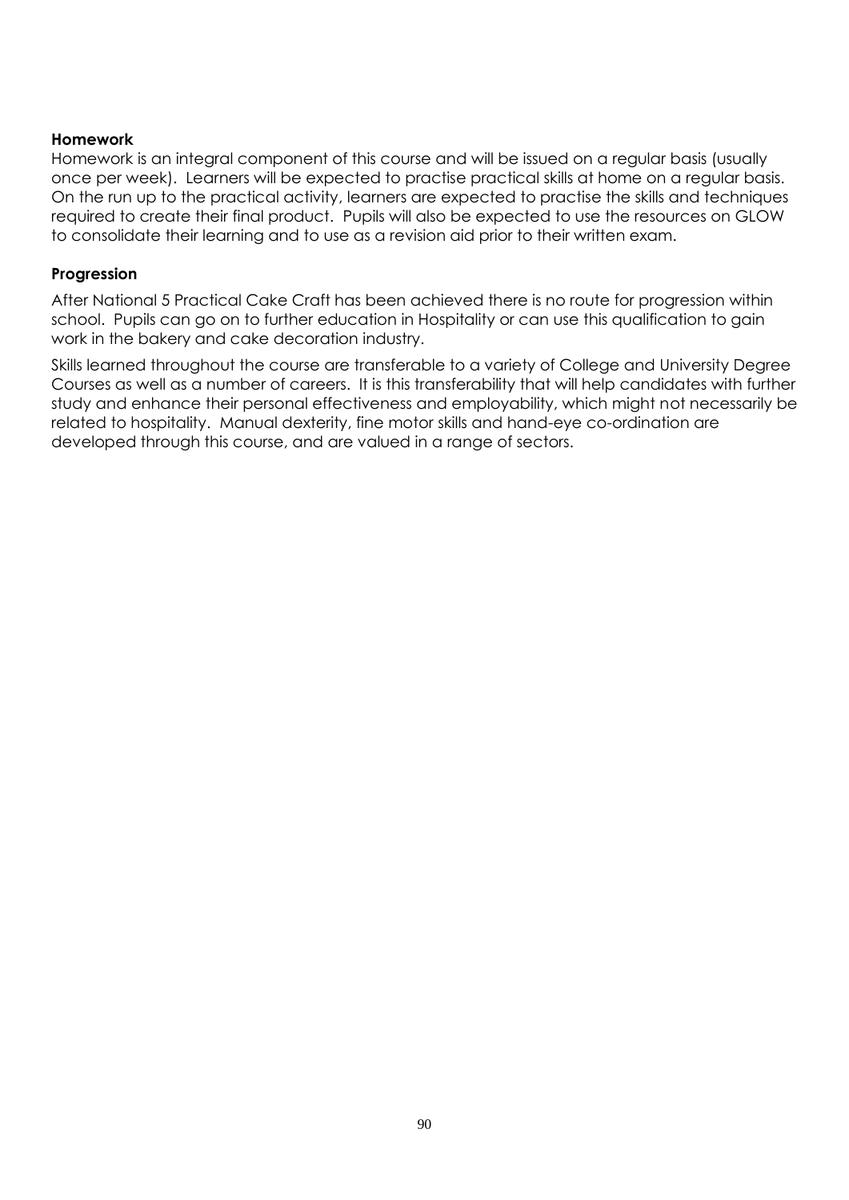**Homework**

Homework is an integral component of this course and will be issued on a regular basis (usually once per week). Learners will be expected to practise practical skills at home on a regular basis. On the run up to the practical activity, learners are expected to practise the skills and techniques required to create their final product. Pupils will also be expected to use the resources on GLOW to consolidate their learning and to use as a revision aid prior to their written exam.

**Progression**

After National 5 Practical Cake Craft has been achieved there is no route for progression within school. Pupils can go on to further education in Hospitality or can use this qualification to gain work in the bakery and cake decoration industry.

Skills learned throughout the course are transferable to a variety of College and University Degree Courses as well as a number of careers. It is this transferability that will help candidates with further study and enhance their personal effectiveness and employability, which might not necessarily be related to hospitality. Manual dexterity, fine motor skills and hand-eye co-ordination are developed through this course, and are valued in a range of sectors.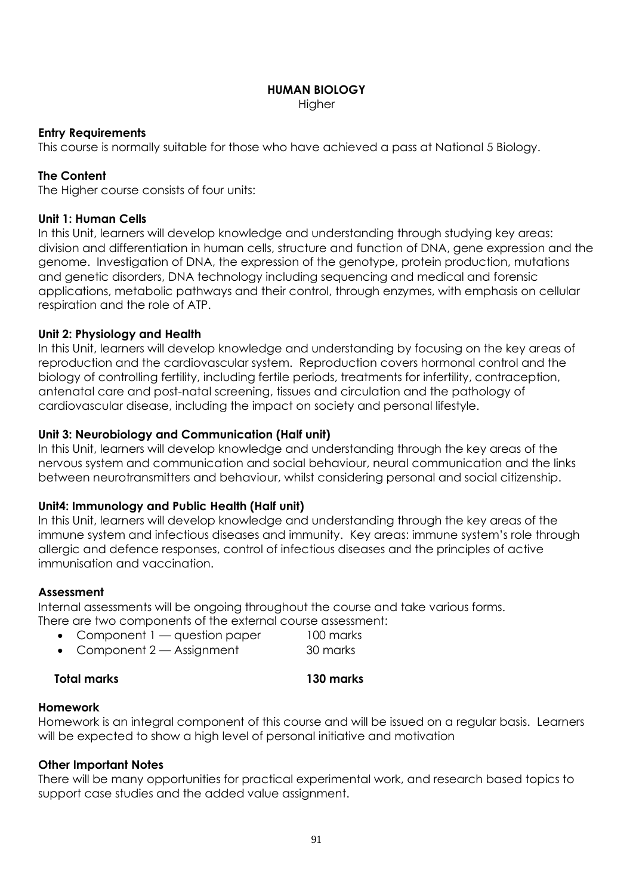# HUMAN BIOLOGY

Higher

**Entry Requirements**

This course is normally suitable for those who have achieved a pass at National 5 Biology.

**The Content**

The Higher course consists of four units:

**Unit 1: Human Cells**

In this Unit, learners will develop knowledge and understanding through studying key areas: division and differentiation in human cells, structure and function of DNA, gene expression and the genome. Investigation of DNA, the expression of the genotype, protein production, mutations and genetic disorders, DNA technology including sequencing and medical and forensic applications, metabolic pathways and their control, through enzymes, with emphasis on cellular respiration and the role of ATP.

**Unit 2: Physiology and Health**

In this Unit, learners will develop knowledge and understanding by focusing on the key areas of reproduction and the cardiovascular system. Reproduction covers hormonal control and the biology of controlling fertility, including fertile periods, treatments for infertility, contraception, antenatal care and post-natal screening, tissues and circulation and the pathology of cardiovascular disease, including the impact on society and personal lifestyle.

**Unit 3: Neurobiology and Communication (Half unit)**

In this Unit, learners will develop knowledge and understanding through the key areas of the nervous system and communication and social behaviour, neural communication and the links between neurotransmitters and behaviour, whilst considering personal and social citizenship.

**Unit4: Immunology and Public Health (Half unit)**

In this Unit, learners will develop knowledge and understanding through the key areas of the immune system and infectious diseases and immunity. Key areas: immune system's role through allergic and defence responses, control of infectious diseases and the principles of active immunisation and vaccination.

**Assessment**

Internal assessments will be ongoing throughout the course and take various forms.
There are two components of the external course assessment:

- Component 1 — question paper 100 marks
- Component 2 — Assignment 30 marks

**Total marks 130 marks**

**Homework**

Homework is an integral component of this course and will be issued on a regular basis. Learners will be expected to show a high level of personal initiative and motivation

**Other Important Notes**

There will be many opportunities for practical experimental work, and research based topics to support case studies and the added value assignment.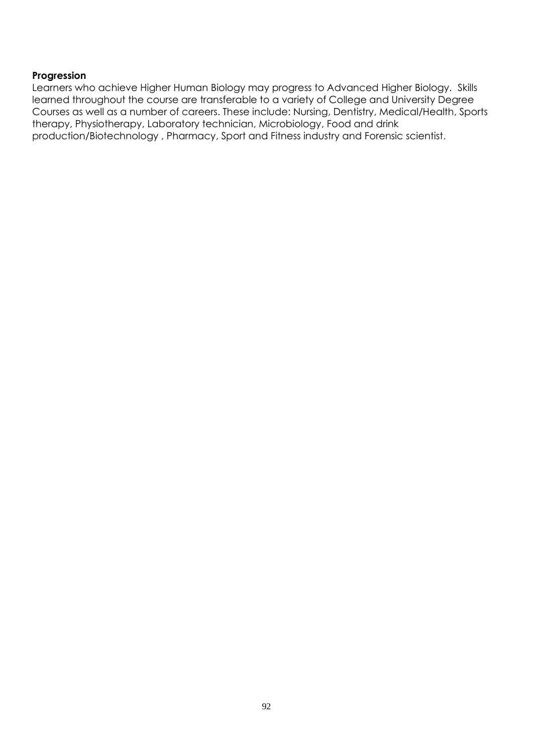**Progression**

Learners who achieve Higher Human Biology may progress to Advanced Higher Biology. Skills learned throughout the course are transferable to a variety of College and University Degree Courses as well as a number of careers. These include: Nursing, Dentistry, Medical/Health, Sports therapy, Physiotherapy, Laboratory technician, Microbiology, Food and drink production/Biotechnology , Pharmacy, Sport and Fitness industry and Forensic scientist.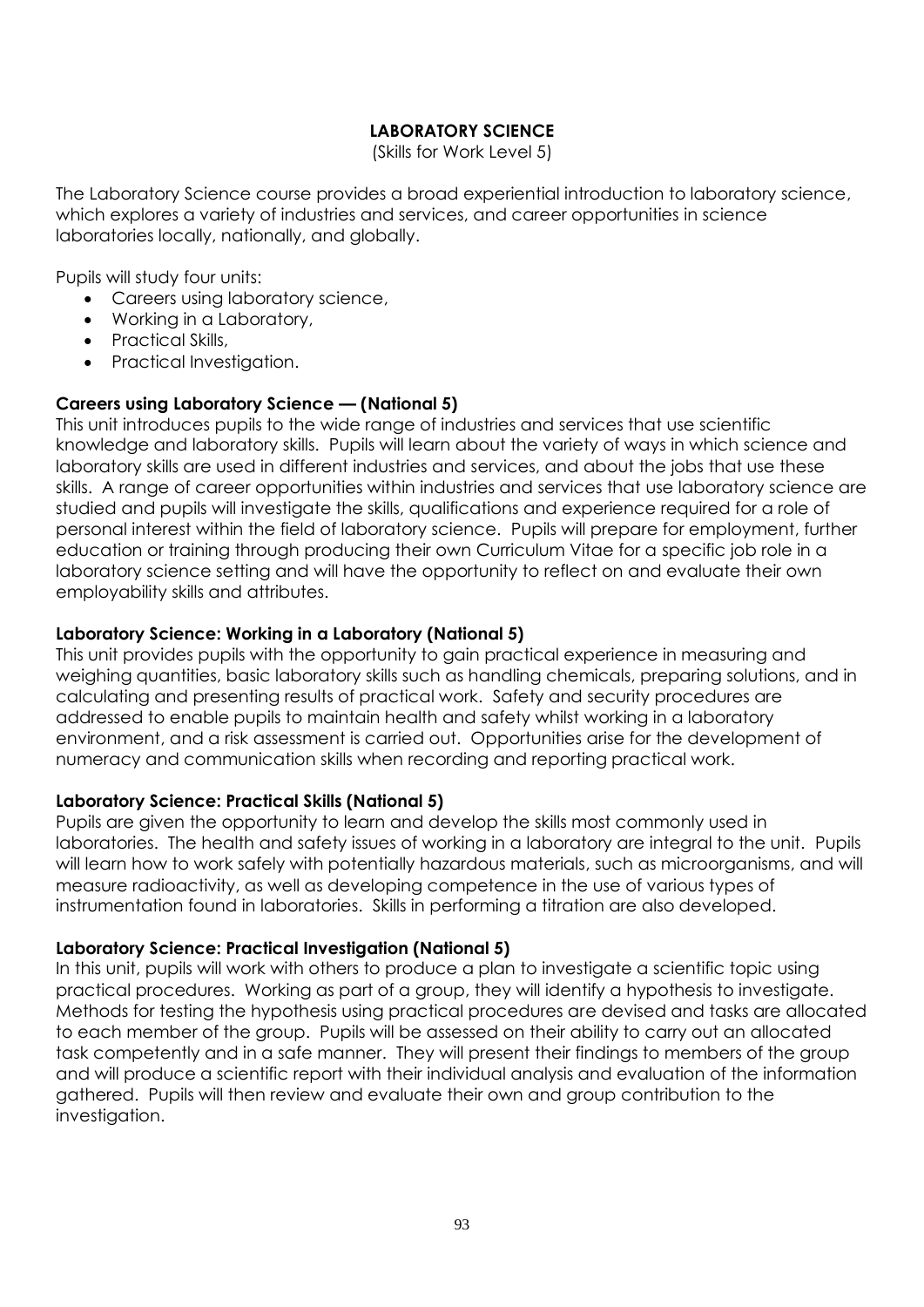# LABORATORY SCIENCE

(Skills for Work Level 5)

The Laboratory Science course provides a broad experiential introduction to laboratory science, which explores a variety of industries and services, and career opportunities in science laboratories locally, nationally, and globally.

Pupils will study four units:

- Careers using laboratory science,
- Working in a Laboratory,
- Practical Skills,
- Practical Investigation.

**Careers using Laboratory Science — (National 5)**

This unit introduces pupils to the wide range of industries and services that use scientific knowledge and laboratory skills. Pupils will learn about the variety of ways in which science and laboratory skills are used in different industries and services, and about the jobs that use these skills. A range of career opportunities within industries and services that use laboratory science are studied and pupils will investigate the skills, qualifications and experience required for a role of personal interest within the field of laboratory science. Pupils will prepare for employment, further education or training through producing their own Curriculum Vitae for a specific job role in a laboratory science setting and will have the opportunity to reflect on and evaluate their own employability skills and attributes.

**Laboratory Science: Working in a Laboratory (National 5)**

This unit provides pupils with the opportunity to gain practical experience in measuring and weighing quantities, basic laboratory skills such as handling chemicals, preparing solutions, and in calculating and presenting results of practical work. Safety and security procedures are addressed to enable pupils to maintain health and safety whilst working in a laboratory environment, and a risk assessment is carried out. Opportunities arise for the development of numeracy and communication skills when recording and reporting practical work.

**Laboratory Science: Practical Skills (National 5)**

Pupils are given the opportunity to learn and develop the skills most commonly used in laboratories. The health and safety issues of working in a laboratory are integral to the unit. Pupils will learn how to work safely with potentially hazardous materials, such as microorganisms, and will measure radioactivity, as well as developing competence in the use of various types of instrumentation found in laboratories. Skills in performing a titration are also developed.

**Laboratory Science: Practical Investigation (National 5)**

In this unit, pupils will work with others to produce a plan to investigate a scientific topic using practical procedures. Working as part of a group, they will identify a hypothesis to investigate. Methods for testing the hypothesis using practical procedures are devised and tasks are allocated to each member of the group. Pupils will be assessed on their ability to carry out an allocated task competently and in a safe manner. They will present their findings to members of the group and will produce a scientific report with their individual analysis and evaluation of the information gathered. Pupils will then review and evaluate their own and group contribution to the investigation.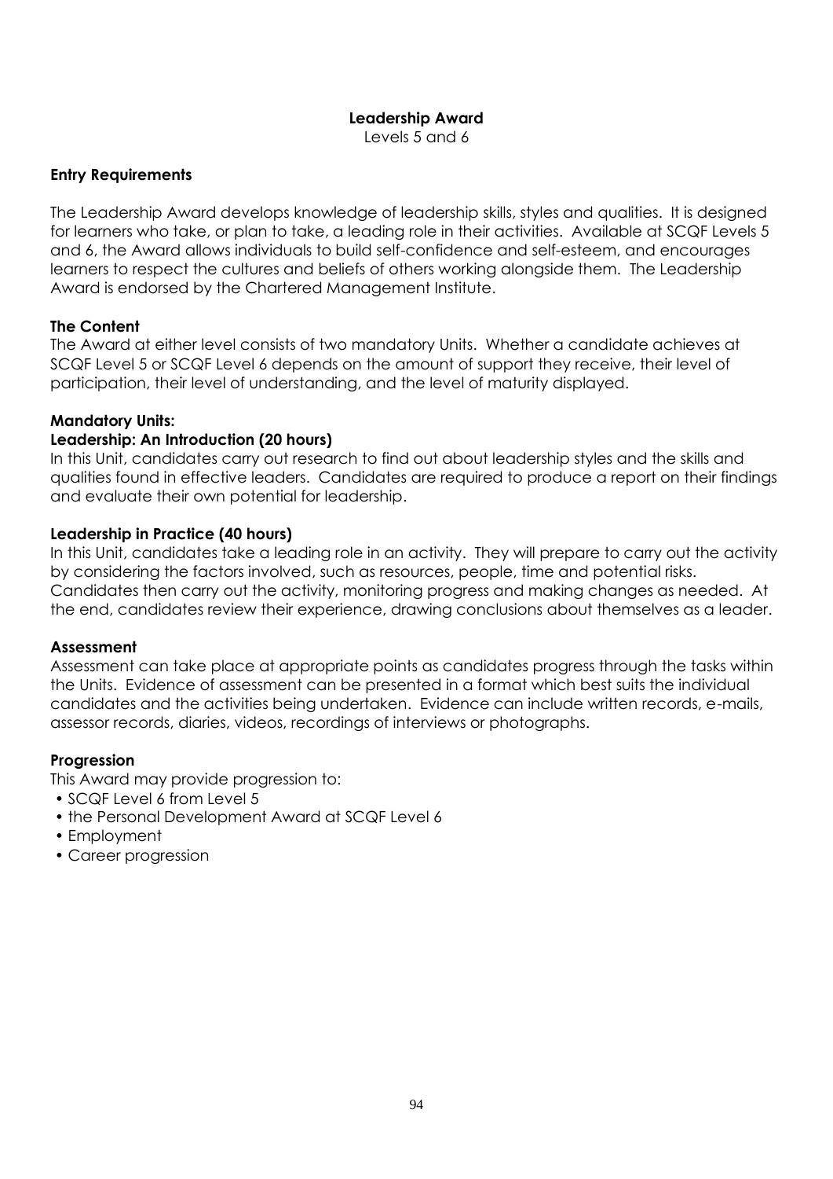# Leadership Award

Levels 5 and 6

**Entry Requirements**

The Leadership Award develops knowledge of leadership skills, styles and qualities. It is designed for learners who take, or plan to take, a leading role in their activities. Available at SCQF Levels 5 and 6, the Award allows individuals to build self-confidence and self-esteem, and encourages learners to respect the cultures and beliefs of others working alongside them. The Leadership Award is endorsed by the Chartered Management Institute.

**The Content**

The Award at either level consists of two mandatory Units. Whether a candidate achieves at SCQF Level 5 or SCQF Level 6 depends on the amount of support they receive, their level of participation, their level of understanding, and the level of maturity displayed.

**Mandatory Units:**

**Leadership: An Introduction (20 hours)**

In this Unit, candidates carry out research to find out about leadership styles and the skills and qualities found in effective leaders. Candidates are required to produce a report on their findings and evaluate their own potential for leadership.

**Leadership in Practice (40 hours)**

In this Unit, candidates take a leading role in an activity. They will prepare to carry out the activity by considering the factors involved, such as resources, people, time and potential risks. Candidates then carry out the activity, monitoring progress and making changes as needed. At the end, candidates review their experience, drawing conclusions about themselves as a leader.

**Assessment**

Assessment can take place at appropriate points as candidates progress through the tasks within the Units. Evidence of assessment can be presented in a format which best suits the individual candidates and the activities being undertaken. Evidence can include written records, e-mails, assessor records, diaries, videos, recordings of interviews or photographs.

**Progression**

This Award may provide progression to:

- SCQF Level 6 from Level 5
- the Personal Development Award at SCQF Level 6
- Employment
- Career progression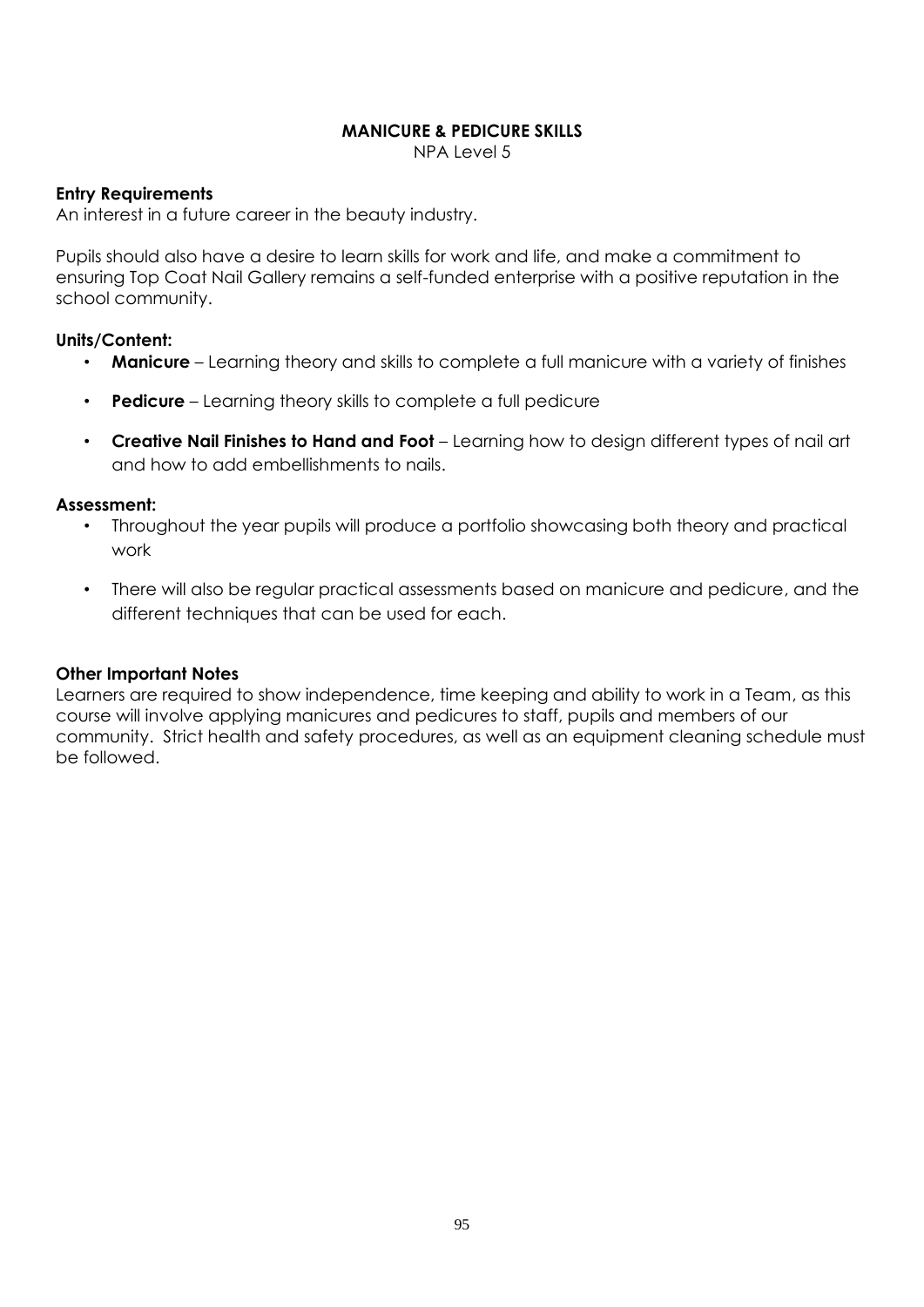# MANICURE & PEDICURE SKILLS

NPA Level 5

**Entry Requirements**

An interest in a future career in the beauty industry.

Pupils should also have a desire to learn skills for work and life, and make a commitment to ensuring Top Coat Nail Gallery remains a self-funded enterprise with a positive reputation in the school community.

**Units/Content:**

- **Manicure** – Learning theory and skills to complete a full manicure with a variety of finishes
- **Pedicure** – Learning theory skills to complete a full pedicure
- **Creative Nail Finishes to Hand and Foot** – Learning how to design different types of nail art and how to add embellishments to nails.

**Assessment:**

- Throughout the year pupils will produce a portfolio showcasing both theory and practical work
- There will also be regular practical assessments based on manicure and pedicure, and the different techniques that can be used for each.

**Other Important Notes**

Learners are required to show independence, time keeping and ability to work in a Team, as this course will involve applying manicures and pedicures to staff, pupils and members of our community. Strict health and safety procedures, as well as an equipment cleaning schedule must be followed.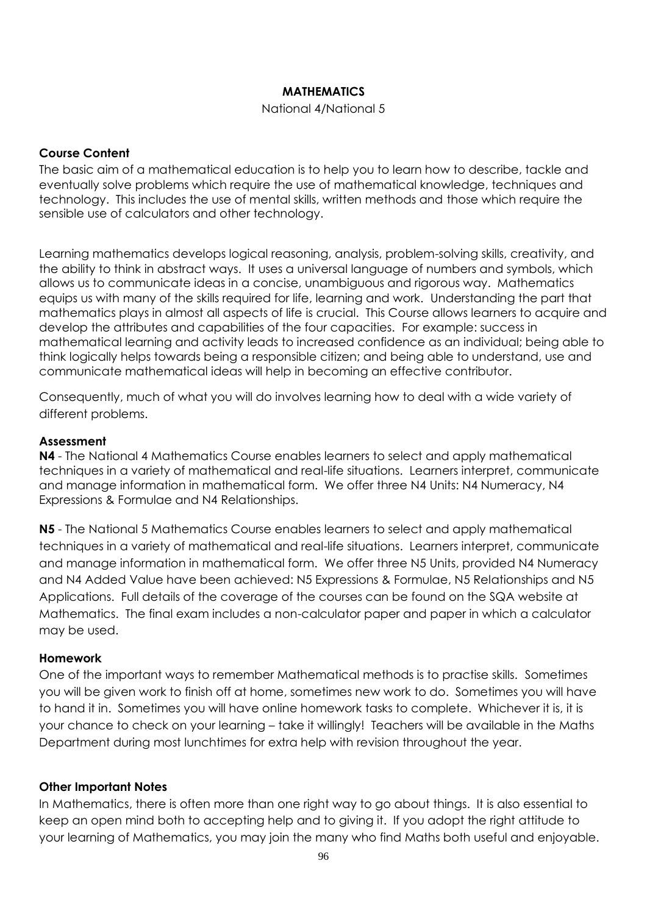# MATHEMATICS

National 4/National 5

**Course Content**

The basic aim of a mathematical education is to help you to learn how to describe, tackle and eventually solve problems which require the use of mathematical knowledge, techniques and technology. This includes the use of mental skills, written methods and those which require the sensible use of calculators and other technology.

Learning mathematics develops logical reasoning, analysis, problem-solving skills, creativity, and the ability to think in abstract ways. It uses a universal language of numbers and symbols, which allows us to communicate ideas in a concise, unambiguous and rigorous way. Mathematics equips us with many of the skills required for life, learning and work. Understanding the part that mathematics plays in almost all aspects of life is crucial. This Course allows learners to acquire and develop the attributes and capabilities of the four capacities. For example: success in mathematical learning and activity leads to increased confidence as an individual; being able to think logically helps towards being a responsible citizen; and being able to understand, use and communicate mathematical ideas will help in becoming an effective contributor.

Consequently, much of what you will do involves learning how to deal with a wide variety of different problems.

**Assessment**

**N4** - The National 4 Mathematics Course enables learners to select and apply mathematical techniques in a variety of mathematical and real-life situations. Learners interpret, communicate and manage information in mathematical form. We offer three N4 Units: N4 Numeracy, N4 Expressions & Formulae and N4 Relationships.

**N5** - The National 5 Mathematics Course enables learners to select and apply mathematical techniques in a variety of mathematical and real-life situations. Learners interpret, communicate and manage information in mathematical form. We offer three N5 Units, provided N4 Numeracy and N4 Added Value have been achieved: N5 Expressions & Formulae, N5 Relationships and N5 Applications. Full details of the coverage of the courses can be found on the SQA website at Mathematics. The final exam includes a non-calculator paper and paper in which a calculator may be used.

**Homework**

One of the important ways to remember Mathematical methods is to practise skills. Sometimes you will be given work to finish off at home, sometimes new work to do. Sometimes you will have to hand it in. Sometimes you will have online homework tasks to complete. Whichever it is, it is your chance to check on your learning – take it willingly! Teachers will be available in the Maths Department during most lunchtimes for extra help with revision throughout the year.

**Other Important Notes**

In Mathematics, there is often more than one right way to go about things. It is also essential to keep an open mind both to accepting help and to giving it. If you adopt the right attitude to your learning of Mathematics, you may join the many who find Maths both useful and enjoyable.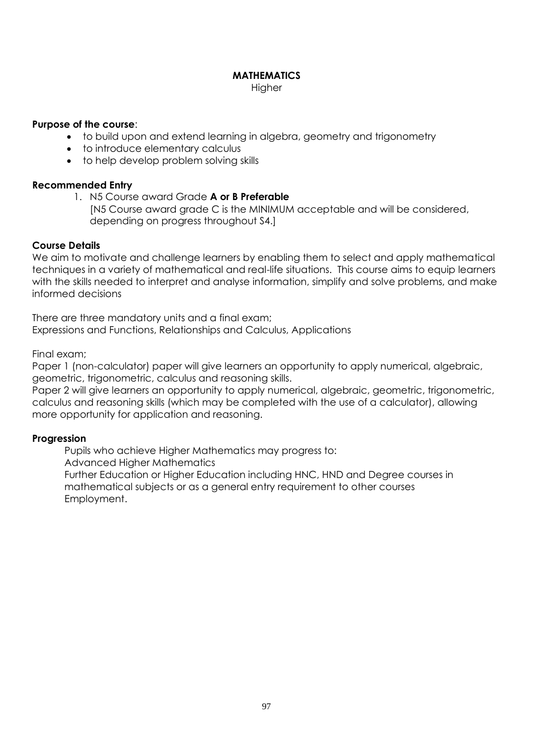# MATHEMATICS

Higher

**Purpose of the course**:

- to build upon and extend learning in algebra, geometry and trigonometry
- to introduce elementary calculus
- to help develop problem solving skills

**Recommended Entry**

1. N5 Course award Grade **A or B Preferable**
   [N5 Course award grade C is the MINIMUM acceptable and will be considered, depending on progress throughout S4.]

**Course Details**

We aim to motivate and challenge learners by enabling them to select and apply mathematical techniques in a variety of mathematical and real-life situations. This course aims to equip learners with the skills needed to interpret and analyse information, simplify and solve problems, and make informed decisions

There are three mandatory units and a final exam;
Expressions and Functions, Relationships and Calculus, Applications

Final exam;
Paper 1 (non-calculator) paper will give learners an opportunity to apply numerical, algebraic, geometric, trigonometric, calculus and reasoning skills.
Paper 2 will give learners an opportunity to apply numerical, algebraic, geometric, trigonometric, calculus and reasoning skills (which may be completed with the use of a calculator), allowing more opportunity for application and reasoning.

**Progression**

Pupils who achieve Higher Mathematics may progress to:
Advanced Higher Mathematics
Further Education or Higher Education including HNC, HND and Degree courses in mathematical subjects or as a general entry requirement to other courses
Employment.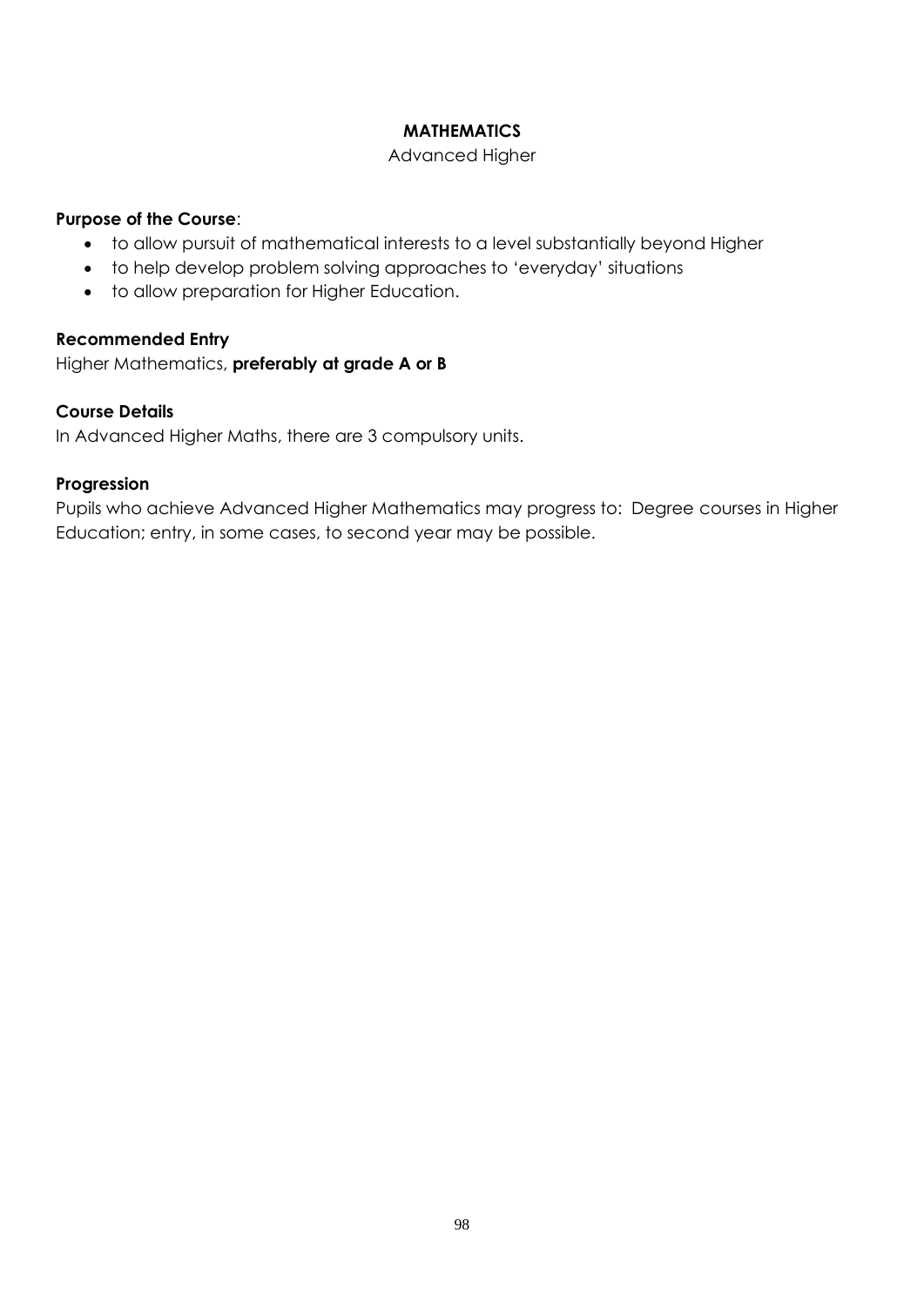# MATHEMATICS

Advanced Higher

**Purpose of the Course**:

- to allow pursuit of mathematical interests to a level substantially beyond Higher
- to help develop problem solving approaches to 'everyday' situations
- to allow preparation for Higher Education.

**Recommended Entry**

Higher Mathematics, **preferably at grade A or B**

**Course Details**

In Advanced Higher Maths, there are 3 compulsory units.

**Progression**

Pupils who achieve Advanced Higher Mathematics may progress to: Degree courses in Higher Education; entry, in some cases, to second year may be possible.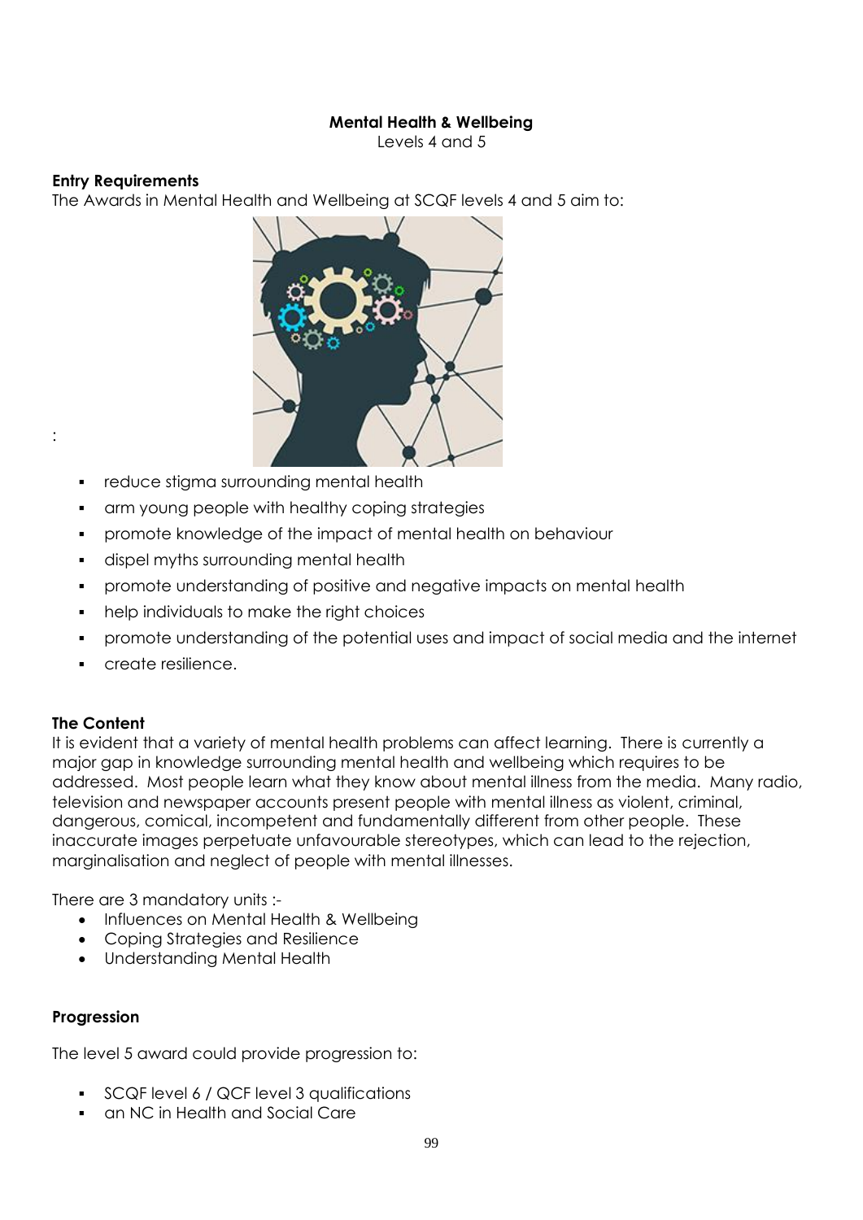**Mental Health & Wellbeing**

Levels 4 and 5

**Entry Requirements**

The Awards in Mental Health and Wellbeing at SCQF levels 4 and 5 aim to:

:

- reduce stigma surrounding mental health
- arm young people with healthy coping strategies
- promote knowledge of the impact of mental health on behaviour
- dispel myths surrounding mental health
- promote understanding of positive and negative impacts on mental health
- help individuals to make the right choices
- promote understanding of the potential uses and impact of social media and the internet
- create resilience.

**The Content**

It is evident that a variety of mental health problems can affect learning. There is currently a major gap in knowledge surrounding mental health and wellbeing which requires to be addressed. Most people learn what they know about mental illness from the media. Many radio, television and newspaper accounts present people with mental illness as violent, criminal, dangerous, comical, incompetent and fundamentally different from other people. These inaccurate images perpetuate unfavourable stereotypes, which can lead to the rejection, marginalisation and neglect of people with mental illnesses.

There are 3 mandatory units :-

- Influences on Mental Health & Wellbeing
- Coping Strategies and Resilience
- Understanding Mental Health

**Progression**

The level 5 award could provide progression to:

- SCQF level 6 / QCF level 3 qualifications
- an NC in Health and Social Care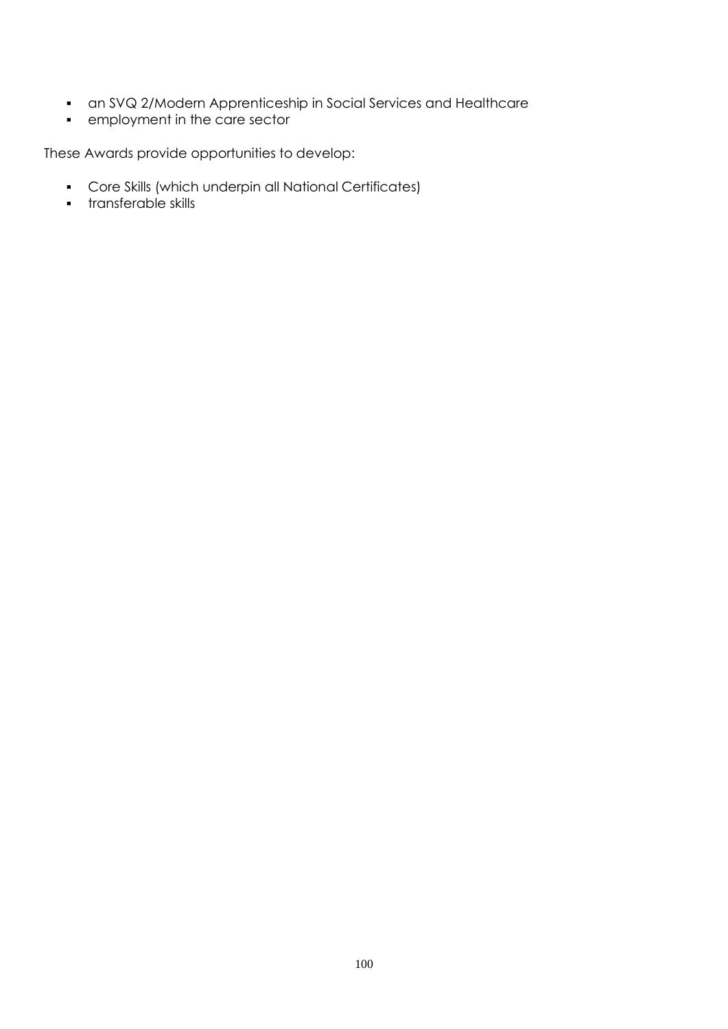- an SVQ 2/Modern Apprenticeship in Social Services and Healthcare
- employment in the care sector

These Awards provide opportunities to develop:

- Core Skills (which underpin all National Certificates)
- transferable skills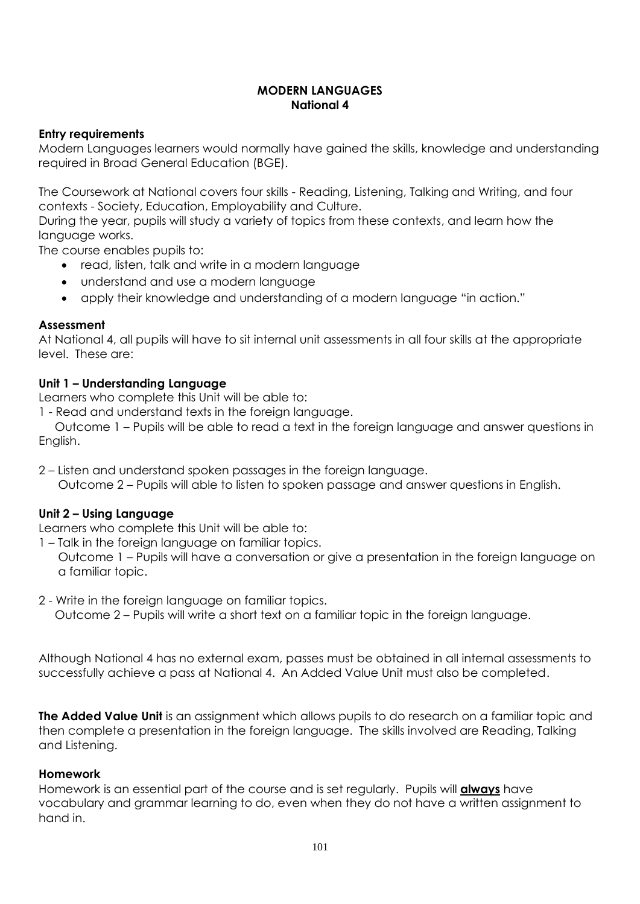# MODERN LANGUAGES
## National 4

**Entry requirements**

Modern Languages learners would normally have gained the skills, knowledge and understanding required in Broad General Education (BGE).

The Coursework at National covers four skills - Reading, Listening, Talking and Writing, and four contexts - Society, Education, Employability and Culture.

During the year, pupils will study a variety of topics from these contexts, and learn how the language works.

The course enables pupils to:

- read, listen, talk and write in a modern language
- understand and use a modern language
- apply their knowledge and understanding of a modern language "in action."

**Assessment**

At National 4, all pupils will have to sit internal unit assessments in all four skills at the appropriate level. These are:

**Unit 1 – Understanding Language**

Learners who complete this Unit will be able to:

1 - Read and understand texts in the foreign language.
   Outcome 1 – Pupils will be able to read a text in the foreign language and answer questions in English.

2 – Listen and understand spoken passages in the foreign language.
   Outcome 2 – Pupils will able to listen to spoken passage and answer questions in English.

**Unit 2 – Using Language**

Learners who complete this Unit will be able to:

1 – Talk in the foreign language on familiar topics.
   Outcome 1 – Pupils will have a conversation or give a presentation in the foreign language on a familiar topic.

2 - Write in the foreign language on familiar topics.
   Outcome 2 – Pupils will write a short text on a familiar topic in the foreign language.

Although National 4 has no external exam, passes must be obtained in all internal assessments to successfully achieve a pass at National 4. An Added Value Unit must also be completed.

**The Added Value Unit** is an assignment which allows pupils to do research on a familiar topic and then complete a presentation in the foreign language. The skills involved are Reading, Talking and Listening.

**Homework**

Homework is an essential part of the course and is set regularly. Pupils will **always** have vocabulary and grammar learning to do, even when they do not have a written assignment to hand in.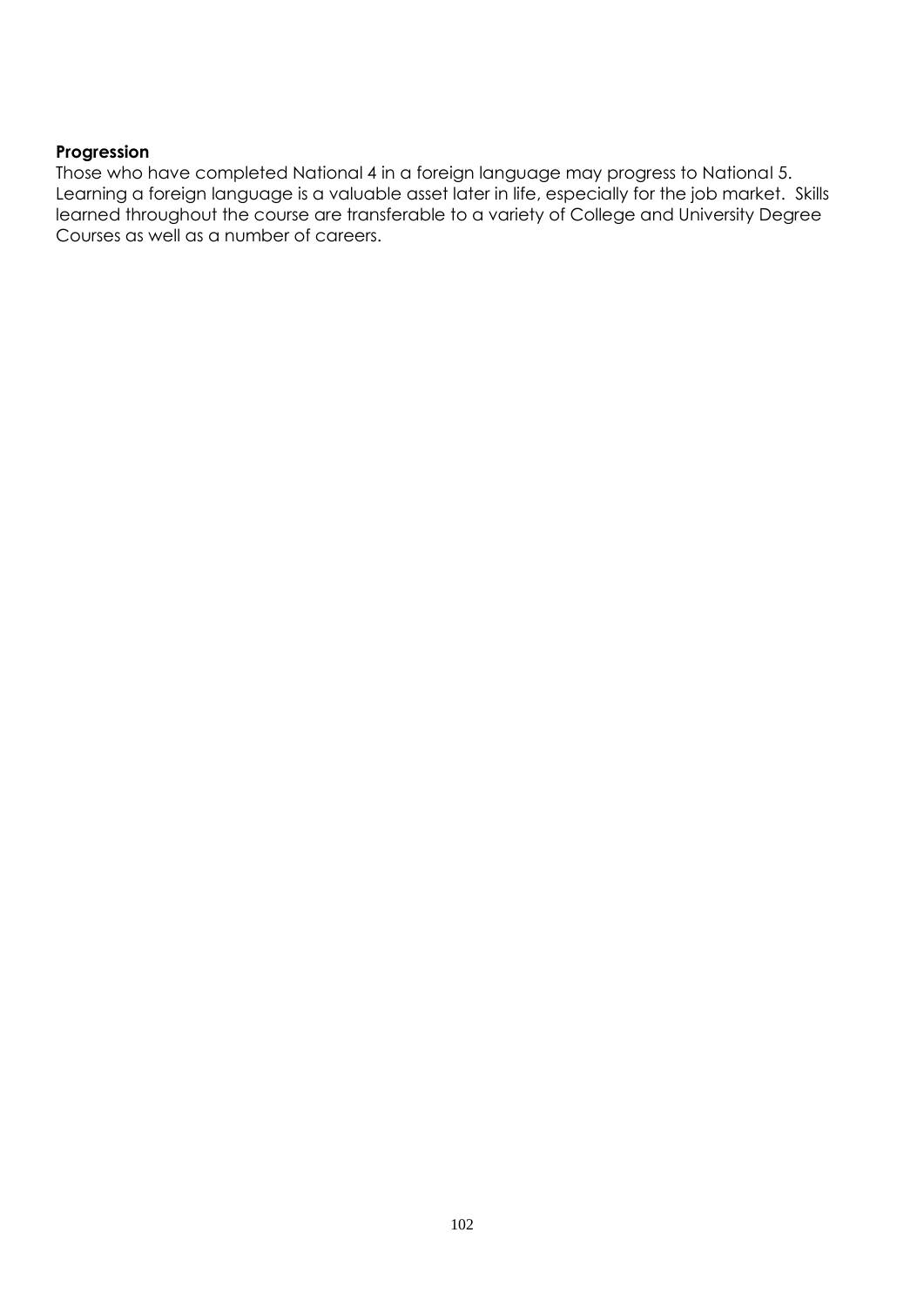**Progression**

Those who have completed National 4 in a foreign language may progress to National 5. Learning a foreign language is a valuable asset later in life, especially for the job market. Skills learned throughout the course are transferable to a variety of College and University Degree Courses as well as a number of careers.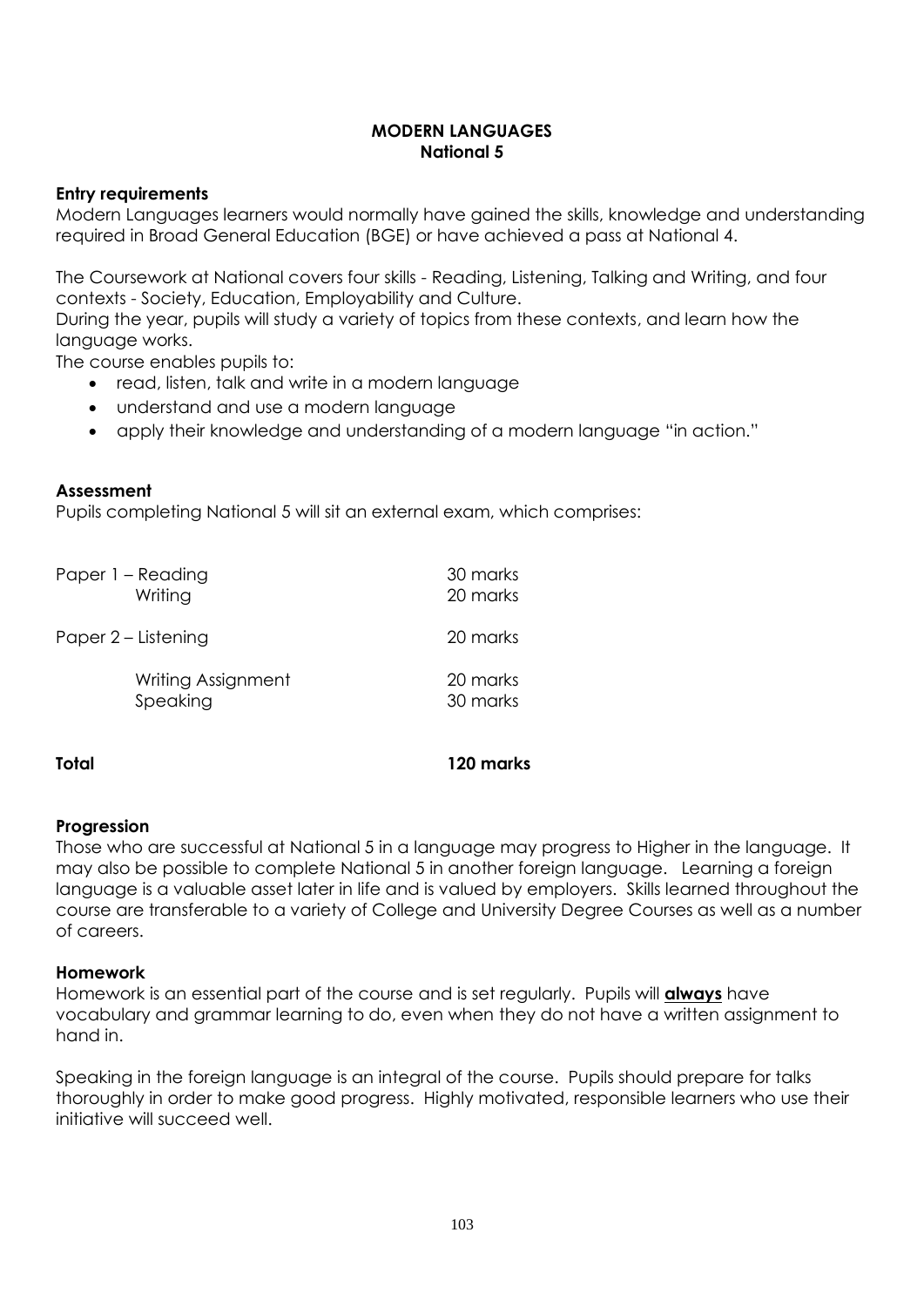# MODERN LANGUAGES
## National 5

**Entry requirements**

Modern Languages learners would normally have gained the skills, knowledge and understanding required in Broad General Education (BGE) or have achieved a pass at National 4.

The Coursework at National covers four skills - Reading, Listening, Talking and Writing, and four contexts - Society, Education, Employability and Culture.

During the year, pupils will study a variety of topics from these contexts, and learn how the language works.

The course enables pupils to:

- read, listen, talk and write in a modern language
- understand and use a modern language
- apply their knowledge and understanding of a modern language "in action."

**Assessment**

Pupils completing National 5 will sit an external exam, which comprises:

| | |
|---|---|
| Paper 1 – Reading | 30 marks |
| Writing | 20 marks |
| Paper 2 – Listening | 20 marks |
| Writing Assignment | 20 marks |
| Speaking | 30 marks |
| **Total** | **120 marks** |

**Progression**

Those who are successful at National 5 in a language may progress to Higher in the language. It may also be possible to complete National 5 in another foreign language. Learning a foreign language is a valuable asset later in life and is valued by employers. Skills learned throughout the course are transferable to a variety of College and University Degree Courses as well as a number of careers.

**Homework**

Homework is an essential part of the course and is set regularly. Pupils will **always** have vocabulary and grammar learning to do, even when they do not have a written assignment to hand in.

Speaking in the foreign language is an integral of the course. Pupils should prepare for talks thoroughly in order to make good progress. Highly motivated, responsible learners who use their initiative will succeed well.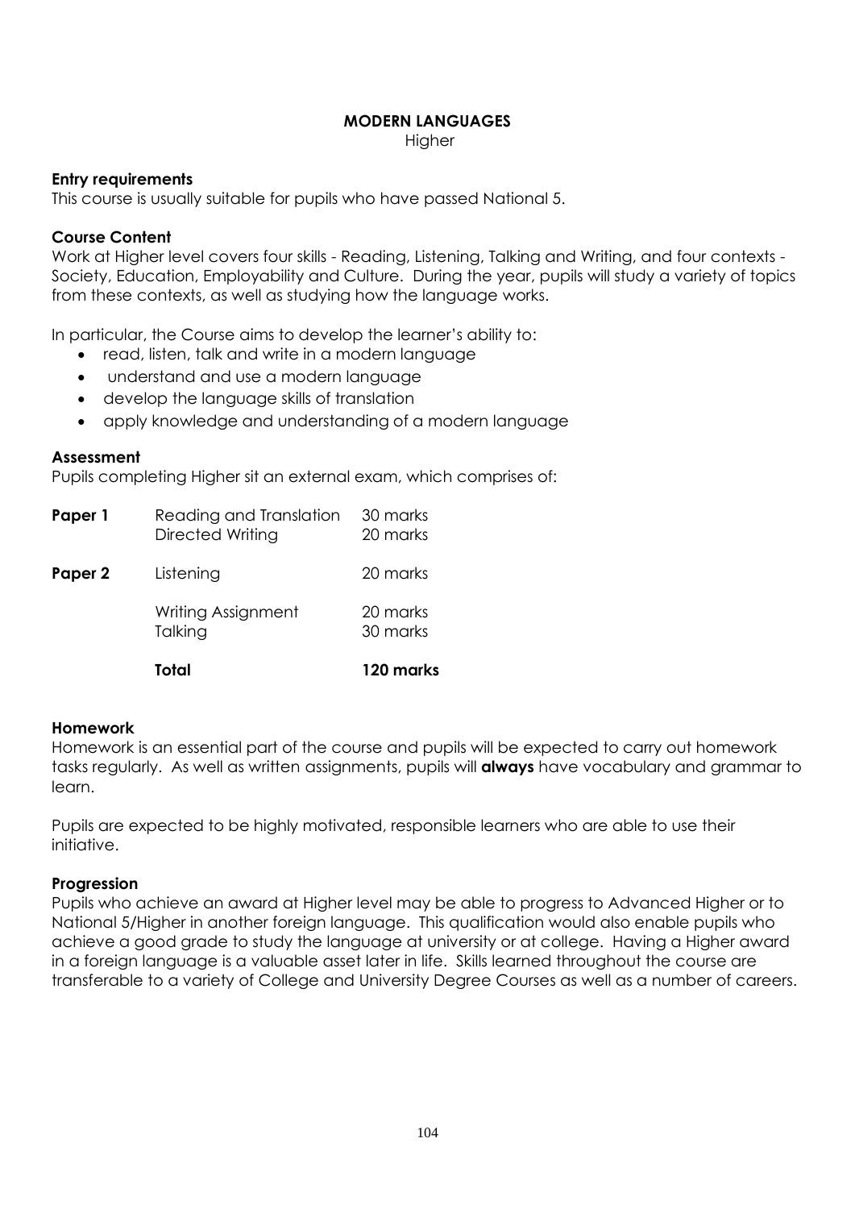## MODERN LANGUAGES

Higher

### Entry requirements

This course is usually suitable for pupils who have passed National 5.

### Course Content

Work at Higher level covers four skills - Reading, Listening, Talking and Writing, and four contexts - Society, Education, Employability and Culture. During the year, pupils will study a variety of topics from these contexts, as well as studying how the language works.

In particular, the Course aims to develop the learner's ability to:

- read, listen, talk and write in a modern language
- understand and use a modern language
- develop the language skills of translation
- apply knowledge and understanding of a modern language

### Assessment

Pupils completing Higher sit an external exam, which comprises of:

| | | |
|---|---|---|
| **Paper 1** | Reading and Translation | 30 marks |
| | Directed Writing | 20 marks |
| **Paper 2** | Listening | 20 marks |
| | Writing Assignment | 20 marks |
| | Talking | 30 marks |
| | **Total** | **120 marks** |

### Homework

Homework is an essential part of the course and pupils will be expected to carry out homework tasks regularly. As well as written assignments, pupils will **always** have vocabulary and grammar to learn.

Pupils are expected to be highly motivated, responsible learners who are able to use their initiative.

### Progression

Pupils who achieve an award at Higher level may be able to progress to Advanced Higher or to National 5/Higher in another foreign language. This qualification would also enable pupils who achieve a good grade to study the language at university or at college. Having a Higher award in a foreign language is a valuable asset later in life. Skills learned throughout the course are transferable to a variety of College and University Degree Courses as well as a number of careers.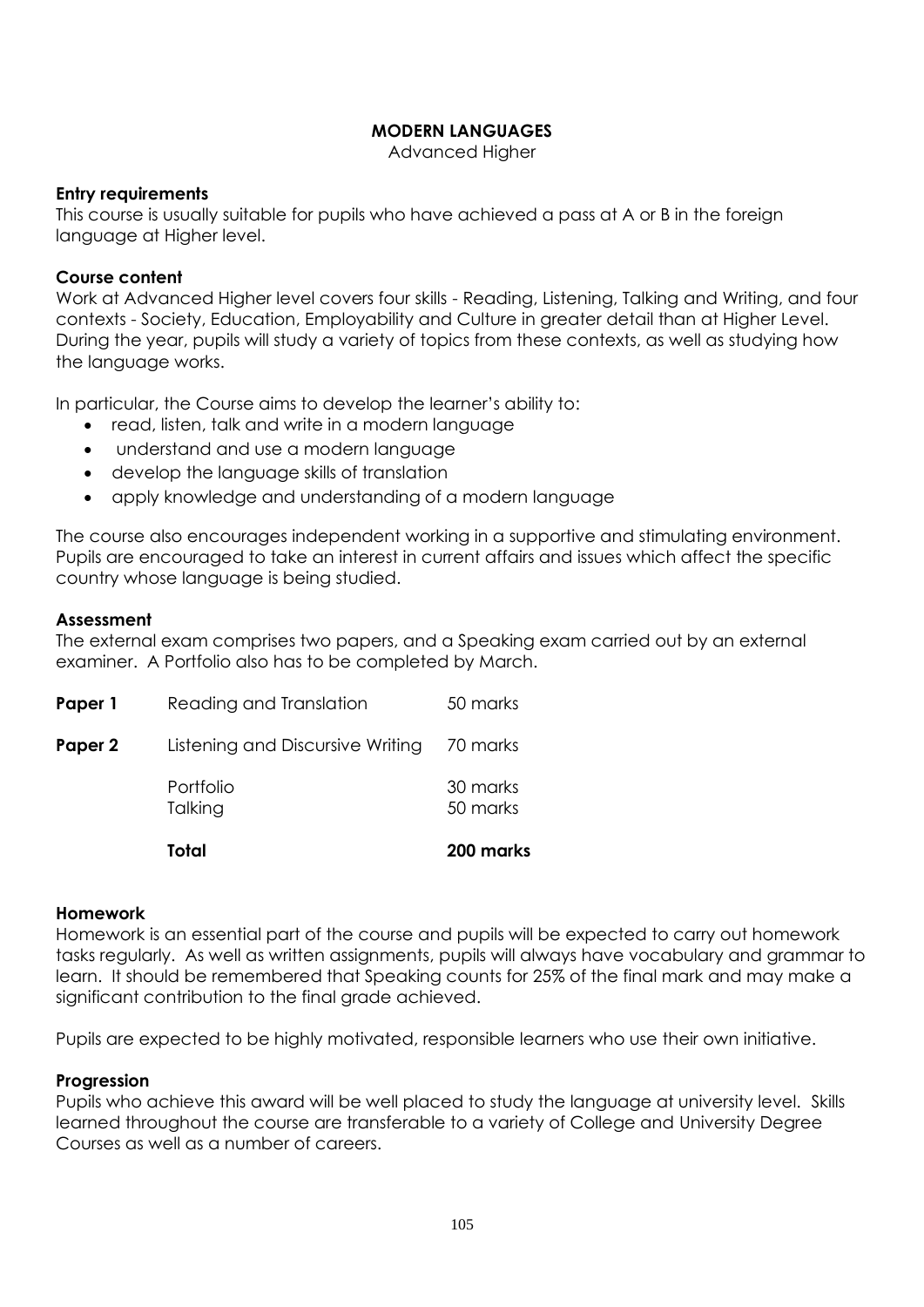# MODERN LANGUAGES

Advanced Higher

### Entry requirements

This course is usually suitable for pupils who have achieved a pass at A or B in the foreign language at Higher level.

### Course content

Work at Advanced Higher level covers four skills - Reading, Listening, Talking and Writing, and four contexts - Society, Education, Employability and Culture in greater detail than at Higher Level. During the year, pupils will study a variety of topics from these contexts, as well as studying how the language works.

In particular, the Course aims to develop the learner's ability to:

- read, listen, talk and write in a modern language
- understand and use a modern language
- develop the language skills of translation
- apply knowledge and understanding of a modern language

The course also encourages independent working in a supportive and stimulating environment. Pupils are encouraged to take an interest in current affairs and issues which affect the specific country whose language is being studied.

### Assessment

The external exam comprises two papers, and a Speaking exam carried out by an external examiner. A Portfolio also has to be completed by March.

| | | |
|---|---|---|
| **Paper 1** | Reading and Translation | 50 marks |
| **Paper 2** | Listening and Discursive Writing | 70 marks |
| | Portfolio | 30 marks |
| | Talking | 50 marks |
| | **Total** | **200 marks** |

### Homework

Homework is an essential part of the course and pupils will be expected to carry out homework tasks regularly. As well as written assignments, pupils will always have vocabulary and grammar to learn. It should be remembered that Speaking counts for 25% of the final mark and may make a significant contribution to the final grade achieved.

Pupils are expected to be highly motivated, responsible learners who use their own initiative.

### Progression

Pupils who achieve this award will be well placed to study the language at university level. Skills learned throughout the course are transferable to a variety of College and University Degree Courses as well as a number of careers.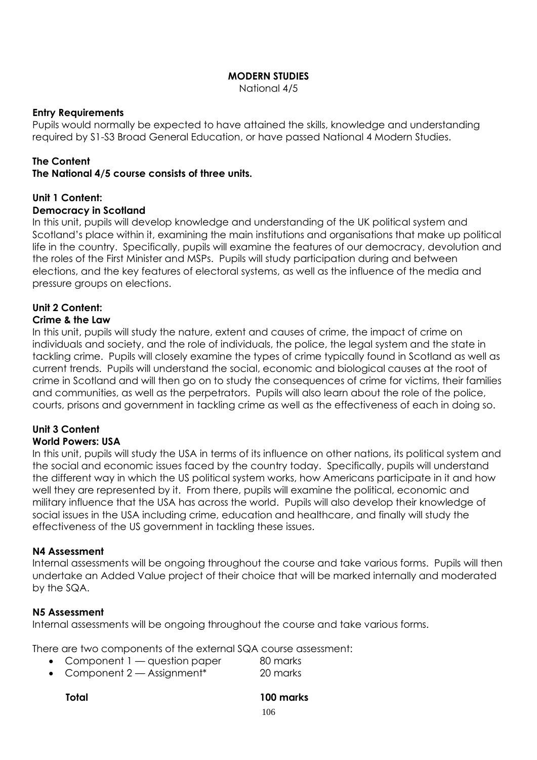# MODERN STUDIES

National 4/5

## Entry Requirements

Pupils would normally be expected to have attained the skills, knowledge and understanding required by S1-S3 Broad General Education, or have passed National 4 Modern Studies.

## The Content

**The National 4/5 course consists of three units.**

### Unit 1 Content:

**Democracy in Scotland**

In this unit, pupils will develop knowledge and understanding of the UK political system and Scotland's place within it, examining the main institutions and organisations that make up political life in the country. Specifically, pupils will examine the features of our democracy, devolution and the roles of the First Minister and MSPs. Pupils will study participation during and between elections, and the key features of electoral systems, as well as the influence of the media and pressure groups on elections.

### Unit 2 Content:

**Crime & the Law**

In this unit, pupils will study the nature, extent and causes of crime, the impact of crime on individuals and society, and the role of individuals, the police, the legal system and the state in tackling crime. Pupils will closely examine the types of crime typically found in Scotland as well as current trends. Pupils will understand the social, economic and biological causes at the root of crime in Scotland and will then go on to study the consequences of crime for victims, their families and communities, as well as the perpetrators. Pupils will also learn about the role of the police, courts, prisons and government in tackling crime as well as the effectiveness of each in doing so.

### Unit 3 Content

**World Powers: USA**

In this unit, pupils will study the USA in terms of its influence on other nations, its political system and the social and economic issues faced by the country today. Specifically, pupils will understand the different way in which the US political system works, how Americans participate in it and how well they are represented by it. From there, pupils will examine the political, economic and military influence that the USA has across the world. Pupils will also develop their knowledge of social issues in the USA including crime, education and healthcare, and finally will study the effectiveness of the US government in tackling these issues.

## N4 Assessment

Internal assessments will be ongoing throughout the course and take various forms. Pupils will then undertake an Added Value project of their choice that will be marked internally and moderated by the SQA.

## N5 Assessment

Internal assessments will be ongoing throughout the course and take various forms.

There are two components of the external SQA course assessment:

- Component 1 — question paper 80 marks
- Component 2 — Assignment* 20 marks

**Total 100 marks**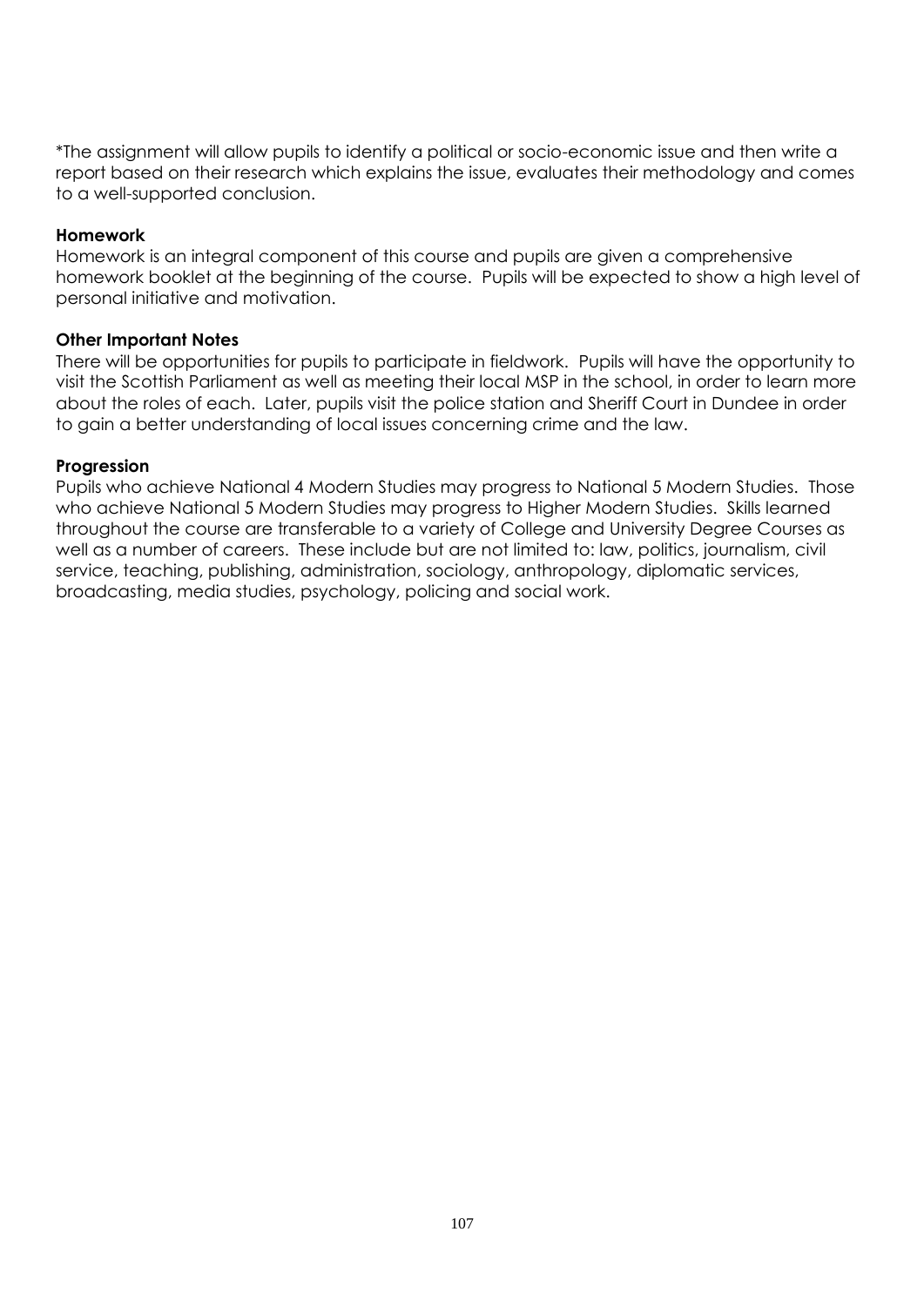*The assignment will allow pupils to identify a political or socio-economic issue and then write a report based on their research which explains the issue, evaluates their methodology and comes to a well-supported conclusion.

**Homework**

Homework is an integral component of this course and pupils are given a comprehensive homework booklet at the beginning of the course. Pupils will be expected to show a high level of personal initiative and motivation.

**Other Important Notes**

There will be opportunities for pupils to participate in fieldwork. Pupils will have the opportunity to visit the Scottish Parliament as well as meeting their local MSP in the school, in order to learn more about the roles of each. Later, pupils visit the police station and Sheriff Court in Dundee in order to gain a better understanding of local issues concerning crime and the law.

**Progression**

Pupils who achieve National 4 Modern Studies may progress to National 5 Modern Studies. Those who achieve National 5 Modern Studies may progress to Higher Modern Studies. Skills learned throughout the course are transferable to a variety of College and University Degree Courses as well as a number of careers. These include but are not limited to: law, politics, journalism, civil service, teaching, publishing, administration, sociology, anthropology, diplomatic services, broadcasting, media studies, psychology, policing and social work.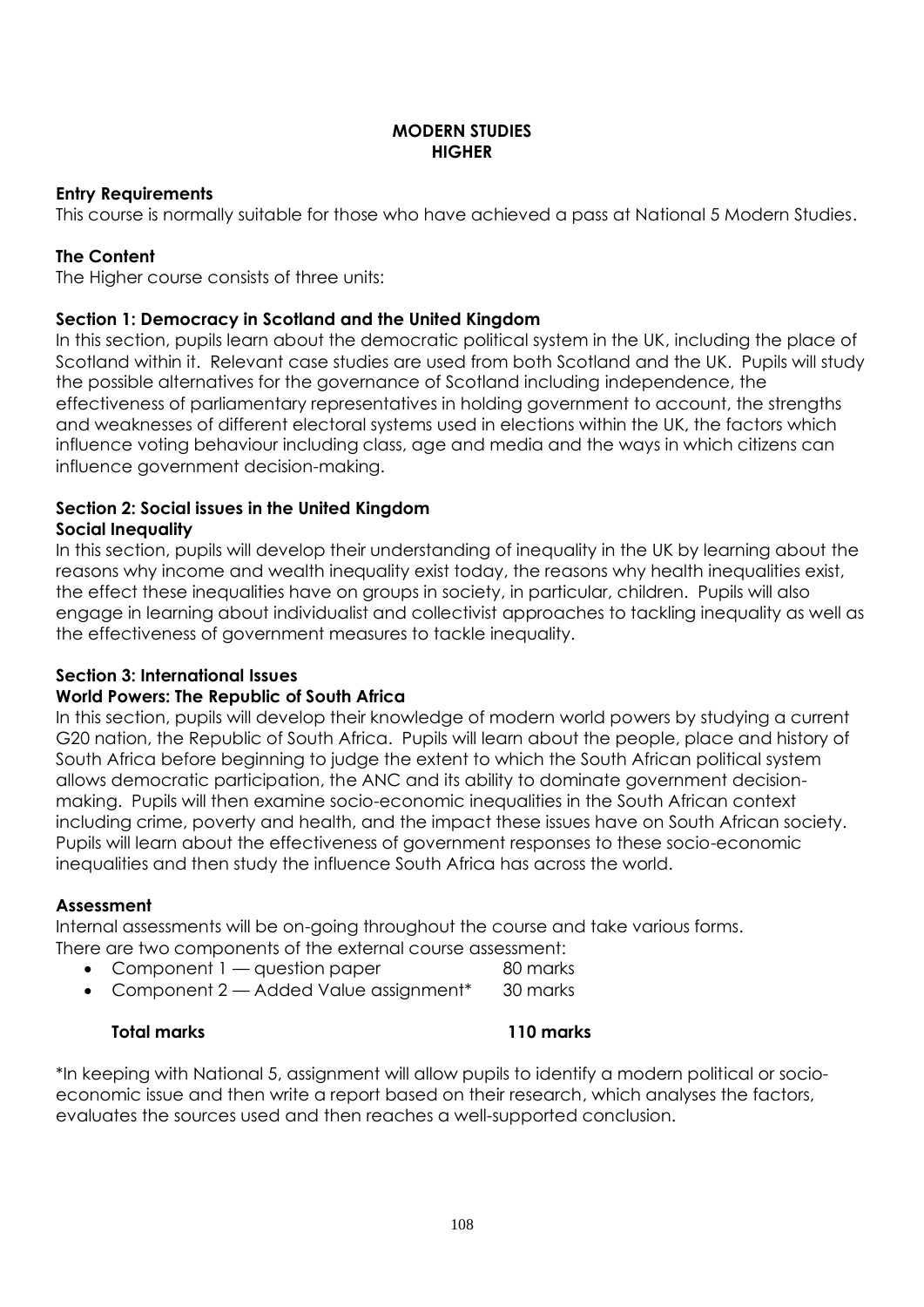# MODERN STUDIES
# HIGHER

**Entry Requirements**

This course is normally suitable for those who have achieved a pass at National 5 Modern Studies.

**The Content**

The Higher course consists of three units:

**Section 1: Democracy in Scotland and the United Kingdom**

In this section, pupils learn about the democratic political system in the UK, including the place of Scotland within it. Relevant case studies are used from both Scotland and the UK. Pupils will study the possible alternatives for the governance of Scotland including independence, the effectiveness of parliamentary representatives in holding government to account, the strengths and weaknesses of different electoral systems used in elections within the UK, the factors which influence voting behaviour including class, age and media and the ways in which citizens can influence government decision-making.

**Section 2: Social issues in the United Kingdom**
**Social Inequality**

In this section, pupils will develop their understanding of inequality in the UK by learning about the reasons why income and wealth inequality exist today, the reasons why health inequalities exist, the effect these inequalities have on groups in society, in particular, children. Pupils will also engage in learning about individualist and collectivist approaches to tackling inequality as well as the effectiveness of government measures to tackle inequality.

**Section 3: International Issues**
**World Powers: The Republic of South Africa**

In this section, pupils will develop their knowledge of modern world powers by studying a current G20 nation, the Republic of South Africa. Pupils will learn about the people, place and history of South Africa before beginning to judge the extent to which the South African political system allows democratic participation, the ANC and its ability to dominate government decision-making. Pupils will then examine socio-economic inequalities in the South African context including crime, poverty and health, and the impact these issues have on South African society. Pupils will learn about the effectiveness of government responses to these socio-economic inequalities and then study the influence South Africa has across the world.

**Assessment**

Internal assessments will be on-going throughout the course and take various forms.
There are two components of the external course assessment:

- Component 1 — question paper 80 marks
- Component 2 — Added Value assignment* 30 marks

**Total marks 110 marks**

*In keeping with National 5, assignment will allow pupils to identify a modern political or socio-economic issue and then write a report based on their research, which analyses the factors, evaluates the sources used and then reaches a well-supported conclusion.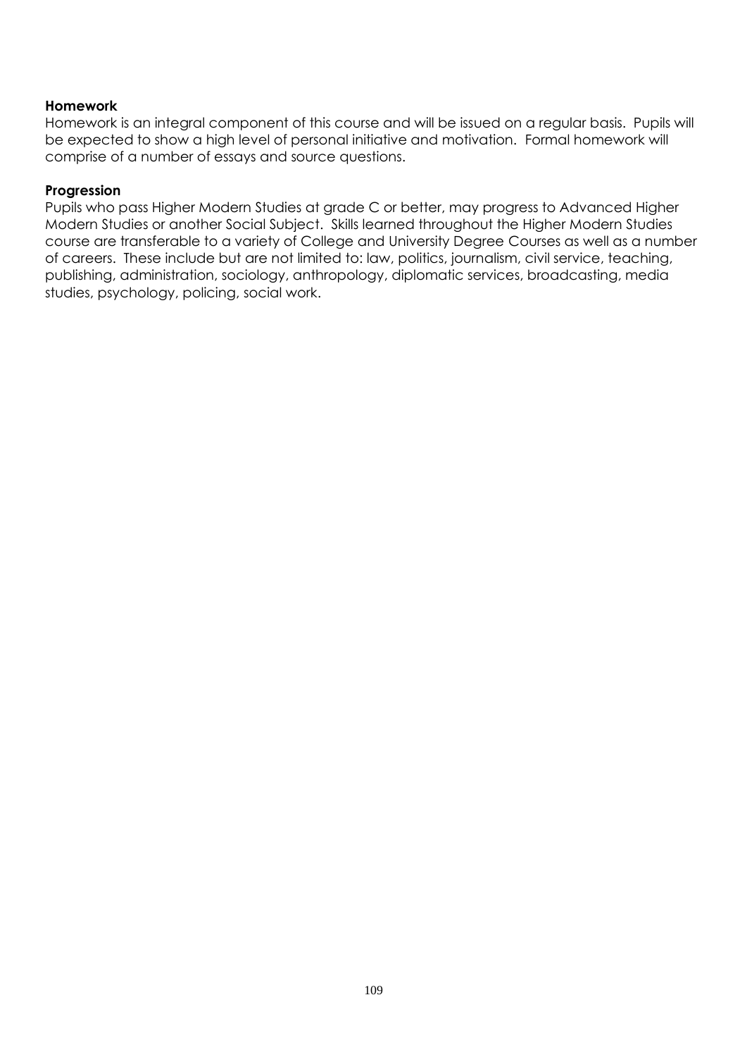**Homework**

Homework is an integral component of this course and will be issued on a regular basis. Pupils will be expected to show a high level of personal initiative and motivation. Formal homework will comprise of a number of essays and source questions.

**Progression**

Pupils who pass Higher Modern Studies at grade C or better, may progress to Advanced Higher Modern Studies or another Social Subject. Skills learned throughout the Higher Modern Studies course are transferable to a variety of College and University Degree Courses as well as a number of careers. These include but are not limited to: law, politics, journalism, civil service, teaching, publishing, administration, sociology, anthropology, diplomatic services, broadcasting, media studies, psychology, policing, social work.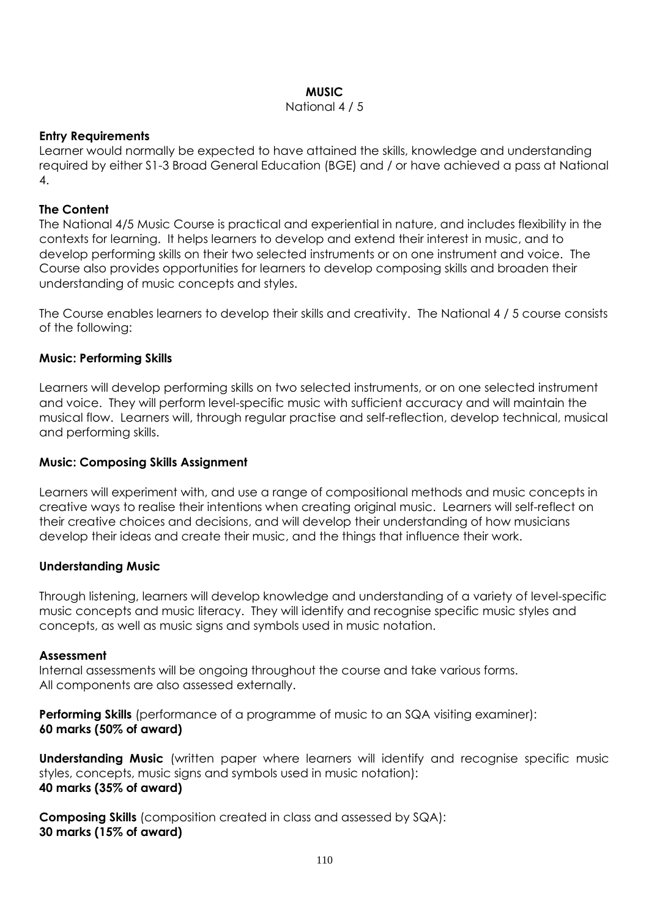# MUSIC

National 4 / 5

**Entry Requirements**

Learner would normally be expected to have attained the skills, knowledge and understanding required by either S1-3 Broad General Education (BGE) and / or have achieved a pass at National 4.

**The Content**

The National 4/5 Music Course is practical and experiential in nature, and includes flexibility in the contexts for learning. It helps learners to develop and extend their interest in music, and to develop performing skills on their two selected instruments or on one instrument and voice. The Course also provides opportunities for learners to develop composing skills and broaden their understanding of music concepts and styles.

The Course enables learners to develop their skills and creativity. The National 4 / 5 course consists of the following:

**Music: Performing Skills**

Learners will develop performing skills on two selected instruments, or on one selected instrument and voice. They will perform level-specific music with sufficient accuracy and will maintain the musical flow. Learners will, through regular practise and self-reflection, develop technical, musical and performing skills.

**Music: Composing Skills Assignment**

Learners will experiment with, and use a range of compositional methods and music concepts in creative ways to realise their intentions when creating original music. Learners will self-reflect on their creative choices and decisions, and will develop their understanding of how musicians develop their ideas and create their music, and the things that influence their work.

**Understanding Music**

Through listening, learners will develop knowledge and understanding of a variety of level-specific music concepts and music literacy. They will identify and recognise specific music styles and concepts, as well as music signs and symbols used in music notation.

**Assessment**

Internal assessments will be ongoing throughout the course and take various forms.
All components are also assessed externally.

**Performing Skills** (performance of a programme of music to an SQA visiting examiner):
**60 marks (50% of award)**

**Understanding Music** (written paper where learners will identify and recognise specific music styles, concepts, music signs and symbols used in music notation):
**40 marks (35% of award)**

**Composing Skills** (composition created in class and assessed by SQA):
**30 marks (15% of award)**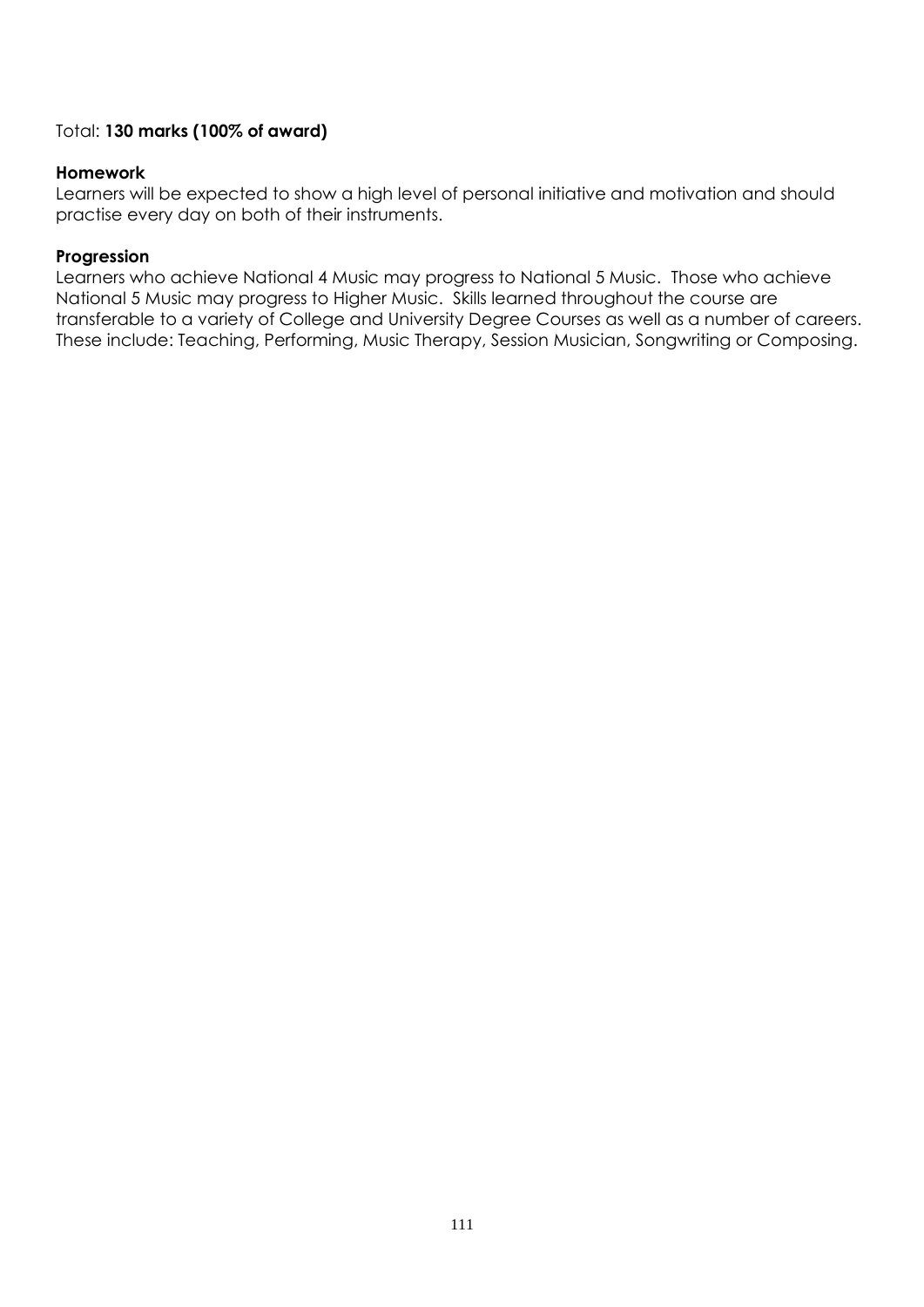Total: **130 marks (100% of award)**

**Homework**
Learners will be expected to show a high level of personal initiative and motivation and should practise every day on both of their instruments.

**Progression**
Learners who achieve National 4 Music may progress to National 5 Music. Those who achieve National 5 Music may progress to Higher Music. Skills learned throughout the course are transferable to a variety of College and University Degree Courses as well as a number of careers. These include: Teaching, Performing, Music Therapy, Session Musician, Songwriting or Composing.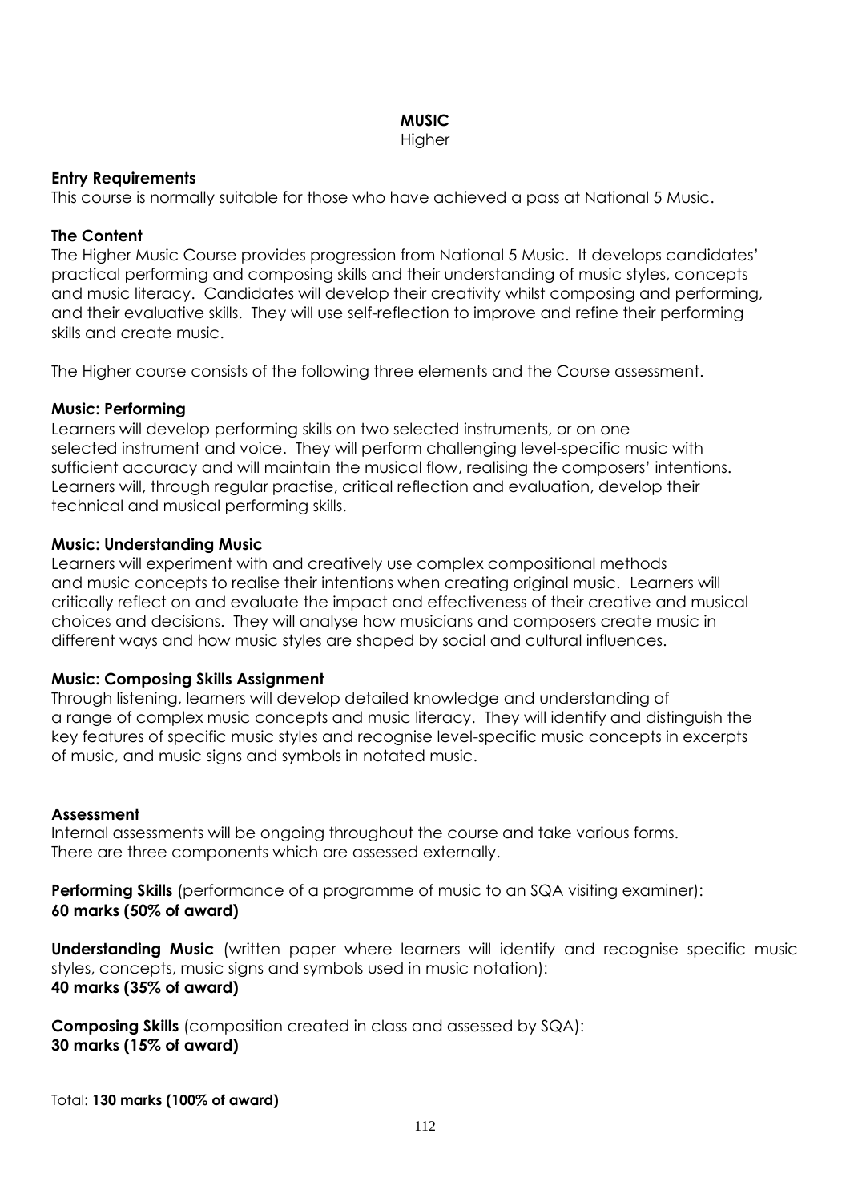# MUSIC

Higher

**Entry Requirements**

This course is normally suitable for those who have achieved a pass at National 5 Music.

**The Content**

The Higher Music Course provides progression from National 5 Music. It develops candidates' practical performing and composing skills and their understanding of music styles, concepts and music literacy. Candidates will develop their creativity whilst composing and performing, and their evaluative skills. They will use self-reflection to improve and refine their performing skills and create music.

The Higher course consists of the following three elements and the Course assessment.

**Music: Performing**

Learners will develop performing skills on two selected instruments, or on one selected instrument and voice. They will perform challenging level-specific music with sufficient accuracy and will maintain the musical flow, realising the composers' intentions. Learners will, through regular practise, critical reflection and evaluation, develop their technical and musical performing skills.

**Music: Understanding Music**

Learners will experiment with and creatively use complex compositional methods and music concepts to realise their intentions when creating original music. Learners will critically reflect on and evaluate the impact and effectiveness of their creative and musical choices and decisions. They will analyse how musicians and composers create music in different ways and how music styles are shaped by social and cultural influences.

**Music: Composing Skills Assignment**

Through listening, learners will develop detailed knowledge and understanding of a range of complex music concepts and music literacy. They will identify and distinguish the key features of specific music styles and recognise level-specific music concepts in excerpts of music, and music signs and symbols in notated music.

**Assessment**

Internal assessments will be ongoing throughout the course and take various forms. There are three components which are assessed externally.

**Performing Skills** (performance of a programme of music to an SQA visiting examiner):
**60 marks (50% of award)**

**Understanding Music** (written paper where learners will identify and recognise specific music styles, concepts, music signs and symbols used in music notation):
**40 marks (35% of award)**

**Composing Skills** (composition created in class and assessed by SQA):
**30 marks (15% of award)**

Total: **130 marks (100% of award)**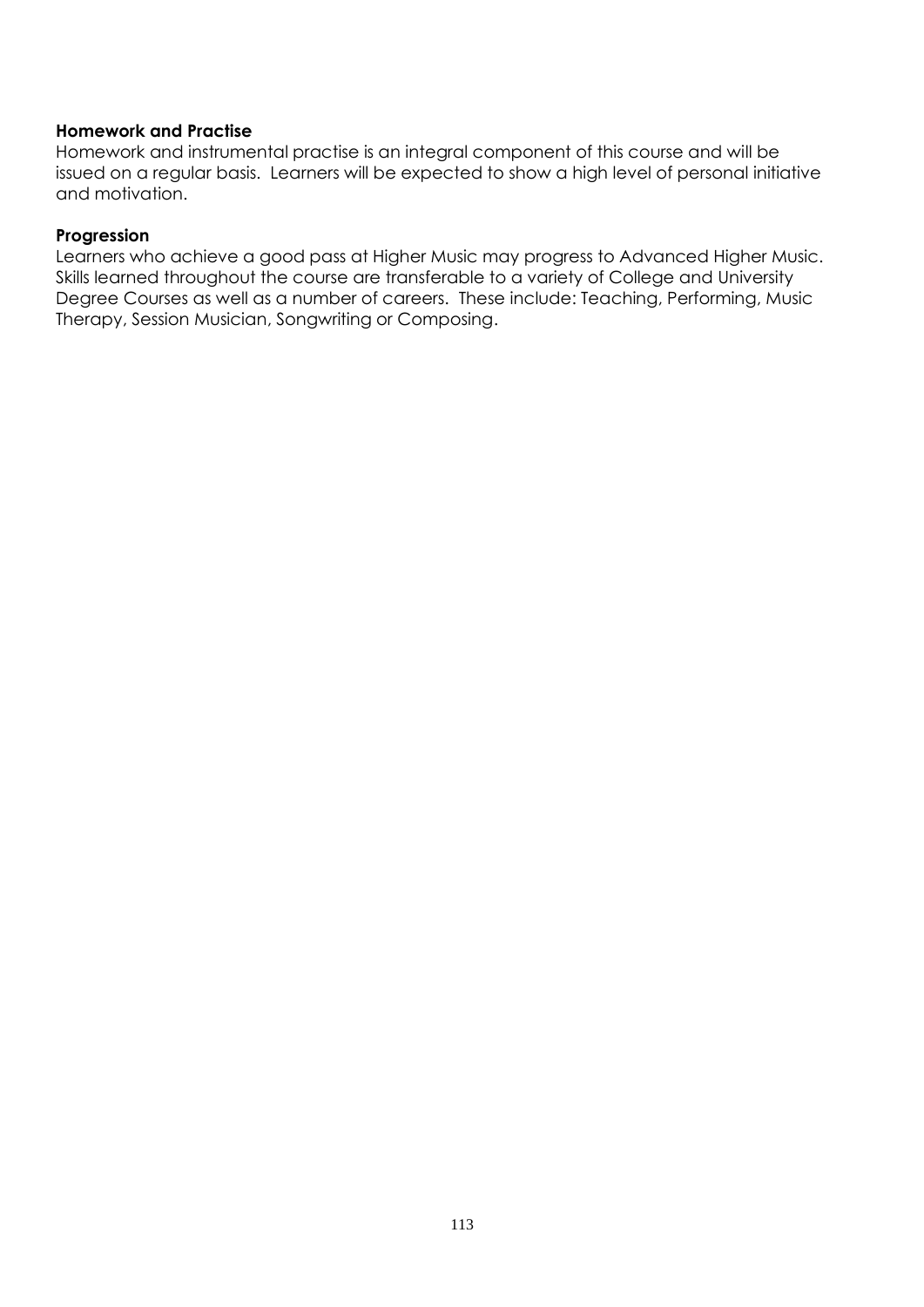**Homework and Practise**

Homework and instrumental practise is an integral component of this course and will be issued on a regular basis. Learners will be expected to show a high level of personal initiative and motivation.

**Progression**

Learners who achieve a good pass at Higher Music may progress to Advanced Higher Music. Skills learned throughout the course are transferable to a variety of College and University Degree Courses as well as a number of careers. These include: Teaching, Performing, Music Therapy, Session Musician, Songwriting or Composing.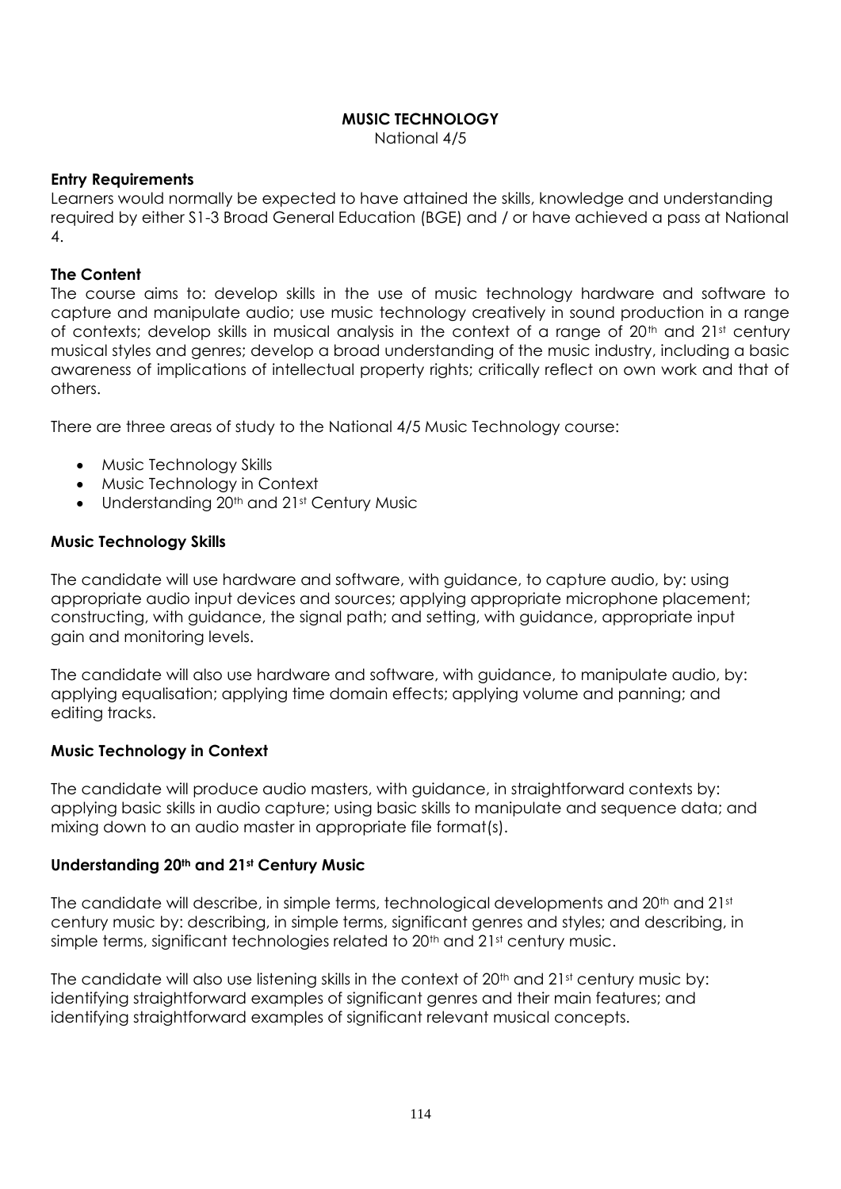# MUSIC TECHNOLOGY

National 4/5

**Entry Requirements**

Learners would normally be expected to have attained the skills, knowledge and understanding required by either S1-3 Broad General Education (BGE) and / or have achieved a pass at National 4.

**The Content**

The course aims to: develop skills in the use of music technology hardware and software to capture and manipulate audio; use music technology creatively in sound production in a range of contexts; develop skills in musical analysis in the context of a range of 20th and 21st century musical styles and genres; develop a broad understanding of the music industry, including a basic awareness of implications of intellectual property rights; critically reflect on own work and that of others.

There are three areas of study to the National 4/5 Music Technology course:

- Music Technology Skills
- Music Technology in Context
- Understanding 20th and 21st Century Music

**Music Technology Skills**

The candidate will use hardware and software, with guidance, to capture audio, by: using appropriate audio input devices and sources; applying appropriate microphone placement; constructing, with guidance, the signal path; and setting, with guidance, appropriate input gain and monitoring levels.

The candidate will also use hardware and software, with guidance, to manipulate audio, by: applying equalisation; applying time domain effects; applying volume and panning; and editing tracks.

**Music Technology in Context**

The candidate will produce audio masters, with guidance, in straightforward contexts by: applying basic skills in audio capture; using basic skills to manipulate and sequence data; and mixing down to an audio master in appropriate file format(s).

**Understanding 20th and 21st Century Music**

The candidate will describe, in simple terms, technological developments and 20th and 21st century music by: describing, in simple terms, significant genres and styles; and describing, in simple terms, significant technologies related to 20th and 21st century music.

The candidate will also use listening skills in the context of 20th and 21st century music by: identifying straightforward examples of significant genres and their main features; and identifying straightforward examples of significant relevant musical concepts.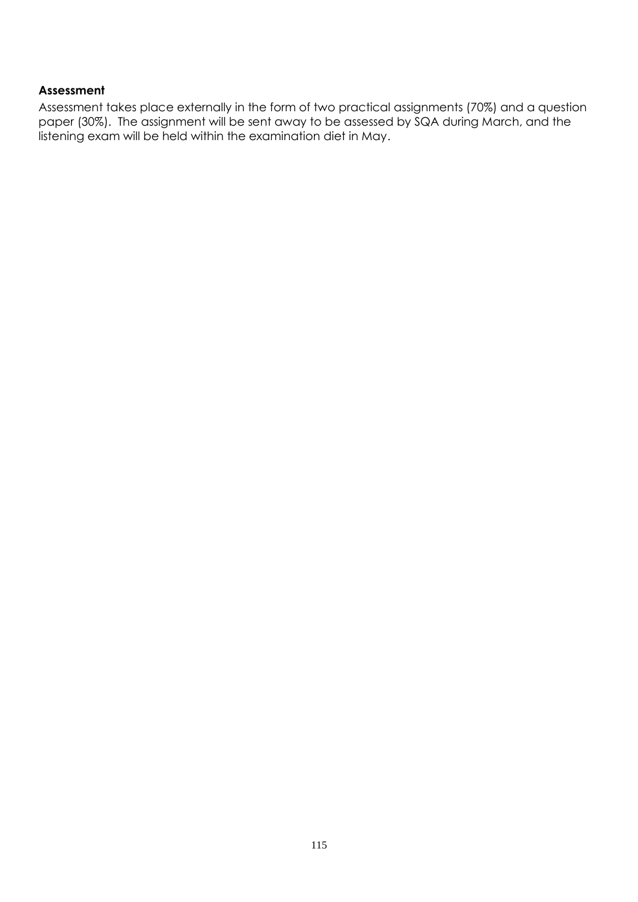**Assessment**

Assessment takes place externally in the form of two practical assignments (70%) and a question paper (30%). The assignment will be sent away to be assessed by SQA during March, and the listening exam will be held within the examination diet in May.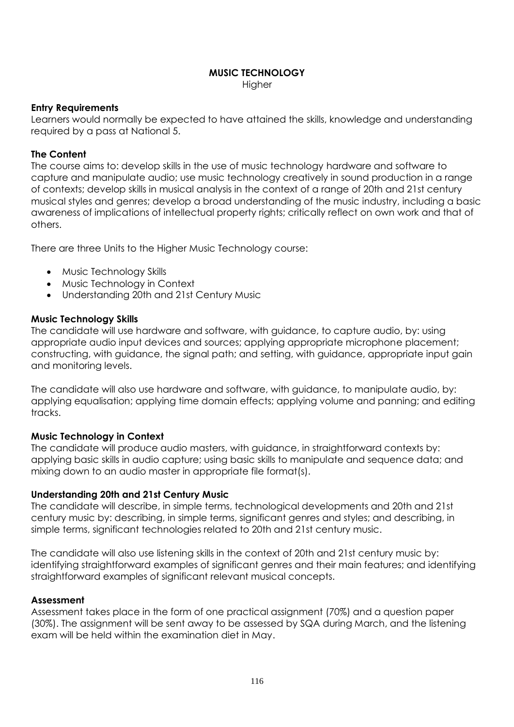# MUSIC TECHNOLOGY

Higher

### Entry Requirements

Learners would normally be expected to have attained the skills, knowledge and understanding required by a pass at National 5.

### The Content

The course aims to: develop skills in the use of music technology hardware and software to capture and manipulate audio; use music technology creatively in sound production in a range of contexts; develop skills in musical analysis in the context of a range of 20th and 21st century musical styles and genres; develop a broad understanding of the music industry, including a basic awareness of implications of intellectual property rights; critically reflect on own work and that of others.

There are three Units to the Higher Music Technology course:

- Music Technology Skills
- Music Technology in Context
- Understanding 20th and 21st Century Music

### Music Technology Skills

The candidate will use hardware and software, with guidance, to capture audio, by: using appropriate audio input devices and sources; applying appropriate microphone placement; constructing, with guidance, the signal path; and setting, with guidance, appropriate input gain and monitoring levels.

The candidate will also use hardware and software, with guidance, to manipulate audio, by: applying equalisation; applying time domain effects; applying volume and panning; and editing tracks.

### Music Technology in Context

The candidate will produce audio masters, with guidance, in straightforward contexts by: applying basic skills in audio capture; using basic skills to manipulate and sequence data; and mixing down to an audio master in appropriate file format(s).

### Understanding 20th and 21st Century Music

The candidate will describe, in simple terms, technological developments and 20th and 21st century music by: describing, in simple terms, significant genres and styles; and describing, in simple terms, significant technologies related to 20th and 21st century music.

The candidate will also use listening skills in the context of 20th and 21st century music by: identifying straightforward examples of significant genres and their main features; and identifying straightforward examples of significant relevant musical concepts.

### Assessment

Assessment takes place in the form of one practical assignment (70%) and a question paper (30%). The assignment will be sent away to be assessed by SQA during March, and the listening exam will be held within the examination diet in May.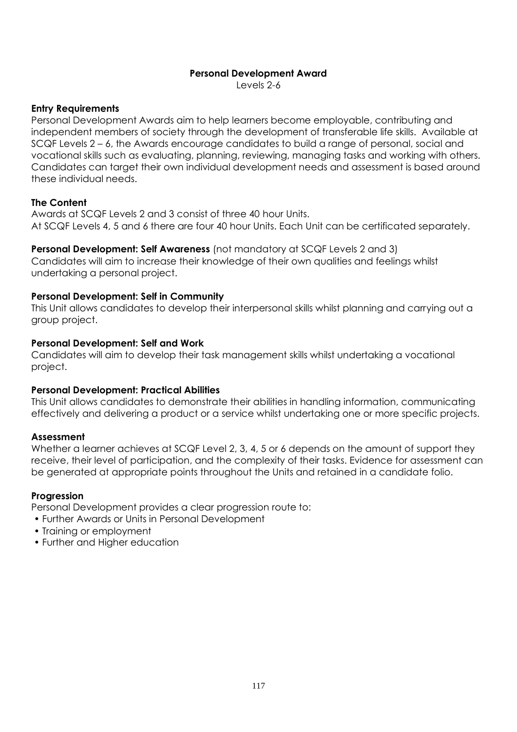# Personal Development Award

Levels 2-6

## Entry Requirements

Personal Development Awards aim to help learners become employable, contributing and independent members of society through the development of transferable life skills. Available at SCQF Levels 2 – 6, the Awards encourage candidates to build a range of personal, social and vocational skills such as evaluating, planning, reviewing, managing tasks and working with others. Candidates can target their own individual development needs and assessment is based around these individual needs.

## The Content

Awards at SCQF Levels 2 and 3 consist of three 40 hour Units.
At SCQF Levels 4, 5 and 6 there are four 40 hour Units. Each Unit can be certificated separately.

**Personal Development: Self Awareness** (not mandatory at SCQF Levels 2 and 3)
Candidates will aim to increase their knowledge of their own qualities and feelings whilst undertaking a personal project.

**Personal Development: Self in Community**
This Unit allows candidates to develop their interpersonal skills whilst planning and carrying out a group project.

**Personal Development: Self and Work**
Candidates will aim to develop their task management skills whilst undertaking a vocational project.

**Personal Development: Practical Abilities**
This Unit allows candidates to demonstrate their abilities in handling information, communicating effectively and delivering a product or a service whilst undertaking one or more specific projects.

## Assessment

Whether a learner achieves at SCQF Level 2, 3, 4, 5 or 6 depends on the amount of support they receive, their level of participation, and the complexity of their tasks. Evidence for assessment can be generated at appropriate points throughout the Units and retained in a candidate folio.

## Progression

Personal Development provides a clear progression route to:

- Further Awards or Units in Personal Development
- Training or employment
- Further and Higher education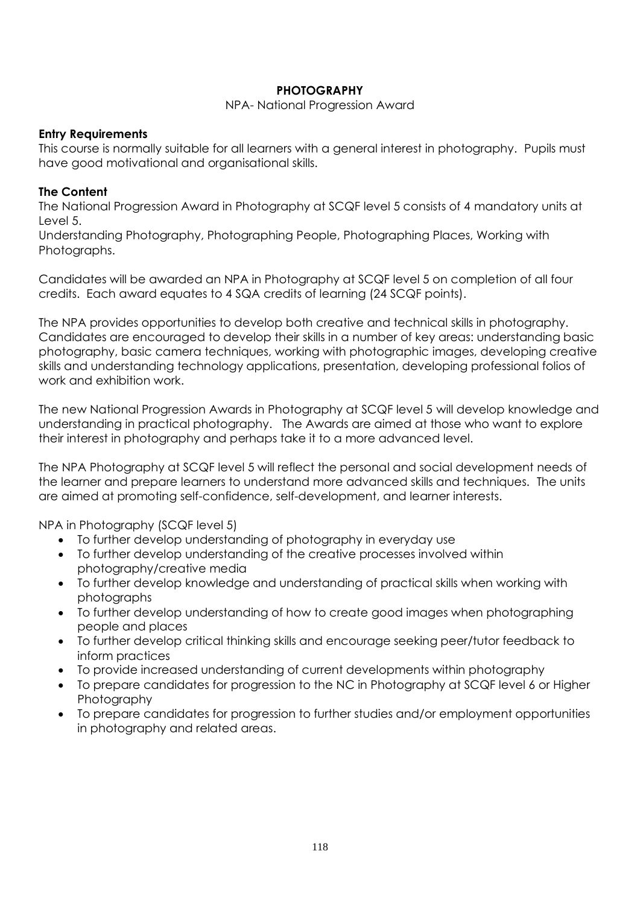## PHOTOGRAPHY

NPA- National Progression Award

### Entry Requirements

This course is normally suitable for all learners with a general interest in photography. Pupils must have good motivational and organisational skills.

### The Content

The National Progression Award in Photography at SCQF level 5 consists of 4 mandatory units at Level 5.

Understanding Photography, Photographing People, Photographing Places, Working with Photographs.

Candidates will be awarded an NPA in Photography at SCQF level 5 on completion of all four credits. Each award equates to 4 SQA credits of learning (24 SCQF points).

The NPA provides opportunities to develop both creative and technical skills in photography. Candidates are encouraged to develop their skills in a number of key areas: understanding basic photography, basic camera techniques, working with photographic images, developing creative skills and understanding technology applications, presentation, developing professional folios of work and exhibition work.

The new National Progression Awards in Photography at SCQF level 5 will develop knowledge and understanding in practical photography. The Awards are aimed at those who want to explore their interest in photography and perhaps take it to a more advanced level.

The NPA Photography at SCQF level 5 will reflect the personal and social development needs of the learner and prepare learners to understand more advanced skills and techniques. The units are aimed at promoting self-confidence, self-development, and learner interests.

NPA in Photography (SCQF level 5)

- To further develop understanding of photography in everyday use
- To further develop understanding of the creative processes involved within photography/creative media
- To further develop knowledge and understanding of practical skills when working with photographs
- To further develop understanding of how to create good images when photographing people and places
- To further develop critical thinking skills and encourage seeking peer/tutor feedback to inform practices
- To provide increased understanding of current developments within photography
- To prepare candidates for progression to the NC in Photography at SCQF level 6 or Higher Photography
- To prepare candidates for progression to further studies and/or employment opportunities in photography and related areas.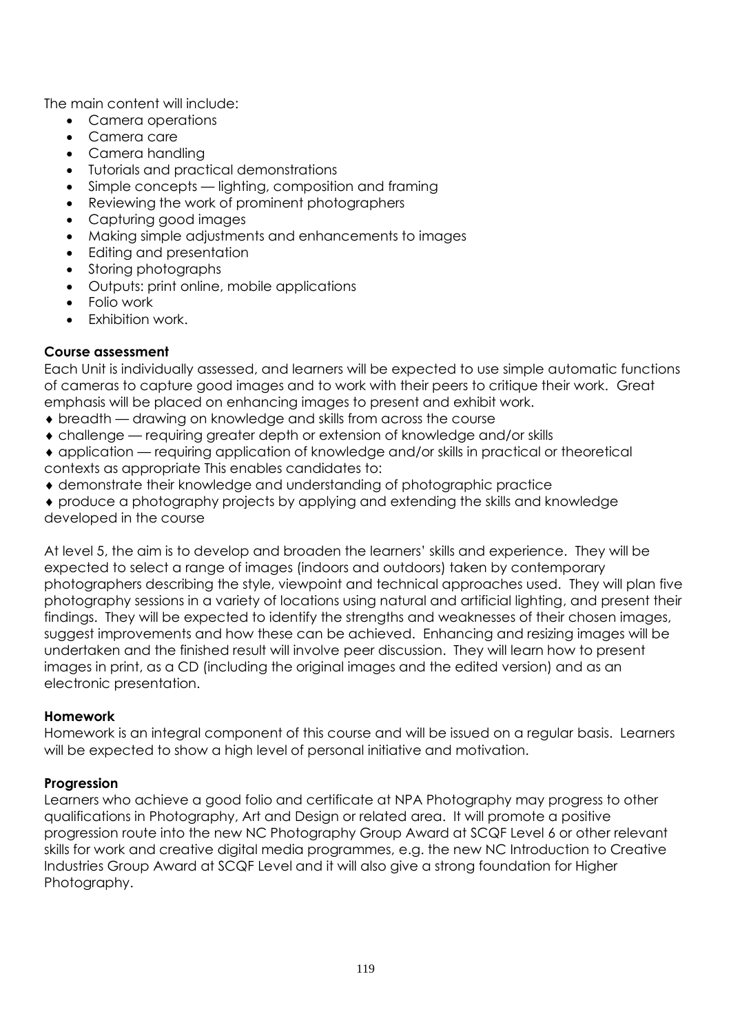The main content will include:

- Camera operations
- Camera care
- Camera handling
- Tutorials and practical demonstrations
- Simple concepts — lighting, composition and framing
- Reviewing the work of prominent photographers
- Capturing good images
- Making simple adjustments and enhancements to images
- Editing and presentation
- Storing photographs
- Outputs: print online, mobile applications
- Folio work
- Exhibition work.

**Course assessment**

Each Unit is individually assessed, and learners will be expected to use simple automatic functions of cameras to capture good images and to work with their peers to critique their work. Great emphasis will be placed on enhancing images to present and exhibit work.

- breadth — drawing on knowledge and skills from across the course
- challenge — requiring greater depth or extension of knowledge and/or skills
- application — requiring application of knowledge and/or skills in practical or theoretical contexts as appropriate This enables candidates to:
- demonstrate their knowledge and understanding of photographic practice
- produce a photography projects by applying and extending the skills and knowledge developed in the course

At level 5, the aim is to develop and broaden the learners' skills and experience. They will be expected to select a range of images (indoors and outdoors) taken by contemporary photographers describing the style, viewpoint and technical approaches used. They will plan five photography sessions in a variety of locations using natural and artificial lighting, and present their findings. They will be expected to identify the strengths and weaknesses of their chosen images, suggest improvements and how these can be achieved. Enhancing and resizing images will be undertaken and the finished result will involve peer discussion. They will learn how to present images in print, as a CD (including the original images and the edited version) and as an electronic presentation.

**Homework**

Homework is an integral component of this course and will be issued on a regular basis. Learners will be expected to show a high level of personal initiative and motivation.

**Progression**

Learners who achieve a good folio and certificate at NPA Photography may progress to other qualifications in Photography, Art and Design or related area. It will promote a positive progression route into the new NC Photography Group Award at SCQF Level 6 or other relevant skills for work and creative digital media programmes, e.g. the new NC Introduction to Creative Industries Group Award at SCQF Level and it will also give a strong foundation for Higher Photography.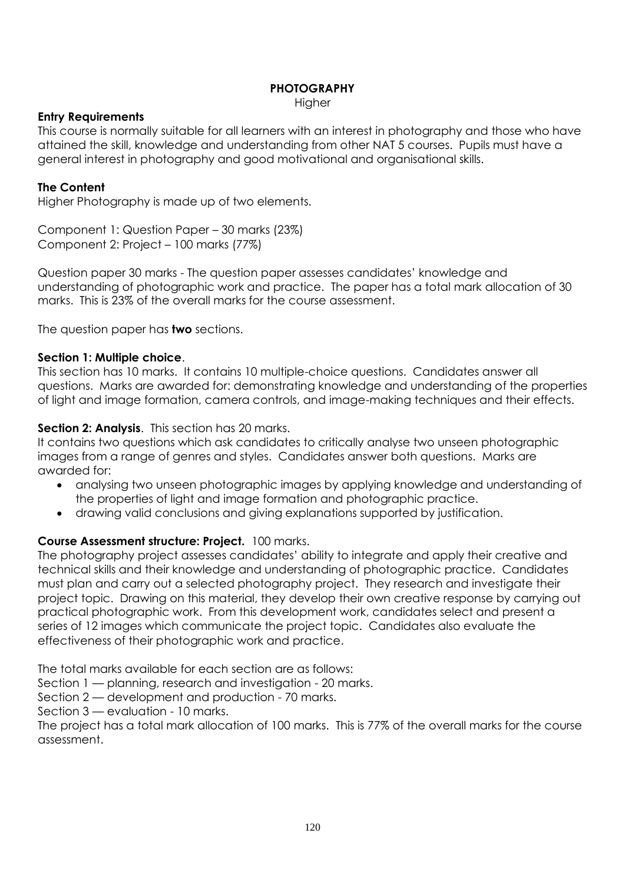# PHOTOGRAPHY

Higher

## Entry Requirements

This course is normally suitable for all learners with an interest in photography and those who have attained the skill, knowledge and understanding from other NAT 5 courses. Pupils must have a general interest in photography and good motivational and organisational skills.

## The Content

Higher Photography is made up of two elements.

Component 1: Question Paper – 30 marks (23%)
Component 2: Project – 100 marks (77%)

Question paper 30 marks - The question paper assesses candidates' knowledge and understanding of photographic work and practice. The paper has a total mark allocation of 30 marks. This is 23% of the overall marks for the course assessment.

The question paper has **two** sections.

**Section 1: Multiple choice**.

This section has 10 marks. It contains 10 multiple-choice questions. Candidates answer all questions. Marks are awarded for: demonstrating knowledge and understanding of the properties of light and image formation, camera controls, and image-making techniques and their effects.

**Section 2: Analysis**. This section has 20 marks.

It contains two questions which ask candidates to critically analyse two unseen photographic images from a range of genres and styles. Candidates answer both questions. Marks are awarded for:

- analysing two unseen photographic images by applying knowledge and understanding of the properties of light and image formation and photographic practice.
- drawing valid conclusions and giving explanations supported by justification.

**Course Assessment structure: Project.** 100 marks.

The photography project assesses candidates' ability to integrate and apply their creative and technical skills and their knowledge and understanding of photographic practice. Candidates must plan and carry out a selected photography project. They research and investigate their project topic. Drawing on this material, they develop their own creative response by carrying out practical photographic work. From this development work, candidates select and present a series of 12 images which communicate the project topic. Candidates also evaluate the effectiveness of their photographic work and practice.

The total marks available for each section are as follows:
Section 1 — planning, research and investigation - 20 marks.
Section 2 — development and production - 70 marks.
Section 3 — evaluation - 10 marks.
The project has a total mark allocation of 100 marks. This is 77% of the overall marks for the course assessment.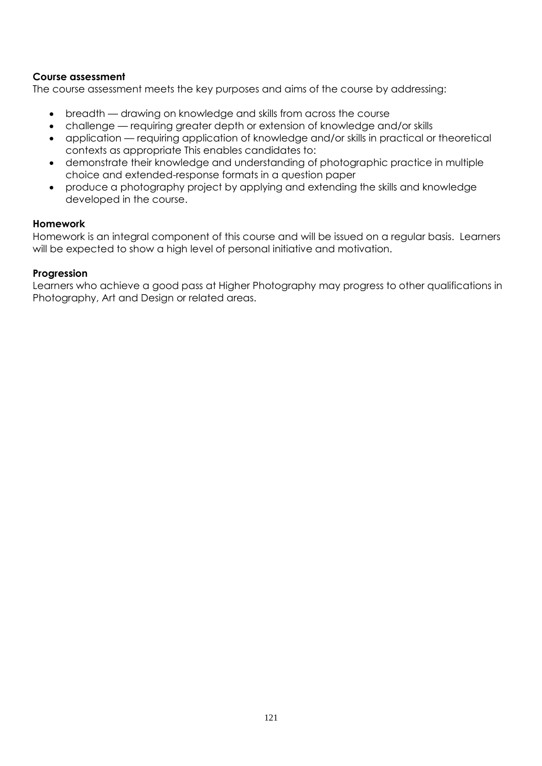**Course assessment**

The course assessment meets the key purposes and aims of the course by addressing:

- breadth — drawing on knowledge and skills from across the course
- challenge — requiring greater depth or extension of knowledge and/or skills
- application — requiring application of knowledge and/or skills in practical or theoretical contexts as appropriate This enables candidates to:
- demonstrate their knowledge and understanding of photographic practice in multiple choice and extended-response formats in a question paper
- produce a photography project by applying and extending the skills and knowledge developed in the course.

**Homework**

Homework is an integral component of this course and will be issued on a regular basis. Learners will be expected to show a high level of personal initiative and motivation.

**Progression**

Learners who achieve a good pass at Higher Photography may progress to other qualifications in Photography, Art and Design or related areas.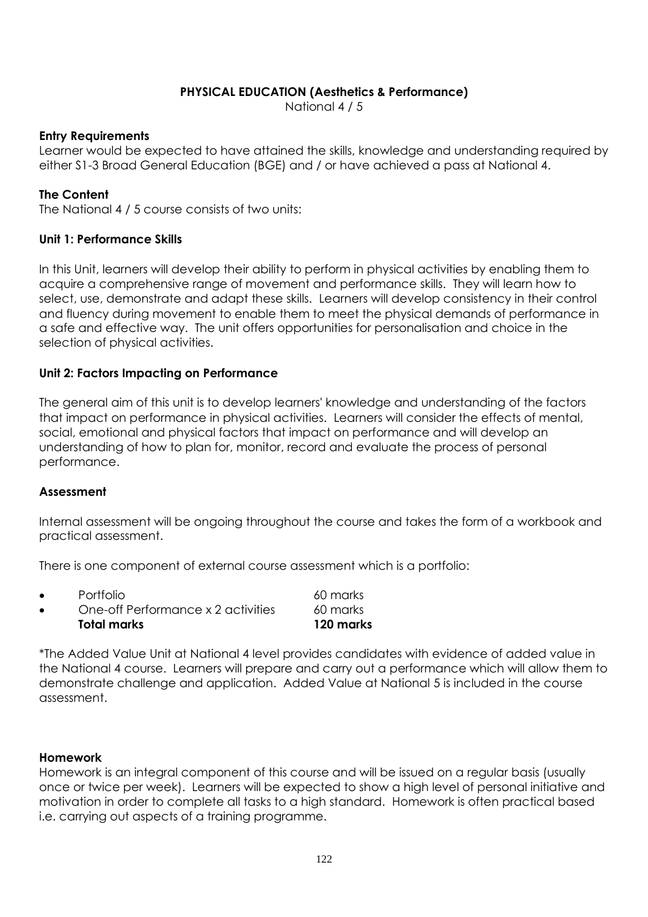**PHYSICAL EDUCATION (Aesthetics & Performance)**

National 4 / 5

**Entry Requirements**

Learner would be expected to have attained the skills, knowledge and understanding required by either S1-3 Broad General Education (BGE) and / or have achieved a pass at National 4.

**The Content**

The National 4 / 5 course consists of two units:

**Unit 1: Performance Skills**

In this Unit, learners will develop their ability to perform in physical activities by enabling them to acquire a comprehensive range of movement and performance skills. They will learn how to select, use, demonstrate and adapt these skills. Learners will develop consistency in their control and fluency during movement to enable them to meet the physical demands of performance in a safe and effective way. The unit offers opportunities for personalisation and choice in the selection of physical activities.

**Unit 2: Factors Impacting on Performance**

The general aim of this unit is to develop learners' knowledge and understanding of the factors that impact on performance in physical activities. Learners will consider the effects of mental, social, emotional and physical factors that impact on performance and will develop an understanding of how to plan for, monitor, record and evaluate the process of personal performance.

**Assessment**

Internal assessment will be ongoing throughout the course and takes the form of a workbook and practical assessment.

There is one component of external course assessment which is a portfolio:

- Portfolio 60 marks
- One-off Performance x 2 activities 60 marks

**Total marks 120 marks**

*The Added Value Unit at National 4 level provides candidates with evidence of added value in the National 4 course. Learners will prepare and carry out a performance which will allow them to demonstrate challenge and application. Added Value at National 5 is included in the course assessment.

**Homework**

Homework is an integral component of this course and will be issued on a regular basis (usually once or twice per week). Learners will be expected to show a high level of personal initiative and motivation in order to complete all tasks to a high standard. Homework is often practical based i.e. carrying out aspects of a training programme.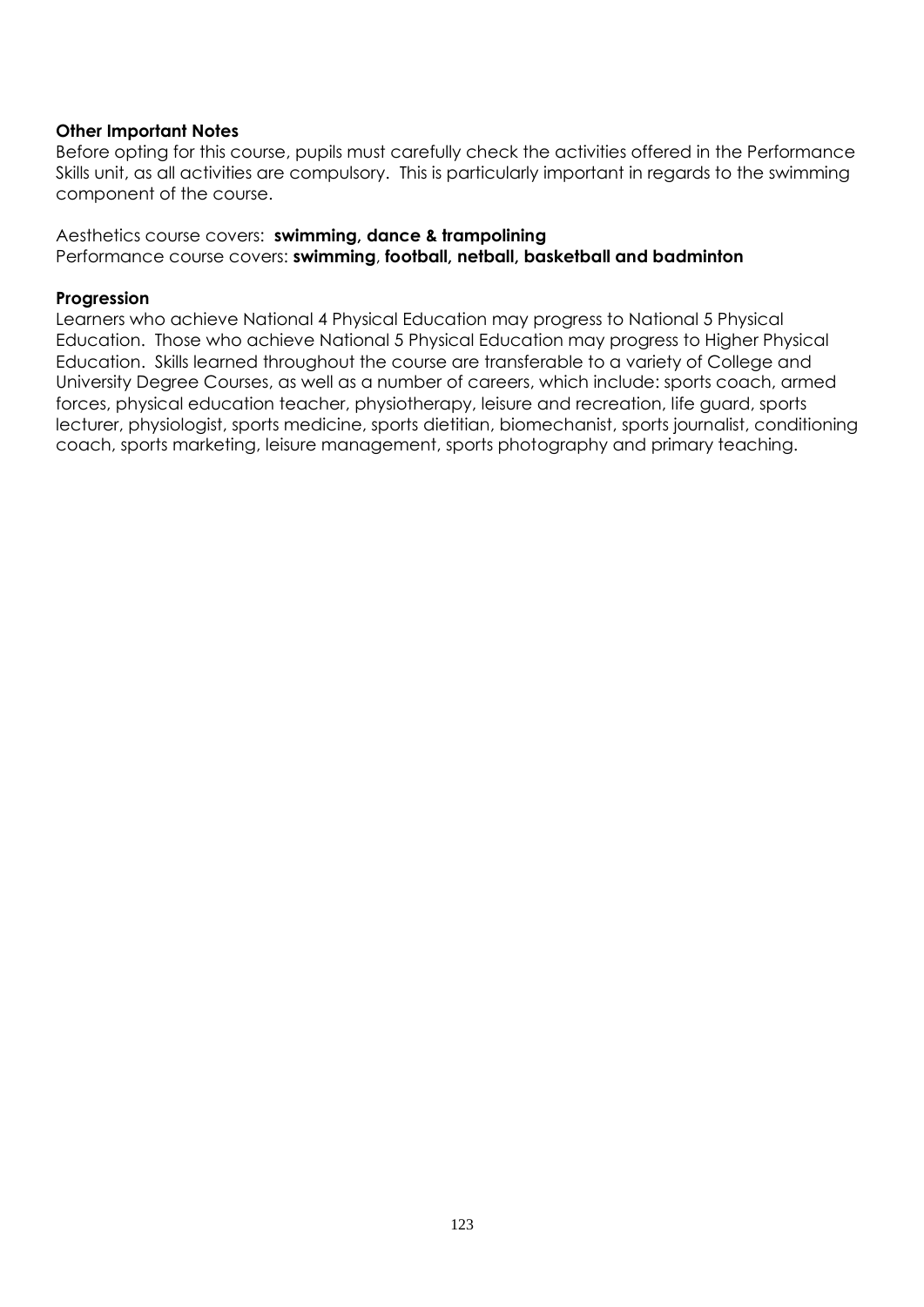**Other Important Notes**

Before opting for this course, pupils must carefully check the activities offered in the Performance Skills unit, as all activities are compulsory. This is particularly important in regards to the swimming component of the course.

Aesthetics course covers: **swimming, dance & trampolining**
Performance course covers: **swimming**, **football, netball, basketball and badminton**

**Progression**

Learners who achieve National 4 Physical Education may progress to National 5 Physical Education. Those who achieve National 5 Physical Education may progress to Higher Physical Education. Skills learned throughout the course are transferable to a variety of College and University Degree Courses, as well as a number of careers, which include: sports coach, armed forces, physical education teacher, physiotherapy, leisure and recreation, life guard, sports lecturer, physiologist, sports medicine, sports dietitian, biomechanist, sports journalist, conditioning coach, sports marketing, leisure management, sports photography and primary teaching.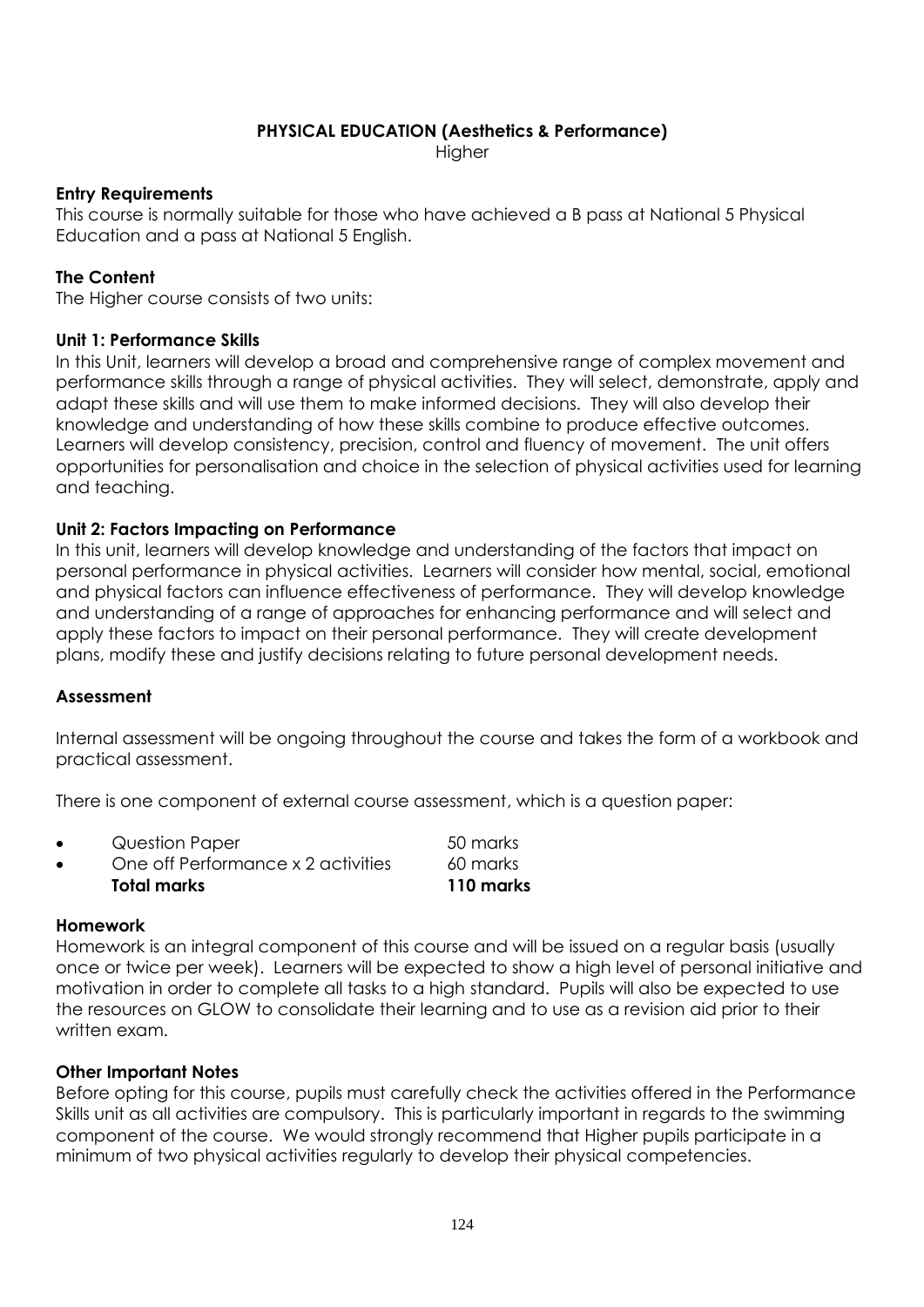# PHYSICAL EDUCATION (Aesthetics & Performance)

Higher

### Entry Requirements

This course is normally suitable for those who have achieved a B pass at National 5 Physical Education and a pass at National 5 English.

### The Content

The Higher course consists of two units:

### Unit 1: Performance Skills

In this Unit, learners will develop a broad and comprehensive range of complex movement and performance skills through a range of physical activities. They will select, demonstrate, apply and adapt these skills and will use them to make informed decisions. They will also develop their knowledge and understanding of how these skills combine to produce effective outcomes. Learners will develop consistency, precision, control and fluency of movement. The unit offers opportunities for personalisation and choice in the selection of physical activities used for learning and teaching.

### Unit 2: Factors Impacting on Performance

In this unit, learners will develop knowledge and understanding of the factors that impact on personal performance in physical activities. Learners will consider how mental, social, emotional and physical factors can influence effectiveness of performance. They will develop knowledge and understanding of a range of approaches for enhancing performance and will select and apply these factors to impact on their personal performance. They will create development plans, modify these and justify decisions relating to future personal development needs.

### Assessment

Internal assessment will be ongoing throughout the course and takes the form of a workbook and practical assessment.

There is one component of external course assessment, which is a question paper:

- Question Paper — 50 marks
- One off Performance x 2 activities — 60 marks

**Total marks — 110 marks**

### Homework

Homework is an integral component of this course and will be issued on a regular basis (usually once or twice per week). Learners will be expected to show a high level of personal initiative and motivation in order to complete all tasks to a high standard. Pupils will also be expected to use the resources on GLOW to consolidate their learning and to use as a revision aid prior to their written exam.

### Other Important Notes

Before opting for this course, pupils must carefully check the activities offered in the Performance Skills unit as all activities are compulsory. This is particularly important in regards to the swimming component of the course. We would strongly recommend that Higher pupils participate in a minimum of two physical activities regularly to develop their physical competencies.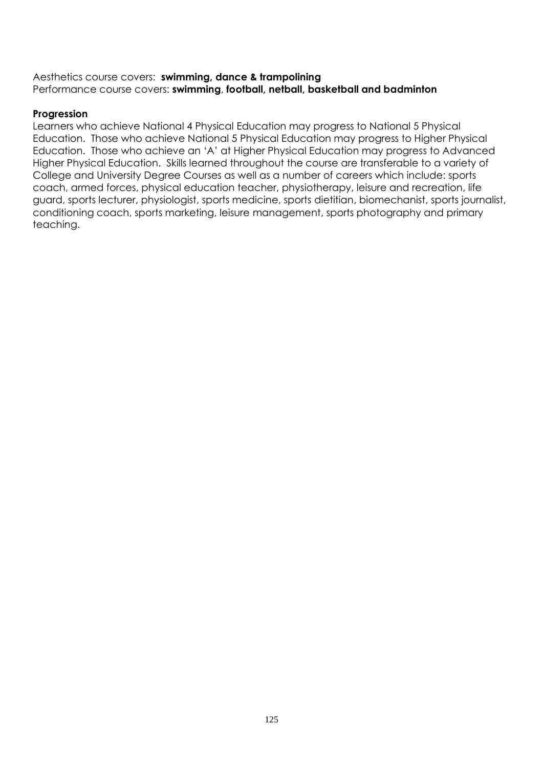Aesthetics course covers: **swimming, dance & trampolining**
Performance course covers: **swimming**, **football, netball, basketball and badminton**

**Progression**

Learners who achieve National 4 Physical Education may progress to National 5 Physical Education. Those who achieve National 5 Physical Education may progress to Higher Physical Education. Those who achieve an 'A' at Higher Physical Education may progress to Advanced Higher Physical Education. Skills learned throughout the course are transferable to a variety of College and University Degree Courses as well as a number of careers which include: sports coach, armed forces, physical education teacher, physiotherapy, leisure and recreation, life guard, sports lecturer, physiologist, sports medicine, sports dietitian, biomechanist, sports journalist, conditioning coach, sports marketing, leisure management, sports photography and primary teaching.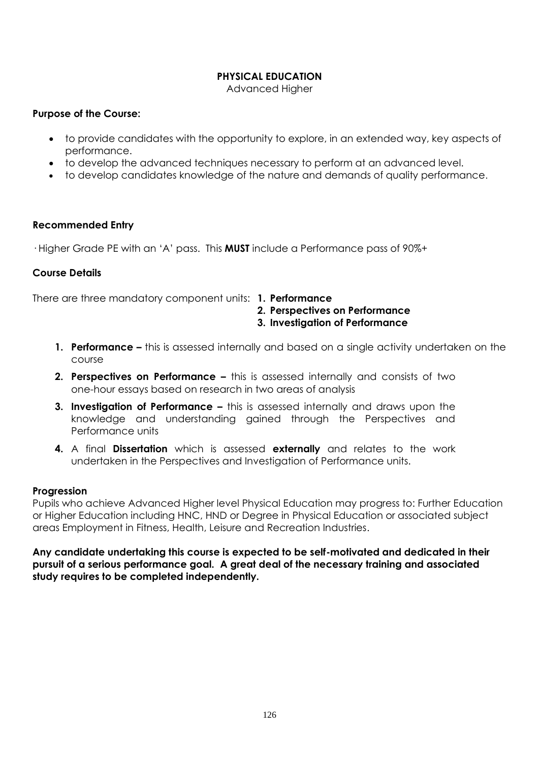# PHYSICAL EDUCATION

Advanced Higher

**Purpose of the Course:**

- to provide candidates with the opportunity to explore, in an extended way, key aspects of performance.
- to develop the advanced techniques necessary to perform at an advanced level.
- to develop candidates knowledge of the nature and demands of quality performance.

**Recommended Entry**

· Higher Grade PE with an 'A' pass. This **MUST** include a Performance pass of 90%+

**Course Details**

There are three mandatory component units: **1. Performance**
**2. Perspectives on Performance**
**3. Investigation of Performance**

1. **Performance –** this is assessed internally and based on a single activity undertaken on the course
2. **Perspectives on Performance –** this is assessed internally and consists of two one-hour essays based on research in two areas of analysis
3. **Investigation of Performance –** this is assessed internally and draws upon the knowledge and understanding gained through the Perspectives and Performance units
4. A final **Dissertation** which is assessed **externally** and relates to the work undertaken in the Perspectives and Investigation of Performance units.

**Progression**

Pupils who achieve Advanced Higher level Physical Education may progress to: Further Education or Higher Education including HNC, HND or Degree in Physical Education or associated subject areas Employment in Fitness, Health, Leisure and Recreation Industries.

**Any candidate undertaking this course is expected to be self-motivated and dedicated in their pursuit of a serious performance goal. A great deal of the necessary training and associated study requires to be completed independently.**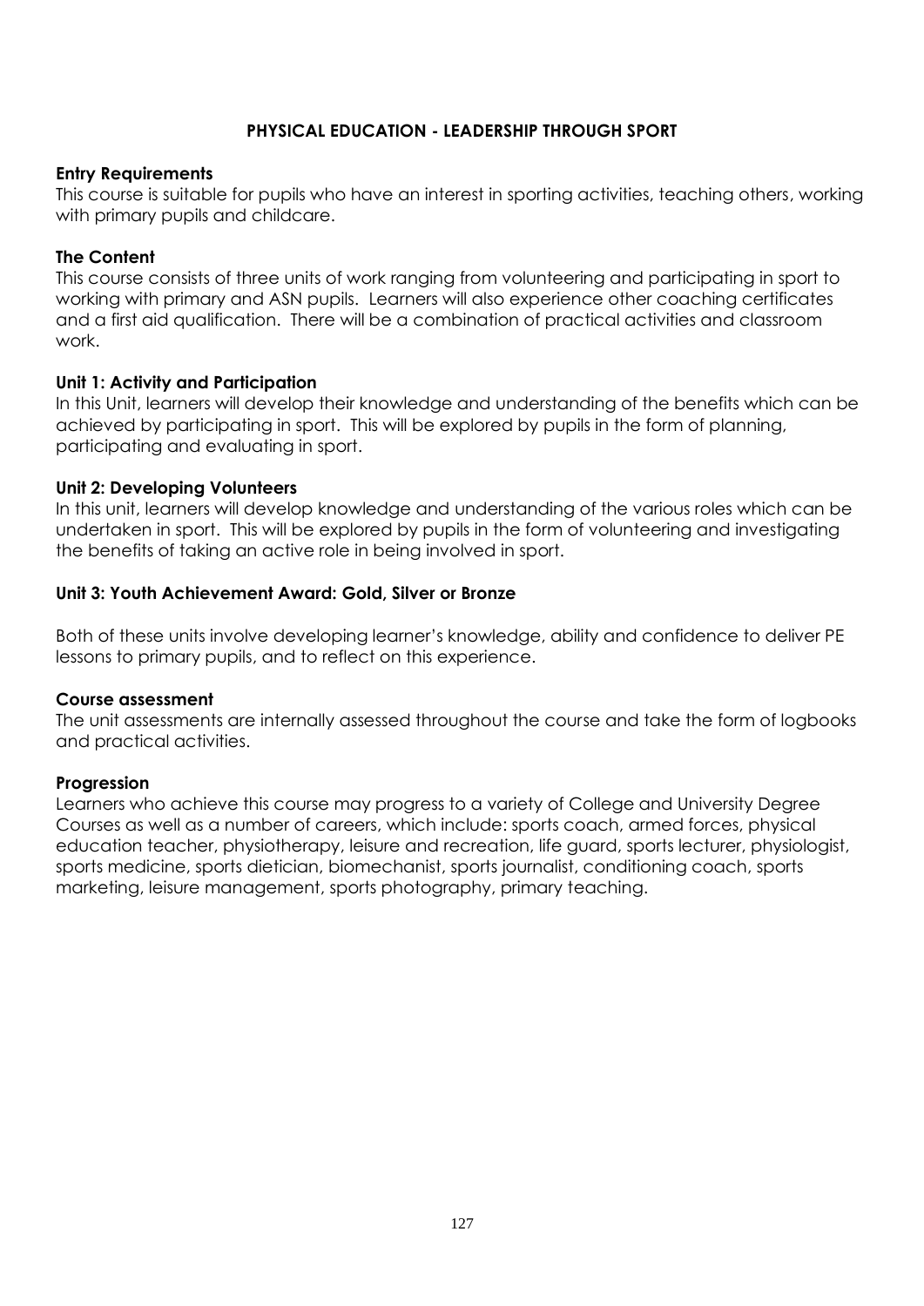# PHYSICAL EDUCATION - LEADERSHIP THROUGH SPORT

**Entry Requirements**
This course is suitable for pupils who have an interest in sporting activities, teaching others, working with primary pupils and childcare.

**The Content**
This course consists of three units of work ranging from volunteering and participating in sport to working with primary and ASN pupils. Learners will also experience other coaching certificates and a first aid qualification. There will be a combination of practical activities and classroom work.

**Unit 1: Activity and Participation**
In this Unit, learners will develop their knowledge and understanding of the benefits which can be achieved by participating in sport. This will be explored by pupils in the form of planning, participating and evaluating in sport.

**Unit 2: Developing Volunteers**
In this unit, learners will develop knowledge and understanding of the various roles which can be undertaken in sport. This will be explored by pupils in the form of volunteering and investigating the benefits of taking an active role in being involved in sport.

**Unit 3: Youth Achievement Award: Gold, Silver or Bronze**

Both of these units involve developing learner's knowledge, ability and confidence to deliver PE lessons to primary pupils, and to reflect on this experience.

**Course assessment**
The unit assessments are internally assessed throughout the course and take the form of logbooks and practical activities.

**Progression**
Learners who achieve this course may progress to a variety of College and University Degree Courses as well as a number of careers, which include: sports coach, armed forces, physical education teacher, physiotherapy, leisure and recreation, life guard, sports lecturer, physiologist, sports medicine, sports dietician, biomechanist, sports journalist, conditioning coach, sports marketing, leisure management, sports photography, primary teaching.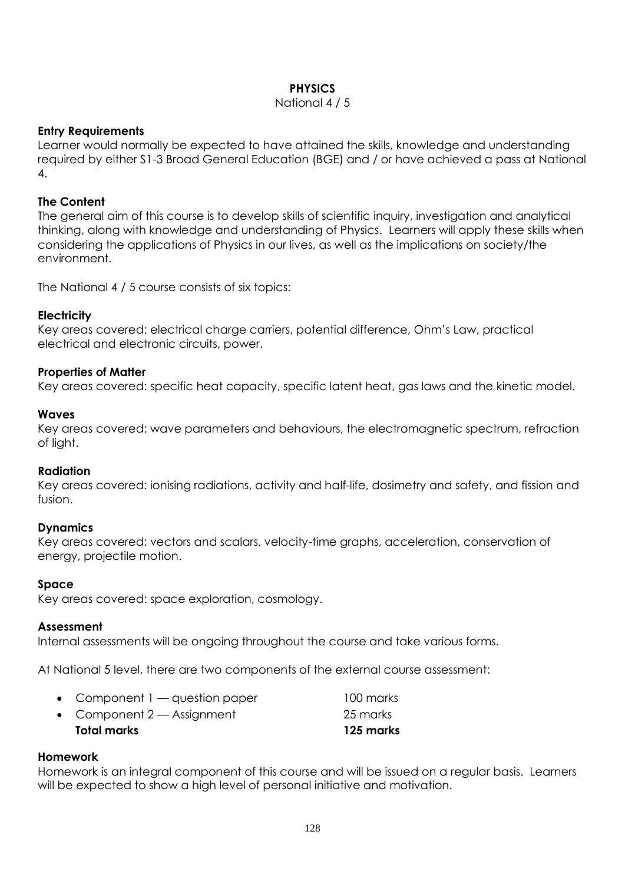# PHYSICS

National 4 / 5

**Entry Requirements**

Learner would normally be expected to have attained the skills, knowledge and understanding required by either S1-3 Broad General Education (BGE) and / or have achieved a pass at National 4.

**The Content**

The general aim of this course is to develop skills of scientific inquiry, investigation and analytical thinking, along with knowledge and understanding of Physics. Learners will apply these skills when considering the applications of Physics in our lives, as well as the implications on society/the environment.

The National 4 / 5 course consists of six topics:

**Electricity**

Key areas covered: electrical charge carriers, potential difference, Ohm's Law, practical electrical and electronic circuits, power.

**Properties of Matter**

Key areas covered: specific heat capacity, specific latent heat, gas laws and the kinetic model.

**Waves**

Key areas covered: wave parameters and behaviours, the electromagnetic spectrum, refraction of light.

**Radiation**

Key areas covered: ionising radiations, activity and half-life, dosimetry and safety, and fission and fusion.

**Dynamics**

Key areas covered: vectors and scalars, velocity-time graphs, acceleration, conservation of energy, projectile motion.

**Space**

Key areas covered: space exploration, cosmology.

**Assessment**

Internal assessments will be ongoing throughout the course and take various forms.

At National 5 level, there are two components of the external course assessment:

| | |
|---|---|
| • Component 1 — question paper | 100 marks |
| • Component 2 — Assignment | 25 marks |
| **Total marks** | **125 marks** |

**Homework**

Homework is an integral component of this course and will be issued on a regular basis. Learners will be expected to show a high level of personal initiative and motivation.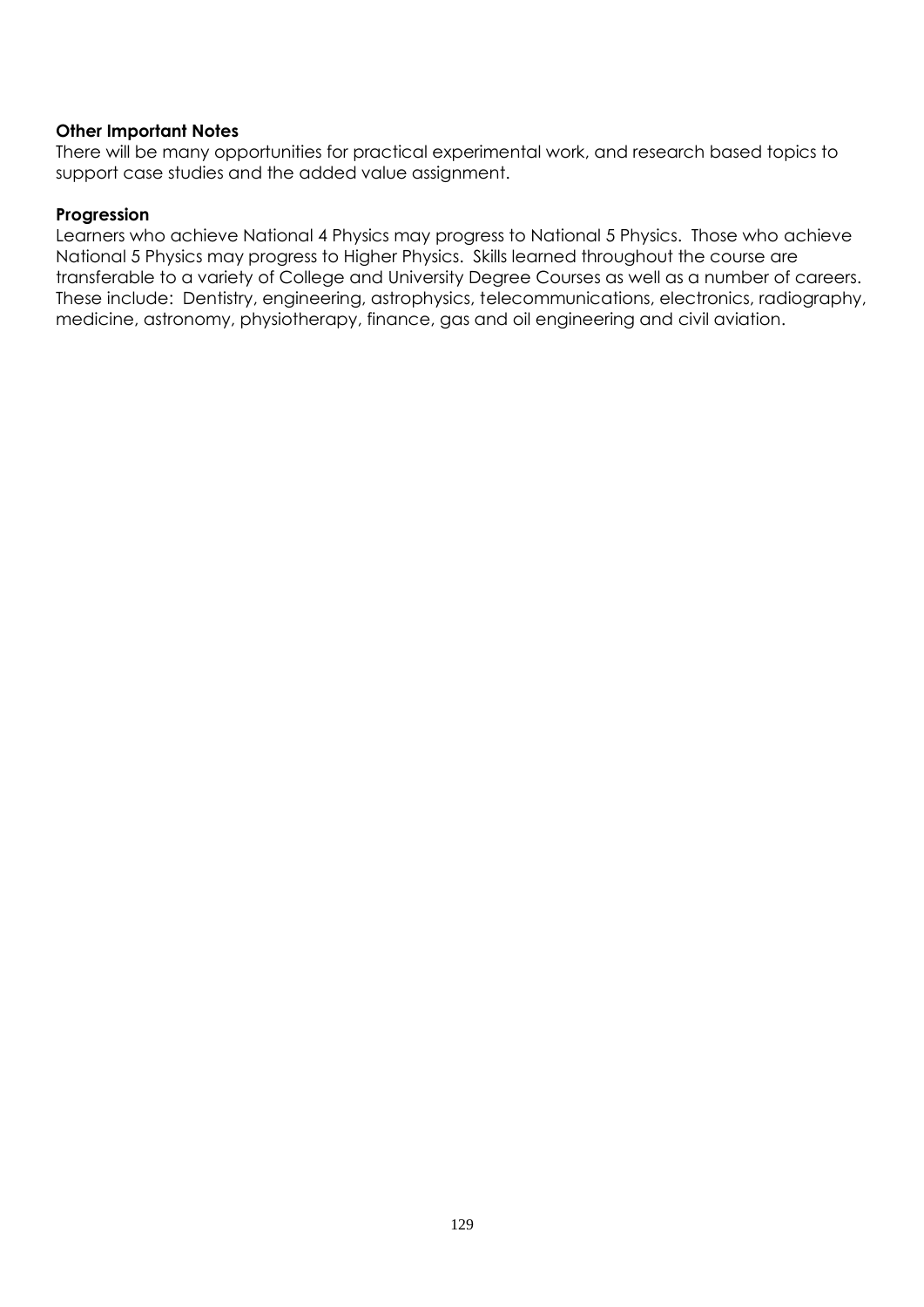**Other Important Notes**

There will be many opportunities for practical experimental work, and research based topics to support case studies and the added value assignment.

**Progression**

Learners who achieve National 4 Physics may progress to National 5 Physics. Those who achieve National 5 Physics may progress to Higher Physics. Skills learned throughout the course are transferable to a variety of College and University Degree Courses as well as a number of careers. These include: Dentistry, engineering, astrophysics, telecommunications, electronics, radiography, medicine, astronomy, physiotherapy, finance, gas and oil engineering and civil aviation.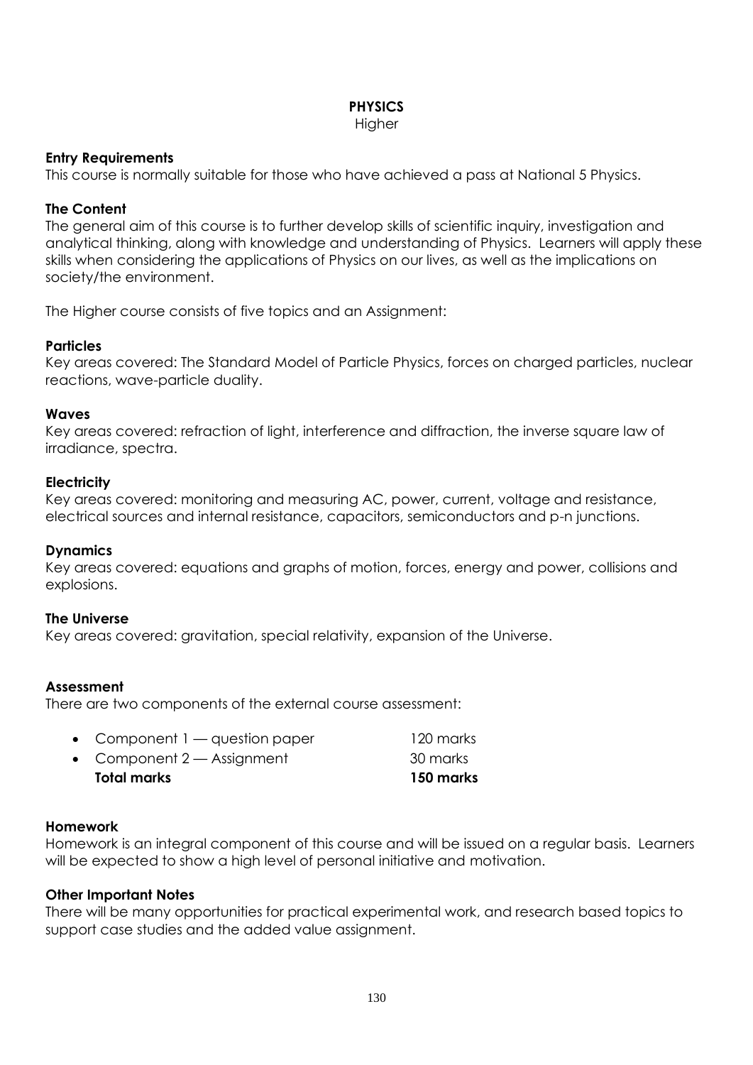# PHYSICS

Higher

## Entry Requirements

This course is normally suitable for those who have achieved a pass at National 5 Physics.

## The Content

The general aim of this course is to further develop skills of scientific inquiry, investigation and analytical thinking, along with knowledge and understanding of Physics. Learners will apply these skills when considering the applications of Physics on our lives, as well as the implications on society/the environment.

The Higher course consists of five topics and an Assignment:

### Particles

Key areas covered: The Standard Model of Particle Physics, forces on charged particles, nuclear reactions, wave-particle duality.

### Waves

Key areas covered: refraction of light, interference and diffraction, the inverse square law of irradiance, spectra.

### Electricity

Key areas covered: monitoring and measuring AC, power, current, voltage and resistance, electrical sources and internal resistance, capacitors, semiconductors and p-n junctions.

### Dynamics

Key areas covered: equations and graphs of motion, forces, energy and power, collisions and explosions.

### The Universe

Key areas covered: gravitation, special relativity, expansion of the Universe.

## Assessment

There are two components of the external course assessment:

- Component 1 — question paper 120 marks
- Component 2 — Assignment 30 marks

**Total marks 150 marks**

## Homework

Homework is an integral component of this course and will be issued on a regular basis. Learners will be expected to show a high level of personal initiative and motivation.

## Other Important Notes

There will be many opportunities for practical experimental work, and research based topics to support case studies and the added value assignment.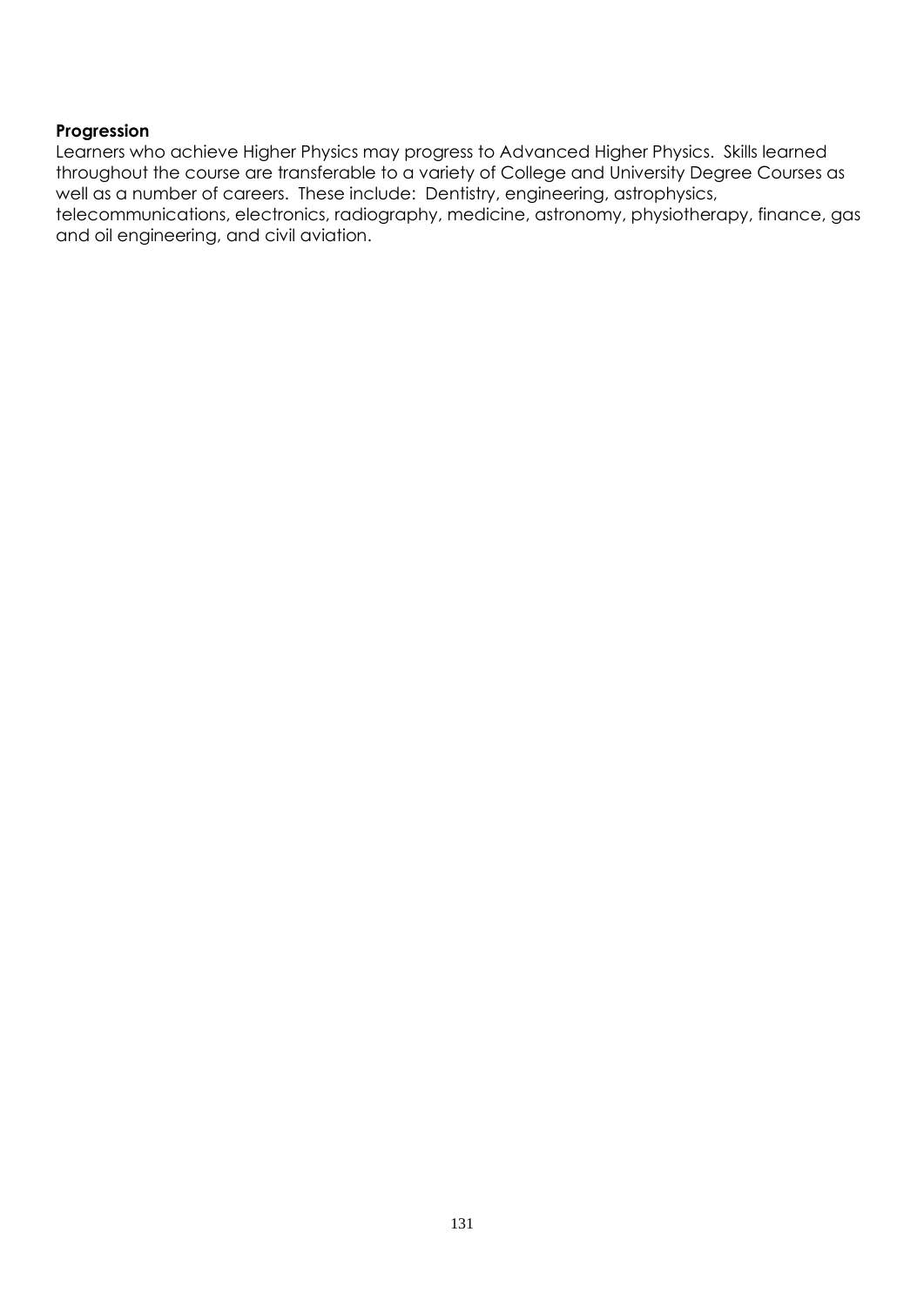**Progression**

Learners who achieve Higher Physics may progress to Advanced Higher Physics. Skills learned throughout the course are transferable to a variety of College and University Degree Courses as well as a number of careers. These include: Dentistry, engineering, astrophysics, telecommunications, electronics, radiography, medicine, astronomy, physiotherapy, finance, gas and oil engineering, and civil aviation.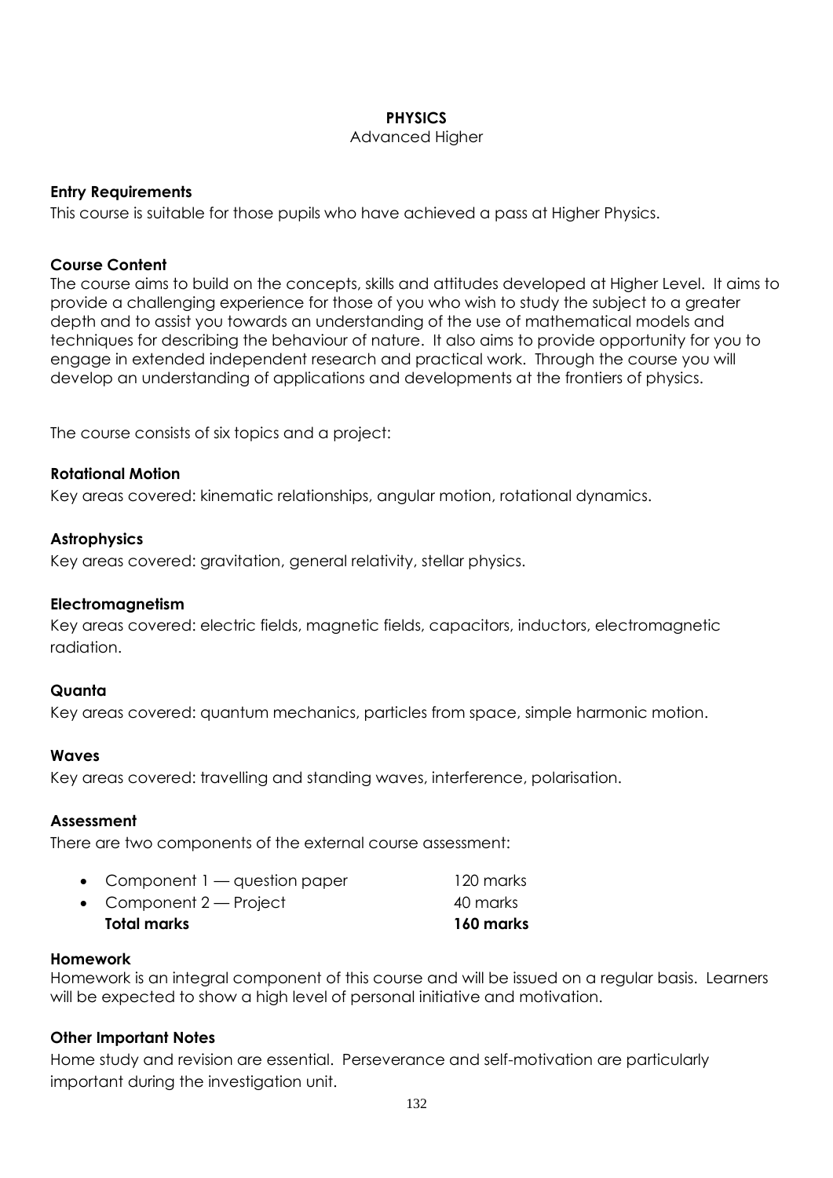# PHYSICS

Advanced Higher

### Entry Requirements

This course is suitable for those pupils who have achieved a pass at Higher Physics.

### Course Content

The course aims to build on the concepts, skills and attitudes developed at Higher Level. It aims to provide a challenging experience for those of you who wish to study the subject to a greater depth and to assist you towards an understanding of the use of mathematical models and techniques for describing the behaviour of nature. It also aims to provide opportunity for you to engage in extended independent research and practical work. Through the course you will develop an understanding of applications and developments at the frontiers of physics.

The course consists of six topics and a project:

### Rotational Motion

Key areas covered: kinematic relationships, angular motion, rotational dynamics.

### Astrophysics

Key areas covered: gravitation, general relativity, stellar physics.

### Electromagnetism

Key areas covered: electric fields, magnetic fields, capacitors, inductors, electromagnetic radiation.

### Quanta

Key areas covered: quantum mechanics, particles from space, simple harmonic motion.

### Waves

Key areas covered: travelling and standing waves, interference, polarisation.

### Assessment

There are two components of the external course assessment:

- Component 1 — question paper 120 marks
- Component 2 — Project 40 marks

**Total marks** **160 marks**

### Homework

Homework is an integral component of this course and will be issued on a regular basis. Learners will be expected to show a high level of personal initiative and motivation.

### Other Important Notes

Home study and revision are essential. Perseverance and self-motivation are particularly important during the investigation unit.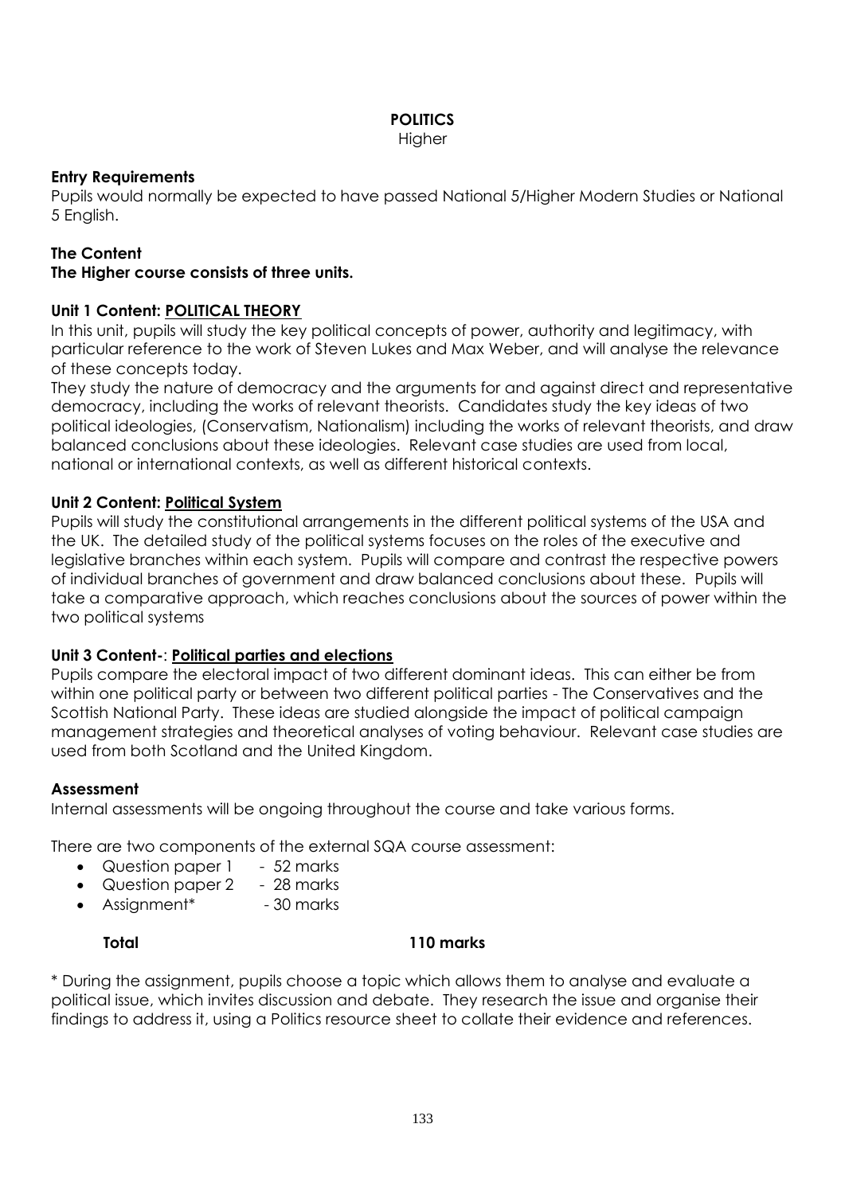# POLITICS

Higher

**Entry Requirements**

Pupils would normally be expected to have passed National 5/Higher Modern Studies or National 5 English.

**The Content**

**The Higher course consists of three units.**

**Unit 1 Content: <u>POLITICAL THEORY</u>**

In this unit, pupils will study the key political concepts of power, authority and legitimacy, with particular reference to the work of Steven Lukes and Max Weber, and will analyse the relevance of these concepts today.

They study the nature of democracy and the arguments for and against direct and representative democracy, including the works of relevant theorists. Candidates study the key ideas of two political ideologies, (Conservatism, Nationalism) including the works of relevant theorists, and draw balanced conclusions about these ideologies. Relevant case studies are used from local, national or international contexts, as well as different historical contexts.

**Unit 2 Content: <u>Political System</u>**

Pupils will study the constitutional arrangements in the different political systems of the USA and the UK. The detailed study of the political systems focuses on the roles of the executive and legislative branches within each system. Pupils will compare and contrast the respective powers of individual branches of government and draw balanced conclusions about these. Pupils will take a comparative approach, which reaches conclusions about the sources of power within the two political systems

**Unit 3 Content-: <u>Political parties and elections</u>**

Pupils compare the electoral impact of two different dominant ideas. This can either be from within one political party or between two different political parties - The Conservatives and the Scottish National Party. These ideas are studied alongside the impact of political campaign management strategies and theoretical analyses of voting behaviour. Relevant case studies are used from both Scotland and the United Kingdom.

**Assessment**

Internal assessments will be ongoing throughout the course and take various forms.

There are two components of the external SQA course assessment:

- Question paper 1 - 52 marks
- Question paper 2 - 28 marks
- Assignment* - 30 marks

**Total** **110 marks**

* During the assignment, pupils choose a topic which allows them to analyse and evaluate a political issue, which invites discussion and debate. They research the issue and organise their findings to address it, using a Politics resource sheet to collate their evidence and references.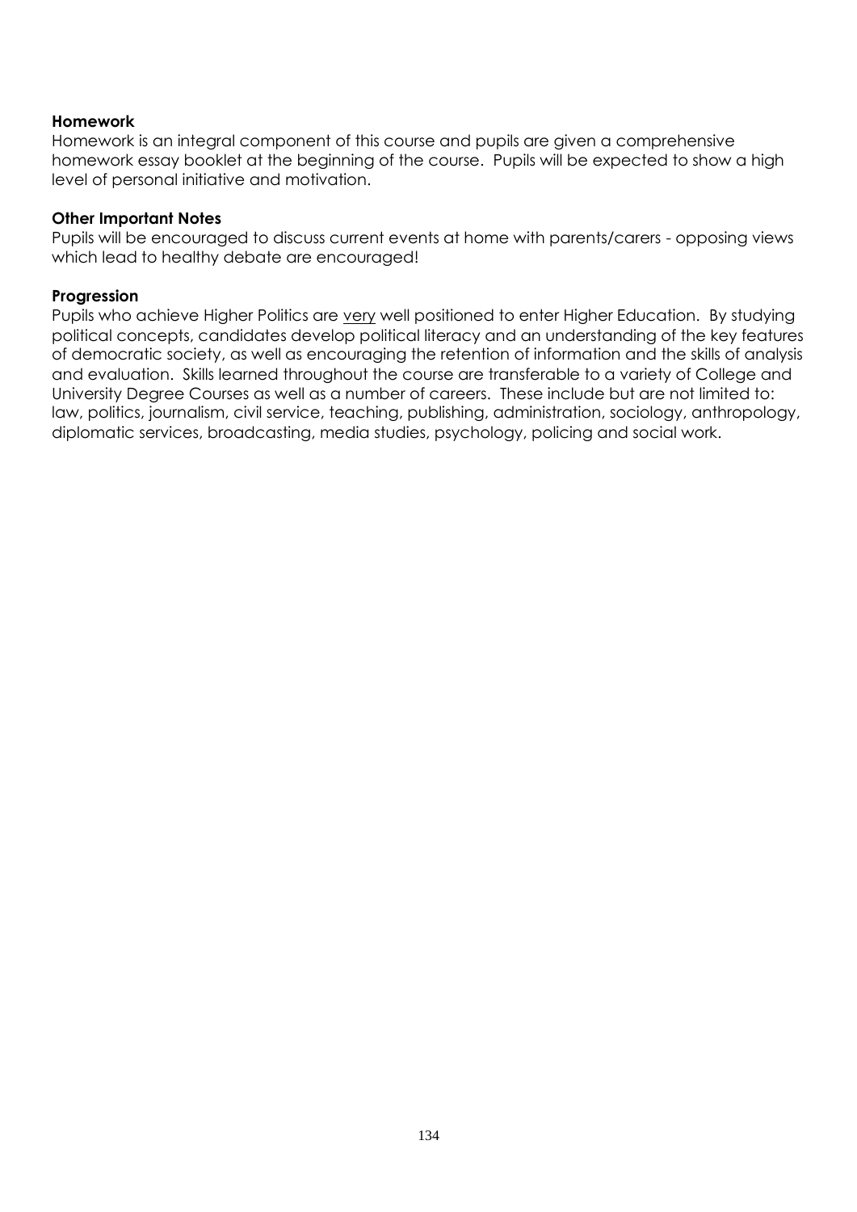**Homework**

Homework is an integral component of this course and pupils are given a comprehensive homework essay booklet at the beginning of the course. Pupils will be expected to show a high level of personal initiative and motivation.

**Other Important Notes**

Pupils will be encouraged to discuss current events at home with parents/carers - opposing views which lead to healthy debate are encouraged!

**Progression**

Pupils who achieve Higher Politics are <u>very</u> well positioned to enter Higher Education. By studying political concepts, candidates develop political literacy and an understanding of the key features of democratic society, as well as encouraging the retention of information and the skills of analysis and evaluation. Skills learned throughout the course are transferable to a variety of College and University Degree Courses as well as a number of careers. These include but are not limited to: law, politics, journalism, civil service, teaching, publishing, administration, sociology, anthropology, diplomatic services, broadcasting, media studies, psychology, policing and social work.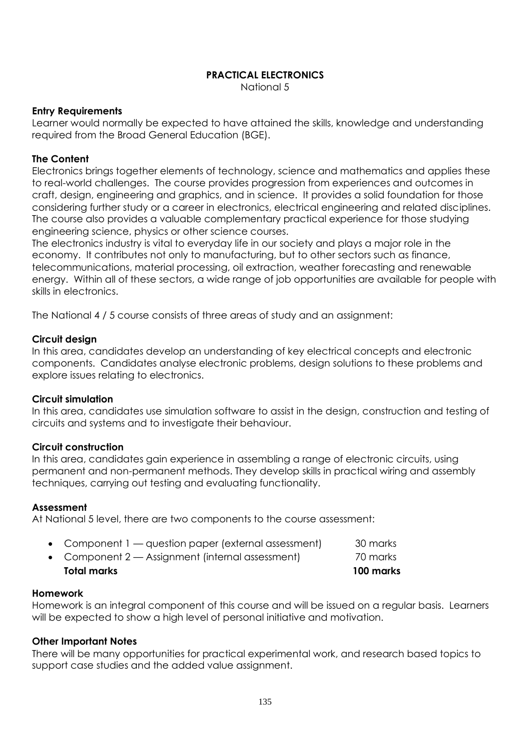# PRACTICAL ELECTRONICS

National 5

**Entry Requirements**

Learner would normally be expected to have attained the skills, knowledge and understanding required from the Broad General Education (BGE).

**The Content**

Electronics brings together elements of technology, science and mathematics and applies these to real-world challenges. The course provides progression from experiences and outcomes in craft, design, engineering and graphics, and in science. It provides a solid foundation for those considering further study or a career in electronics, electrical engineering and related disciplines. The course also provides a valuable complementary practical experience for those studying engineering science, physics or other science courses.

The electronics industry is vital to everyday life in our society and plays a major role in the economy. It contributes not only to manufacturing, but to other sectors such as finance, telecommunications, material processing, oil extraction, weather forecasting and renewable energy. Within all of these sectors, a wide range of job opportunities are available for people with skills in electronics.

The National 4 / 5 course consists of three areas of study and an assignment:

**Circuit design**

In this area, candidates develop an understanding of key electrical concepts and electronic components. Candidates analyse electronic problems, design solutions to these problems and explore issues relating to electronics.

**Circuit simulation**

In this area, candidates use simulation software to assist in the design, construction and testing of circuits and systems and to investigate their behaviour.

**Circuit construction**

In this area, candidates gain experience in assembling a range of electronic circuits, using permanent and non-permanent methods. They develop skills in practical wiring and assembly techniques, carrying out testing and evaluating functionality.

**Assessment**

At National 5 level, there are two components to the course assessment:

- Component 1 — question paper (external assessment) 30 marks
- Component 2 — Assignment (internal assessment) 70 marks

**Total marks 100 marks**

**Homework**

Homework is an integral component of this course and will be issued on a regular basis. Learners will be expected to show a high level of personal initiative and motivation.

**Other Important Notes**

There will be many opportunities for practical experimental work, and research based topics to support case studies and the added value assignment.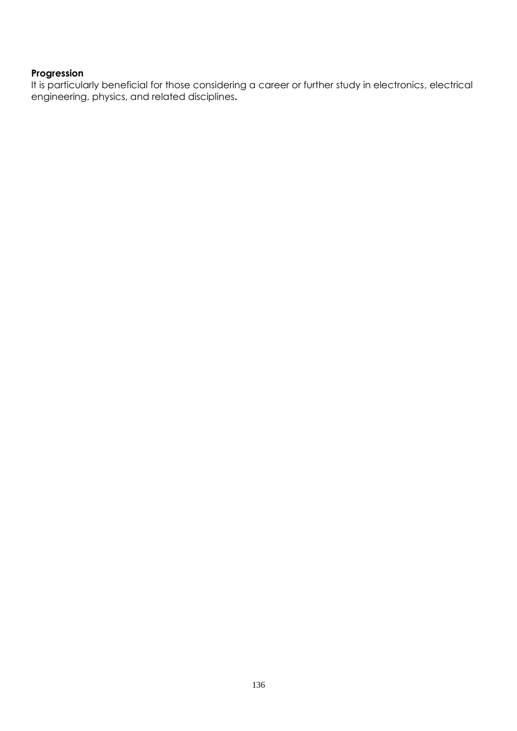**Progression**
It is particularly beneficial for those considering a career or further study in electronics, electrical engineering, physics, and related disciplines.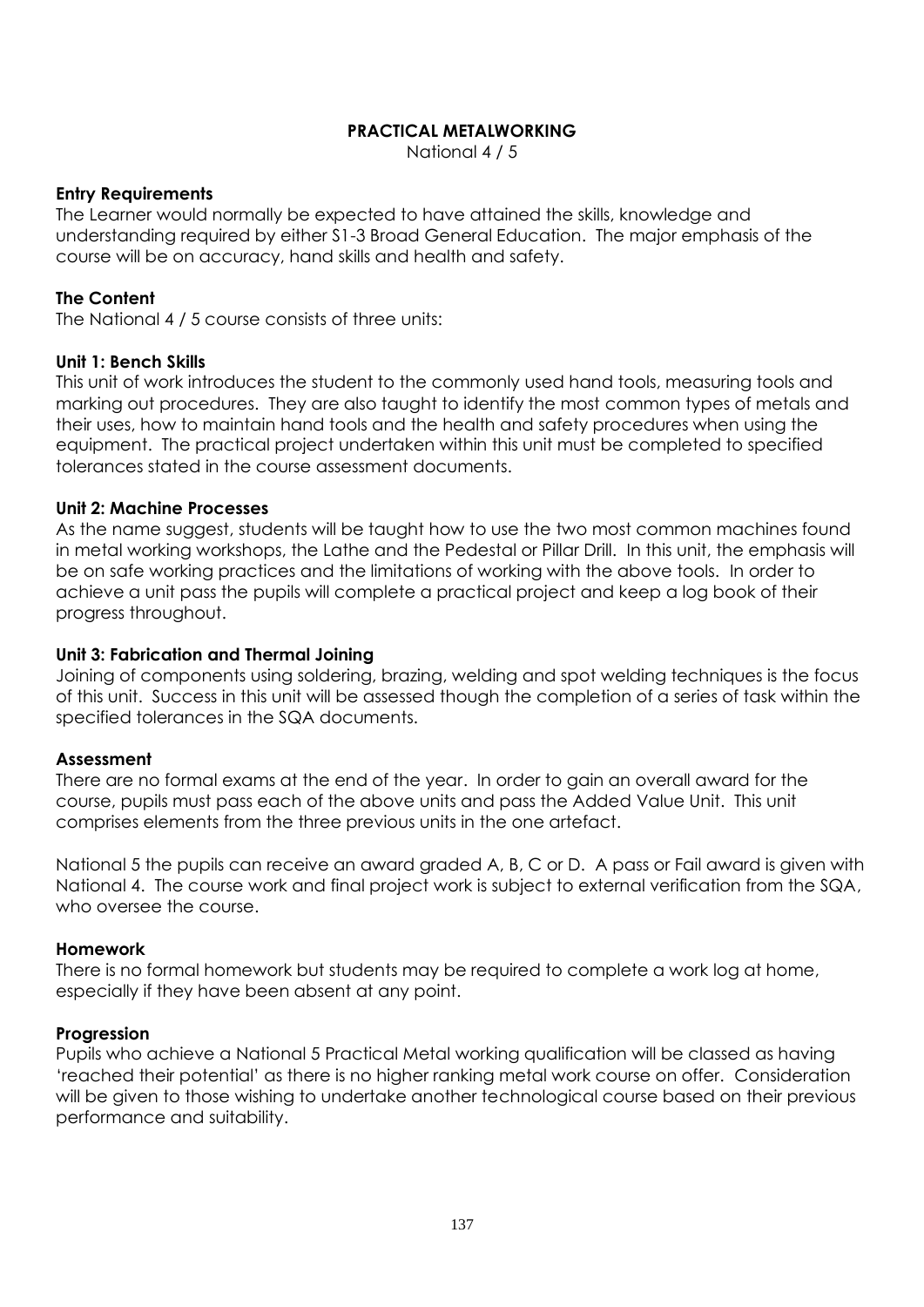# PRACTICAL METALWORKING

National 4 / 5

**Entry Requirements**

The Learner would normally be expected to have attained the skills, knowledge and understanding required by either S1-3 Broad General Education. The major emphasis of the course will be on accuracy, hand skills and health and safety.

**The Content**

The National 4 / 5 course consists of three units:

**Unit 1: Bench Skills**

This unit of work introduces the student to the commonly used hand tools, measuring tools and marking out procedures. They are also taught to identify the most common types of metals and their uses, how to maintain hand tools and the health and safety procedures when using the equipment. The practical project undertaken within this unit must be completed to specified tolerances stated in the course assessment documents.

**Unit 2: Machine Processes**

As the name suggest, students will be taught how to use the two most common machines found in metal working workshops, the Lathe and the Pedestal or Pillar Drill. In this unit, the emphasis will be on safe working practices and the limitations of working with the above tools. In order to achieve a unit pass the pupils will complete a practical project and keep a log book of their progress throughout.

**Unit 3: Fabrication and Thermal Joining**

Joining of components using soldering, brazing, welding and spot welding techniques is the focus of this unit. Success in this unit will be assessed though the completion of a series of task within the specified tolerances in the SQA documents.

**Assessment**

There are no formal exams at the end of the year. In order to gain an overall award for the course, pupils must pass each of the above units and pass the Added Value Unit. This unit comprises elements from the three previous units in the one artefact.

National 5 the pupils can receive an award graded A, B, C or D. A pass or Fail award is given with National 4. The course work and final project work is subject to external verification from the SQA, who oversee the course.

**Homework**

There is no formal homework but students may be required to complete a work log at home, especially if they have been absent at any point.

**Progression**

Pupils who achieve a National 5 Practical Metal working qualification will be classed as having 'reached their potential' as there is no higher ranking metal work course on offer. Consideration will be given to those wishing to undertake another technological course based on their previous performance and suitability.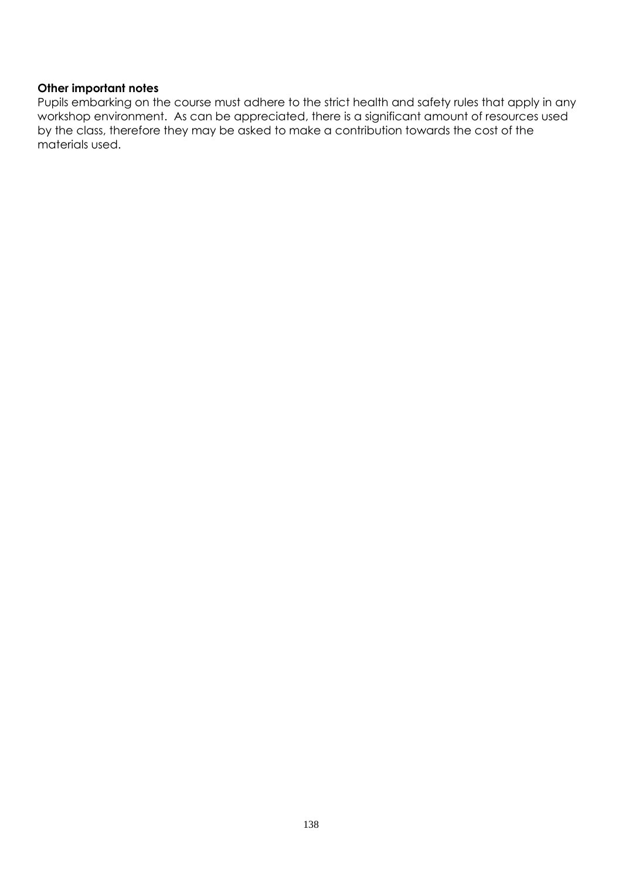**Other important notes**

Pupils embarking on the course must adhere to the strict health and safety rules that apply in any workshop environment. As can be appreciated, there is a significant amount of resources used by the class, therefore they may be asked to make a contribution towards the cost of the materials used.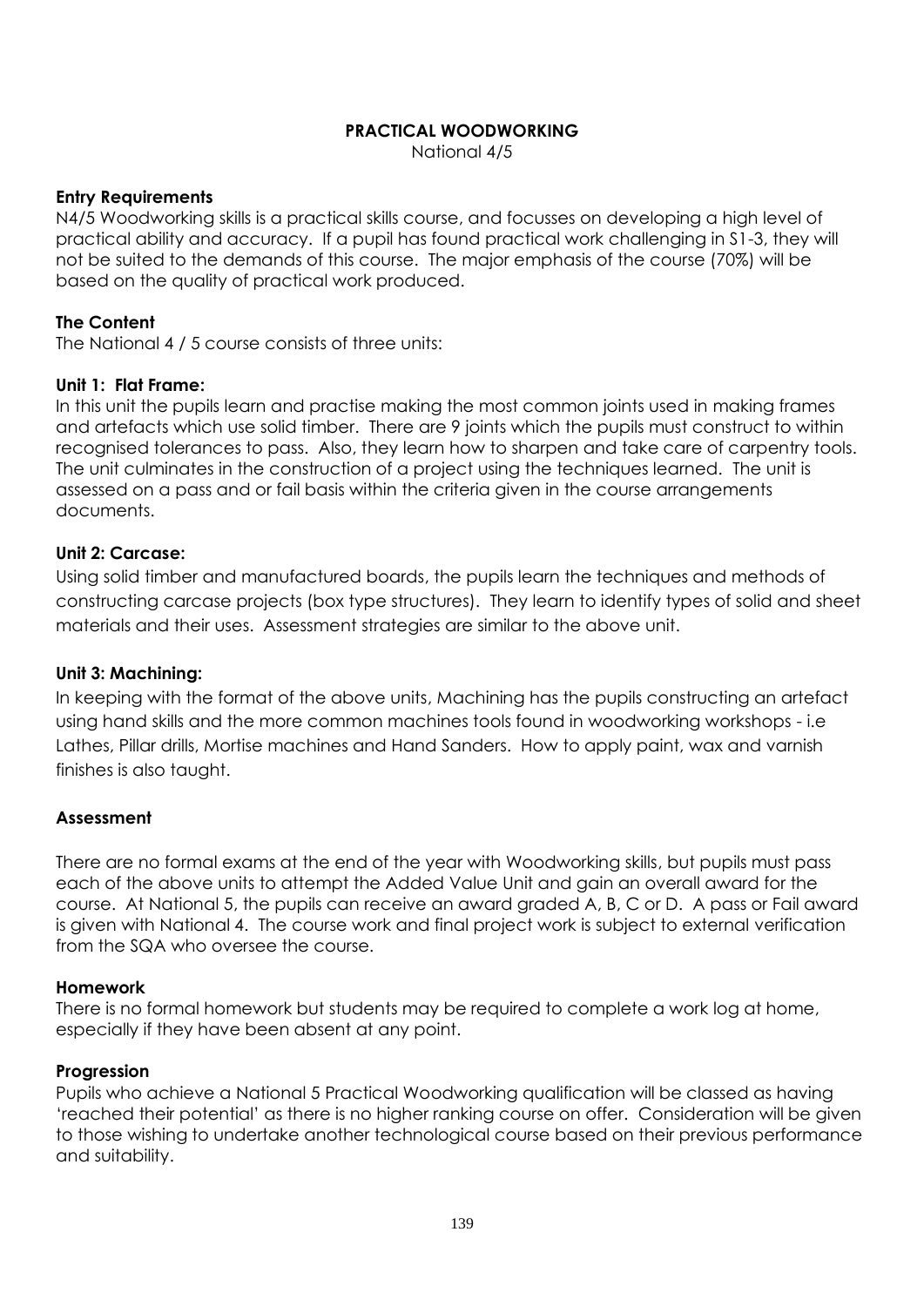# PRACTICAL WOODWORKING

National 4/5

### Entry Requirements

N4/5 Woodworking skills is a practical skills course, and focusses on developing a high level of practical ability and accuracy. If a pupil has found practical work challenging in S1-3, they will not be suited to the demands of this course. The major emphasis of the course (70%) will be based on the quality of practical work produced.

### The Content

The National 4 / 5 course consists of three units:

### Unit 1: Flat Frame:

In this unit the pupils learn and practise making the most common joints used in making frames and artefacts which use solid timber. There are 9 joints which the pupils must construct to within recognised tolerances to pass. Also, they learn how to sharpen and take care of carpentry tools. The unit culminates in the construction of a project using the techniques learned. The unit is assessed on a pass and or fail basis within the criteria given in the course arrangements documents.

### Unit 2: Carcase:

Using solid timber and manufactured boards, the pupils learn the techniques and methods of constructing carcase projects (box type structures). They learn to identify types of solid and sheet materials and their uses. Assessment strategies are similar to the above unit.

### Unit 3: Machining:

In keeping with the format of the above units, Machining has the pupils constructing an artefact using hand skills and the more common machines tools found in woodworking workshops - i.e Lathes, Pillar drills, Mortise machines and Hand Sanders. How to apply paint, wax and varnish finishes is also taught.

### Assessment

There are no formal exams at the end of the year with Woodworking skills, but pupils must pass each of the above units to attempt the Added Value Unit and gain an overall award for the course. At National 5, the pupils can receive an award graded A, B, C or D. A pass or Fail award is given with National 4. The course work and final project work is subject to external verification from the SQA who oversee the course.

### Homework

There is no formal homework but students may be required to complete a work log at home, especially if they have been absent at any point.

### Progression

Pupils who achieve a National 5 Practical Woodworking qualification will be classed as having 'reached their potential' as there is no higher ranking course on offer. Consideration will be given to those wishing to undertake another technological course based on their previous performance and suitability.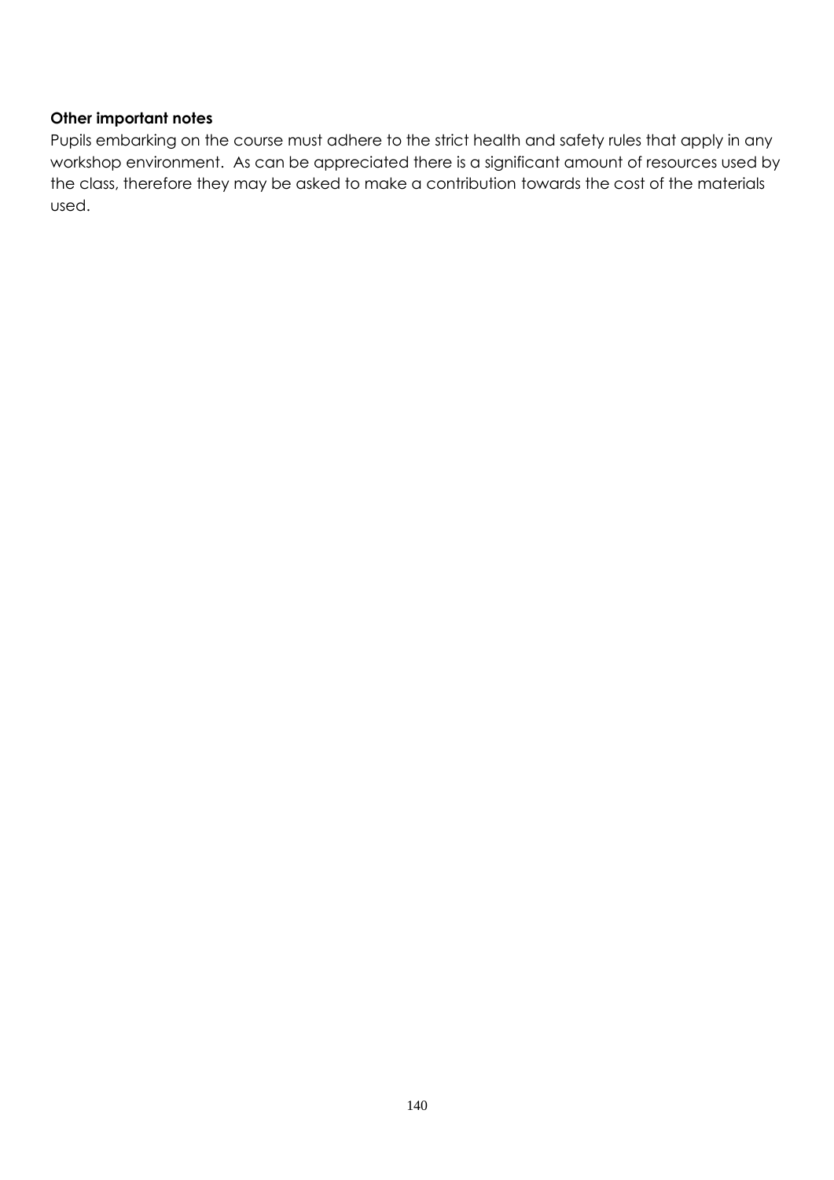**Other important notes**

Pupils embarking on the course must adhere to the strict health and safety rules that apply in any workshop environment. As can be appreciated there is a significant amount of resources used by the class, therefore they may be asked to make a contribution towards the cost of the materials used.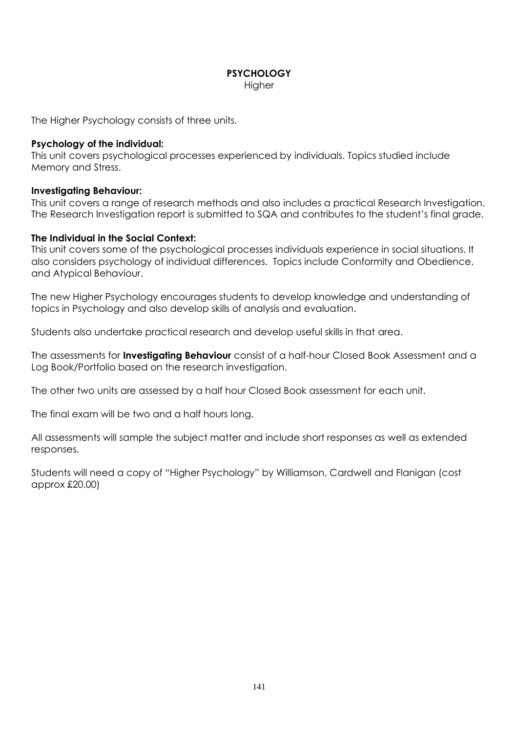# PSYCHOLOGY

Higher

The Higher Psychology consists of three units.

**Psychology of the individual:**
This unit covers psychological processes experienced by individuals. Topics studied include Memory and Stress.

**Investigating Behaviour:**
This unit covers a range of research methods and also includes a practical Research Investigation. The Research Investigation report is submitted to SQA and contributes to the student's final grade.

**The Individual in the Social Context:**
This unit covers some of the psychological processes individuals experience in social situations. It also considers psychology of individual differences. Topics include Conformity and Obedience, and Atypical Behaviour.

The new Higher Psychology encourages students to develop knowledge and understanding of topics in Psychology and also develop skills of analysis and evaluation.

Students also undertake practical research and develop useful skills in that area.

The assessments for **Investigating Behaviour** consist of a half-hour Closed Book Assessment and a Log Book/Portfolio based on the research investigation.

The other two units are assessed by a half hour Closed Book assessment for each unit.

The final exam will be two and a half hours long.

All assessments will sample the subject matter and include short responses as well as extended responses.

Students will need a copy of "Higher Psychology" by Williamson, Cardwell and Flanigan (cost approx £20.00)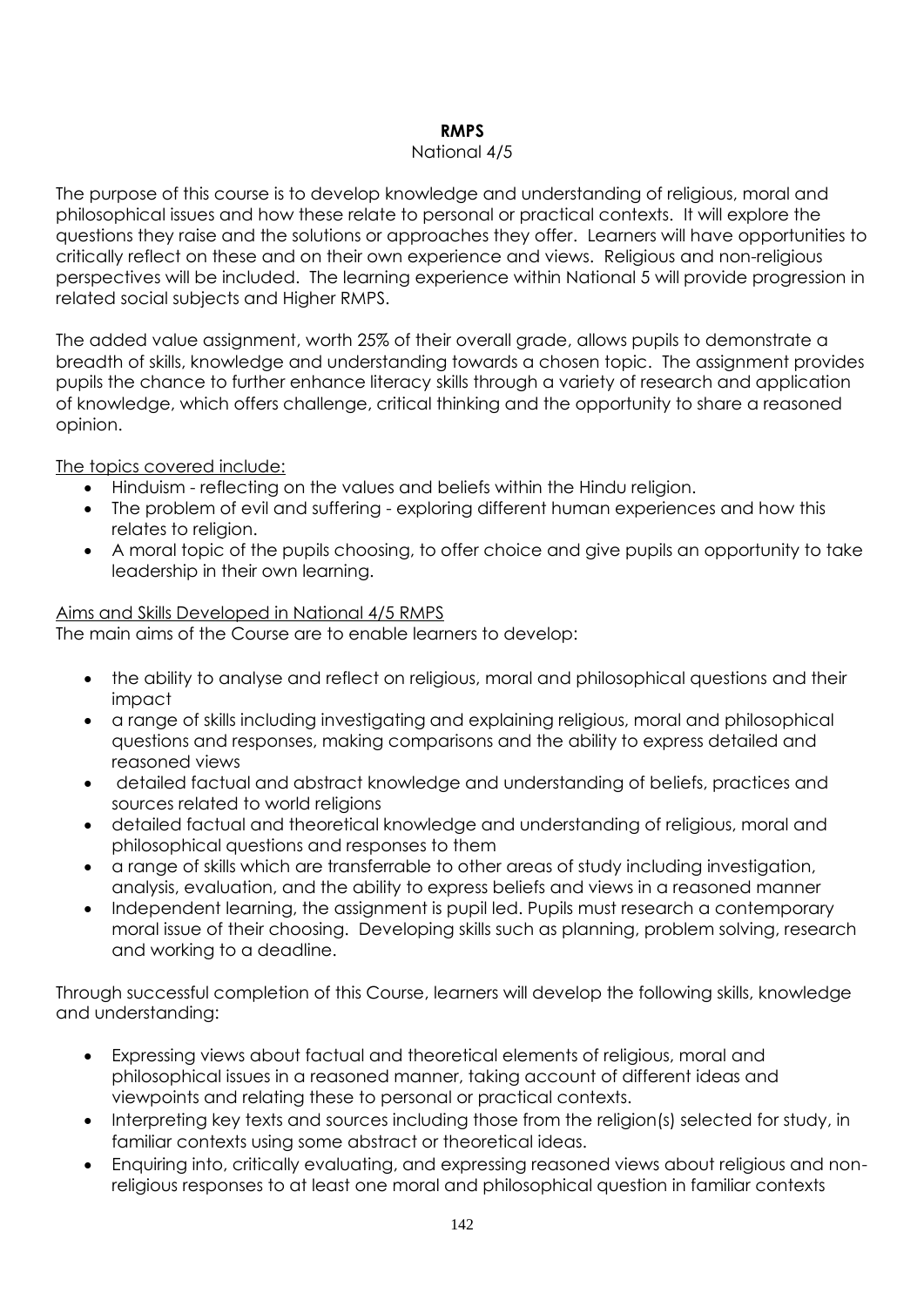# RMPS

National 4/5

The purpose of this course is to develop knowledge and understanding of religious, moral and philosophical issues and how these relate to personal or practical contexts. It will explore the questions they raise and the solutions or approaches they offer. Learners will have opportunities to critically reflect on these and on their own experience and views. Religious and non-religious perspectives will be included. The learning experience within National 5 will provide progression in related social subjects and Higher RMPS.

The added value assignment, worth 25% of their overall grade, allows pupils to demonstrate a breadth of skills, knowledge and understanding towards a chosen topic. The assignment provides pupils the chance to further enhance literacy skills through a variety of research and application of knowledge, which offers challenge, critical thinking and the opportunity to share a reasoned opinion.

The topics covered include:

- Hinduism - reflecting on the values and beliefs within the Hindu religion.
- The problem of evil and suffering - exploring different human experiences and how this relates to religion.
- A moral topic of the pupils choosing, to offer choice and give pupils an opportunity to take leadership in their own learning.

Aims and Skills Developed in National 4/5 RMPS

The main aims of the Course are to enable learners to develop:

- the ability to analyse and reflect on religious, moral and philosophical questions and their impact
- a range of skills including investigating and explaining religious, moral and philosophical questions and responses, making comparisons and the ability to express detailed and reasoned views
- detailed factual and abstract knowledge and understanding of beliefs, practices and sources related to world religions
- detailed factual and theoretical knowledge and understanding of religious, moral and philosophical questions and responses to them
- a range of skills which are transferrable to other areas of study including investigation, analysis, evaluation, and the ability to express beliefs and views in a reasoned manner
- Independent learning, the assignment is pupil led. Pupils must research a contemporary moral issue of their choosing. Developing skills such as planning, problem solving, research and working to a deadline.

Through successful completion of this Course, learners will develop the following skills, knowledge and understanding:

- Expressing views about factual and theoretical elements of religious, moral and philosophical issues in a reasoned manner, taking account of different ideas and viewpoints and relating these to personal or practical contexts.
- Interpreting key texts and sources including those from the religion(s) selected for study, in familiar contexts using some abstract or theoretical ideas.
- Enquiring into, critically evaluating, and expressing reasoned views about religious and non-religious responses to at least one moral and philosophical question in familiar contexts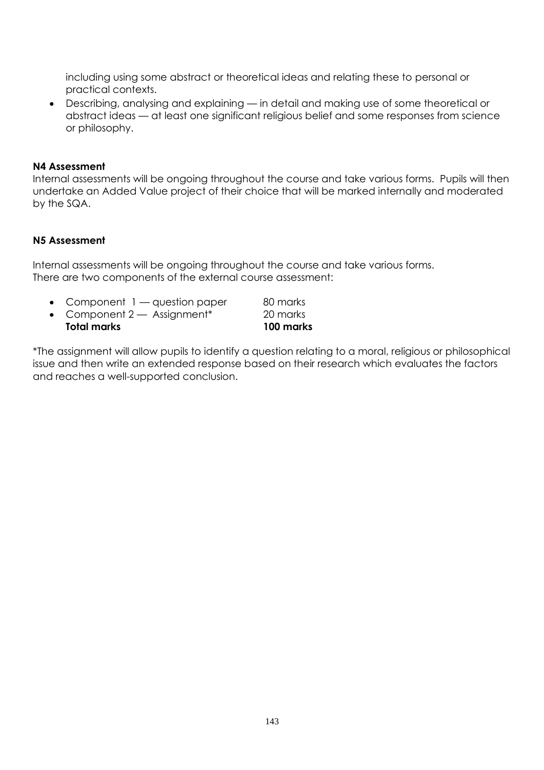including using some abstract or theoretical ideas and relating these to personal or practical contexts.

- Describing, analysing and explaining — in detail and making use of some theoretical or abstract ideas — at least one significant religious belief and some responses from science or philosophy.

**N4 Assessment**

Internal assessments will be ongoing throughout the course and take various forms. Pupils will then undertake an Added Value project of their choice that will be marked internally and moderated by the SQA.

**N5 Assessment**

Internal assessments will be ongoing throughout the course and take various forms.
There are two components of the external course assessment:

| | |
|---|---|
| • Component 1 — question paper | 80 marks |
| • Component 2 — Assignment* | 20 marks |
| **Total marks** | **100 marks** |

*The assignment will allow pupils to identify a question relating to a moral, religious or philosophical issue and then write an extended response based on their research which evaluates the factors and reaches a well-supported conclusion.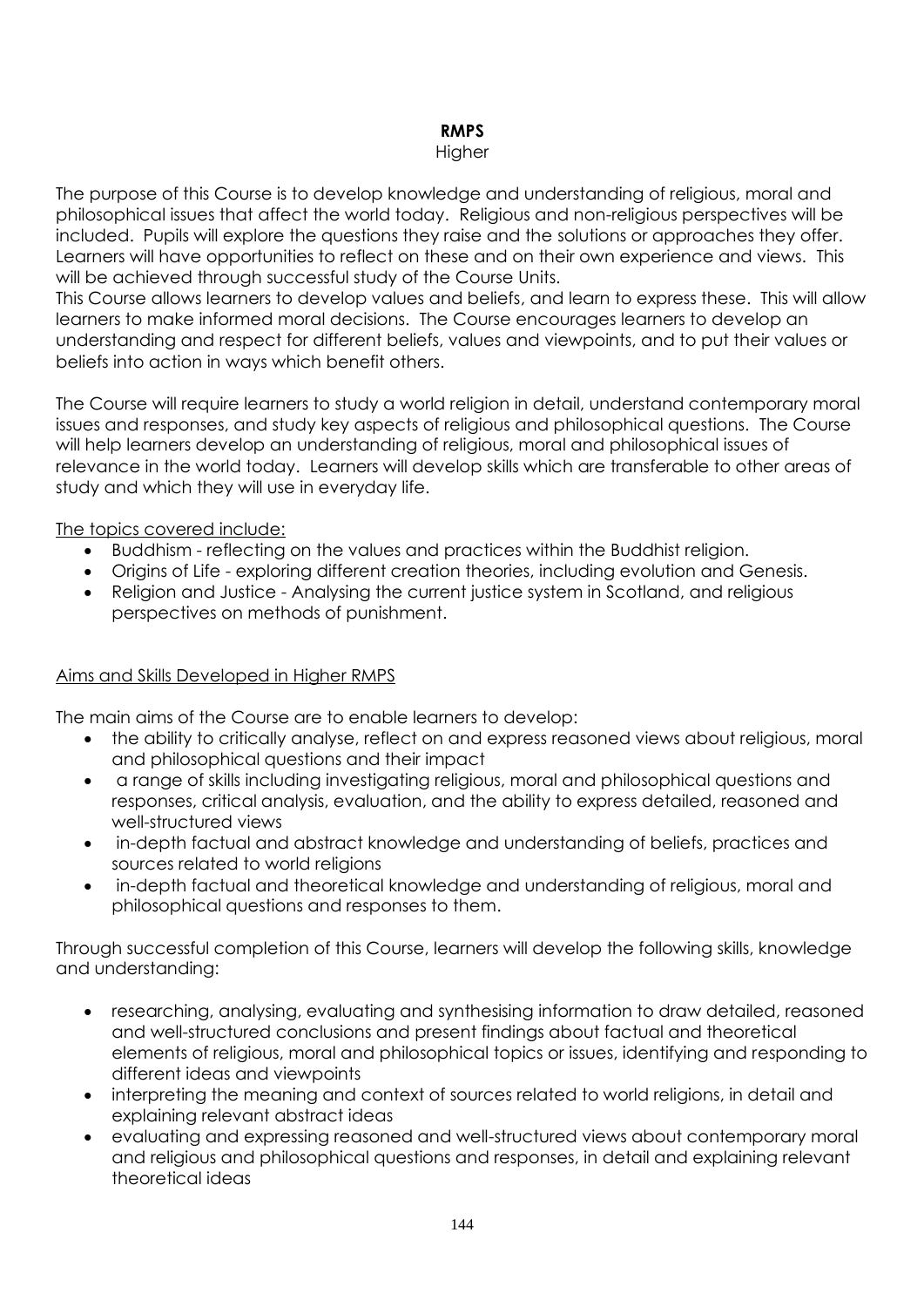# RMPS

Higher

The purpose of this Course is to develop knowledge and understanding of religious, moral and philosophical issues that affect the world today. Religious and non-religious perspectives will be included. Pupils will explore the questions they raise and the solutions or approaches they offer. Learners will have opportunities to reflect on these and on their own experience and views. This will be achieved through successful study of the Course Units.
This Course allows learners to develop values and beliefs, and learn to express these. This will allow learners to make informed moral decisions. The Course encourages learners to develop an understanding and respect for different beliefs, values and viewpoints, and to put their values or beliefs into action in ways which benefit others.

The Course will require learners to study a world religion in detail, understand contemporary moral issues and responses, and study key aspects of religious and philosophical questions. The Course will help learners develop an understanding of religious, moral and philosophical issues of relevance in the world today. Learners will develop skills which are transferable to other areas of study and which they will use in everyday life.

The topics covered include:

- Buddhism - reflecting on the values and practices within the Buddhist religion.
- Origins of Life - exploring different creation theories, including evolution and Genesis.
- Religion and Justice - Analysing the current justice system in Scotland, and religious perspectives on methods of punishment.

## Aims and Skills Developed in Higher RMPS

The main aims of the Course are to enable learners to develop:

- the ability to critically analyse, reflect on and express reasoned views about religious, moral and philosophical questions and their impact
- a range of skills including investigating religious, moral and philosophical questions and responses, critical analysis, evaluation, and the ability to express detailed, reasoned and well-structured views
- in-depth factual and abstract knowledge and understanding of beliefs, practices and sources related to world religions
- in-depth factual and theoretical knowledge and understanding of religious, moral and philosophical questions and responses to them.

Through successful completion of this Course, learners will develop the following skills, knowledge and understanding:

- researching, analysing, evaluating and synthesising information to draw detailed, reasoned and well-structured conclusions and present findings about factual and theoretical elements of religious, moral and philosophical topics or issues, identifying and responding to different ideas and viewpoints
- interpreting the meaning and context of sources related to world religions, in detail and explaining relevant abstract ideas
- evaluating and expressing reasoned and well-structured views about contemporary moral and religious and philosophical questions and responses, in detail and explaining relevant theoretical ideas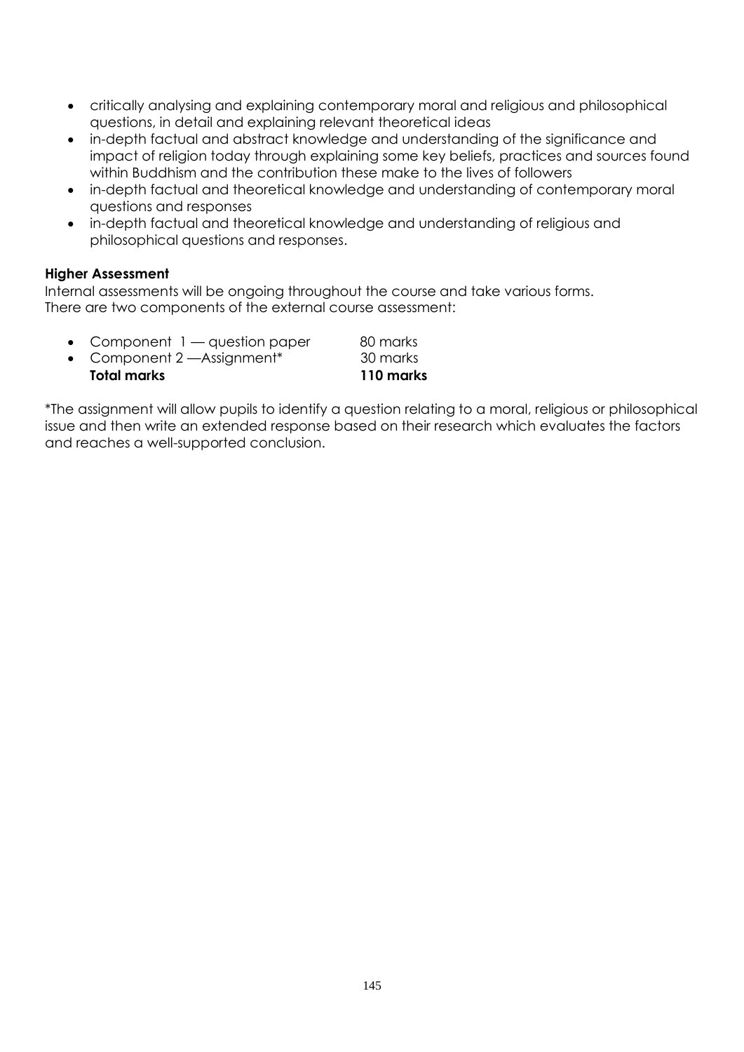- critically analysing and explaining contemporary moral and religious and philosophical questions, in detail and explaining relevant theoretical ideas
- in-depth factual and abstract knowledge and understanding of the significance and impact of religion today through explaining some key beliefs, practices and sources found within Buddhism and the contribution these make to the lives of followers
- in-depth factual and theoretical knowledge and understanding of contemporary moral questions and responses
- in-depth factual and theoretical knowledge and understanding of religious and philosophical questions and responses.

**Higher Assessment**

Internal assessments will be ongoing throughout the course and take various forms.
There are two components of the external course assessment:

- Component 1 — question paper 80 marks
- Component 2 —Assignment* 30 marks

**Total marks 110 marks**

*The assignment will allow pupils to identify a question relating to a moral, religious or philosophical issue and then write an extended response based on their research which evaluates the factors and reaches a well-supported conclusion.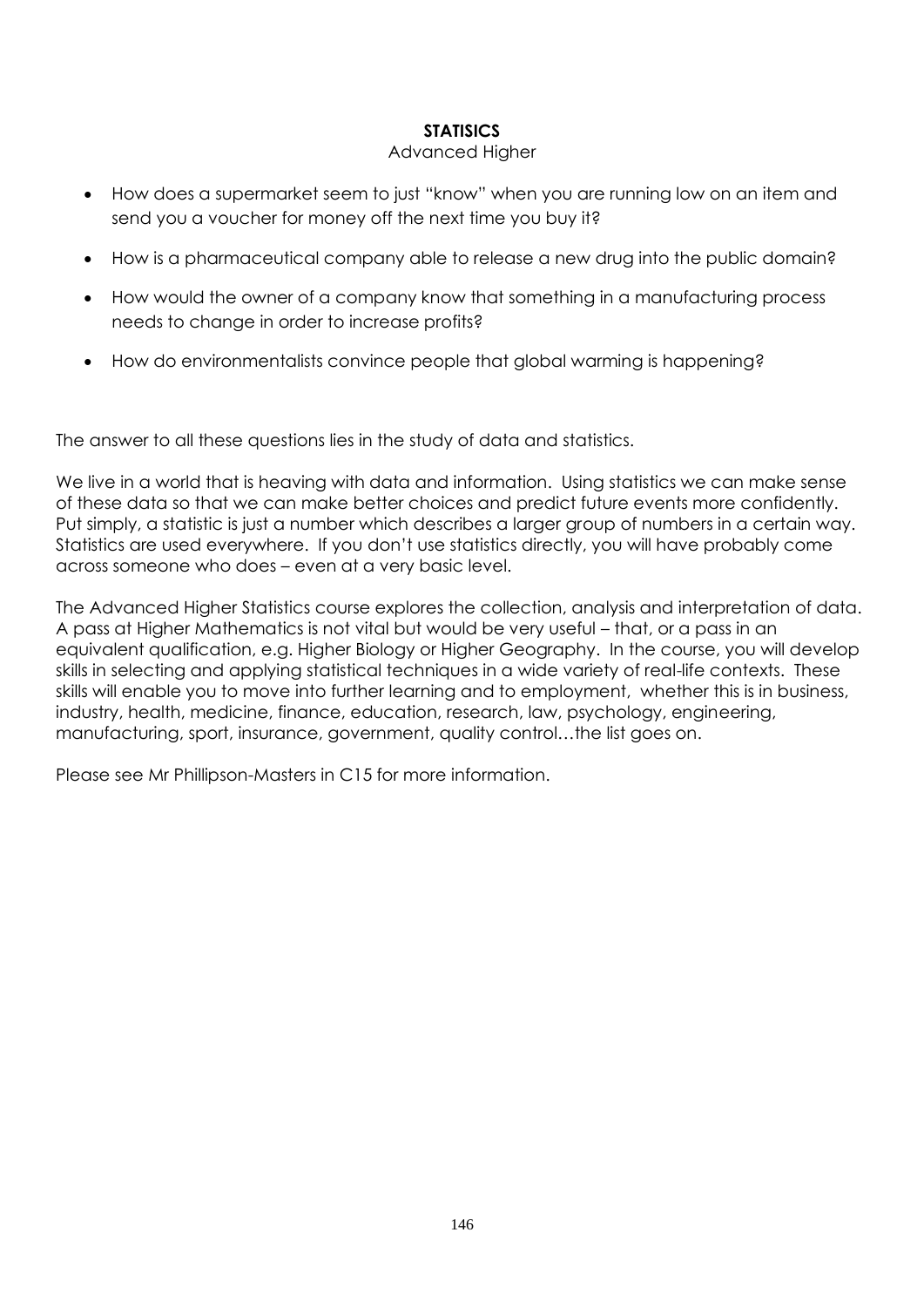**STATISICS**

Advanced Higher

- How does a supermarket seem to just "know" when you are running low on an item and send you a voucher for money off the next time you buy it?
- How is a pharmaceutical company able to release a new drug into the public domain?
- How would the owner of a company know that something in a manufacturing process needs to change in order to increase profits?
- How do environmentalists convince people that global warming is happening?

The answer to all these questions lies in the study of data and statistics.

We live in a world that is heaving with data and information. Using statistics we can make sense of these data so that we can make better choices and predict future events more confidently. Put simply, a statistic is just a number which describes a larger group of numbers in a certain way. Statistics are used everywhere. If you don't use statistics directly, you will have probably come across someone who does – even at a very basic level.

The Advanced Higher Statistics course explores the collection, analysis and interpretation of data. A pass at Higher Mathematics is not vital but would be very useful – that, or a pass in an equivalent qualification, e.g. Higher Biology or Higher Geography. In the course, you will develop skills in selecting and applying statistical techniques in a wide variety of real-life contexts. These skills will enable you to move into further learning and to employment, whether this is in business, industry, health, medicine, finance, education, research, law, psychology, engineering, manufacturing, sport, insurance, government, quality control…the list goes on.

Please see Mr Phillipson-Masters in C15 for more information.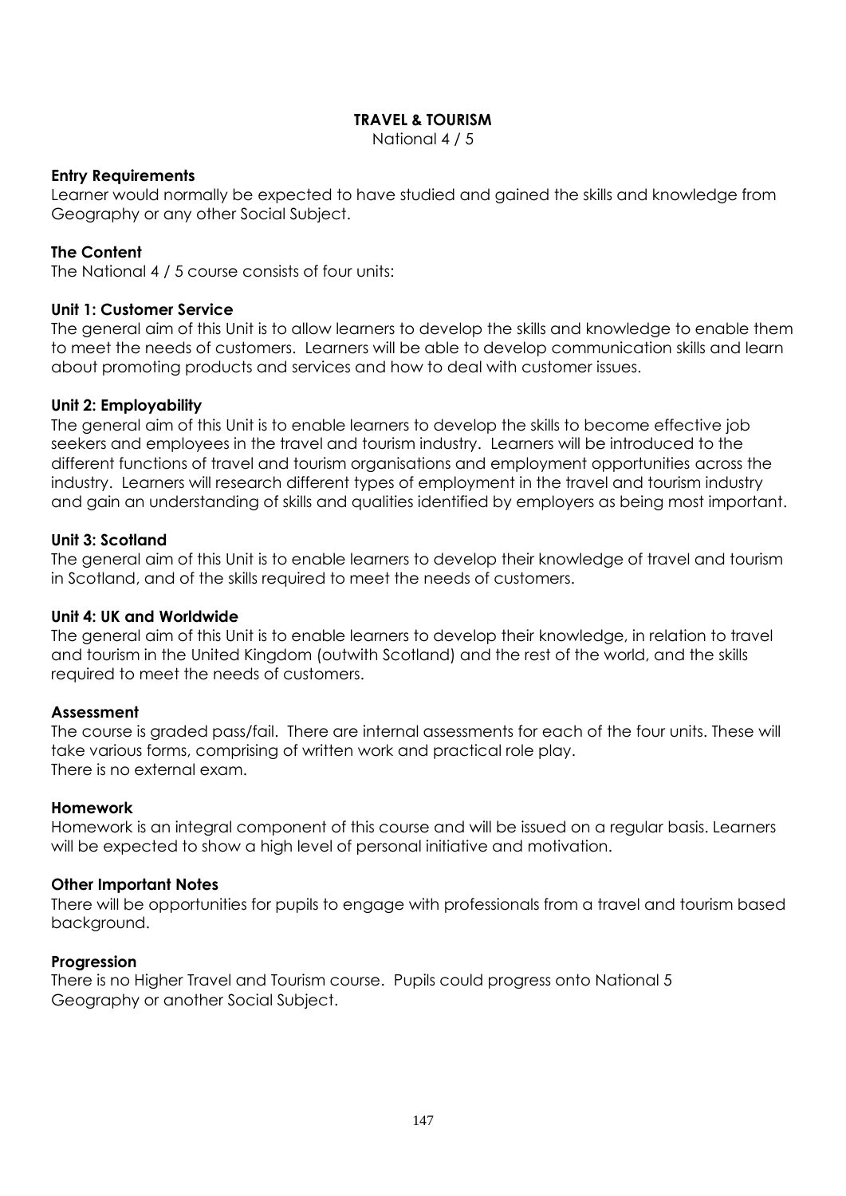# TRAVEL & TOURISM

National 4 / 5

**Entry Requirements**

Learner would normally be expected to have studied and gained the skills and knowledge from Geography or any other Social Subject.

**The Content**

The National 4 / 5 course consists of four units:

**Unit 1: Customer Service**

The general aim of this Unit is to allow learners to develop the skills and knowledge to enable them to meet the needs of customers. Learners will be able to develop communication skills and learn about promoting products and services and how to deal with customer issues.

**Unit 2: Employability**

The general aim of this Unit is to enable learners to develop the skills to become effective job seekers and employees in the travel and tourism industry. Learners will be introduced to the different functions of travel and tourism organisations and employment opportunities across the industry. Learners will research different types of employment in the travel and tourism industry and gain an understanding of skills and qualities identified by employers as being most important.

**Unit 3: Scotland**

The general aim of this Unit is to enable learners to develop their knowledge of travel and tourism in Scotland, and of the skills required to meet the needs of customers.

**Unit 4: UK and Worldwide**

The general aim of this Unit is to enable learners to develop their knowledge, in relation to travel and tourism in the United Kingdom (outwith Scotland) and the rest of the world, and the skills required to meet the needs of customers.

**Assessment**

The course is graded pass/fail. There are internal assessments for each of the four units. These will take various forms, comprising of written work and practical role play.
There is no external exam.

**Homework**

Homework is an integral component of this course and will be issued on a regular basis. Learners will be expected to show a high level of personal initiative and motivation.

**Other Important Notes**

There will be opportunities for pupils to engage with professionals from a travel and tourism based background.

**Progression**

There is no Higher Travel and Tourism course. Pupils could progress onto National 5 Geography or another Social Subject.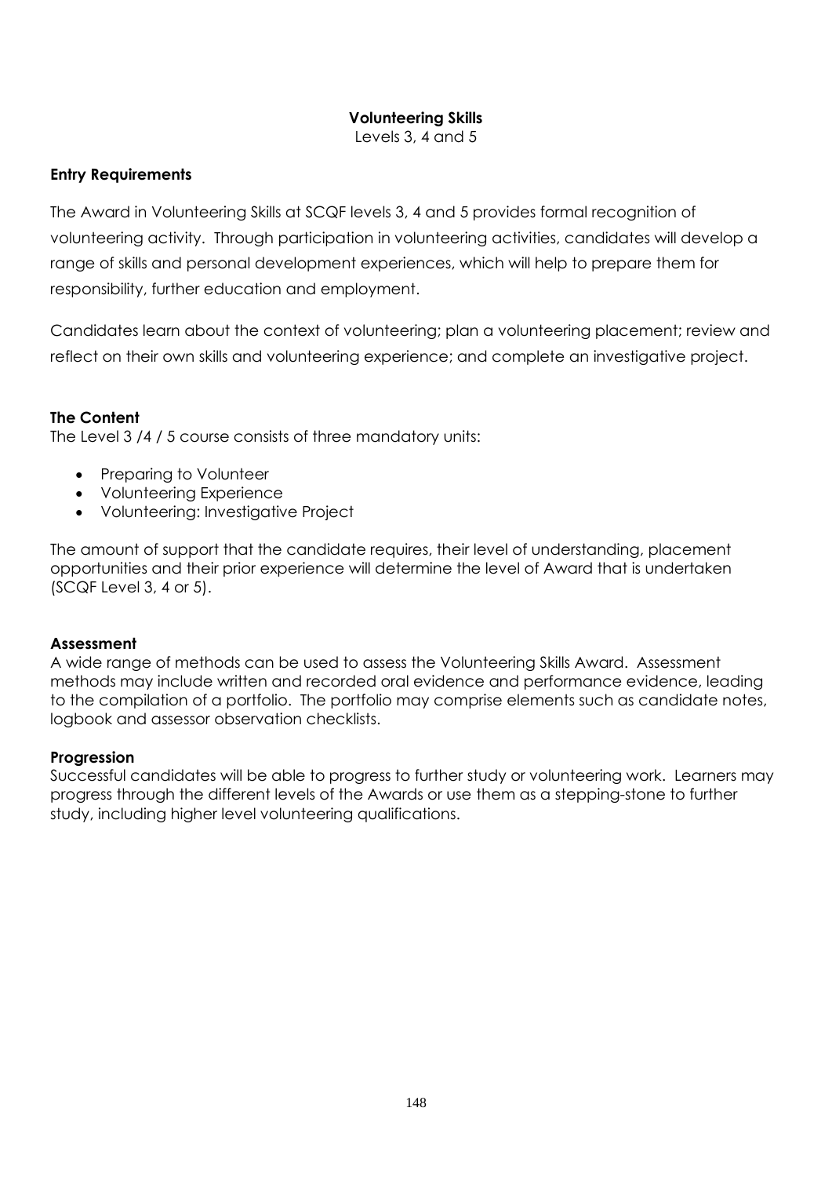**Volunteering Skills**

Levels 3, 4 and 5

**Entry Requirements**

The Award in Volunteering Skills at SCQF levels 3, 4 and 5 provides formal recognition of volunteering activity. Through participation in volunteering activities, candidates will develop a range of skills and personal development experiences, which will help to prepare them for responsibility, further education and employment.

Candidates learn about the context of volunteering; plan a volunteering placement; review and reflect on their own skills and volunteering experience; and complete an investigative project.

**The Content**

The Level 3 /4 / 5 course consists of three mandatory units:

- Preparing to Volunteer
- Volunteering Experience
- Volunteering: Investigative Project

The amount of support that the candidate requires, their level of understanding, placement opportunities and their prior experience will determine the level of Award that is undertaken (SCQF Level 3, 4 or 5).

**Assessment**

A wide range of methods can be used to assess the Volunteering Skills Award. Assessment methods may include written and recorded oral evidence and performance evidence, leading to the compilation of a portfolio. The portfolio may comprise elements such as candidate notes, logbook and assessor observation checklists.

**Progression**

Successful candidates will be able to progress to further study or volunteering work. Learners may progress through the different levels of the Awards or use them as a stepping-stone to further study, including higher level volunteering qualifications.